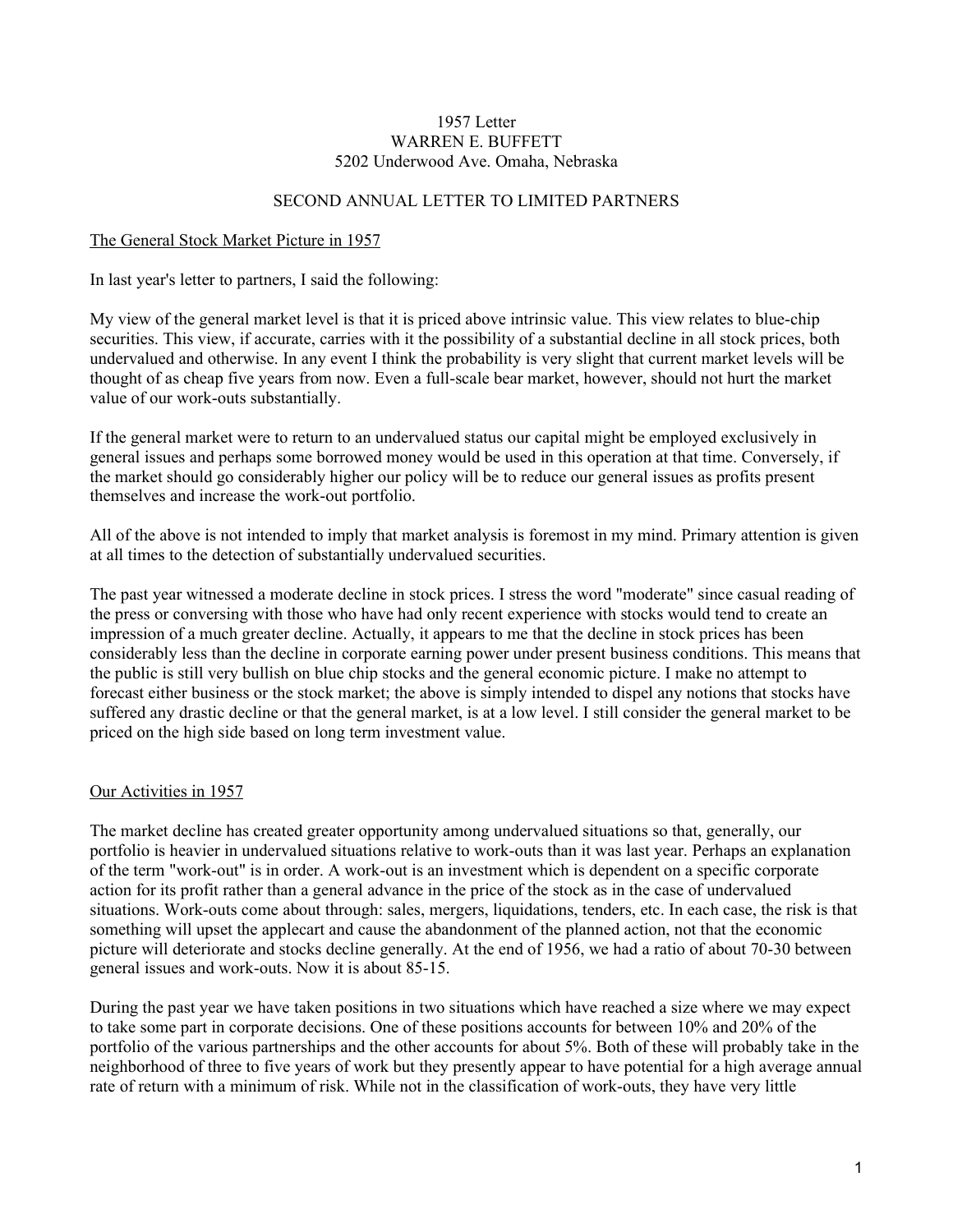1957 Letter
WARREN E. BUFFETT
5202 Underwood Ave. Omaha, Nebraska

SECOND ANNUAL LETTER TO LIMITED PARTNERS

## The General Stock Market Picture in 1957

In last year's letter to partners, I said the following:

My view of the general market level is that it is priced above intrinsic value. This view relates to blue-chip securities. This view, if accurate, carries with it the possibility of a substantial decline in all stock prices, both undervalued and otherwise. In any event I think the probability is very slight that current market levels will be thought of as cheap five years from now. Even a full-scale bear market, however, should not hurt the market value of our work-outs substantially.

If the general market were to return to an undervalued status our capital might be employed exclusively in general issues and perhaps some borrowed money would be used in this operation at that time. Conversely, if the market should go considerably higher our policy will be to reduce our general issues as profits present themselves and increase the work-out portfolio.

All of the above is not intended to imply that market analysis is foremost in my mind. Primary attention is given at all times to the detection of substantially undervalued securities.

The past year witnessed a moderate decline in stock prices. I stress the word "moderate" since casual reading of the press or conversing with those who have had only recent experience with stocks would tend to create an impression of a much greater decline. Actually, it appears to me that the decline in stock prices has been considerably less than the decline in corporate earning power under present business conditions. This means that the public is still very bullish on blue chip stocks and the general economic picture. I make no attempt to forecast either business or the stock market; the above is simply intended to dispel any notions that stocks have suffered any drastic decline or that the general market, is at a low level. I still consider the general market to be priced on the high side based on long term investment value.

## Our Activities in 1957

The market decline has created greater opportunity among undervalued situations so that, generally, our portfolio is heavier in undervalued situations relative to work-outs than it was last year. Perhaps an explanation of the term "work-out" is in order. A work-out is an investment which is dependent on a specific corporate action for its profit rather than a general advance in the price of the stock as in the case of undervalued situations. Work-outs come about through: sales, mergers, liquidations, tenders, etc. In each case, the risk is that something will upset the applecart and cause the abandonment of the planned action, not that the economic picture will deteriorate and stocks decline generally. At the end of 1956, we had a ratio of about 70-30 between general issues and work-outs. Now it is about 85-15.

During the past year we have taken positions in two situations which have reached a size where we may expect to take some part in corporate decisions. One of these positions accounts for between 10% and 20% of the portfolio of the various partnerships and the other accounts for about 5%. Both of these will probably take in the neighborhood of three to five years of work but they presently appear to have potential for a high average annual rate of return with a minimum of risk. While not in the classification of work-outs, they have very little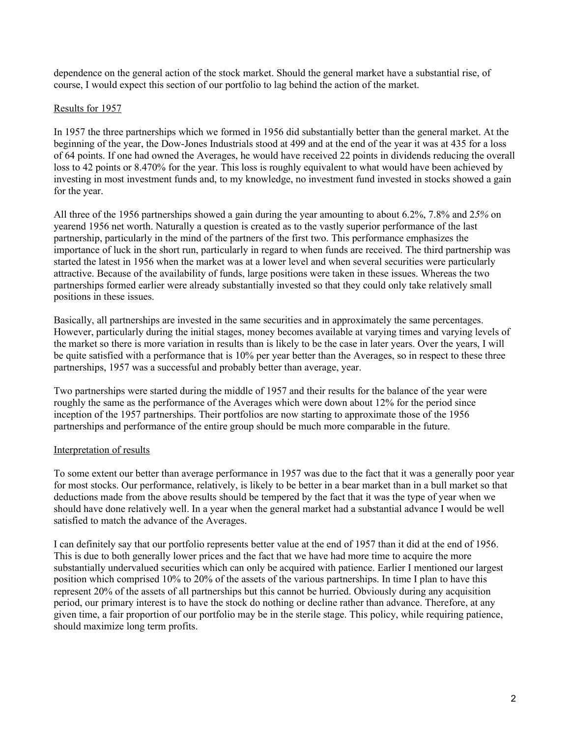dependence on the general action of the stock market. Should the general market have a substantial rise, of course, I would expect this section of our portfolio to lag behind the action of the market.

<u>Results for 1957</u>

In 1957 the three partnerships which we formed in 1956 did substantially better than the general market. At the beginning of the year, the Dow-Jones Industrials stood at 499 and at the end of the year it was at 435 for a loss of 64 points. If one had owned the Averages, he would have received 22 points in dividends reducing the overall loss to 42 points or 8.470% for the year. This loss is roughly equivalent to what would have been achieved by investing in most investment funds and, to my knowledge, no investment fund invested in stocks showed a gain for the year.

All three of the 1956 partnerships showed a gain during the year amounting to about 6.2%, 7.8% and 2*5%* on yearend 1956 net worth. Naturally a question is created as to the vastly superior performance of the last partnership, particularly in the mind of the partners of the first two. This performance emphasizes the importance of luck in the short run, particularly in regard to when funds are received. The third partnership was started the latest in 1956 when the market was at a lower level and when several securities were particularly attractive. Because of the availability of funds, large positions were taken in these issues. Whereas the two partnerships formed earlier were already substantially invested so that they could only take relatively small positions in these issues.

Basically, all partnerships are invested in the same securities and in approximately the same percentages. However, particularly during the initial stages, money becomes available at varying times and varying levels of the market so there is more variation in results than is likely to be the case in later years. Over the years, I will be quite satisfied with a performance that is 10% per year better than the Averages, so in respect to these three partnerships, 1957 was a successful and probably better than average, year.

Two partnerships were started during the middle of 1957 and their results for the balance of the year were roughly the same as the performance of the Averages which were down about 12% for the period since inception of the 1957 partnerships. Their portfolios are now starting to approximate those of the 1956 partnerships and performance of the entire group should be much more comparable in the future.

<u>Interpretation of results</u>

To some extent our better than average performance in 1957 was due to the fact that it was a generally poor year for most stocks. Our performance, relatively, is likely to be better in a bear market than in a bull market so that deductions made from the above results should be tempered by the fact that it was the type of year when we should have done relatively well. In a year when the general market had a substantial advance I would be well satisfied to match the advance of the Averages.

I can definitely say that our portfolio represents better value at the end of 1957 than it did at the end of 1956. This is due to both generally lower prices and the fact that we have had more time to acquire the more substantially undervalued securities which can only be acquired with patience. Earlier I mentioned our largest position which comprised 10% to 20% of the assets of the various partnerships. In time I plan to have this represent 20% of the assets of all partnerships but this cannot be hurried. Obviously during any acquisition period, our primary interest is to have the stock do nothing or decline rather than advance. Therefore, at any given time, a fair proportion of our portfolio may be in the sterile stage. This policy, while requiring patience, should maximize long term profits.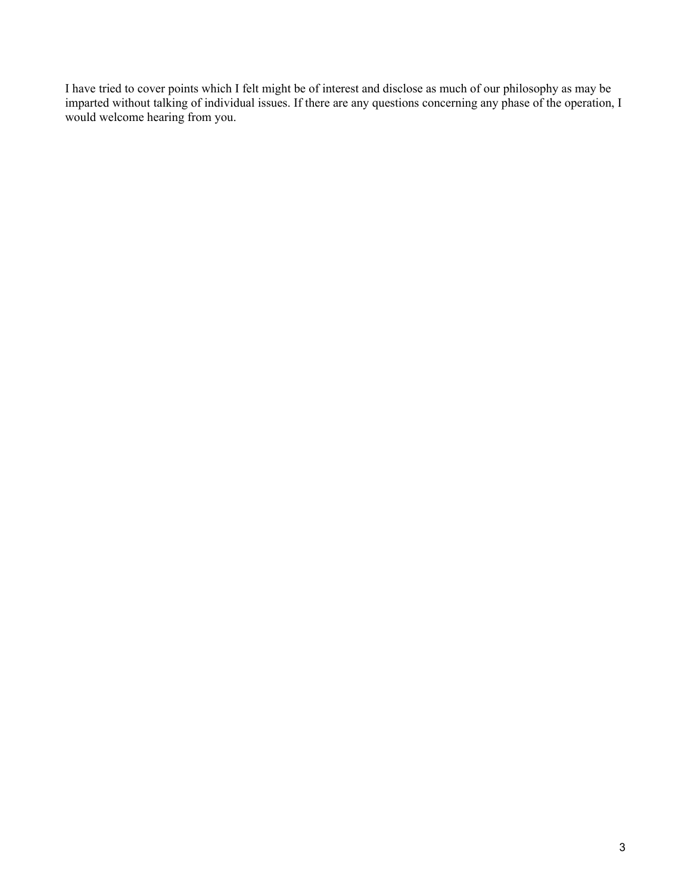I have tried to cover points which I felt might be of interest and disclose as much of our philosophy as may be imparted without talking of individual issues. If there are any questions concerning any phase of the operation, I would welcome hearing from you.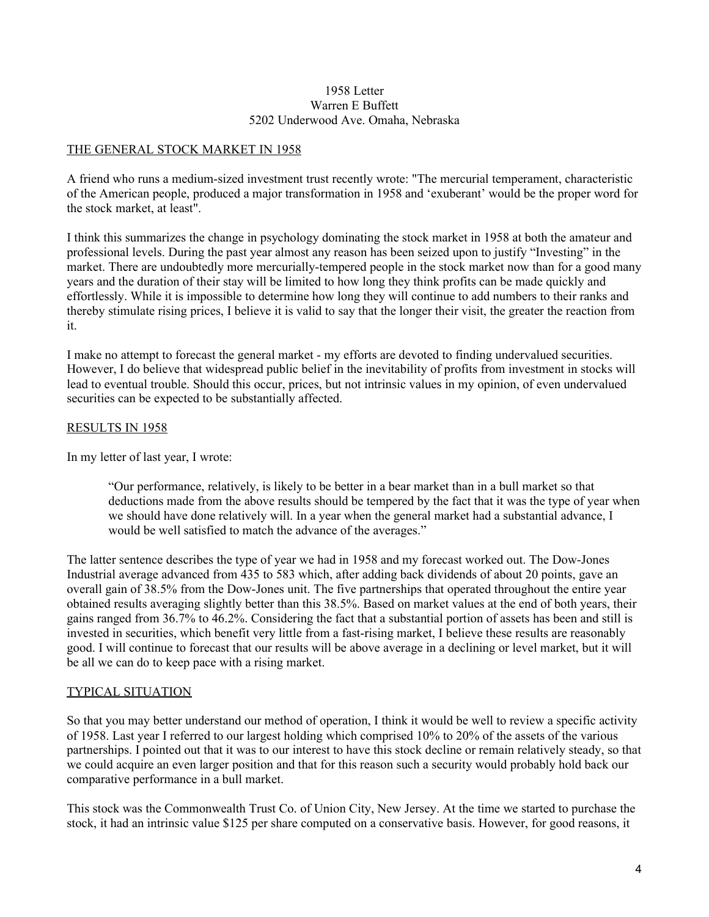1958 Letter
Warren E Buffett
5202 Underwood Ave. Omaha, Nebraska

## THE GENERAL STOCK MARKET IN 1958

A friend who runs a medium-sized investment trust recently wrote: "The mercurial temperament, characteristic of the American people, produced a major transformation in 1958 and 'exuberant' would be the proper word for the stock market, at least".

I think this summarizes the change in psychology dominating the stock market in 1958 at both the amateur and professional levels. During the past year almost any reason has been seized upon to justify "Investing" in the market. There are undoubtedly more mercurially-tempered people in the stock market now than for a good many years and the duration of their stay will be limited to how long they think profits can be made quickly and effortlessly. While it is impossible to determine how long they will continue to add numbers to their ranks and thereby stimulate rising prices, I believe it is valid to say that the longer their visit, the greater the reaction from it.

I make no attempt to forecast the general market - my efforts are devoted to finding undervalued securities. However, I do believe that widespread public belief in the inevitability of profits from investment in stocks will lead to eventual trouble. Should this occur, prices, but not intrinsic values in my opinion, of even undervalued securities can be expected to be substantially affected.

## RESULTS IN 1958

In my letter of last year, I wrote:

> "Our performance, relatively, is likely to be better in a bear market than in a bull market so that deductions made from the above results should be tempered by the fact that it was the type of year when we should have done relatively will. In a year when the general market had a substantial advance, I would be well satisfied to match the advance of the averages."

The latter sentence describes the type of year we had in 1958 and my forecast worked out. The Dow-Jones Industrial average advanced from 435 to 583 which, after adding back dividends of about 20 points, gave an overall gain of 38.5% from the Dow-Jones unit. The five partnerships that operated throughout the entire year obtained results averaging slightly better than this 38.5%. Based on market values at the end of both years, their gains ranged from 36.7% to 46.2%. Considering the fact that a substantial portion of assets has been and still is invested in securities, which benefit very little from a fast-rising market, I believe these results are reasonably good. I will continue to forecast that our results will be above average in a declining or level market, but it will be all we can do to keep pace with a rising market.

## TYPICAL SITUATION

So that you may better understand our method of operation, I think it would be well to review a specific activity of 1958. Last year I referred to our largest holding which comprised 10% to 20% of the assets of the various partnerships. I pointed out that it was to our interest to have this stock decline or remain relatively steady, so that we could acquire an even larger position and that for this reason such a security would probably hold back our comparative performance in a bull market.

This stock was the Commonwealth Trust Co. of Union City, New Jersey. At the time we started to purchase the stock, it had an intrinsic value $125 per share computed on a conservative basis. However, for good reasons, it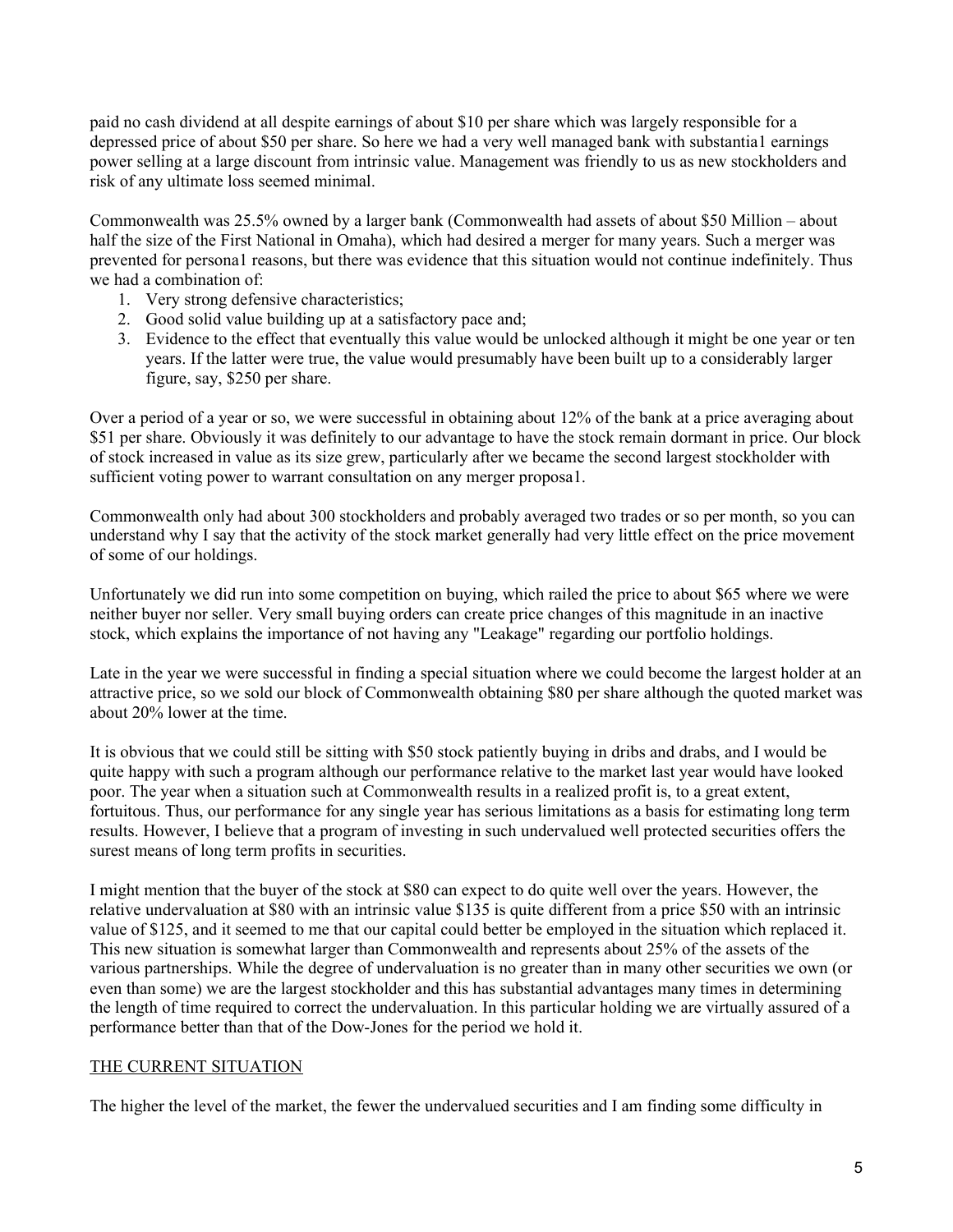paid no cash dividend at all despite earnings of about $10 per share which was largely responsible for a depressed price of about $50 per share. So here we had a very well managed bank with substantia1 earnings power selling at a large discount from intrinsic value. Management was friendly to us as new stockholders and risk of any ultimate loss seemed minimal.

Commonwealth was 25.5% owned by a larger bank (Commonwealth had assets of about $50 Million – about half the size of the First National in Omaha), which had desired a merger for many years. Such a merger was prevented for persona1 reasons, but there was evidence that this situation would not continue indefinitely. Thus we had a combination of:

1. Very strong defensive characteristics;
2. Good solid value building up at a satisfactory pace and;
3. Evidence to the effect that eventually this value would be unlocked although it might be one year or ten years. If the latter were true, the value would presumably have been built up to a considerably larger figure, say, $250 per share.

Over a period of a year or so, we were successful in obtaining about 12% of the bank at a price averaging about $51 per share. Obviously it was definitely to our advantage to have the stock remain dormant in price. Our block of stock increased in value as its size grew, particularly after we became the second largest stockholder with sufficient voting power to warrant consultation on any merger proposa1.

Commonwealth only had about 300 stockholders and probably averaged two trades or so per month, so you can understand why I say that the activity of the stock market generally had very little effect on the price movement of some of our holdings.

Unfortunately we did run into some competition on buying, which railed the price to about $65 where we were neither buyer nor seller. Very small buying orders can create price changes of this magnitude in an inactive stock, which explains the importance of not having any "Leakage" regarding our portfolio holdings.

Late in the year we were successful in finding a special situation where we could become the largest holder at an attractive price, so we sold our block of Commonwealth obtaining $80 per share although the quoted market was about 20% lower at the time.

It is obvious that we could still be sitting with $50 stock patiently buying in dribs and drabs, and I would be quite happy with such a program although our performance relative to the market last year would have looked poor. The year when a situation such at Commonwealth results in a realized profit is, to a great extent, fortuitous. Thus, our performance for any single year has serious limitations as a basis for estimating long term results. However, I believe that a program of investing in such undervalued well protected securities offers the surest means of long term profits in securities.

I might mention that the buyer of the stock at $80 can expect to do quite well over the years. However, the relative undervaluation at $80 with an intrinsic value $135 is quite different from a price $50 with an intrinsic value of $125, and it seemed to me that our capital could better be employed in the situation which replaced it. This new situation is somewhat larger than Commonwealth and represents about 25% of the assets of the various partnerships. While the degree of undervaluation is no greater than in many other securities we own (or even than some) we are the largest stockholder and this has substantial advantages many times in determining the length of time required to correct the undervaluation. In this particular holding we are virtually assured of a performance better than that of the Dow-Jones for the period we hold it.

## THE CURRENT SITUATION

The higher the level of the market, the fewer the undervalued securities and I am finding some difficulty in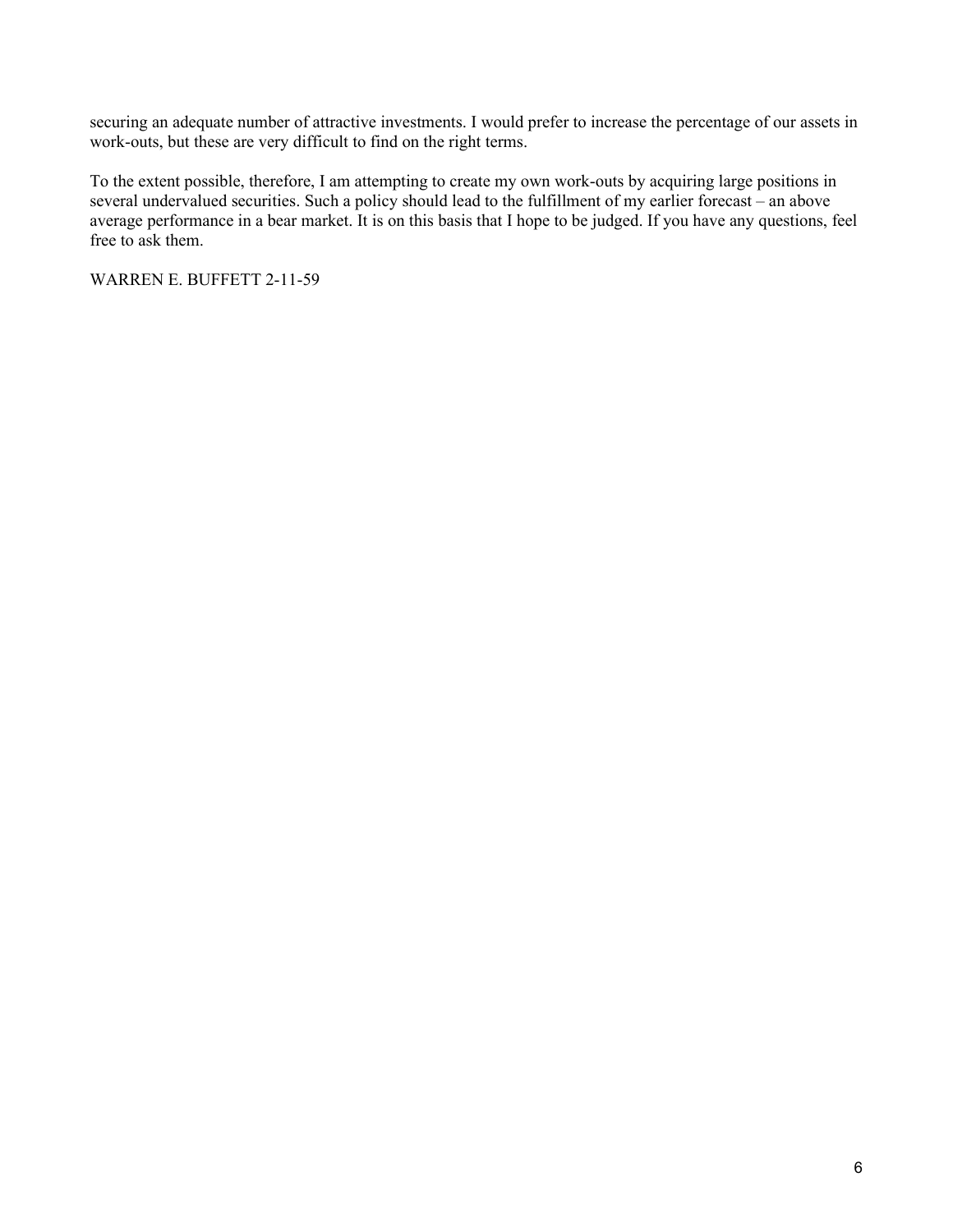securing an adequate number of attractive investments. I would prefer to increase the percentage of our assets in work-outs, but these are very difficult to find on the right terms.

To the extent possible, therefore, I am attempting to create my own work-outs by acquiring large positions in several undervalued securities. Such a policy should lead to the fulfillment of my earlier forecast – an above average performance in a bear market. It is on this basis that I hope to be judged. If you have any questions, feel free to ask them.

WARREN E. BUFFETT 2-11-59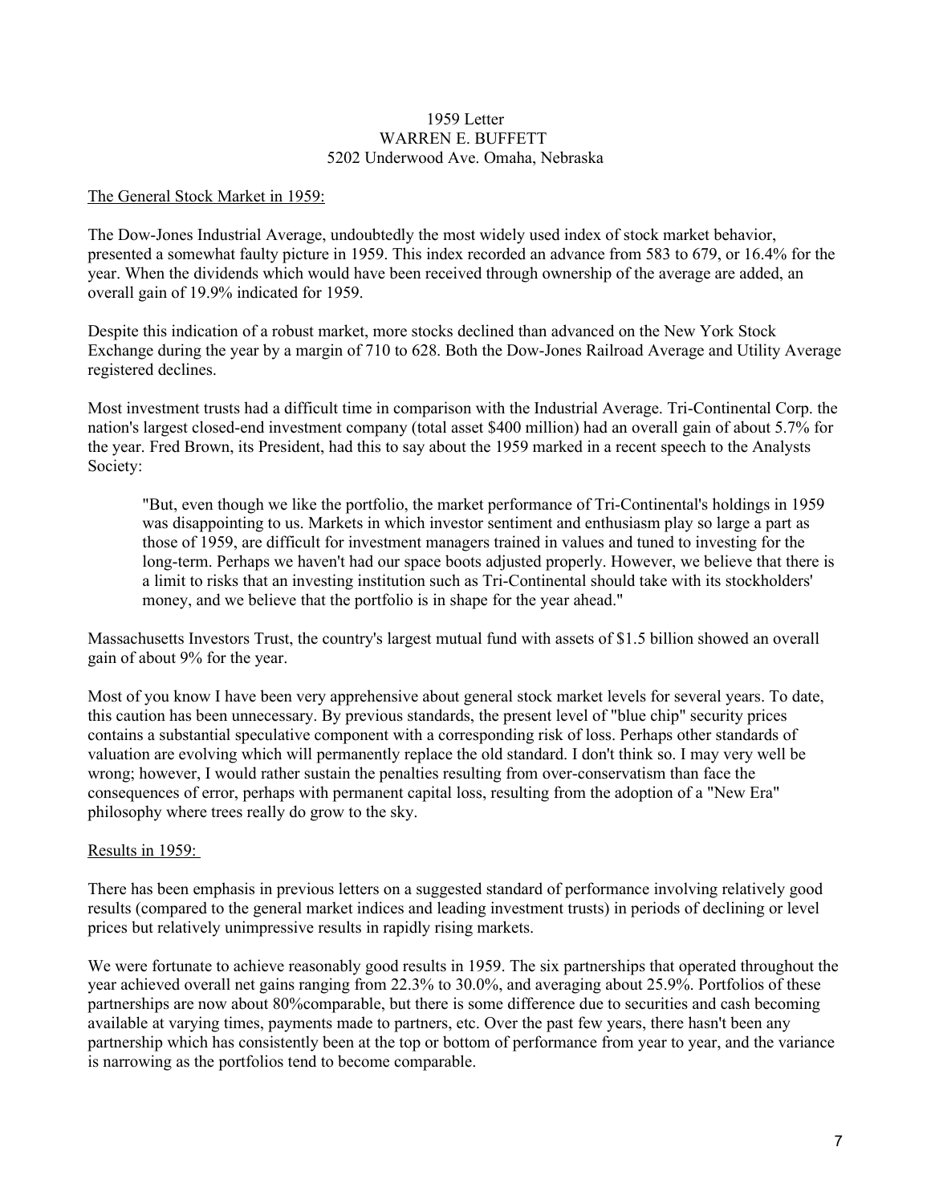1959 Letter
WARREN E. BUFFETT
5202 Underwood Ave. Omaha, Nebraska

<u>The General Stock Market in 1959:</u>

The Dow-Jones Industrial Average, undoubtedly the most widely used index of stock market behavior, presented a somewhat faulty picture in 1959. This index recorded an advance from 583 to 679, or 16.4% for the year. When the dividends which would have been received through ownership of the average are added, an overall gain of 19.9% indicated for 1959.

Despite this indication of a robust market, more stocks declined than advanced on the New York Stock Exchange during the year by a margin of 710 to 628. Both the Dow-Jones Railroad Average and Utility Average registered declines.

Most investment trusts had a difficult time in comparison with the Industrial Average. Tri-Continental Corp. the nation's largest closed-end investment company (total asset $400 million) had an overall gain of about 5.7% for the year. Fred Brown, its President, had this to say about the 1959 marked in a recent speech to the Analysts Society:

> "But, even though we like the portfolio, the market performance of Tri-Continental's holdings in 1959 was disappointing to us. Markets in which investor sentiment and enthusiasm play so large a part as those of 1959, are difficult for investment managers trained in values and tuned to investing for the long-term. Perhaps we haven't had our space boots adjusted properly. However, we believe that there is a limit to risks that an investing institution such as Tri-Continental should take with its stockholders' money, and we believe that the portfolio is in shape for the year ahead."

Massachusetts Investors Trust, the country's largest mutual fund with assets of $1.5 billion showed an overall gain of about 9% for the year.

Most of you know I have been very apprehensive about general stock market levels for several years. To date, this caution has been unnecessary. By previous standards, the present level of "blue chip" security prices contains a substantial speculative component with a corresponding risk of loss. Perhaps other standards of valuation are evolving which will permanently replace the old standard. I don't think so. I may very well be wrong; however, I would rather sustain the penalties resulting from over-conservatism than face the consequences of error, perhaps with permanent capital loss, resulting from the adoption of a "New Era" philosophy where trees really do grow to the sky.

<u>Results in 1959:</u>

There has been emphasis in previous letters on a suggested standard of performance involving relatively good results (compared to the general market indices and leading investment trusts) in periods of declining or level prices but relatively unimpressive results in rapidly rising markets.

We were fortunate to achieve reasonably good results in 1959. The six partnerships that operated throughout the year achieved overall net gains ranging from 22.3% to 30.0%, and averaging about 25.9%. Portfolios of these partnerships are now about 80%comparable, but there is some difference due to securities and cash becoming available at varying times, payments made to partners, etc. Over the past few years, there hasn't been any partnership which has consistently been at the top or bottom of performance from year to year, and the variance is narrowing as the portfolios tend to become comparable.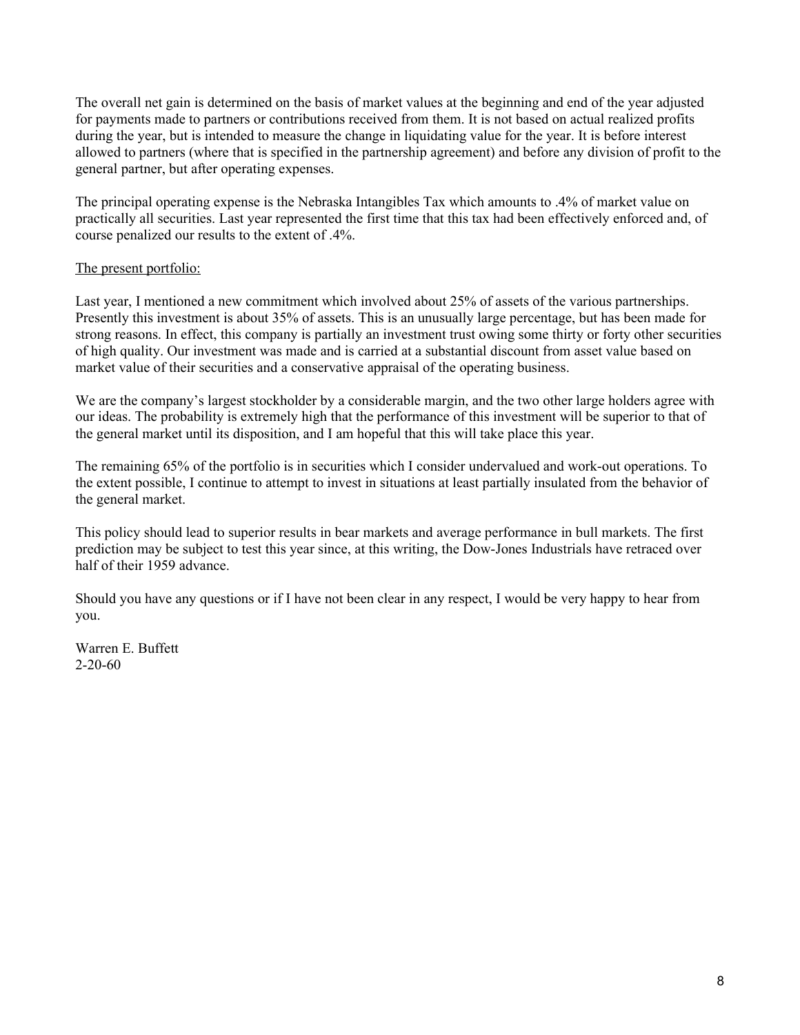The overall net gain is determined on the basis of market values at the beginning and end of the year adjusted for payments made to partners or contributions received from them. It is not based on actual realized profits during the year, but is intended to measure the change in liquidating value for the year. It is before interest allowed to partners (where that is specified in the partnership agreement) and before any division of profit to the general partner, but after operating expenses.

The principal operating expense is the Nebraska Intangibles Tax which amounts to .4% of market value on practically all securities. Last year represented the first time that this tax had been effectively enforced and, of course penalized our results to the extent of .4%.

The present portfolio:

Last year, I mentioned a new commitment which involved about 25% of assets of the various partnerships. Presently this investment is about 35% of assets. This is an unusually large percentage, but has been made for strong reasons. In effect, this company is partially an investment trust owing some thirty or forty other securities of high quality. Our investment was made and is carried at a substantial discount from asset value based on market value of their securities and a conservative appraisal of the operating business.

We are the company's largest stockholder by a considerable margin, and the two other large holders agree with our ideas. The probability is extremely high that the performance of this investment will be superior to that of the general market until its disposition, and I am hopeful that this will take place this year.

The remaining 65% of the portfolio is in securities which I consider undervalued and work-out operations. To the extent possible, I continue to attempt to invest in situations at least partially insulated from the behavior of the general market.

This policy should lead to superior results in bear markets and average performance in bull markets. The first prediction may be subject to test this year since, at this writing, the Dow-Jones Industrials have retraced over half of their 1959 advance.

Should you have any questions or if I have not been clear in any respect, I would be very happy to hear from you.

Warren E. Buffett
2-20-60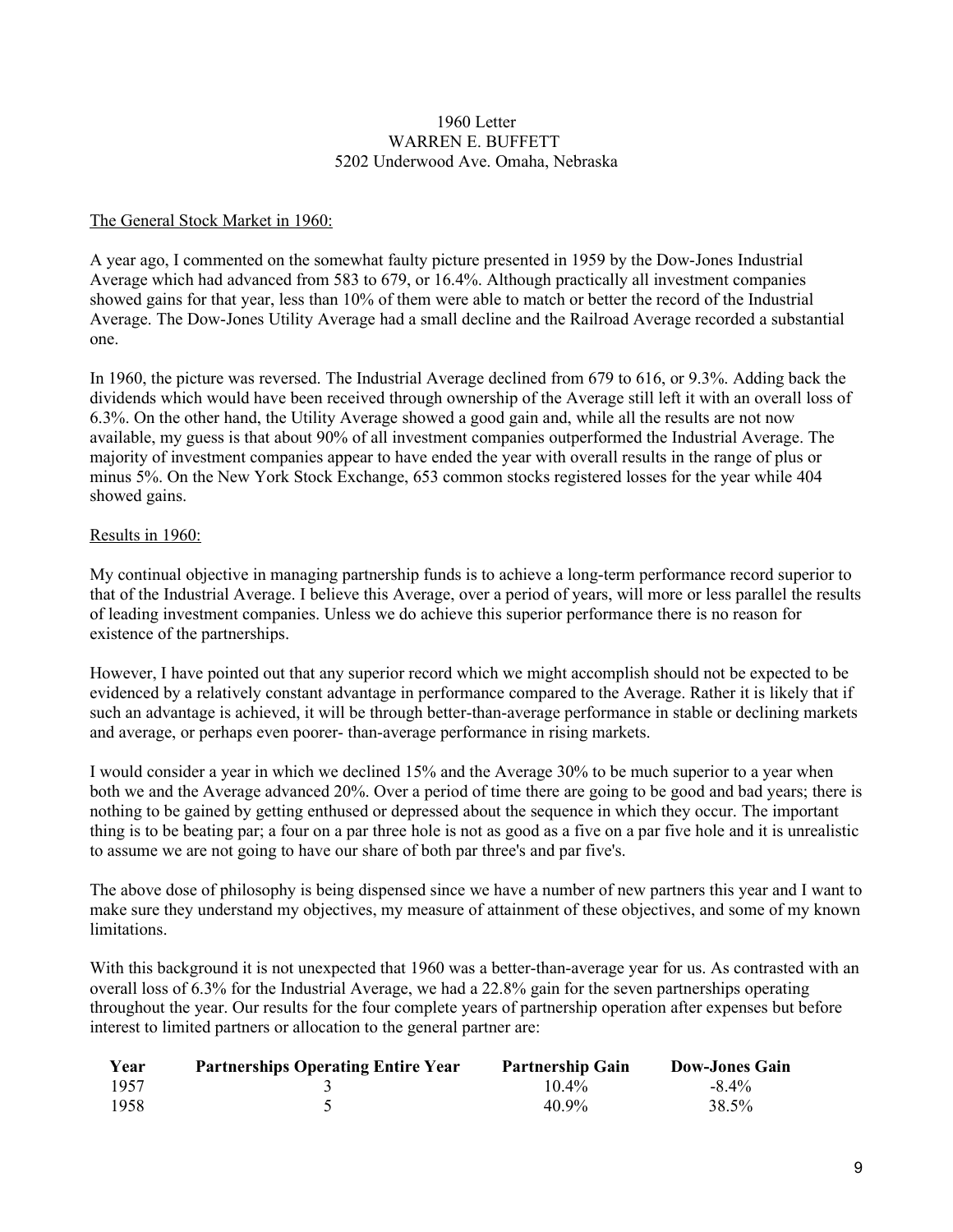1960 Letter
WARREN E. BUFFETT
5202 Underwood Ave. Omaha, Nebraska

## The General Stock Market in 1960:

A year ago, I commented on the somewhat faulty picture presented in 1959 by the Dow-Jones Industrial Average which had advanced from 583 to 679, or 16.4%. Although practically all investment companies showed gains for that year, less than 10% of them were able to match or better the record of the Industrial Average. The Dow-Jones Utility Average had a small decline and the Railroad Average recorded a substantial one.

In 1960, the picture was reversed. The Industrial Average declined from 679 to 616, or 9.3%. Adding back the dividends which would have been received through ownership of the Average still left it with an overall loss of 6.3%. On the other hand, the Utility Average showed a good gain and, while all the results are not now available, my guess is that about 90% of all investment companies outperformed the Industrial Average. The majority of investment companies appear to have ended the year with overall results in the range of plus or minus 5%. On the New York Stock Exchange, 653 common stocks registered losses for the year while 404 showed gains.

## Results in 1960:

My continual objective in managing partnership funds is to achieve a long-term performance record superior to that of the Industrial Average. I believe this Average, over a period of years, will more or less parallel the results of leading investment companies. Unless we do achieve this superior performance there is no reason for existence of the partnerships.

However, I have pointed out that any superior record which we might accomplish should not be expected to be evidenced by a relatively constant advantage in performance compared to the Average. Rather it is likely that if such an advantage is achieved, it will be through better-than-average performance in stable or declining markets and average, or perhaps even poorer- than-average performance in rising markets.

I would consider a year in which we declined 15% and the Average 30% to be much superior to a year when both we and the Average advanced 20%. Over a period of time there are going to be good and bad years; there is nothing to be gained by getting enthused or depressed about the sequence in which they occur. The important thing is to be beating par; a four on a par three hole is not as good as a five on a par five hole and it is unrealistic to assume we are not going to have our share of both par three's and par five's.

The above dose of philosophy is being dispensed since we have a number of new partners this year and I want to make sure they understand my objectives, my measure of attainment of these objectives, and some of my known limitations.

With this background it is not unexpected that 1960 was a better-than-average year for us. As contrasted with an overall loss of 6.3% for the Industrial Average, we had a 22.8% gain for the seven partnerships operating throughout the year. Our results for the four complete years of partnership operation after expenses but before interest to limited partners or allocation to the general partner are:

| Year | Partnerships Operating Entire Year | Partnership Gain | Dow-Jones Gain |
|---|---|---|---|
| 1957 | 3 | 10.4% | -8.4% |
| 1958 | 5 | 40.9% | 38.5% |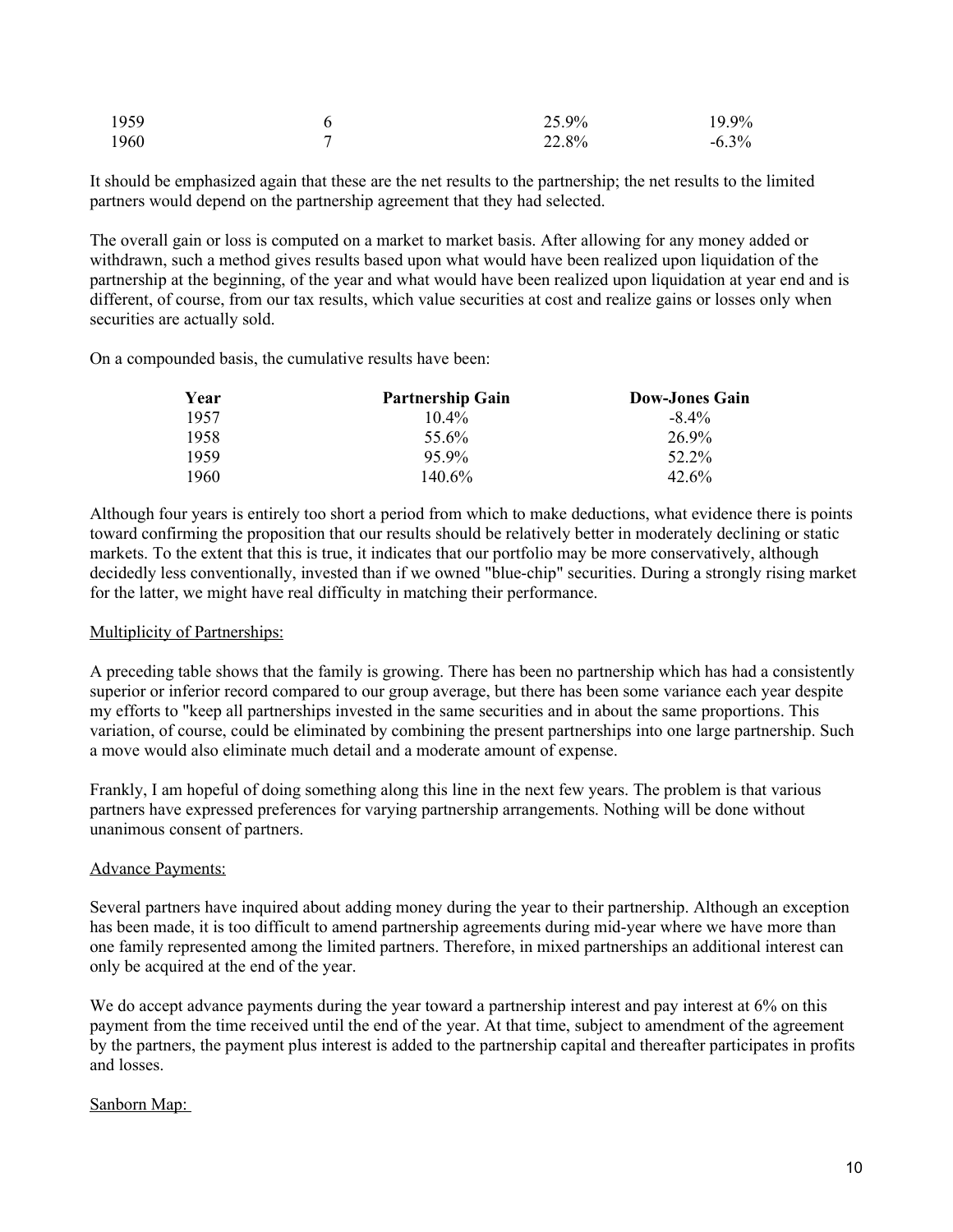| 1959 | 6 | 25.9% | 19.9% |
|---|---|---|---|
| 1960 | 7 | 22.8% | -6.3% |

It should be emphasized again that these are the net results to the partnership; the net results to the limited partners would depend on the partnership agreement that they had selected.

The overall gain or loss is computed on a market to market basis. After allowing for any money added or withdrawn, such a method gives results based upon what would have been realized upon liquidation of the partnership at the beginning, of the year and what would have been realized upon liquidation at year end and is different, of course, from our tax results, which value securities at cost and realize gains or losses only when securities are actually sold.

On a compounded basis, the cumulative results have been:

| Year | Partnership Gain | Dow-Jones Gain |
|---|---|---|
| 1957 | 10.4% | -8.4% |
| 1958 | 55.6% | 26.9% |
| 1959 | 95.9% | 52.2% |
| 1960 | 140.6% | 42.6% |

Although four years is entirely too short a period from which to make deductions, what evidence there is points toward confirming the proposition that our results should be relatively better in moderately declining or static markets. To the extent that this is true, it indicates that our portfolio may be more conservatively, although decidedly less conventionally, invested than if we owned "blue-chip" securities. During a strongly rising market for the latter, we might have real difficulty in matching their performance.

Multiplicity of Partnerships:

A preceding table shows that the family is growing. There has been no partnership which has had a consistently superior or inferior record compared to our group average, but there has been some variance each year despite my efforts to "keep all partnerships invested in the same securities and in about the same proportions. This variation, of course, could be eliminated by combining the present partnerships into one large partnership. Such a move would also eliminate much detail and a moderate amount of expense.

Frankly, I am hopeful of doing something along this line in the next few years. The problem is that various partners have expressed preferences for varying partnership arrangements. Nothing will be done without unanimous consent of partners.

Advance Payments:

Several partners have inquired about adding money during the year to their partnership. Although an exception has been made, it is too difficult to amend partnership agreements during mid-year where we have more than one family represented among the limited partners. Therefore, in mixed partnerships an additional interest can only be acquired at the end of the year.

We do accept advance payments during the year toward a partnership interest and pay interest at 6% on this payment from the time received until the end of the year. At that time, subject to amendment of the agreement by the partners, the payment plus interest is added to the partnership capital and thereafter participates in profits and losses.

Sanborn Map: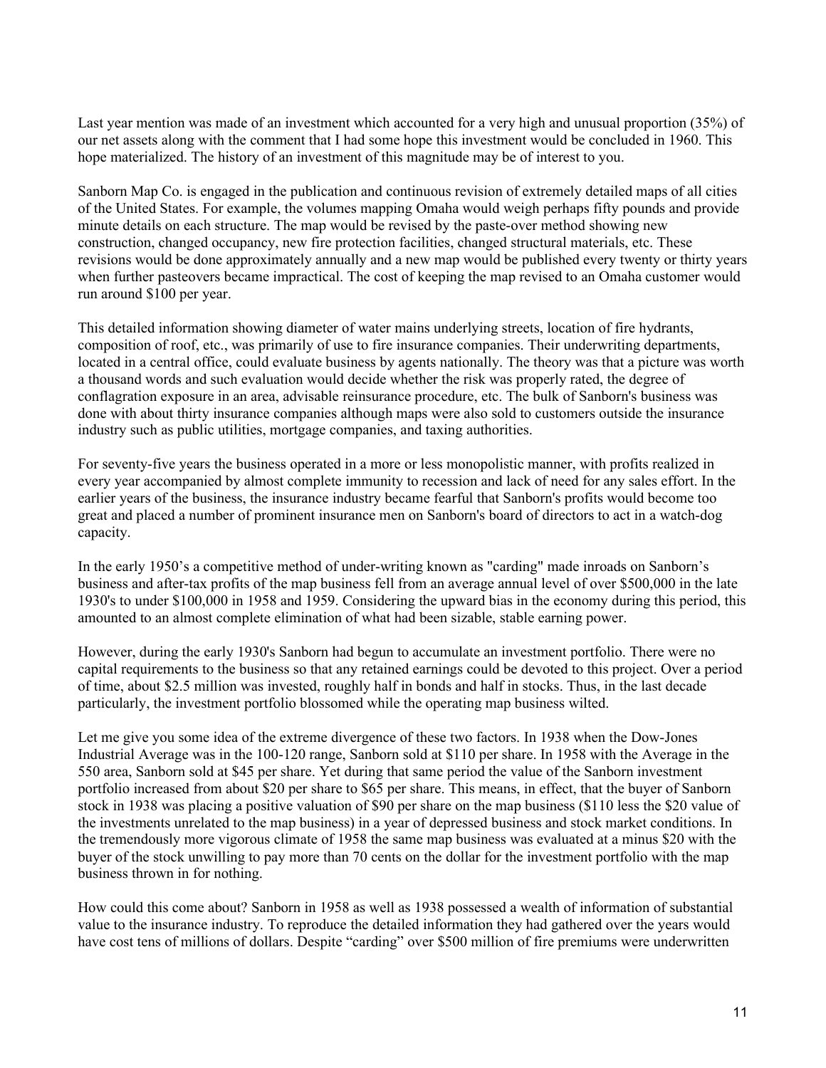Last year mention was made of an investment which accounted for a very high and unusual proportion (35%) of our net assets along with the comment that I had some hope this investment would be concluded in 1960. This hope materialized. The history of an investment of this magnitude may be of interest to you.

Sanborn Map Co. is engaged in the publication and continuous revision of extremely detailed maps of all cities of the United States. For example, the volumes mapping Omaha would weigh perhaps fifty pounds and provide minute details on each structure. The map would be revised by the paste-over method showing new construction, changed occupancy, new fire protection facilities, changed structural materials, etc. These revisions would be done approximately annually and a new map would be published every twenty or thirty years when further pasteovers became impractical. The cost of keeping the map revised to an Omaha customer would run around $100 per year.

This detailed information showing diameter of water mains underlying streets, location of fire hydrants, composition of roof, etc., was primarily of use to fire insurance companies. Their underwriting departments, located in a central office, could evaluate business by agents nationally. The theory was that a picture was worth a thousand words and such evaluation would decide whether the risk was properly rated, the degree of conflagration exposure in an area, advisable reinsurance procedure, etc. The bulk of Sanborn's business was done with about thirty insurance companies although maps were also sold to customers outside the insurance industry such as public utilities, mortgage companies, and taxing authorities.

For seventy-five years the business operated in a more or less monopolistic manner, with profits realized in every year accompanied by almost complete immunity to recession and lack of need for any sales effort. In the earlier years of the business, the insurance industry became fearful that Sanborn's profits would become too great and placed a number of prominent insurance men on Sanborn's board of directors to act in a watch-dog capacity.

In the early 1950's a competitive method of under-writing known as "carding" made inroads on Sanborn's business and after-tax profits of the map business fell from an average annual level of over $500,000 in the late 1930's to under $100,000 in 1958 and 1959. Considering the upward bias in the economy during this period, this amounted to an almost complete elimination of what had been sizable, stable earning power.

However, during the early 1930's Sanborn had begun to accumulate an investment portfolio. There were no capital requirements to the business so that any retained earnings could be devoted to this project. Over a period of time, about $2.5 million was invested, roughly half in bonds and half in stocks. Thus, in the last decade particularly, the investment portfolio blossomed while the operating map business wilted.

Let me give you some idea of the extreme divergence of these two factors. In 1938 when the Dow-Jones Industrial Average was in the 100-120 range, Sanborn sold at $110 per share. In 1958 with the Average in the 550 area, Sanborn sold at $45 per share. Yet during that same period the value of the Sanborn investment portfolio increased from about $20 per share to $65 per share. This means, in effect, that the buyer of Sanborn stock in 1938 was placing a positive valuation of $90 per share on the map business ($110 less the $20 value of the investments unrelated to the map business) in a year of depressed business and stock market conditions. In the tremendously more vigorous climate of 1958 the same map business was evaluated at a minus $20 with the buyer of the stock unwilling to pay more than 70 cents on the dollar for the investment portfolio with the map business thrown in for nothing.

How could this come about? Sanborn in 1958 as well as 1938 possessed a wealth of information of substantial value to the insurance industry. To reproduce the detailed information they had gathered over the years would have cost tens of millions of dollars. Despite "carding" over $500 million of fire premiums were underwritten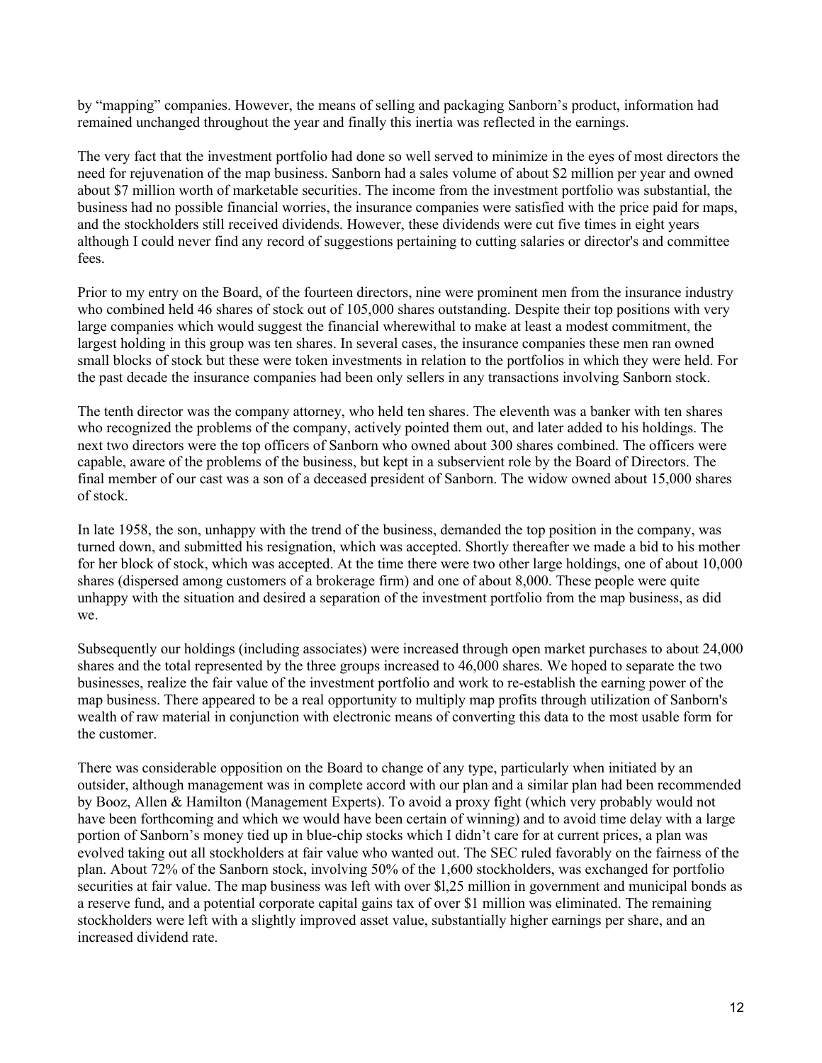by "mapping" companies. However, the means of selling and packaging Sanborn's product, information had remained unchanged throughout the year and finally this inertia was reflected in the earnings.

The very fact that the investment portfolio had done so well served to minimize in the eyes of most directors the need for rejuvenation of the map business. Sanborn had a sales volume of about $2 million per year and owned about $7 million worth of marketable securities. The income from the investment portfolio was substantial, the business had no possible financial worries, the insurance companies were satisfied with the price paid for maps, and the stockholders still received dividends. However, these dividends were cut five times in eight years although I could never find any record of suggestions pertaining to cutting salaries or director's and committee fees.

Prior to my entry on the Board, of the fourteen directors, nine were prominent men from the insurance industry who combined held 46 shares of stock out of 105,000 shares outstanding. Despite their top positions with very large companies which would suggest the financial wherewithal to make at least a modest commitment, the largest holding in this group was ten shares. In several cases, the insurance companies these men ran owned small blocks of stock but these were token investments in relation to the portfolios in which they were held. For the past decade the insurance companies had been only sellers in any transactions involving Sanborn stock.

The tenth director was the company attorney, who held ten shares. The eleventh was a banker with ten shares who recognized the problems of the company, actively pointed them out, and later added to his holdings. The next two directors were the top officers of Sanborn who owned about 300 shares combined. The officers were capable, aware of the problems of the business, but kept in a subservient role by the Board of Directors. The final member of our cast was a son of a deceased president of Sanborn. The widow owned about 15,000 shares of stock.

In late 1958, the son, unhappy with the trend of the business, demanded the top position in the company, was turned down, and submitted his resignation, which was accepted. Shortly thereafter we made a bid to his mother for her block of stock, which was accepted. At the time there were two other large holdings, one of about 10,000 shares (dispersed among customers of a brokerage firm) and one of about 8,000. These people were quite unhappy with the situation and desired a separation of the investment portfolio from the map business, as did we.

Subsequently our holdings (including associates) were increased through open market purchases to about 24,000 shares and the total represented by the three groups increased to 46,000 shares. We hoped to separate the two businesses, realize the fair value of the investment portfolio and work to re-establish the earning power of the map business. There appeared to be a real opportunity to multiply map profits through utilization of Sanborn's wealth of raw material in conjunction with electronic means of converting this data to the most usable form for the customer.

There was considerable opposition on the Board to change of any type, particularly when initiated by an outsider, although management was in complete accord with our plan and a similar plan had been recommended by Booz, Allen & Hamilton (Management Experts). To avoid a proxy fight (which very probably would not have been forthcoming and which we would have been certain of winning) and to avoid time delay with a large portion of Sanborn's money tied up in blue-chip stocks which I didn't care for at current prices, a plan was evolved taking out all stockholders at fair value who wanted out. The SEC ruled favorably on the fairness of the plan. About 72% of the Sanborn stock, involving 50% of the 1,600 stockholders, was exchanged for portfolio securities at fair value. The map business was left with over $l,25 million in government and municipal bonds as a reserve fund, and a potential corporate capital gains tax of over $1 million was eliminated. The remaining stockholders were left with a slightly improved asset value, substantially higher earnings per share, and an increased dividend rate.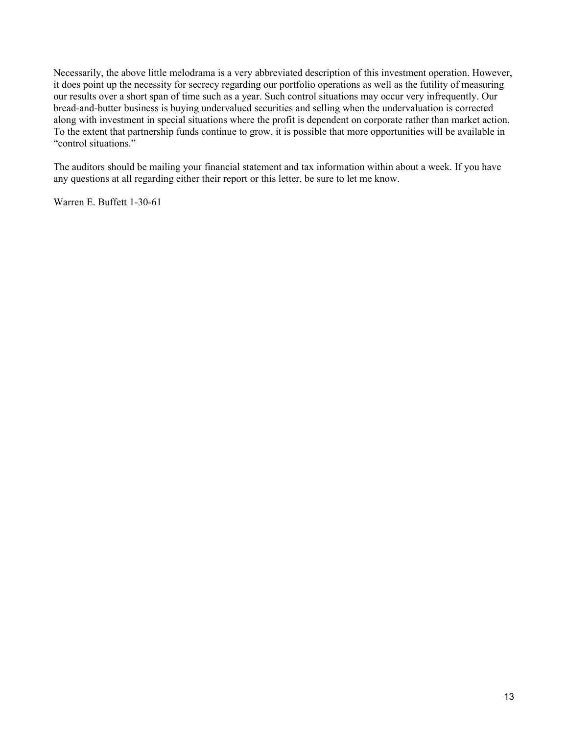Necessarily, the above little melodrama is a very abbreviated description of this investment operation. However, it does point up the necessity for secrecy regarding our portfolio operations as well as the futility of measuring our results over a short span of time such as a year. Such control situations may occur very infrequently. Our bread-and-butter business is buying undervalued securities and selling when the undervaluation is corrected along with investment in special situations where the profit is dependent on corporate rather than market action. To the extent that partnership funds continue to grow, it is possible that more opportunities will be available in "control situations."

The auditors should be mailing your financial statement and tax information within about a week. If you have any questions at all regarding either their report or this letter, be sure to let me know.

Warren E. Buffett 1-30-61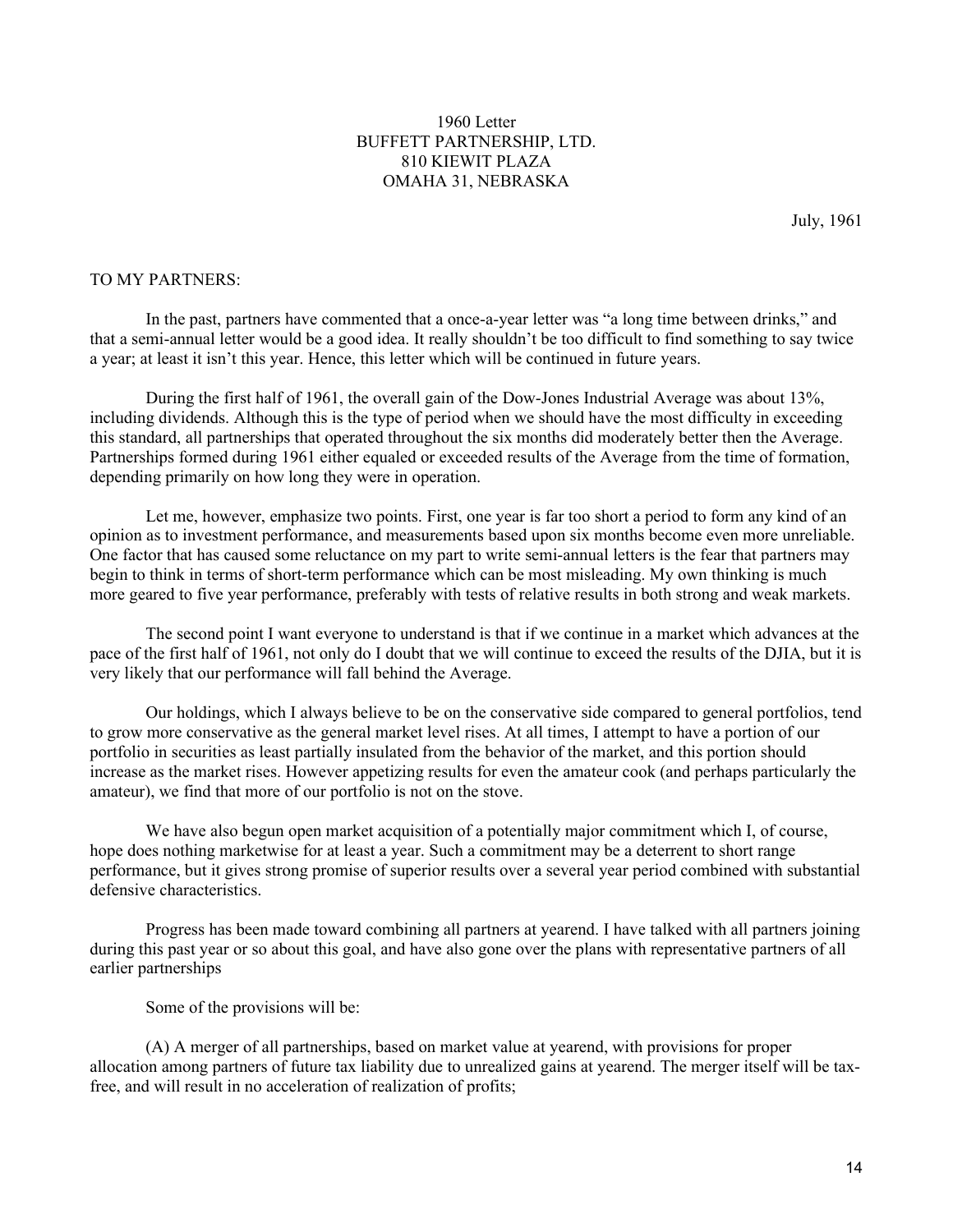1960 Letter
BUFFETT PARTNERSHIP, LTD.
810 KIEWIT PLAZA
OMAHA 31, NEBRASKA

July, 1961

TO MY PARTNERS:

In the past, partners have commented that a once-a-year letter was "a long time between drinks," and that a semi-annual letter would be a good idea. It really shouldn't be too difficult to find something to say twice a year; at least it isn't this year. Hence, this letter which will be continued in future years.

During the first half of 1961, the overall gain of the Dow-Jones Industrial Average was about 13%, including dividends. Although this is the type of period when we should have the most difficulty in exceeding this standard, all partnerships that operated throughout the six months did moderately better then the Average. Partnerships formed during 1961 either equaled or exceeded results of the Average from the time of formation, depending primarily on how long they were in operation.

Let me, however, emphasize two points. First, one year is far too short a period to form any kind of an opinion as to investment performance, and measurements based upon six months become even more unreliable. One factor that has caused some reluctance on my part to write semi-annual letters is the fear that partners may begin to think in terms of short-term performance which can be most misleading. My own thinking is much more geared to five year performance, preferably with tests of relative results in both strong and weak markets.

The second point I want everyone to understand is that if we continue in a market which advances at the pace of the first half of 1961, not only do I doubt that we will continue to exceed the results of the DJIA, but it is very likely that our performance will fall behind the Average.

Our holdings, which I always believe to be on the conservative side compared to general portfolios, tend to grow more conservative as the general market level rises. At all times, I attempt to have a portion of our portfolio in securities as least partially insulated from the behavior of the market, and this portion should increase as the market rises. However appetizing results for even the amateur cook (and perhaps particularly the amateur), we find that more of our portfolio is not on the stove.

We have also begun open market acquisition of a potentially major commitment which I, of course, hope does nothing marketwise for at least a year. Such a commitment may be a deterrent to short range performance, but it gives strong promise of superior results over a several year period combined with substantial defensive characteristics.

Progress has been made toward combining all partners at yearend. I have talked with all partners joining during this past year or so about this goal, and have also gone over the plans with representative partners of all earlier partnerships

Some of the provisions will be:

(A) A merger of all partnerships, based on market value at yearend, with provisions for proper allocation among partners of future tax liability due to unrealized gains at yearend. The merger itself will be tax-free, and will result in no acceleration of realization of profits;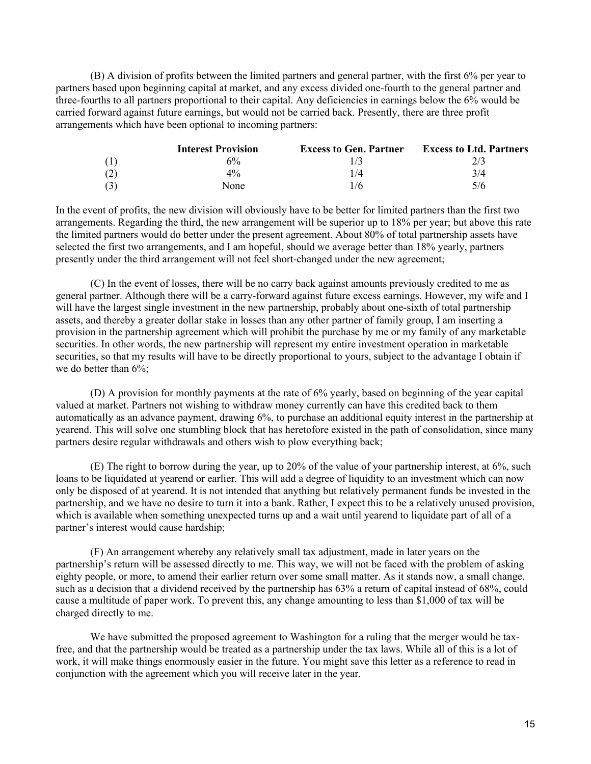(B) A division of profits between the limited partners and general partner, with the first 6% per year to partners based upon beginning capital at market, and any excess divided one-fourth to the general partner and three-fourths to all partners proportional to their capital. Any deficiencies in earnings below the 6% would be carried forward against future earnings, but would not be carried back. Presently, there are three profit arrangements which have been optional to incoming partners:

| | Interest Provision | Excess to Gen. Partner | Excess to Ltd. Partners |
|---|---|---|---|
| (1) | 6% | 1/3 | 2/3 |
| (2) | 4% | 1/4 | 3/4 |
| (3) | None | 1/6 | 5/6 |

In the event of profits, the new division will obviously have to be better for limited partners than the first two arrangements. Regarding the third, the new arrangement will be superior up to 18% per year; but above this rate the limited partners would do better under the present agreement. About 80% of total partnership assets have selected the first two arrangements, and I am hopeful, should we average better than 18% yearly, partners presently under the third arrangement will not feel short-changed under the new agreement;

(C) In the event of losses, there will be no carry back against amounts previously credited to me as general partner. Although there will be a carry-forward against future excess earnings. However, my wife and I will have the largest single investment in the new partnership, probably about one-sixth of total partnership assets, and thereby a greater dollar stake in losses than any other partner of family group, I am inserting a provision in the partnership agreement which will prohibit the purchase by me or my family of any marketable securities. In other words, the new partnership will represent my entire investment operation in marketable securities, so that my results will have to be directly proportional to yours, subject to the advantage I obtain if we do better than 6%;

(D) A provision for monthly payments at the rate of 6% yearly, based on beginning of the year capital valued at market. Partners not wishing to withdraw money currently can have this credited back to them automatically as an advance payment, drawing 6%, to purchase an additional equity interest in the partnership at yearend. This will solve one stumbling block that has heretofore existed in the path of consolidation, since many partners desire regular withdrawals and others wish to plow everything back;

(E) The right to borrow during the year, up to 20% of the value of your partnership interest, at 6%, such loans to be liquidated at yearend or earlier. This will add a degree of liquidity to an investment which can now only be disposed of at yearend. It is not intended that anything but relatively permanent funds be invested in the partnership, and we have no desire to turn it into a bank. Rather, I expect this to be a relatively unused provision, which is available when something unexpected turns up and a wait until yearend to liquidate part of all of a partner's interest would cause hardship;

(F) An arrangement whereby any relatively small tax adjustment, made in later years on the partnership's return will be assessed directly to me. This way, we will not be faced with the problem of asking eighty people, or more, to amend their earlier return over some small matter. As it stands now, a small change, such as a decision that a dividend received by the partnership has 63% a return of capital instead of 68%, could cause a multitude of paper work. To prevent this, any change amounting to less than $1,000 of tax will be charged directly to me.

We have submitted the proposed agreement to Washington for a ruling that the merger would be tax-free, and that the partnership would be treated as a partnership under the tax laws. While all of this is a lot of work, it will make things enormously easier in the future. You might save this letter as a reference to read in conjunction with the agreement which you will receive later in the year.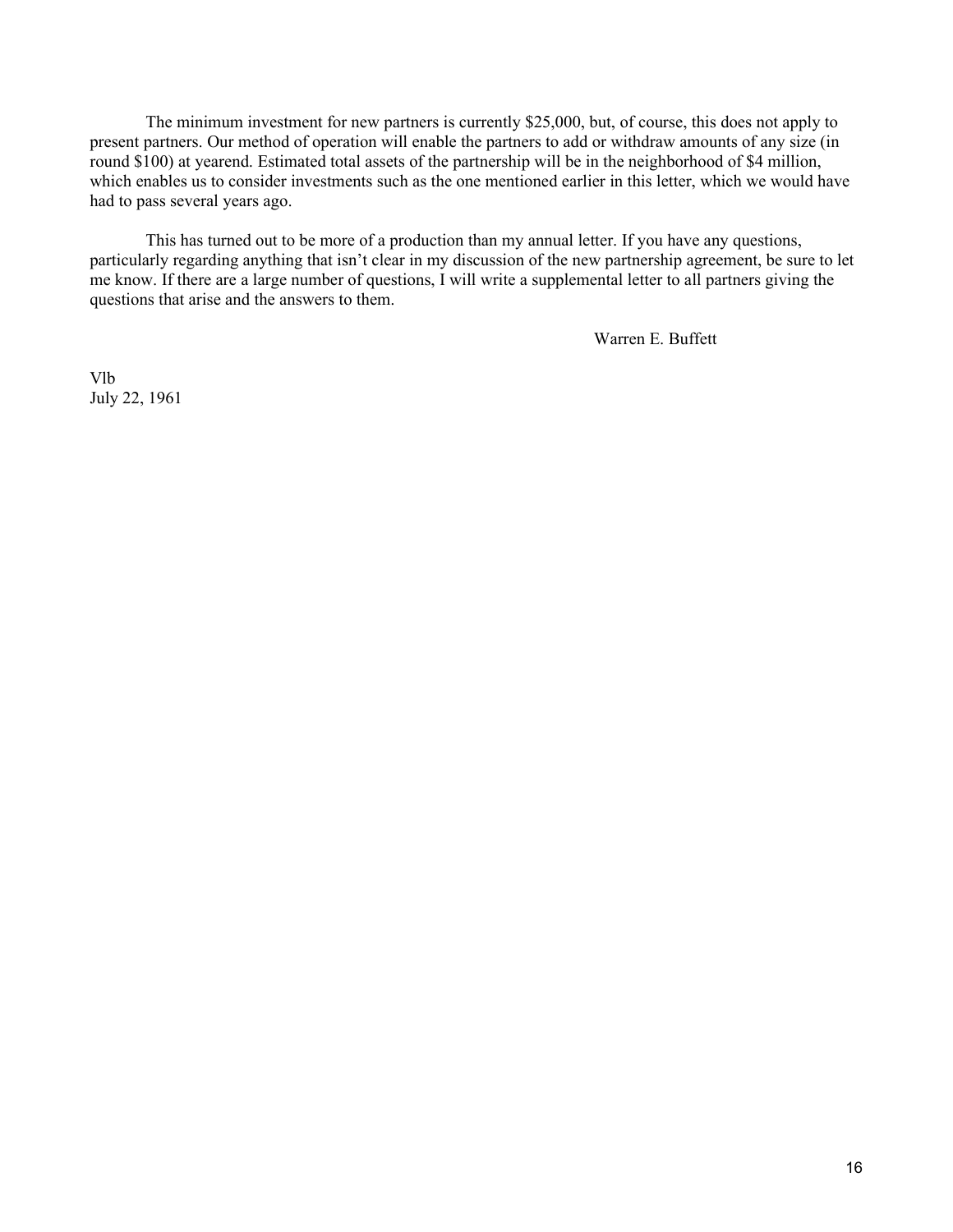The minimum investment for new partners is currently $25,000, but, of course, this does not apply to present partners. Our method of operation will enable the partners to add or withdraw amounts of any size (in round $100) at yearend. Estimated total assets of the partnership will be in the neighborhood of $4 million, which enables us to consider investments such as the one mentioned earlier in this letter, which we would have had to pass several years ago.

This has turned out to be more of a production than my annual letter. If you have any questions, particularly regarding anything that isn't clear in my discussion of the new partnership agreement, be sure to let me know. If there are a large number of questions, I will write a supplemental letter to all partners giving the questions that arise and the answers to them.

Warren E. Buffett

Vlb
July 22, 1961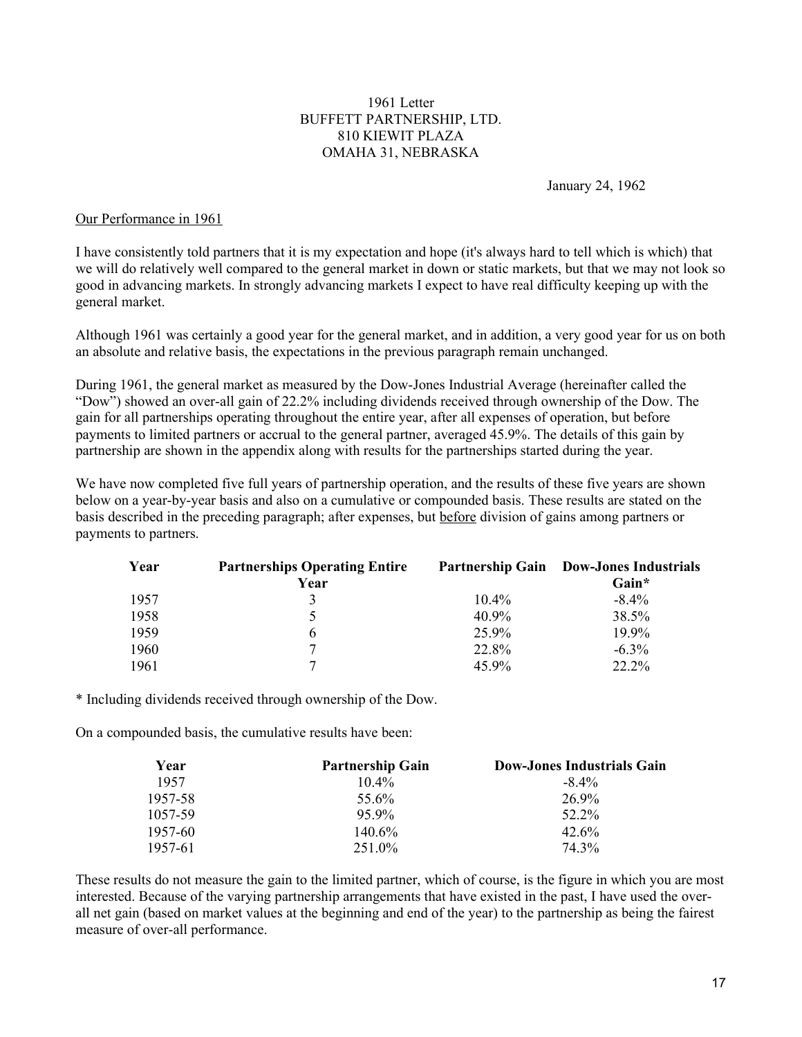1961 Letter
BUFFETT PARTNERSHIP, LTD.
810 KIEWIT PLAZA
OMAHA 31, NEBRASKA

January 24, 1962

Our Performance in 1961

I have consistently told partners that it is my expectation and hope (it's always hard to tell which is which) that we will do relatively well compared to the general market in down or static markets, but that we may not look so good in advancing markets. In strongly advancing markets I expect to have real difficulty keeping up with the general market.

Although 1961 was certainly a good year for the general market, and in addition, a very good year for us on both an absolute and relative basis, the expectations in the previous paragraph remain unchanged.

During 1961, the general market as measured by the Dow-Jones Industrial Average (hereinafter called the "Dow") showed an over-all gain of 22.2% including dividends received through ownership of the Dow. The gain for all partnerships operating throughout the entire year, after all expenses of operation, but before payments to limited partners or accrual to the general partner, averaged 45.9%. The details of this gain by partnership are shown in the appendix along with results for the partnerships started during the year.

We have now completed five full years of partnership operation, and the results of these five years are shown below on a year-by-year basis and also on a cumulative or compounded basis. These results are stated on the basis described in the preceding paragraph; after expenses, but before division of gains among partners or payments to partners.

| Year | Partnerships Operating Entire Year | Partnership Gain | Dow-Jones Industrials Gain* |
|---|---|---|---|
| 1957 | 3 | 10.4% | -8.4% |
| 1958 | 5 | 40.9% | 38.5% |
| 1959 | 6 | 25.9% | 19.9% |
| 1960 | 7 | 22.8% | -6.3% |
| 1961 | 7 | 45.9% | 22.2% |

* Including dividends received through ownership of the Dow.

On a compounded basis, the cumulative results have been:

| Year | Partnership Gain | Dow-Jones Industrials Gain |
|---|---|---|
| 1957 | 10.4% | -8.4% |
| 1957-58 | 55.6% | 26.9% |
| 1057-59 | 95.9% | 52.2% |
| 1957-60 | 140.6% | 42.6% |
| 1957-61 | 251.0% | 74.3% |

These results do not measure the gain to the limited partner, which of course, is the figure in which you are most interested. Because of the varying partnership arrangements that have existed in the past, I have used the over-all net gain (based on market values at the beginning and end of the year) to the partnership as being the fairest measure of over-all performance.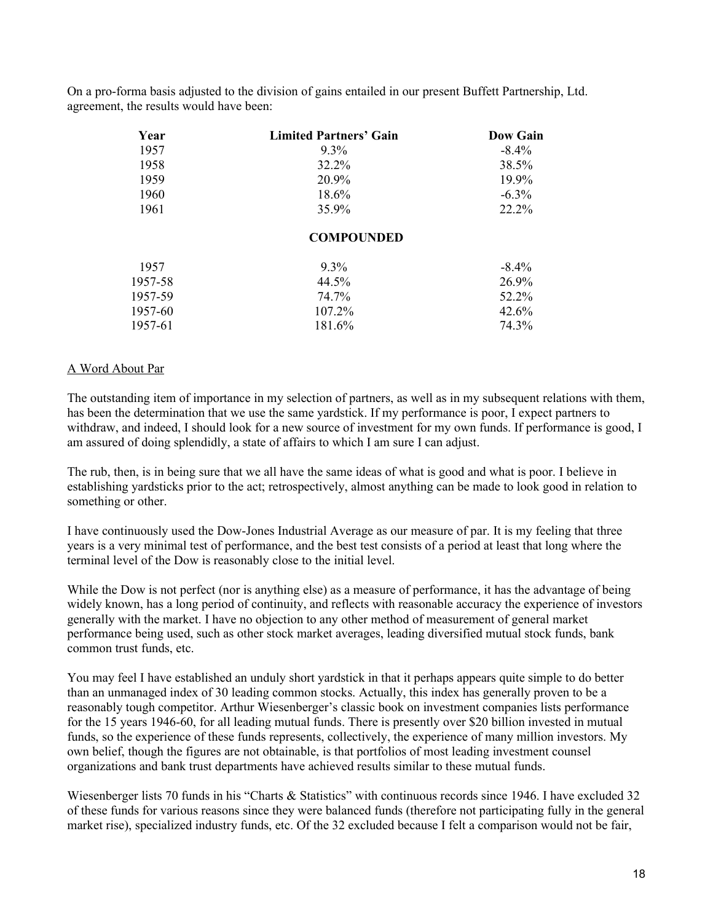On a pro-forma basis adjusted to the division of gains entailed in our present Buffett Partnership, Ltd. agreement, the results would have been:

| Year | Limited Partners' Gain | Dow Gain |
|---|---|---|
| 1957 | 9.3% | -8.4% |
| 1958 | 32.2% | 38.5% |
| 1959 | 20.9% | 19.9% |
| 1960 | 18.6% | -6.3% |
| 1961 | 35.9% | 22.2% |
| | **COMPOUNDED** | |
| 1957 | 9.3% | -8.4% |
| 1957-58 | 44.5% | 26.9% |
| 1957-59 | 74.7% | 52.2% |
| 1957-60 | 107.2% | 42.6% |
| 1957-61 | 181.6% | 74.3% |

<u>A Word About Par</u>

The outstanding item of importance in my selection of partners, as well as in my subsequent relations with them, has been the determination that we use the same yardstick. If my performance is poor, I expect partners to withdraw, and indeed, I should look for a new source of investment for my own funds. If performance is good, I am assured of doing splendidly, a state of affairs to which I am sure I can adjust.

The rub, then, is in being sure that we all have the same ideas of what is good and what is poor. I believe in establishing yardsticks prior to the act; retrospectively, almost anything can be made to look good in relation to something or other.

I have continuously used the Dow-Jones Industrial Average as our measure of par. It is my feeling that three years is a very minimal test of performance, and the best test consists of a period at least that long where the terminal level of the Dow is reasonably close to the initial level.

While the Dow is not perfect (nor is anything else) as a measure of performance, it has the advantage of being widely known, has a long period of continuity, and reflects with reasonable accuracy the experience of investors generally with the market. I have no objection to any other method of measurement of general market performance being used, such as other stock market averages, leading diversified mutual stock funds, bank common trust funds, etc.

You may feel I have established an unduly short yardstick in that it perhaps appears quite simple to do better than an unmanaged index of 30 leading common stocks. Actually, this index has generally proven to be a reasonably tough competitor. Arthur Wiesenberger's classic book on investment companies lists performance for the 15 years 1946-60, for all leading mutual funds. There is presently over $20 billion invested in mutual funds, so the experience of these funds represents, collectively, the experience of many million investors. My own belief, though the figures are not obtainable, is that portfolios of most leading investment counsel organizations and bank trust departments have achieved results similar to these mutual funds.

Wiesenberger lists 70 funds in his "Charts & Statistics" with continuous records since 1946. I have excluded 32 of these funds for various reasons since they were balanced funds (therefore not participating fully in the general market rise), specialized industry funds, etc. Of the 32 excluded because I felt a comparison would not be fair,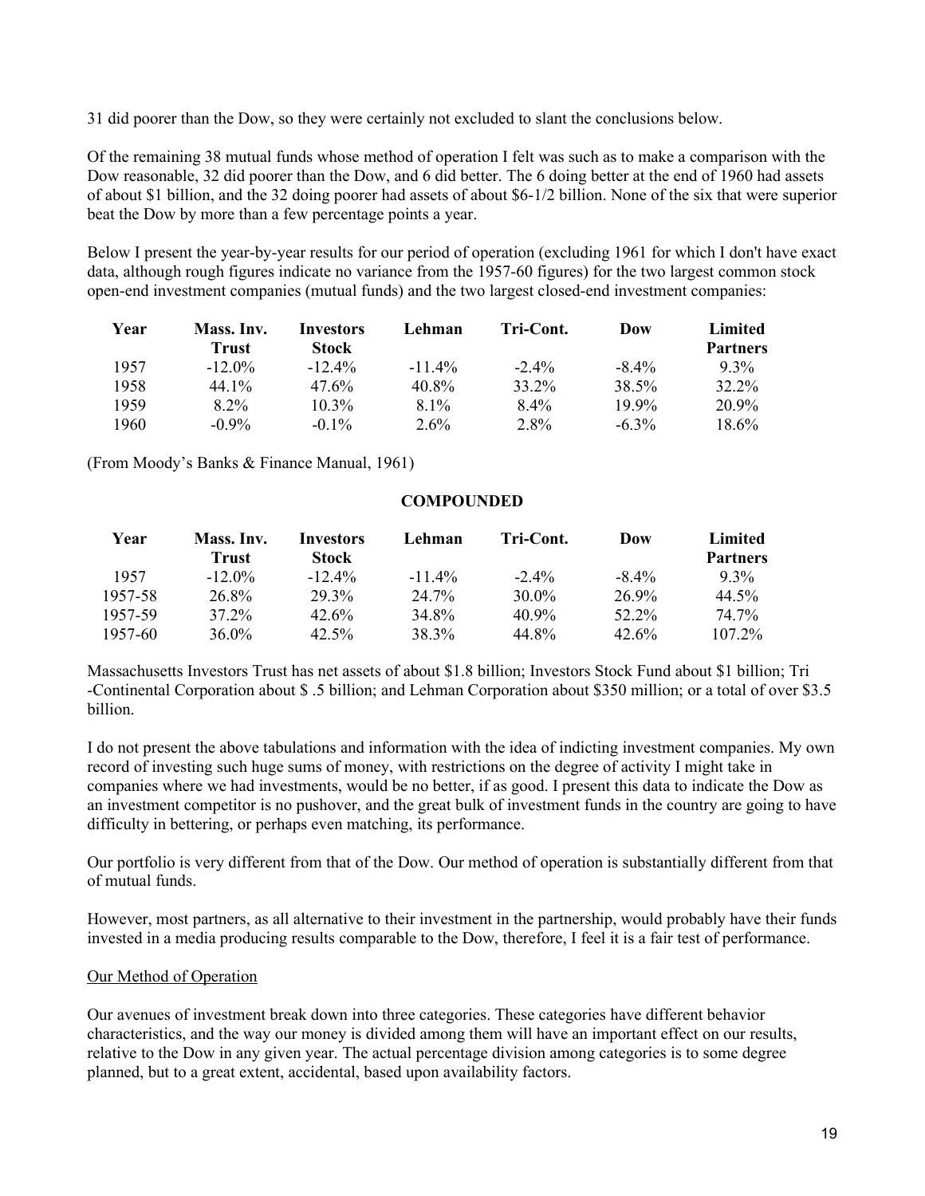31 did poorer than the Dow, so they were certainly not excluded to slant the conclusions below.

Of the remaining 38 mutual funds whose method of operation I felt was such as to make a comparison with the Dow reasonable, 32 did poorer than the Dow, and 6 did better. The 6 doing better at the end of 1960 had assets of about $1 billion, and the 32 doing poorer had assets of about $6-1/2 billion. None of the six that were superior beat the Dow by more than a few percentage points a year.

Below I present the year-by-year results for our period of operation (excluding 1961 for which I don't have exact data, although rough figures indicate no variance from the 1957-60 figures) for the two largest common stock open-end investment companies (mutual funds) and the two largest closed-end investment companies:

| Year | Mass. Inv. Trust | Investors Stock | Lehman | Tri-Cont. | Dow | Limited Partners |
|---|---|---|---|---|---|---|
| 1957 | -12.0% | -12.4% | -11.4% | -2.4% | -8.4% | 9.3% |
| 1958 | 44.1% | 47.6% | 40.8% | 33.2% | 38.5% | 32.2% |
| 1959 | 8.2% | 10.3% | 8.1% | 8.4% | 19.9% | 20.9% |
| 1960 | -0.9% | -0.1% | 2.6% | 2.8% | -6.3% | 18.6% |

(From Moody's Banks & Finance Manual, 1961)

**COMPOUNDED**

| Year | Mass. Inv. Trust | Investors Stock | Lehman | Tri-Cont. | Dow | Limited Partners |
|---|---|---|---|---|---|---|
| 1957 | -12.0% | -12.4% | -11.4% | -2.4% | -8.4% | 9.3% |
| 1957-58 | 26.8% | 29.3% | 24.7% | 30.0% | 26.9% | 44.5% |
| 1957-59 | 37.2% | 42.6% | 34.8% | 40.9% | 52.2% | 74.7% |
| 1957-60 | 36.0% | 42.5% | 38.3% | 44.8% | 42.6% | 107.2% |

Massachusetts Investors Trust has net assets of about $1.8 billion; Investors Stock Fund about $1 billion; Tri -Continental Corporation about $ .5 billion; and Lehman Corporation about $350 million; or a total of over $3.5 billion.

I do not present the above tabulations and information with the idea of indicting investment companies. My own record of investing such huge sums of money, with restrictions on the degree of activity I might take in companies where we had investments, would be no better, if as good. I present this data to indicate the Dow as an investment competitor is no pushover, and the great bulk of investment funds in the country are going to have difficulty in bettering, or perhaps even matching, its performance.

Our portfolio is very different from that of the Dow. Our method of operation is substantially different from that of mutual funds.

However, most partners, as all alternative to their investment in the partnership, would probably have their funds invested in a media producing results comparable to the Dow, therefore, I feel it is a fair test of performance.

Our Method of Operation

Our avenues of investment break down into three categories. These categories have different behavior characteristics, and the way our money is divided among them will have an important effect on our results, relative to the Dow in any given year. The actual percentage division among categories is to some degree planned, but to a great extent, accidental, based upon availability factors.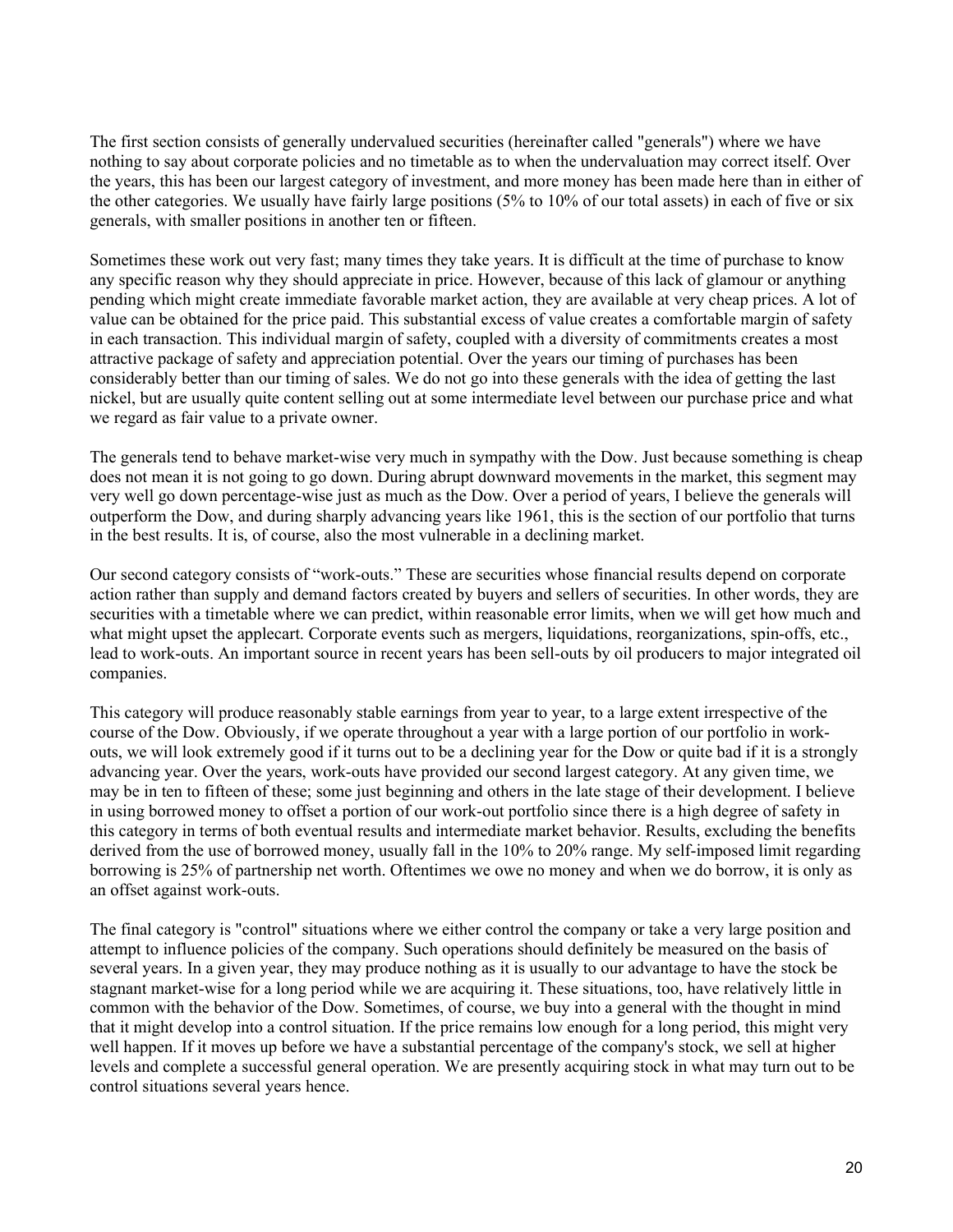The first section consists of generally undervalued securities (hereinafter called "generals") where we have nothing to say about corporate policies and no timetable as to when the undervaluation may correct itself. Over the years, this has been our largest category of investment, and more money has been made here than in either of the other categories. We usually have fairly large positions (5% to 10% of our total assets) in each of five or six generals, with smaller positions in another ten or fifteen.

Sometimes these work out very fast; many times they take years. It is difficult at the time of purchase to know any specific reason why they should appreciate in price. However, because of this lack of glamour or anything pending which might create immediate favorable market action, they are available at very cheap prices. A lot of value can be obtained for the price paid. This substantial excess of value creates a comfortable margin of safety in each transaction. This individual margin of safety, coupled with a diversity of commitments creates a most attractive package of safety and appreciation potential. Over the years our timing of purchases has been considerably better than our timing of sales. We do not go into these generals with the idea of getting the last nickel, but are usually quite content selling out at some intermediate level between our purchase price and what we regard as fair value to a private owner.

The generals tend to behave market-wise very much in sympathy with the Dow. Just because something is cheap does not mean it is not going to go down. During abrupt downward movements in the market, this segment may very well go down percentage-wise just as much as the Dow. Over a period of years, I believe the generals will outperform the Dow, and during sharply advancing years like 1961, this is the section of our portfolio that turns in the best results. It is, of course, also the most vulnerable in a declining market.

Our second category consists of "work-outs." These are securities whose financial results depend on corporate action rather than supply and demand factors created by buyers and sellers of securities. In other words, they are securities with a timetable where we can predict, within reasonable error limits, when we will get how much and what might upset the applecart. Corporate events such as mergers, liquidations, reorganizations, spin-offs, etc., lead to work-outs. An important source in recent years has been sell-outs by oil producers to major integrated oil companies.

This category will produce reasonably stable earnings from year to year, to a large extent irrespective of the course of the Dow. Obviously, if we operate throughout a year with a large portion of our portfolio in work-outs, we will look extremely good if it turns out to be a declining year for the Dow or quite bad if it is a strongly advancing year. Over the years, work-outs have provided our second largest category. At any given time, we may be in ten to fifteen of these; some just beginning and others in the late stage of their development. I believe in using borrowed money to offset a portion of our work-out portfolio since there is a high degree of safety in this category in terms of both eventual results and intermediate market behavior. Results, excluding the benefits derived from the use of borrowed money, usually fall in the 10% to 20% range. My self-imposed limit regarding borrowing is 25% of partnership net worth. Oftentimes we owe no money and when we do borrow, it is only as an offset against work-outs.

The final category is "control" situations where we either control the company or take a very large position and attempt to influence policies of the company. Such operations should definitely be measured on the basis of several years. In a given year, they may produce nothing as it is usually to our advantage to have the stock be stagnant market-wise for a long period while we are acquiring it. These situations, too, have relatively little in common with the behavior of the Dow. Sometimes, of course, we buy into a general with the thought in mind that it might develop into a control situation. If the price remains low enough for a long period, this might very well happen. If it moves up before we have a substantial percentage of the company's stock, we sell at higher levels and complete a successful general operation. We are presently acquiring stock in what may turn out to be control situations several years hence.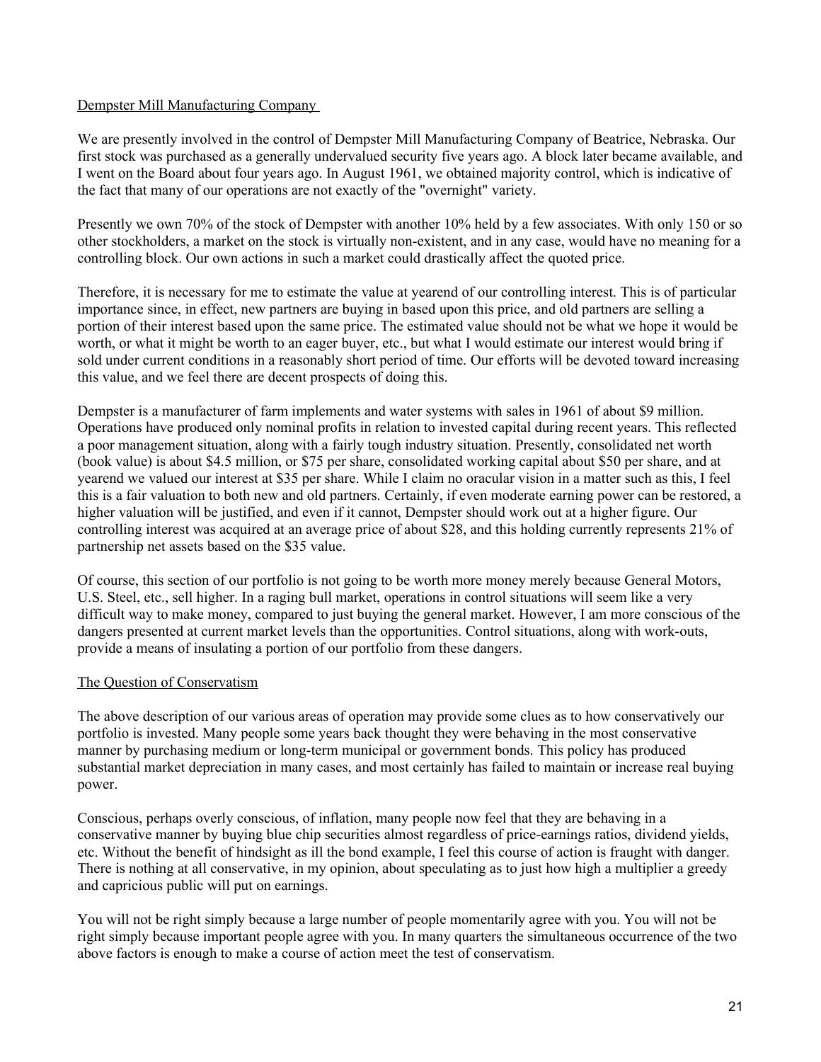## Dempster Mill Manufacturing Company

We are presently involved in the control of Dempster Mill Manufacturing Company of Beatrice, Nebraska. Our first stock was purchased as a generally undervalued security five years ago. A block later became available, and I went on the Board about four years ago. In August 1961, we obtained majority control, which is indicative of the fact that many of our operations are not exactly of the "overnight" variety.

Presently we own 70% of the stock of Dempster with another 10% held by a few associates. With only 150 or so other stockholders, a market on the stock is virtually non-existent, and in any case, would have no meaning for a controlling block. Our own actions in such a market could drastically affect the quoted price.

Therefore, it is necessary for me to estimate the value at yearend of our controlling interest. This is of particular importance since, in effect, new partners are buying in based upon this price, and old partners are selling a portion of their interest based upon the same price. The estimated value should not be what we hope it would be worth, or what it might be worth to an eager buyer, etc., but what I would estimate our interest would bring if sold under current conditions in a reasonably short period of time. Our efforts will be devoted toward increasing this value, and we feel there are decent prospects of doing this.

Dempster is a manufacturer of farm implements and water systems with sales in 1961 of about $9 million. Operations have produced only nominal profits in relation to invested capital during recent years. This reflected a poor management situation, along with a fairly tough industry situation. Presently, consolidated net worth (book value) is about $4.5 million, or $75 per share, consolidated working capital about $50 per share, and at yearend we valued our interest at $35 per share. While I claim no oracular vision in a matter such as this, I feel this is a fair valuation to both new and old partners. Certainly, if even moderate earning power can be restored, a higher valuation will be justified, and even if it cannot, Dempster should work out at a higher figure. Our controlling interest was acquired at an average price of about $28, and this holding currently represents 21% of partnership net assets based on the $35 value.

Of course, this section of our portfolio is not going to be worth more money merely because General Motors, U.S. Steel, etc., sell higher. In a raging bull market, operations in control situations will seem like a very difficult way to make money, compared to just buying the general market. However, I am more conscious of the dangers presented at current market levels than the opportunities. Control situations, along with work-outs, provide a means of insulating a portion of our portfolio from these dangers.

## The Question of Conservatism

The above description of our various areas of operation may provide some clues as to how conservatively our portfolio is invested. Many people some years back thought they were behaving in the most conservative manner by purchasing medium or long-term municipal or government bonds. This policy has produced substantial market depreciation in many cases, and most certainly has failed to maintain or increase real buying power.

Conscious, perhaps overly conscious, of inflation, many people now feel that they are behaving in a conservative manner by buying blue chip securities almost regardless of price-earnings ratios, dividend yields, etc. Without the benefit of hindsight as ill the bond example, I feel this course of action is fraught with danger. There is nothing at all conservative, in my opinion, about speculating as to just how high a multiplier a greedy and capricious public will put on earnings.

You will not be right simply because a large number of people momentarily agree with you. You will not be right simply because important people agree with you. In many quarters the simultaneous occurrence of the two above factors is enough to make a course of action meet the test of conservatism.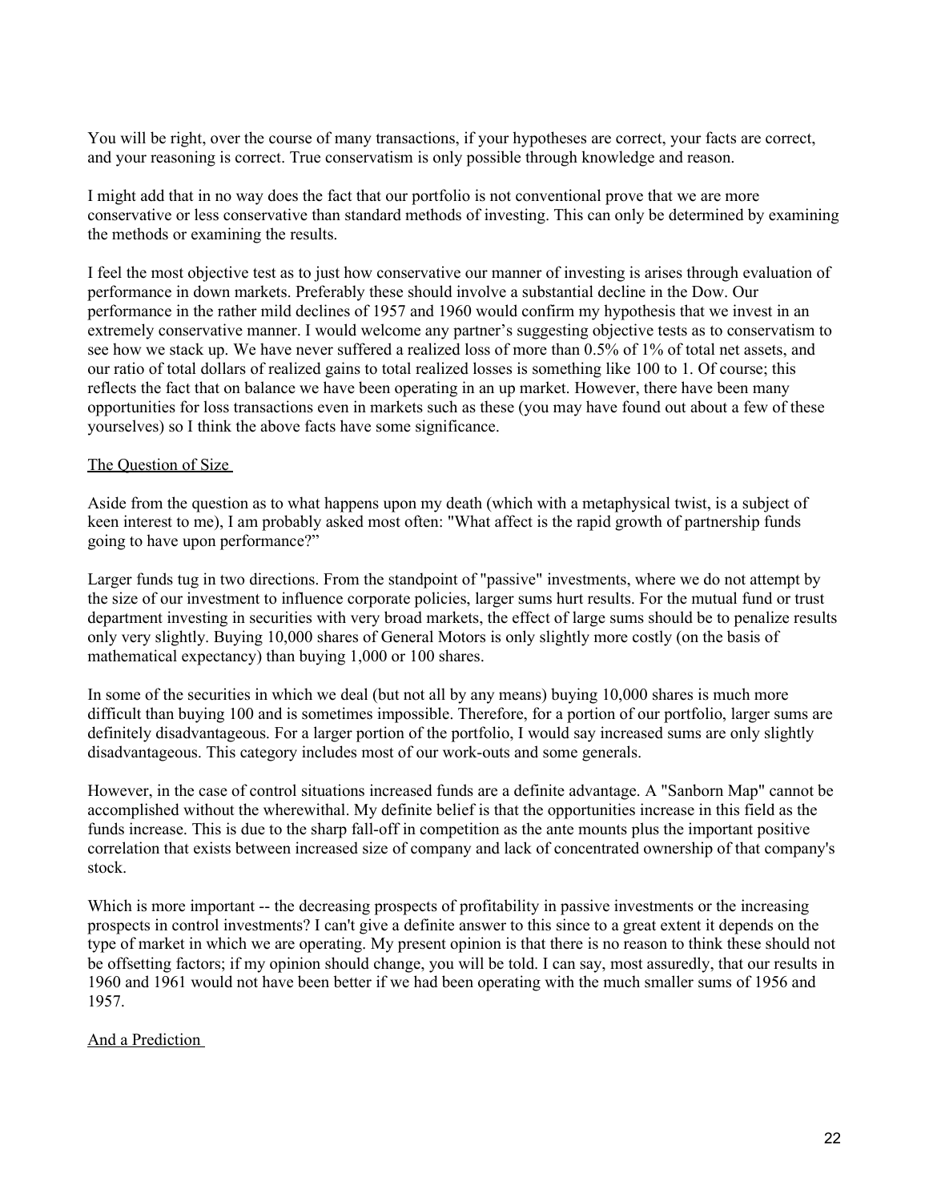You will be right, over the course of many transactions, if your hypotheses are correct, your facts are correct, and your reasoning is correct. True conservatism is only possible through knowledge and reason.

I might add that in no way does the fact that our portfolio is not conventional prove that we are more conservative or less conservative than standard methods of investing. This can only be determined by examining the methods or examining the results.

I feel the most objective test as to just how conservative our manner of investing is arises through evaluation of performance in down markets. Preferably these should involve a substantial decline in the Dow. Our performance in the rather mild declines of 1957 and 1960 would confirm my hypothesis that we invest in an extremely conservative manner. I would welcome any partner's suggesting objective tests as to conservatism to see how we stack up. We have never suffered a realized loss of more than 0.5% of 1% of total net assets, and our ratio of total dollars of realized gains to total realized losses is something like 100 to 1. Of course; this reflects the fact that on balance we have been operating in an up market. However, there have been many opportunities for loss transactions even in markets such as these (you may have found out about a few of these yourselves) so I think the above facts have some significance.

<u>The Question of Size</u>

Aside from the question as to what happens upon my death (which with a metaphysical twist, is a subject of keen interest to me), I am probably asked most often: "What affect is the rapid growth of partnership funds going to have upon performance?"

Larger funds tug in two directions. From the standpoint of "passive" investments, where we do not attempt by the size of our investment to influence corporate policies, larger sums hurt results. For the mutual fund or trust department investing in securities with very broad markets, the effect of large sums should be to penalize results only very slightly. Buying 10,000 shares of General Motors is only slightly more costly (on the basis of mathematical expectancy) than buying 1,000 or 100 shares.

In some of the securities in which we deal (but not all by any means) buying 10,000 shares is much more difficult than buying 100 and is sometimes impossible. Therefore, for a portion of our portfolio, larger sums are definitely disadvantageous. For a larger portion of the portfolio, I would say increased sums are only slightly disadvantageous. This category includes most of our work-outs and some generals.

However, in the case of control situations increased funds are a definite advantage. A "Sanborn Map" cannot be accomplished without the wherewithal. My definite belief is that the opportunities increase in this field as the funds increase. This is due to the sharp fall-off in competition as the ante mounts plus the important positive correlation that exists between increased size of company and lack of concentrated ownership of that company's stock.

Which is more important -- the decreasing prospects of profitability in passive investments or the increasing prospects in control investments? I can't give a definite answer to this since to a great extent it depends on the type of market in which we are operating. My present opinion is that there is no reason to think these should not be offsetting factors; if my opinion should change, you will be told. I can say, most assuredly, that our results in 1960 and 1961 would not have been better if we had been operating with the much smaller sums of 1956 and 1957.

<u>And a Prediction</u>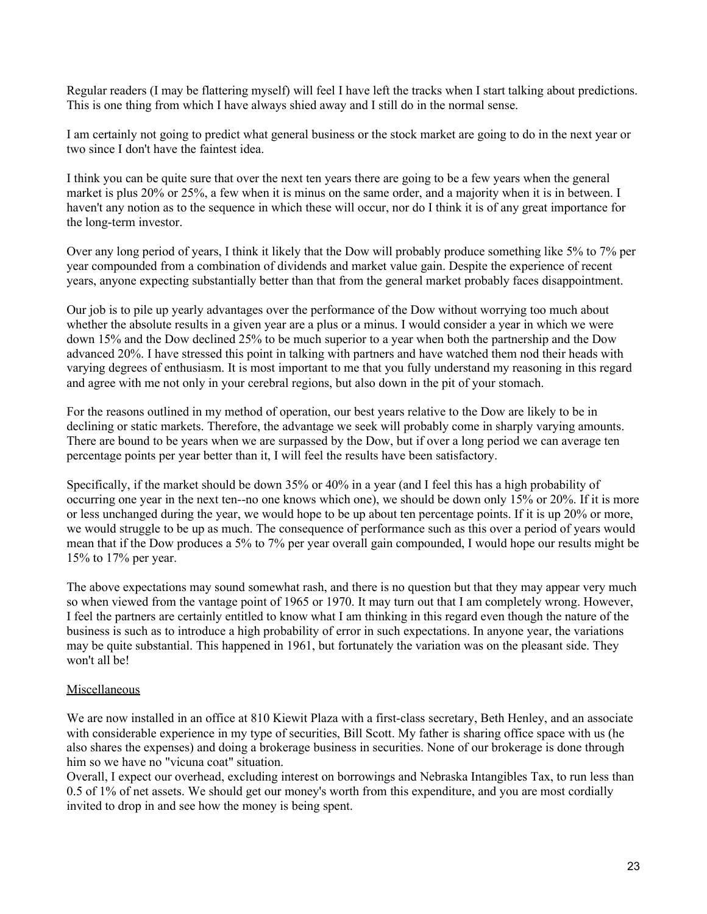Regular readers (I may be flattering myself) will feel I have left the tracks when I start talking about predictions. This is one thing from which I have always shied away and I still do in the normal sense.

I am certainly not going to predict what general business or the stock market are going to do in the next year or two since I don't have the faintest idea.

I think you can be quite sure that over the next ten years there are going to be a few years when the general market is plus 20% or 25%, a few when it is minus on the same order, and a majority when it is in between. I haven't any notion as to the sequence in which these will occur, nor do I think it is of any great importance for the long-term investor.

Over any long period of years, I think it likely that the Dow will probably produce something like 5% to 7% per year compounded from a combination of dividends and market value gain. Despite the experience of recent years, anyone expecting substantially better than that from the general market probably faces disappointment.

Our job is to pile up yearly advantages over the performance of the Dow without worrying too much about whether the absolute results in a given year are a plus or a minus. I would consider a year in which we were down 15% and the Dow declined 25% to be much superior to a year when both the partnership and the Dow advanced 20%. I have stressed this point in talking with partners and have watched them nod their heads with varying degrees of enthusiasm. It is most important to me that you fully understand my reasoning in this regard and agree with me not only in your cerebral regions, but also down in the pit of your stomach.

For the reasons outlined in my method of operation, our best years relative to the Dow are likely to be in declining or static markets. Therefore, the advantage we seek will probably come in sharply varying amounts. There are bound to be years when we are surpassed by the Dow, but if over a long period we can average ten percentage points per year better than it, I will feel the results have been satisfactory.

Specifically, if the market should be down 35% or 40% in a year (and I feel this has a high probability of occurring one year in the next ten--no one knows which one), we should be down only 15% or 20%. If it is more or less unchanged during the year, we would hope to be up about ten percentage points. If it is up 20% or more, we would struggle to be up as much. The consequence of performance such as this over a period of years would mean that if the Dow produces a 5% to 7% per year overall gain compounded, I would hope our results might be 15% to 17% per year.

The above expectations may sound somewhat rash, and there is no question but that they may appear very much so when viewed from the vantage point of 1965 or 1970. It may turn out that I am completely wrong. However, I feel the partners are certainly entitled to know what I am thinking in this regard even though the nature of the business is such as to introduce a high probability of error in such expectations. In anyone year, the variations may be quite substantial. This happened in 1961, but fortunately the variation was on the pleasant side. They won't all be!

## Miscellaneous

We are now installed in an office at 810 Kiewit Plaza with a first-class secretary, Beth Henley, and an associate with considerable experience in my type of securities, Bill Scott. My father is sharing office space with us (he also shares the expenses) and doing a brokerage business in securities. None of our brokerage is done through him so we have no "vicuna coat" situation.

Overall, I expect our overhead, excluding interest on borrowings and Nebraska Intangibles Tax, to run less than 0.5 of 1% of net assets. We should get our money's worth from this expenditure, and you are most cordially invited to drop in and see how the money is being spent.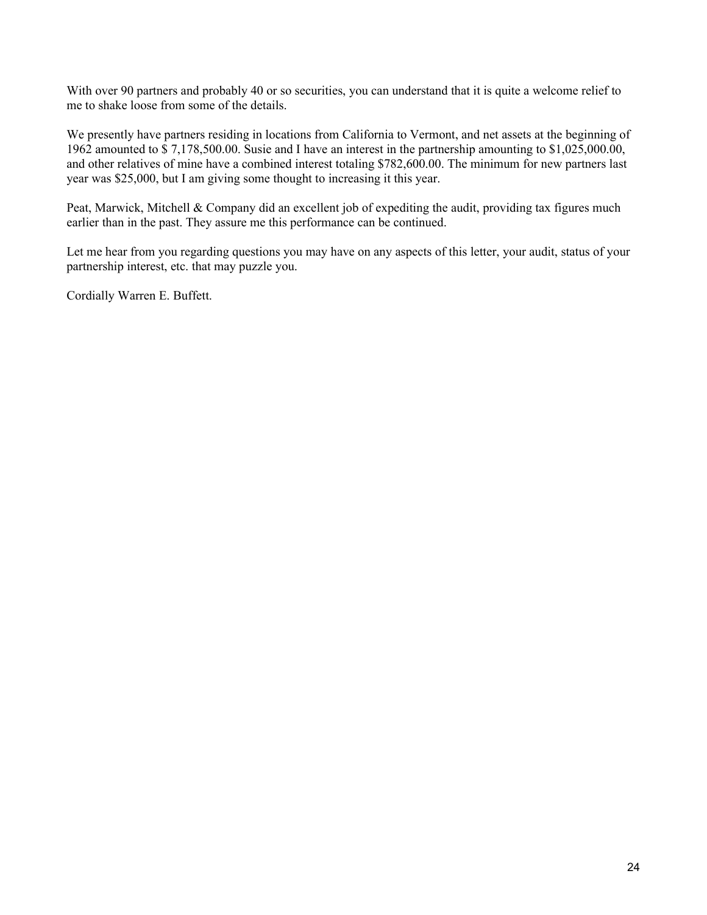With over 90 partners and probably 40 or so securities, you can understand that it is quite a welcome relief to me to shake loose from some of the details.

We presently have partners residing in locations from California to Vermont, and net assets at the beginning of 1962 amounted to $ 7,178,500.00. Susie and I have an interest in the partnership amounting to $1,025,000.00, and other relatives of mine have a combined interest totaling $782,600.00. The minimum for new partners last year was $25,000, but I am giving some thought to increasing it this year.

Peat, Marwick, Mitchell & Company did an excellent job of expediting the audit, providing tax figures much earlier than in the past. They assure me this performance can be continued.

Let me hear from you regarding questions you may have on any aspects of this letter, your audit, status of your partnership interest, etc. that may puzzle you.

Cordially Warren E. Buffett.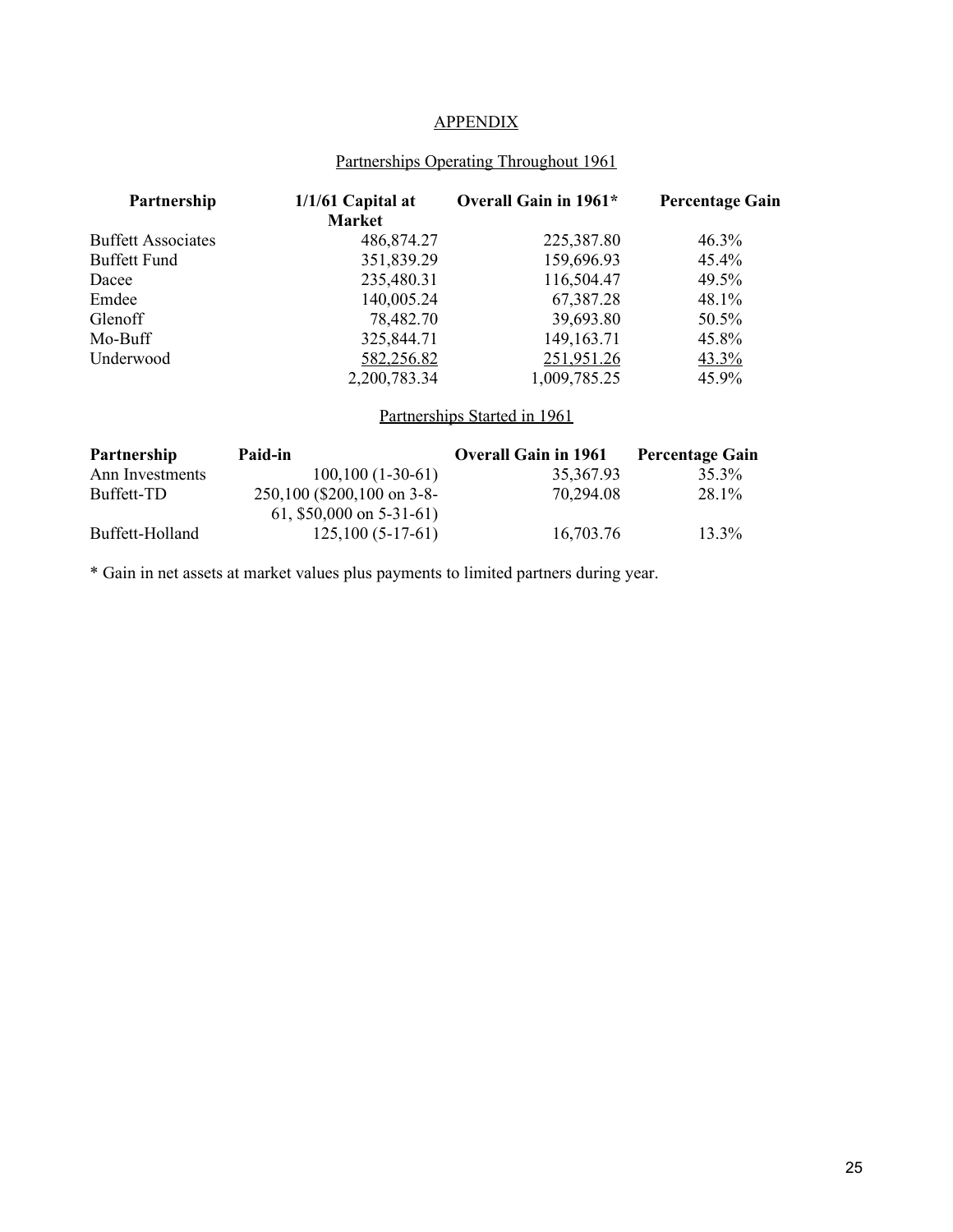## APPENDIX

### Partnerships Operating Throughout 1961

| Partnership | 1/1/61 Capital at Market | Overall Gain in 1961* | Percentage Gain |
|---|---|---|---|
| Buffett Associates | 486,874.27 | 225,387.80 | 46.3% |
| Buffett Fund | 351,839.29 | 159,696.93 | 45.4% |
| Dacee | 235,480.31 | 116,504.47 | 49.5% |
| Emdee | 140,005.24 | 67,387.28 | 48.1% |
| Glenoff | 78,482.70 | 39,693.80 | 50.5% |
| Mo-Buff | 325,844.71 | 149,163.71 | 45.8% |
| Underwood | 582,256.82 | 251,951.26 | 43.3% |
| | 2,200,783.34 | 1,009,785.25 | 45.9% |

### Partnerships Started in 1961

| Partnership | Paid-in | Overall Gain in 1961 | Percentage Gain |
|---|---|---|---|
| Ann Investments | 100,100 (1-30-61) | 35,367.93 | 35.3% |
| Buffett-TD | 250,100 ($200,100 on 3-8-61, $50,000 on 5-31-61) | 70,294.08 | 28.1% |
| Buffett-Holland | 125,100 (5-17-61) | 16,703.76 | 13.3% |

* Gain in net assets at market values plus payments to limited partners during year.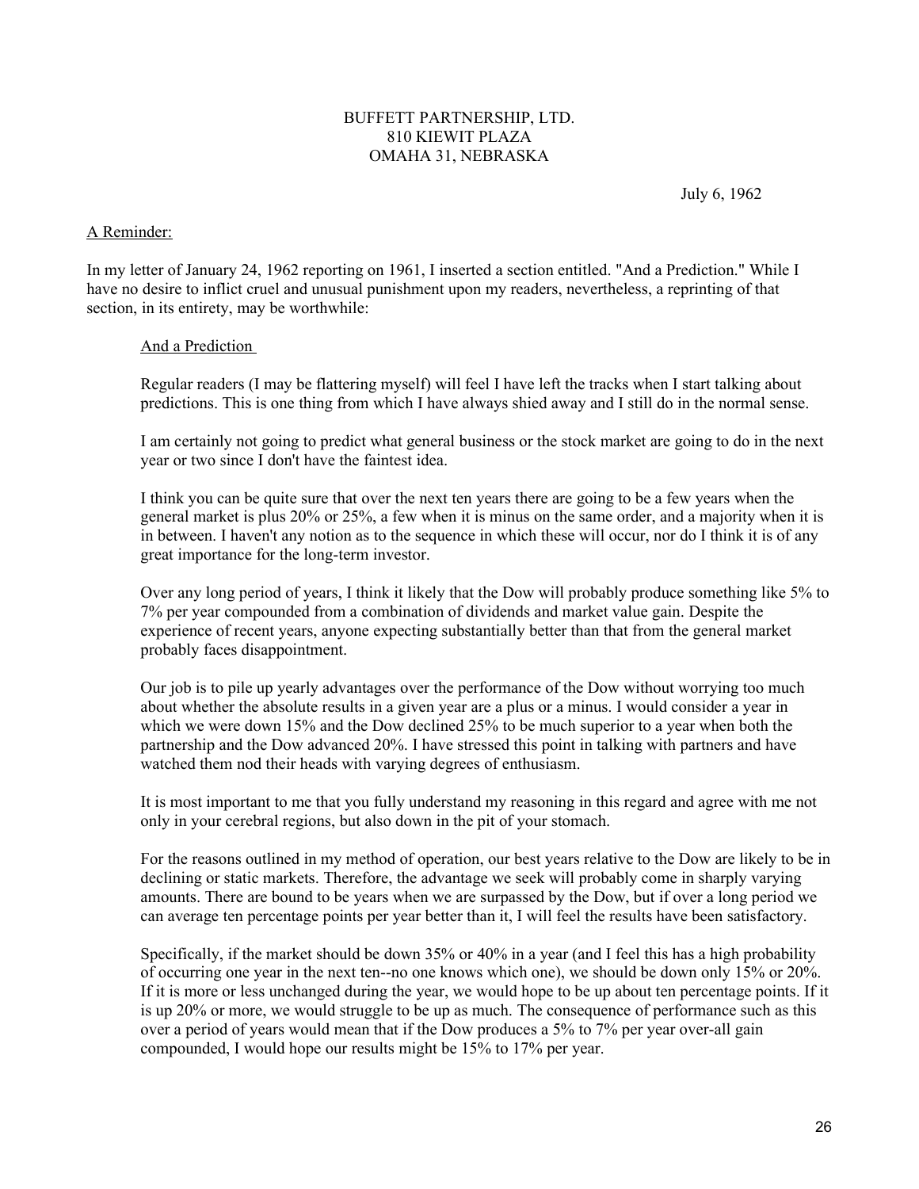BUFFETT PARTNERSHIP, LTD.
810 KIEWIT PLAZA
OMAHA 31, NEBRASKA

July 6, 1962

A Reminder:

In my letter of January 24, 1962 reporting on 1961, I inserted a section entitled. "And a Prediction." While I have no desire to inflict cruel and unusual punishment upon my readers, nevertheless, a reprinting of that section, in its entirety, may be worthwhile:

> And a Prediction
>
> Regular readers (I may be flattering myself) will feel I have left the tracks when I start talking about predictions. This is one thing from which I have always shied away and I still do in the normal sense.
>
> I am certainly not going to predict what general business or the stock market are going to do in the next year or two since I don't have the faintest idea.
>
> I think you can be quite sure that over the next ten years there are going to be a few years when the general market is plus 20% or 25%, a few when it is minus on the same order, and a majority when it is in between. I haven't any notion as to the sequence in which these will occur, nor do I think it is of any great importance for the long-term investor.
>
> Over any long period of years, I think it likely that the Dow will probably produce something like 5% to 7% per year compounded from a combination of dividends and market value gain. Despite the experience of recent years, anyone expecting substantially better than that from the general market probably faces disappointment.
>
> Our job is to pile up yearly advantages over the performance of the Dow without worrying too much about whether the absolute results in a given year are a plus or a minus. I would consider a year in which we were down 15% and the Dow declined 25% to be much superior to a year when both the partnership and the Dow advanced 20%. I have stressed this point in talking with partners and have watched them nod their heads with varying degrees of enthusiasm.
>
> It is most important to me that you fully understand my reasoning in this regard and agree with me not only in your cerebral regions, but also down in the pit of your stomach.
>
> For the reasons outlined in my method of operation, our best years relative to the Dow are likely to be in declining or static markets. Therefore, the advantage we seek will probably come in sharply varying amounts. There are bound to be years when we are surpassed by the Dow, but if over a long period we can average ten percentage points per year better than it, I will feel the results have been satisfactory.
>
> Specifically, if the market should be down 35% or 40% in a year (and I feel this has a high probability of occurring one year in the next ten--no one knows which one), we should be down only 15% or 20%. If it is more or less unchanged during the year, we would hope to be up about ten percentage points. If it is up 20% or more, we would struggle to be up as much. The consequence of performance such as this over a period of years would mean that if the Dow produces a 5% to 7% per year over-all gain compounded, I would hope our results might be 15% to 17% per year.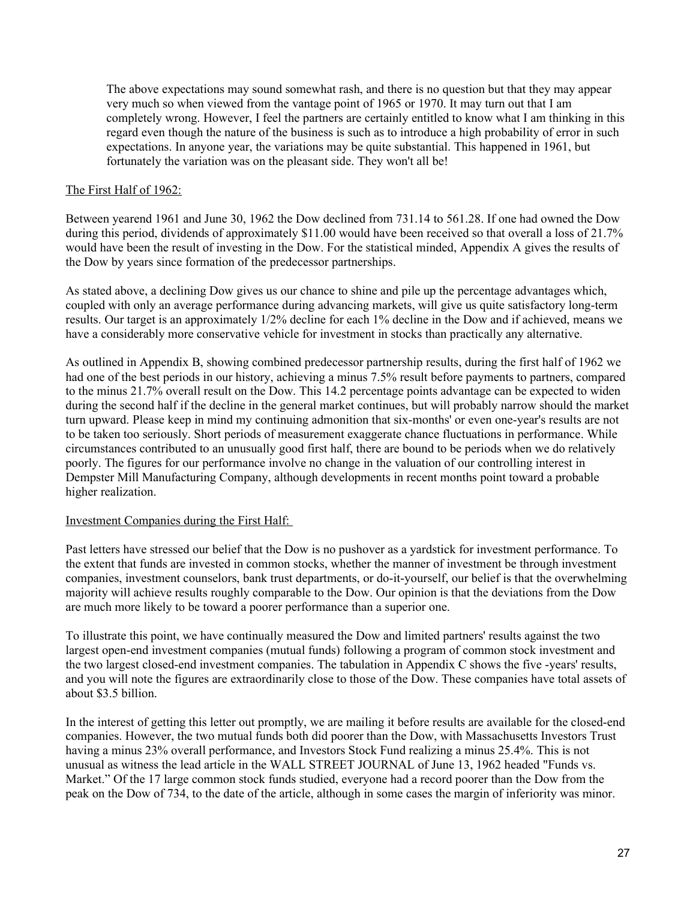The above expectations may sound somewhat rash, and there is no question but that they may appear very much so when viewed from the vantage point of 1965 or 1970. It may turn out that I am completely wrong. However, I feel the partners are certainly entitled to know what I am thinking in this regard even though the nature of the business is such as to introduce a high probability of error in such expectations. In anyone year, the variations may be quite substantial. This happened in 1961, but fortunately the variation was on the pleasant side. They won't all be!

The First Half of 1962:

Between yearend 1961 and June 30, 1962 the Dow declined from 731.14 to 561.28. If one had owned the Dow during this period, dividends of approximately $11.00 would have been received so that overall a loss of 21.7% would have been the result of investing in the Dow. For the statistical minded, Appendix A gives the results of the Dow by years since formation of the predecessor partnerships.

As stated above, a declining Dow gives us our chance to shine and pile up the percentage advantages which, coupled with only an average performance during advancing markets, will give us quite satisfactory long-term results. Our target is an approximately 1/2% decline for each 1% decline in the Dow and if achieved, means we have a considerably more conservative vehicle for investment in stocks than practically any alternative.

As outlined in Appendix B, showing combined predecessor partnership results, during the first half of 1962 we had one of the best periods in our history, achieving a minus 7.5% result before payments to partners, compared to the minus 21.7% overall result on the Dow. This 14.2 percentage points advantage can be expected to widen during the second half if the decline in the general market continues, but will probably narrow should the market turn upward. Please keep in mind my continuing admonition that six-months' or even one-year's results are not to be taken too seriously. Short periods of measurement exaggerate chance fluctuations in performance. While circumstances contributed to an unusually good first half, there are bound to be periods when we do relatively poorly. The figures for our performance involve no change in the valuation of our controlling interest in Dempster Mill Manufacturing Company, although developments in recent months point toward a probable higher realization.

Investment Companies during the First Half:

Past letters have stressed our belief that the Dow is no pushover as a yardstick for investment performance. To the extent that funds are invested in common stocks, whether the manner of investment be through investment companies, investment counselors, bank trust departments, or do-it-yourself, our belief is that the overwhelming majority will achieve results roughly comparable to the Dow. Our opinion is that the deviations from the Dow are much more likely to be toward a poorer performance than a superior one.

To illustrate this point, we have continually measured the Dow and limited partners' results against the two largest open-end investment companies (mutual funds) following a program of common stock investment and the two largest closed-end investment companies. The tabulation in Appendix C shows the five -years' results, and you will note the figures are extraordinarily close to those of the Dow. These companies have total assets of about $3.5 billion.

In the interest of getting this letter out promptly, we are mailing it before results are available for the closed-end companies. However, the two mutual funds both did poorer than the Dow, with Massachusetts Investors Trust having a minus 23% overall performance, and Investors Stock Fund realizing a minus 25.4%. This is not unusual as witness the lead article in the WALL STREET JOURNAL of June 13, 1962 headed "Funds vs. Market." Of the 17 large common stock funds studied, everyone had a record poorer than the Dow from the peak on the Dow of 734, to the date of the article, although in some cases the margin of inferiority was minor.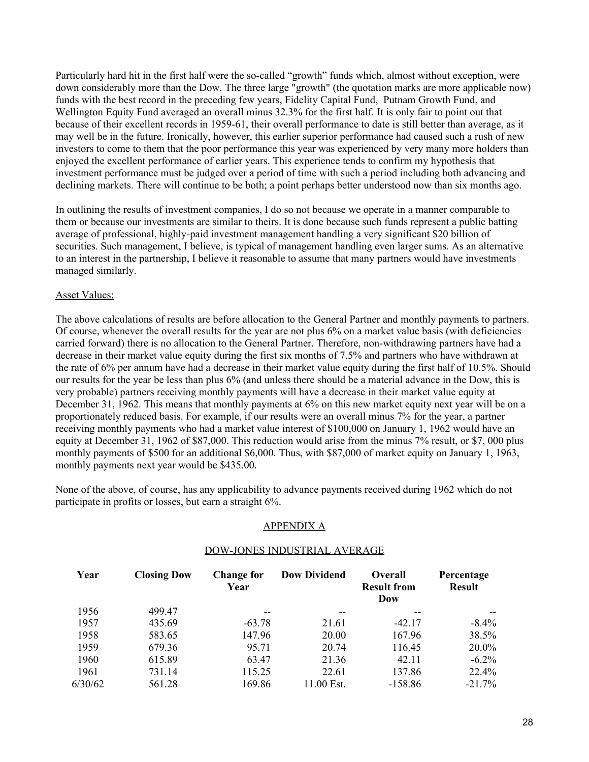Particularly hard hit in the first half were the so-called "growth" funds which, almost without exception, were down considerably more than the Dow. The three large "growth" (the quotation marks are more applicable now) funds with the best record in the preceding few years, Fidelity Capital Fund, Putnam Growth Fund, and Wellington Equity Fund averaged an overall minus 32.3% for the first half. It is only fair to point out that because of their excellent records in 1959-61, their overall performance to date is still better than average, as it may well be in the future. Ironically, however, this earlier superior performance had caused such a rush of new investors to come to them that the poor performance this year was experienced by very many more holders than enjoyed the excellent performance of earlier years. This experience tends to confirm my hypothesis that investment performance must be judged over a period of time with such a period including both advancing and declining markets. There will continue to be both; a point perhaps better understood now than six months ago.

In outlining the results of investment companies, I do so not because we operate in a manner comparable to them or because our investments are similar to theirs. It is done because such funds represent a public batting average of professional, highly-paid investment management handling a very significant $20 billion of securities. Such management, I believe, is typical of management handling even larger sums. As an alternative to an interest in the partnership, I believe it reasonable to assume that many partners would have investments managed similarly.

Asset Values:

The above calculations of results are before allocation to the General Partner and monthly payments to partners. Of course, whenever the overall results for the year are not plus 6% on a market value basis (with deficiencies carried forward) there is no allocation to the General Partner. Therefore, non-withdrawing partners have had a decrease in their market value equity during the first six months of 7.5% and partners who have withdrawn at the rate of 6% per annum have had a decrease in their market value equity during the first half of 10.5%. Should our results for the year be less than plus 6% (and unless there should be a material advance in the Dow, this is very probable) partners receiving monthly payments will have a decrease in their market value equity at December 31, 1962. This means that monthly payments at 6% on this new market equity next year will be on a proportionately reduced basis. For example, if our results were an overall minus 7% for the year, a partner receiving monthly payments who had a market value interest of $100,000 on January 1, 1962 would have an equity at December 31, 1962 of $87,000. This reduction would arise from the minus 7% result, or $7, 000 plus monthly payments of $500 for an additional $6,000. Thus, with $87,000 of market equity on January 1, 1963, monthly payments next year would be $435.00.

None of the above, of course, has any applicability to advance payments received during 1962 which do not participate in profits or losses, but earn a straight 6%.

APPENDIX A

DOW-JONES INDUSTRIAL AVERAGE

| Year | Closing Dow | Change for Year | Dow Dividend | Overall Result from Dow | Percentage Result |
|---|---|---|---|---|---|
| 1956 | 499.47 | -- | -- | -- | -- |
| 1957 | 435.69 | -63.78 | 21.61 | -42.17 | -8.4% |
| 1958 | 583.65 | 147.96 | 20.00 | 167.96 | 38.5% |
| 1959 | 679.36 | 95.71 | 20.74 | 116.45 | 20.0% |
| 1960 | 615.89 | 63.47 | 21.36 | 42.11 | -6.2% |
| 1961 | 731.14 | 115.25 | 22.61 | 137.86 | 22.4% |
| 6/30/62 | 561.28 | 169.86 | 11.00 Est. | -158.86 | -21.7% |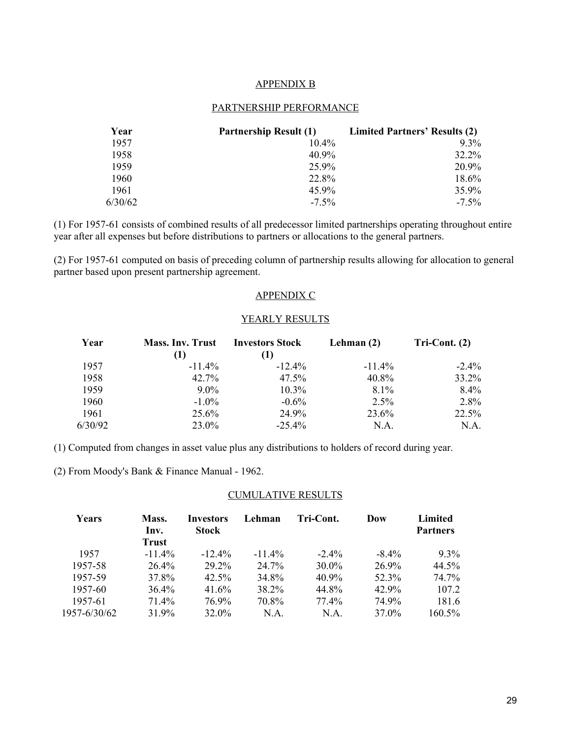## APPENDIX B

### PARTNERSHIP PERFORMANCE

| Year | Partnership Result (1) | Limited Partners' Results (2) |
|---|---|---|
| 1957 | 10.4% | 9.3% |
| 1958 | 40.9% | 32.2% |
| 1959 | 25.9% | 20.9% |
| 1960 | 22.8% | 18.6% |
| 1961 | 45.9% | 35.9% |
| 6/30/62 | -7.5% | -7.5% |

(1) For 1957-61 consists of combined results of all predecessor limited partnerships operating throughout entire year after all expenses but before distributions to partners or allocations to the general partners.

(2) For 1957-61 computed on basis of preceding column of partnership results allowing for allocation to general partner based upon present partnership agreement.

## APPENDIX C

### YEARLY RESULTS

| Year | Mass. Inv. Trust (1) | Investors Stock (1) | Lehman (2) | Tri-Cont. (2) |
|---|---|---|---|---|
| 1957 | -11.4% | -12.4% | -11.4% | -2.4% |
| 1958 | 42.7% | 47.5% | 40.8% | 33.2% |
| 1959 | 9.0% | 10.3% | 8.1% | 8.4% |
| 1960 | -1.0% | -0.6% | 2.5% | 2.8% |
| 1961 | 25.6% | 24.9% | 23.6% | 22.5% |
| 6/30/92 | 23.0% | -25.4% | N.A. | N.A. |

(1) Computed from changes in asset value plus any distributions to holders of record during year.

(2) From Moody's Bank & Finance Manual - 1962.

### CUMULATIVE RESULTS

| Years | Mass. Inv. Trust | Investors Stock | Lehman | Tri-Cont. | Dow | Limited Partners |
|---|---|---|---|---|---|---|
| 1957 | -11.4% | -12.4% | -11.4% | -2.4% | -8.4% | 9.3% |
| 1957-58 | 26.4% | 29.2% | 24.7% | 30.0% | 26.9% | 44.5% |
| 1957-59 | 37.8% | 42.5% | 34.8% | 40.9% | 52.3% | 74.7% |
| 1957-60 | 36.4% | 41.6% | 38.2% | 44.8% | 42.9% | 107.2 |
| 1957-61 | 71.4% | 76.9% | 70.8% | 77.4% | 74.9% | 181.6 |
| 1957-6/30/62 | 31.9% | 32.0% | N.A. | N.A. | 37.0% | 160.5% |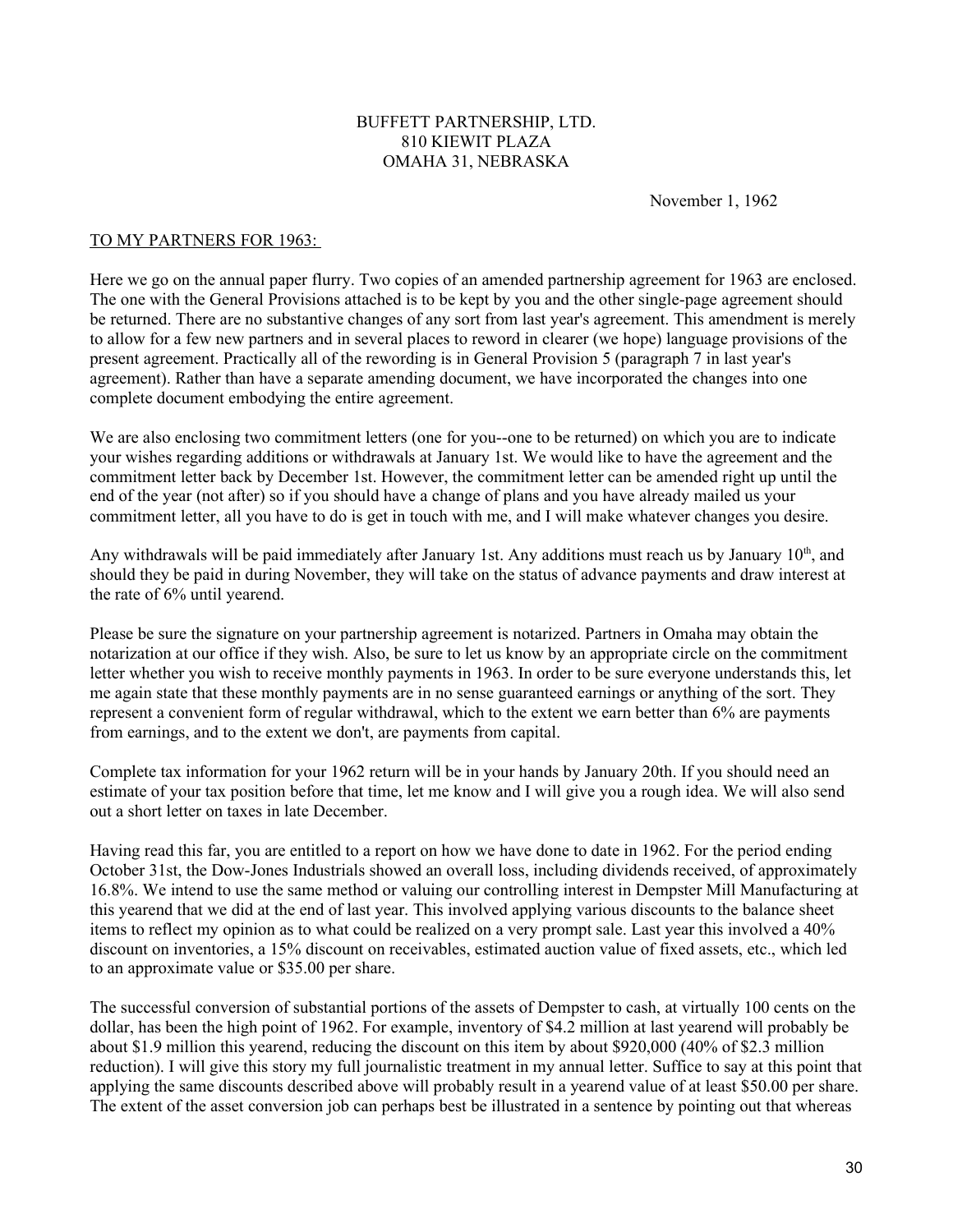BUFFETT PARTNERSHIP, LTD.
810 KIEWIT PLAZA
OMAHA 31, NEBRASKA

November 1, 1962

TO MY PARTNERS FOR 1963:

Here we go on the annual paper flurry. Two copies of an amended partnership agreement for 1963 are enclosed. The one with the General Provisions attached is to be kept by you and the other single-page agreement should be returned. There are no substantive changes of any sort from last year's agreement. This amendment is merely to allow for a few new partners and in several places to reword in clearer (we hope) language provisions of the present agreement. Practically all of the rewording is in General Provision 5 (paragraph 7 in last year's agreement). Rather than have a separate amending document, we have incorporated the changes into one complete document embodying the entire agreement.

We are also enclosing two commitment letters (one for you--one to be returned) on which you are to indicate your wishes regarding additions or withdrawals at January 1st. We would like to have the agreement and the commitment letter back by December 1st. However, the commitment letter can be amended right up until the end of the year (not after) so if you should have a change of plans and you have already mailed us your commitment letter, all you have to do is get in touch with me, and I will make whatever changes you desire.

Any withdrawals will be paid immediately after January 1st. Any additions must reach us by January 10th, and should they be paid in during November, they will take on the status of advance payments and draw interest at the rate of 6% until yearend.

Please be sure the signature on your partnership agreement is notarized. Partners in Omaha may obtain the notarization at our office if they wish. Also, be sure to let us know by an appropriate circle on the commitment letter whether you wish to receive monthly payments in 1963. In order to be sure everyone understands this, let me again state that these monthly payments are in no sense guaranteed earnings or anything of the sort. They represent a convenient form of regular withdrawal, which to the extent we earn better than 6% are payments from earnings, and to the extent we don't, are payments from capital.

Complete tax information for your 1962 return will be in your hands by January 20th. If you should need an estimate of your tax position before that time, let me know and I will give you a rough idea. We will also send out a short letter on taxes in late December.

Having read this far, you are entitled to a report on how we have done to date in 1962. For the period ending October 31st, the Dow-Jones Industrials showed an overall loss, including dividends received, of approximately 16.8%. We intend to use the same method or valuing our controlling interest in Dempster Mill Manufacturing at this yearend that we did at the end of last year. This involved applying various discounts to the balance sheet items to reflect my opinion as to what could be realized on a very prompt sale. Last year this involved a 40% discount on inventories, a 15% discount on receivables, estimated auction value of fixed assets, etc., which led to an approximate value or $35.00 per share.

The successful conversion of substantial portions of the assets of Dempster to cash, at virtually 100 cents on the dollar, has been the high point of 1962. For example, inventory of $4.2 million at last yearend will probably be about $1.9 million this yearend, reducing the discount on this item by about $920,000 (40% of $2.3 million reduction). I will give this story my full journalistic treatment in my annual letter. Suffice to say at this point that applying the same discounts described above will probably result in a yearend value of at least $50.00 per share. The extent of the asset conversion job can perhaps best be illustrated in a sentence by pointing out that whereas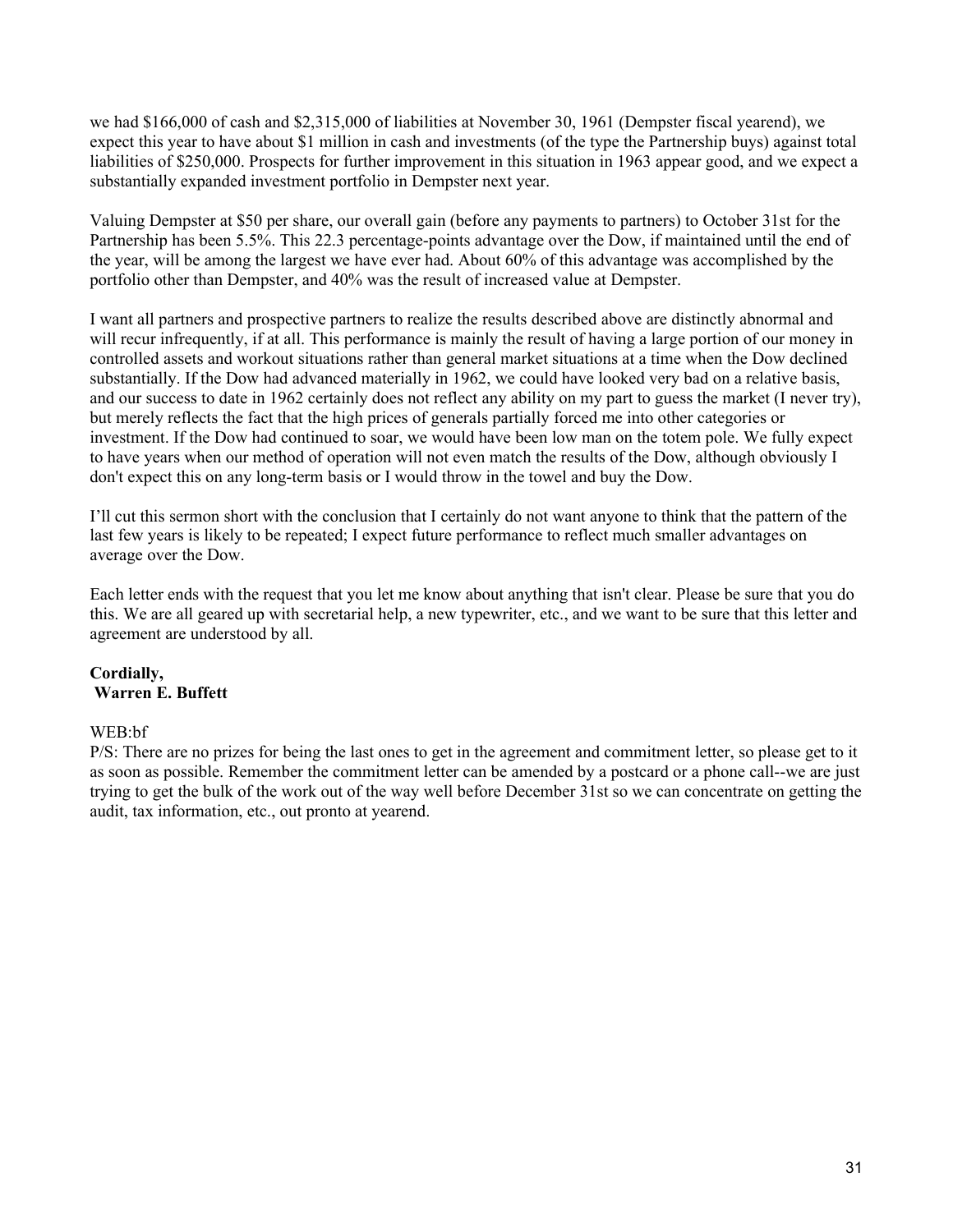we had $166,000 of cash and $2,315,000 of liabilities at November 30, 1961 (Dempster fiscal yearend), we expect this year to have about $1 million in cash and investments (of the type the Partnership buys) against total liabilities of $250,000. Prospects for further improvement in this situation in 1963 appear good, and we expect a substantially expanded investment portfolio in Dempster next year.

Valuing Dempster at $50 per share, our overall gain (before any payments to partners) to October 31st for the Partnership has been 5.5%. This 22.3 percentage-points advantage over the Dow, if maintained until the end of the year, will be among the largest we have ever had. About 60% of this advantage was accomplished by the portfolio other than Dempster, and 40% was the result of increased value at Dempster.

I want all partners and prospective partners to realize the results described above are distinctly abnormal and will recur infrequently, if at all. This performance is mainly the result of having a large portion of our money in controlled assets and workout situations rather than general market situations at a time when the Dow declined substantially. If the Dow had advanced materially in 1962, we could have looked very bad on a relative basis, and our success to date in 1962 certainly does not reflect any ability on my part to guess the market (I never try), but merely reflects the fact that the high prices of generals partially forced me into other categories or investment. If the Dow had continued to soar, we would have been low man on the totem pole. We fully expect to have years when our method of operation will not even match the results of the Dow, although obviously I don't expect this on any long-term basis or I would throw in the towel and buy the Dow.

I'll cut this sermon short with the conclusion that I certainly do not want anyone to think that the pattern of the last few years is likely to be repeated; I expect future performance to reflect much smaller advantages on average over the Dow.

Each letter ends with the request that you let me know about anything that isn't clear. Please be sure that you do this. We are all geared up with secretarial help, a new typewriter, etc., and we want to be sure that this letter and agreement are understood by all.

**Cordially,**
**Warren E. Buffett**

WEB:bf

P/S: There are no prizes for being the last ones to get in the agreement and commitment letter, so please get to it as soon as possible. Remember the commitment letter can be amended by a postcard or a phone call--we are just trying to get the bulk of the work out of the way well before December 31st so we can concentrate on getting the audit, tax information, etc., out pronto at yearend.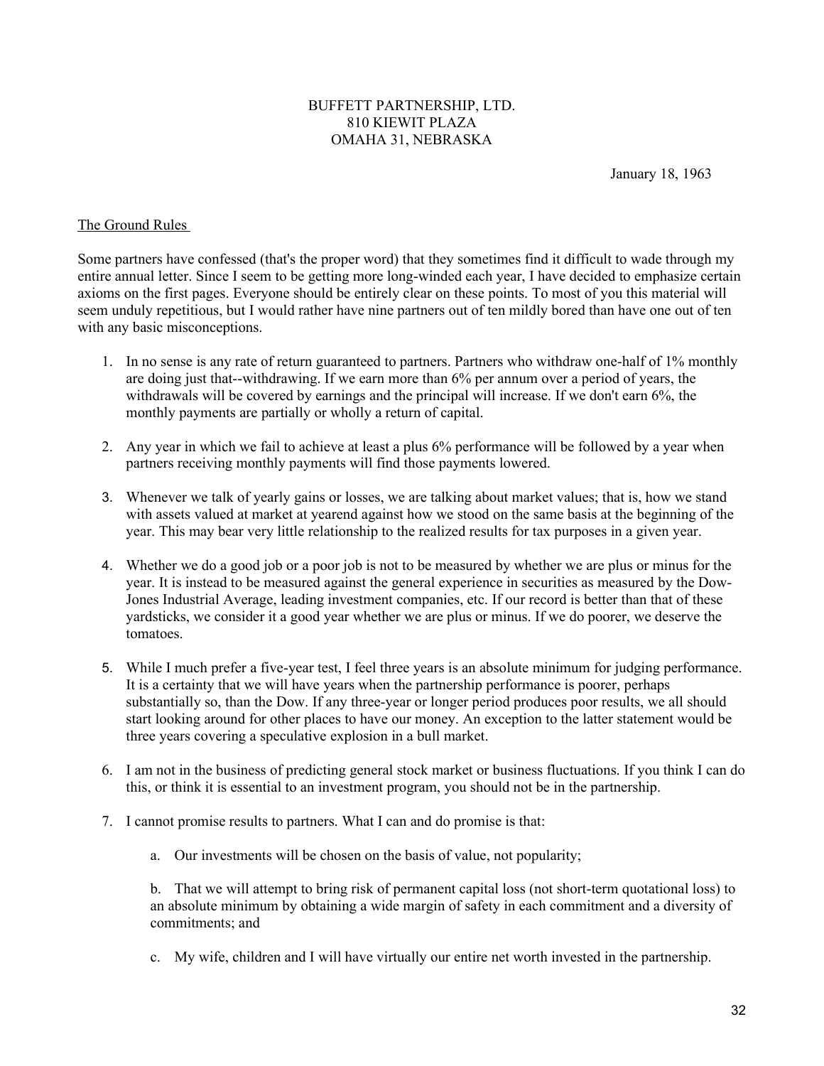BUFFETT PARTNERSHIP, LTD.
810 KIEWIT PLAZA
OMAHA 31, NEBRASKA

January 18, 1963

## The Ground Rules

Some partners have confessed (that's the proper word) that they sometimes find it difficult to wade through my entire annual letter. Since I seem to be getting more long-winded each year, I have decided to emphasize certain axioms on the first pages. Everyone should be entirely clear on these points. To most of you this material will seem unduly repetitious, but I would rather have nine partners out of ten mildly bored than have one out of ten with any basic misconceptions.

1. In no sense is any rate of return guaranteed to partners. Partners who withdraw one-half of 1% monthly are doing just that--withdrawing. If we earn more than 6% per annum over a period of years, the withdrawals will be covered by earnings and the principal will increase. If we don't earn 6%, the monthly payments are partially or wholly a return of capital.

2. Any year in which we fail to achieve at least a plus 6% performance will be followed by a year when partners receiving monthly payments will find those payments lowered.

3. Whenever we talk of yearly gains or losses, we are talking about market values; that is, how we stand with assets valued at market at yearend against how we stood on the same basis at the beginning of the year. This may bear very little relationship to the realized results for tax purposes in a given year.

4. Whether we do a good job or a poor job is not to be measured by whether we are plus or minus for the year. It is instead to be measured against the general experience in securities as measured by the Dow-Jones Industrial Average, leading investment companies, etc. If our record is better than that of these yardsticks, we consider it a good year whether we are plus or minus. If we do poorer, we deserve the tomatoes.

5. While I much prefer a five-year test, I feel three years is an absolute minimum for judging performance. It is a certainty that we will have years when the partnership performance is poorer, perhaps substantially so, than the Dow. If any three-year or longer period produces poor results, we all should start looking around for other places to have our money. An exception to the latter statement would be three years covering a speculative explosion in a bull market.

6. I am not in the business of predicting general stock market or business fluctuations. If you think I can do this, or think it is essential to an investment program, you should not be in the partnership.

7. I cannot promise results to partners. What I can and do promise is that:

   a. Our investments will be chosen on the basis of value, not popularity;

   b. That we will attempt to bring risk of permanent capital loss (not short-term quotational loss) to an absolute minimum by obtaining a wide margin of safety in each commitment and a diversity of commitments; and

   c. My wife, children and I will have virtually our entire net worth invested in the partnership.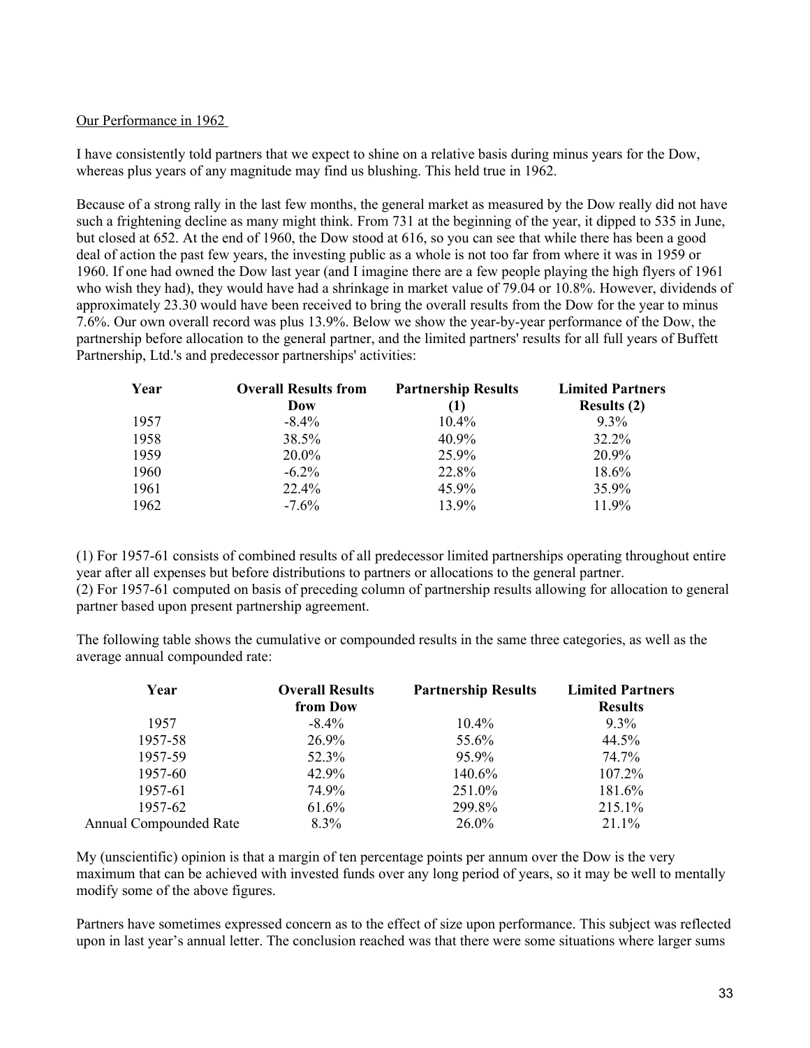Our Performance in 1962

I have consistently told partners that we expect to shine on a relative basis during minus years for the Dow, whereas plus years of any magnitude may find us blushing. This held true in 1962.

Because of a strong rally in the last few months, the general market as measured by the Dow really did not have such a frightening decline as many might think. From 731 at the beginning of the year, it dipped to 535 in June, but closed at 652. At the end of 1960, the Dow stood at 616, so you can see that while there has been a good deal of action the past few years, the investing public as a whole is not too far from where it was in 1959 or 1960. If one had owned the Dow last year (and I imagine there are a few people playing the high flyers of 1961 who wish they had), they would have had a shrinkage in market value of 79.04 or 10.8%. However, dividends of approximately 23.30 would have been received to bring the overall results from the Dow for the year to minus 7.6%. Our own overall record was plus 13.9%. Below we show the year-by-year performance of the Dow, the partnership before allocation to the general partner, and the limited partners' results for all full years of Buffett Partnership, Ltd.'s and predecessor partnerships' activities:

| Year | Overall Results from Dow | Partnership Results (1) | Limited Partners Results (2) |
|---|---|---|---|
| 1957 | -8.4% | 10.4% | 9.3% |
| 1958 | 38.5% | 40.9% | 32.2% |
| 1959 | 20.0% | 25.9% | 20.9% |
| 1960 | -6.2% | 22.8% | 18.6% |
| 1961 | 22.4% | 45.9% | 35.9% |
| 1962 | -7.6% | 13.9% | 11.9% |

(1) For 1957-61 consists of combined results of all predecessor limited partnerships operating throughout entire year after all expenses but before distributions to partners or allocations to the general partner.
(2) For 1957-61 computed on basis of preceding column of partnership results allowing for allocation to general partner based upon present partnership agreement.

The following table shows the cumulative or compounded results in the same three categories, as well as the average annual compounded rate:

| Year | Overall Results from Dow | Partnership Results | Limited Partners Results |
|---|---|---|---|
| 1957 | -8.4% | 10.4% | 9.3% |
| 1957-58 | 26.9% | 55.6% | 44.5% |
| 1957-59 | 52.3% | 95.9% | 74.7% |
| 1957-60 | 42.9% | 140.6% | 107.2% |
| 1957-61 | 74.9% | 251.0% | 181.6% |
| 1957-62 | 61.6% | 299.8% | 215.1% |
| Annual Compounded Rate | 8.3% | 26.0% | 21.1% |

My (unscientific) opinion is that a margin of ten percentage points per annum over the Dow is the very maximum that can be achieved with invested funds over any long period of years, so it may be well to mentally modify some of the above figures.

Partners have sometimes expressed concern as to the effect of size upon performance. This subject was reflected upon in last year's annual letter. The conclusion reached was that there were some situations where larger sums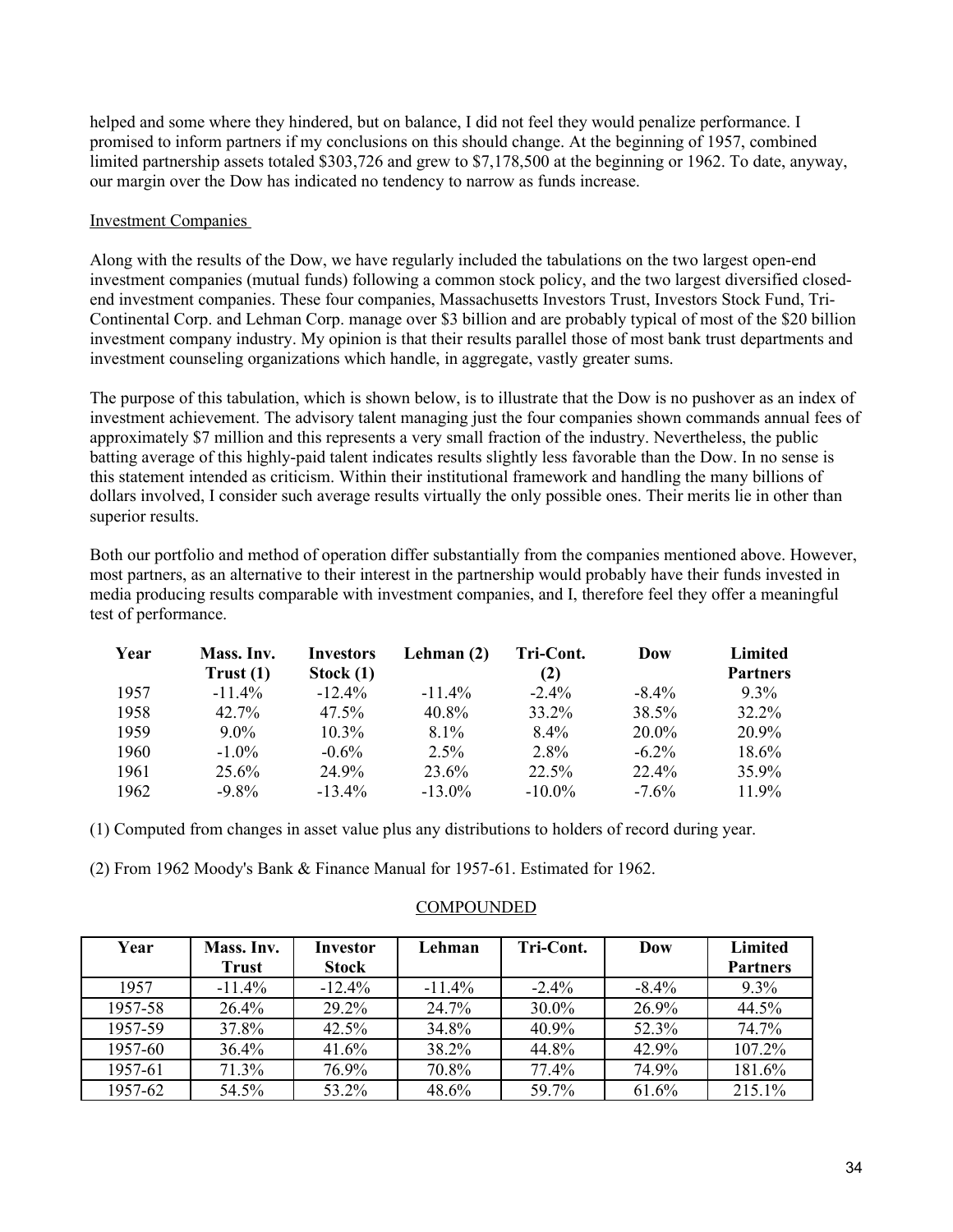helped and some where they hindered, but on balance, I did not feel they would penalize performance. I promised to inform partners if my conclusions on this should change. At the beginning of 1957, combined limited partnership assets totaled $303,726 and grew to $7,178,500 at the beginning or 1962. To date, anyway, our margin over the Dow has indicated no tendency to narrow as funds increase.

## Investment Companies

Along with the results of the Dow, we have regularly included the tabulations on the two largest open-end investment companies (mutual funds) following a common stock policy, and the two largest diversified closed-end investment companies. These four companies, Massachusetts Investors Trust, Investors Stock Fund, Tri-Continental Corp. and Lehman Corp. manage over $3 billion and are probably typical of most of the $20 billion investment company industry. My opinion is that their results parallel those of most bank trust departments and investment counseling organizations which handle, in aggregate, vastly greater sums.

The purpose of this tabulation, which is shown below, is to illustrate that the Dow is no pushover as an index of investment achievement. The advisory talent managing just the four companies shown commands annual fees of approximately $7 million and this represents a very small fraction of the industry. Nevertheless, the public batting average of this highly-paid talent indicates results slightly less favorable than the Dow. In no sense is this statement intended as criticism. Within their institutional framework and handling the many billions of dollars involved, I consider such average results virtually the only possible ones. Their merits lie in other than superior results.

Both our portfolio and method of operation differ substantially from the companies mentioned above. However, most partners, as an alternative to their interest in the partnership would probably have their funds invested in media producing results comparable with investment companies, and I, therefore feel they offer a meaningful test of performance.

| Year | Mass. Inv. Trust (1) | Investors Stock (1) | Lehman (2) | Tri-Cont. (2) | Dow | Limited Partners |
|---|---|---|---|---|---|---|
| 1957 | -11.4% | -12.4% | -11.4% | -2.4% | -8.4% | 9.3% |
| 1958 | 42.7% | 47.5% | 40.8% | 33.2% | 38.5% | 32.2% |
| 1959 | 9.0% | 10.3% | 8.1% | 8.4% | 20.0% | 20.9% |
| 1960 | -1.0% | -0.6% | 2.5% | 2.8% | -6.2% | 18.6% |
| 1961 | 25.6% | 24.9% | 23.6% | 22.5% | 22.4% | 35.9% |
| 1962 | -9.8% | -13.4% | -13.0% | -10.0% | -7.6% | 11.9% |

(1) Computed from changes in asset value plus any distributions to holders of record during year.

(2) From 1962 Moody's Bank & Finance Manual for 1957-61. Estimated for 1962.

COMPOUNDED

| Year | Mass. Inv. Trust | Investor Stock | Lehman | Tri-Cont. | Dow | Limited Partners |
|---|---|---|---|---|---|---|
| 1957 | -11.4% | -12.4% | -11.4% | -2.4% | -8.4% | 9.3% |
| 1957-58 | 26.4% | 29.2% | 24.7% | 30.0% | 26.9% | 44.5% |
| 1957-59 | 37.8% | 42.5% | 34.8% | 40.9% | 52.3% | 74.7% |
| 1957-60 | 36.4% | 41.6% | 38.2% | 44.8% | 42.9% | 107.2% |
| 1957-61 | 71.3% | 76.9% | 70.8% | 77.4% | 74.9% | 181.6% |
| 1957-62 | 54.5% | 53.2% | 48.6% | 59.7% | 61.6% | 215.1% |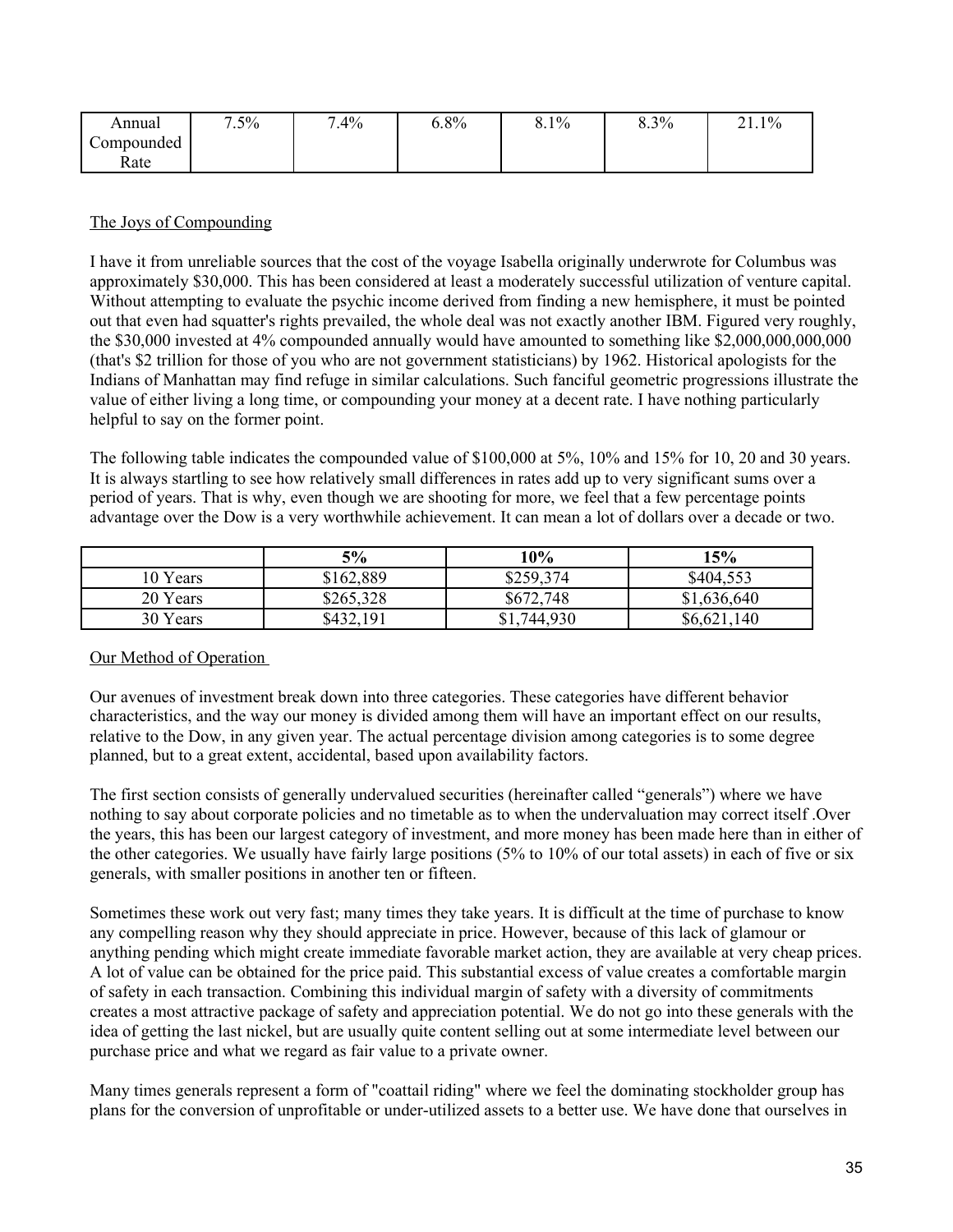| Annual Compounded Rate | 7.5% | 7.4% | 6.8% | 8.1% | 8.3% | 21.1% |
|---|---|---|---|---|---|---|

The Joys of Compounding

I have it from unreliable sources that the cost of the voyage Isabella originally underwrote for Columbus was approximately \$30,000. This has been considered at least a moderately successful utilization of venture capital. Without attempting to evaluate the psychic income derived from finding a new hemisphere, it must be pointed out that even had squatter's rights prevailed, the whole deal was not exactly another IBM. Figured very roughly, the \$30,000 invested at 4% compounded annually would have amounted to something like \$2,000,000,000,000 (that's \$2 trillion for those of you who are not government statisticians) by 1962. Historical apologists for the Indians of Manhattan may find refuge in similar calculations. Such fanciful geometric progressions illustrate the value of either living a long time, or compounding your money at a decent rate. I have nothing particularly helpful to say on the former point.

The following table indicates the compounded value of \$100,000 at 5%, 10% and 15% for 10, 20 and 30 years. It is always startling to see how relatively small differences in rates add up to very significant sums over a period of years. That is why, even though we are shooting for more, we feel that a few percentage points advantage over the Dow is a very worthwhile achievement. It can mean a lot of dollars over a decade or two.

| | 5% | 10% | 15% |
|---|---|---|---|
| 10 Years | \$162,889 | \$259,374 | \$404,553 |
| 20 Years | \$265,328 | \$672,748 | \$1,636,640 |
| 30 Years | \$432,191 | \$1,744,930 | \$6,621,140 |

Our Method of Operation

Our avenues of investment break down into three categories. These categories have different behavior characteristics, and the way our money is divided among them will have an important effect on our results, relative to the Dow, in any given year. The actual percentage division among categories is to some degree planned, but to a great extent, accidental, based upon availability factors.

The first section consists of generally undervalued securities (hereinafter called "generals") where we have nothing to say about corporate policies and no timetable as to when the undervaluation may correct itself .Over the years, this has been our largest category of investment, and more money has been made here than in either of the other categories. We usually have fairly large positions (5% to 10% of our total assets) in each of five or six generals, with smaller positions in another ten or fifteen.

Sometimes these work out very fast; many times they take years. It is difficult at the time of purchase to know any compelling reason why they should appreciate in price. However, because of this lack of glamour or anything pending which might create immediate favorable market action, they are available at very cheap prices. A lot of value can be obtained for the price paid. This substantial excess of value creates a comfortable margin of safety in each transaction. Combining this individual margin of safety with a diversity of commitments creates a most attractive package of safety and appreciation potential. We do not go into these generals with the idea of getting the last nickel, but are usually quite content selling out at some intermediate level between our purchase price and what we regard as fair value to a private owner.

Many times generals represent a form of "coattail riding" where we feel the dominating stockholder group has plans for the conversion of unprofitable or under-utilized assets to a better use. We have done that ourselves in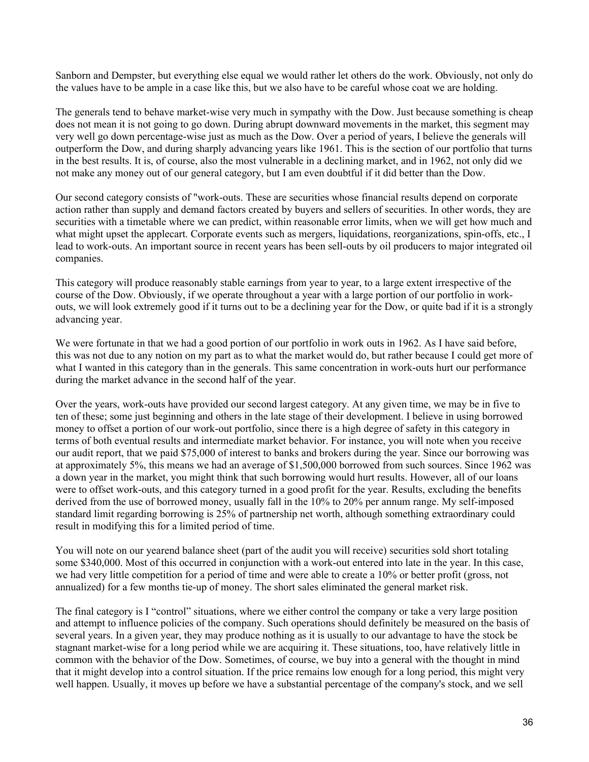Sanborn and Dempster, but everything else equal we would rather let others do the work. Obviously, not only do the values have to be ample in a case like this, but we also have to be careful whose coat we are holding.

The generals tend to behave market-wise very much in sympathy with the Dow. Just because something is cheap does not mean it is not going to go down. During abrupt downward movements in the market, this segment may very well go down percentage-wise just as much as the Dow. Over a period of years, I believe the generals will outperform the Dow, and during sharply advancing years like 1961. This is the section of our portfolio that turns in the best results. It is, of course, also the most vulnerable in a declining market, and in 1962, not only did we not make any money out of our general category, but I am even doubtful if it did better than the Dow.

Our second category consists of "work-outs. These are securities whose financial results depend on corporate action rather than supply and demand factors created by buyers and sellers of securities. In other words, they are securities with a timetable where we can predict, within reasonable error limits, when we will get how much and what might upset the applecart. Corporate events such as mergers, liquidations, reorganizations, spin-offs, etc., I lead to work-outs. An important source in recent years has been sell-outs by oil producers to major integrated oil companies.

This category will produce reasonably stable earnings from year to year, to a large extent irrespective of the course of the Dow. Obviously, if we operate throughout a year with a large portion of our portfolio in work-outs, we will look extremely good if it turns out to be a declining year for the Dow, or quite bad if it is a strongly advancing year.

We were fortunate in that we had a good portion of our portfolio in work outs in 1962. As I have said before, this was not due to any notion on my part as to what the market would do, but rather because I could get more of what I wanted in this category than in the generals. This same concentration in work-outs hurt our performance during the market advance in the second half of the year.

Over the years, work-outs have provided our second largest category. At any given time, we may be in five to ten of these; some just beginning and others in the late stage of their development. I believe in using borrowed money to offset a portion of our work-out portfolio, since there is a high degree of safety in this category in terms of both eventual results and intermediate market behavior. For instance, you will note when you receive our audit report, that we paid $75,000 of interest to banks and brokers during the year. Since our borrowing was at approximately 5%, this means we had an average of $1,500,000 borrowed from such sources. Since 1962 was a down year in the market, you might think that such borrowing would hurt results. However, all of our loans were to offset work-outs, and this category turned in a good profit for the year. Results, excluding the benefits derived from the use of borrowed money, usually fall in the 10% to 20% per annum range. My self-imposed standard limit regarding borrowing is 25% of partnership net worth, although something extraordinary could result in modifying this for a limited period of time.

You will note on our yearend balance sheet (part of the audit you will receive) securities sold short totaling some $340,000. Most of this occurred in conjunction with a work-out entered into late in the year. In this case, we had very little competition for a period of time and were able to create a 10% or better profit (gross, not annualized) for a few months tie-up of money. The short sales eliminated the general market risk.

The final category is I "control" situations, where we either control the company or take a very large position and attempt to influence policies of the company. Such operations should definitely be measured on the basis of several years. In a given year, they may produce nothing as it is usually to our advantage to have the stock be stagnant market-wise for a long period while we are acquiring it. These situations, too, have relatively little in common with the behavior of the Dow. Sometimes, of course, we buy into a general with the thought in mind that it might develop into a control situation. If the price remains low enough for a long period, this might very well happen. Usually, it moves up before we have a substantial percentage of the company's stock, and we sell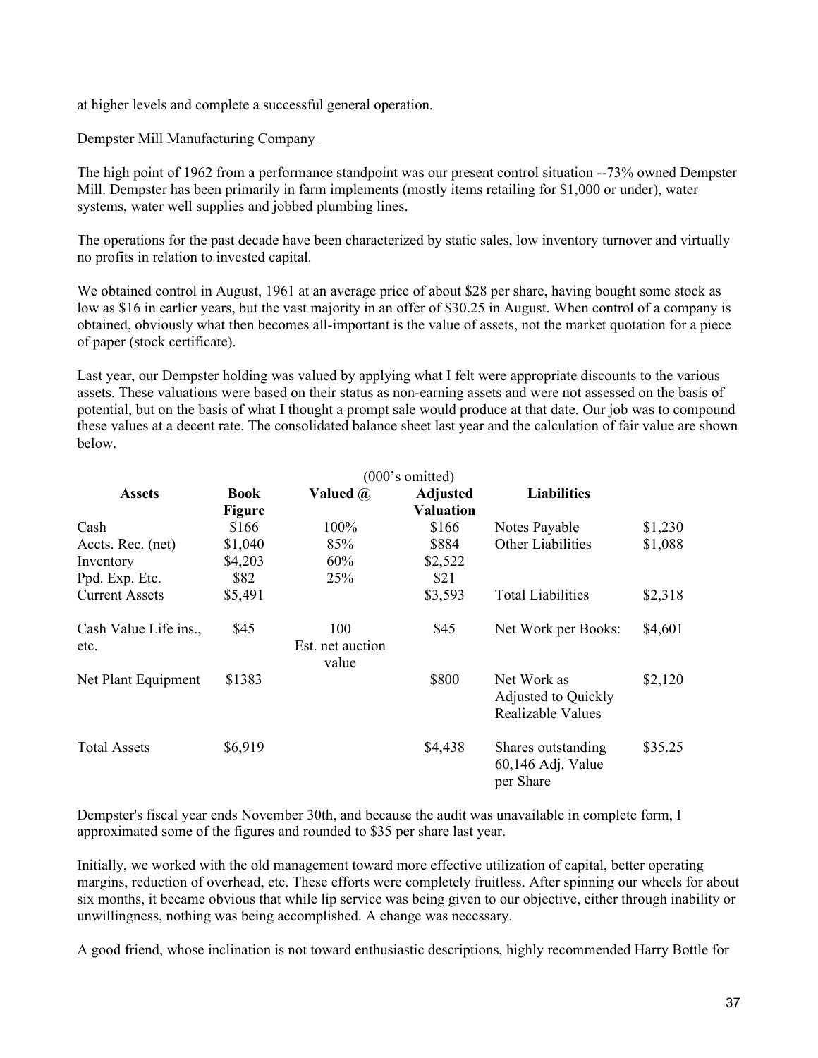at higher levels and complete a successful general operation.

Dempster Mill Manufacturing Company

The high point of 1962 from a performance standpoint was our present control situation --73% owned Dempster Mill. Dempster has been primarily in farm implements (mostly items retailing for $1,000 or under), water systems, water well supplies and jobbed plumbing lines.

The operations for the past decade have been characterized by static sales, low inventory turnover and virtually no profits in relation to invested capital.

We obtained control in August, 1961 at an average price of about $28 per share, having bought some stock as low as $16 in earlier years, but the vast majority in an offer of $30.25 in August. When control of a company is obtained, obviously what then becomes all-important is the value of assets, not the market quotation for a piece of paper (stock certificate).

Last year, our Dempster holding was valued by applying what I felt were appropriate discounts to the various assets. These valuations were based on their status as non-earning assets and were not assessed on the basis of potential, but on the basis of what I thought a prompt sale would produce at that date. Our job was to compound these values at a decent rate. The consolidated balance sheet last year and the calculation of fair value are shown below.

(000's omitted)

| Assets | Book Figure | Valued @ | Adjusted Valuation | Liabilities | |
|---|---|---|---|---|---|
| Cash | $166 | 100% | $166 | Notes Payable | $1,230 |
| Accts. Rec. (net) | $1,040 | 85% | $884 | Other Liabilities | $1,088 |
| Inventory | $4,203 | 60% | $2,522 | | |
| Ppd. Exp. Etc. | $82 | 25% | $21 | | |
| Current Assets | $5,491 | | $3,593 | Total Liabilities | $2,318 |
| Cash Value Life ins., etc. | $45 | 100 Est. net auction value | $45 | Net Work per Books: | $4,601 |
| Net Plant Equipment | $1383 | | $800 | Net Work as Adjusted to Quickly Realizable Values | $2,120 |
| Total Assets | $6,919 | | $4,438 | Shares outstanding 60,146 Adj. Value per Share | $35.25 |

Dempster's fiscal year ends November 30th, and because the audit was unavailable in complete form, I approximated some of the figures and rounded to $35 per share last year.

Initially, we worked with the old management toward more effective utilization of capital, better operating margins, reduction of overhead, etc. These efforts were completely fruitless. After spinning our wheels for about six months, it became obvious that while lip service was being given to our objective, either through inability or unwillingness, nothing was being accomplished. A change was necessary.

A good friend, whose inclination is not toward enthusiastic descriptions, highly recommended Harry Bottle for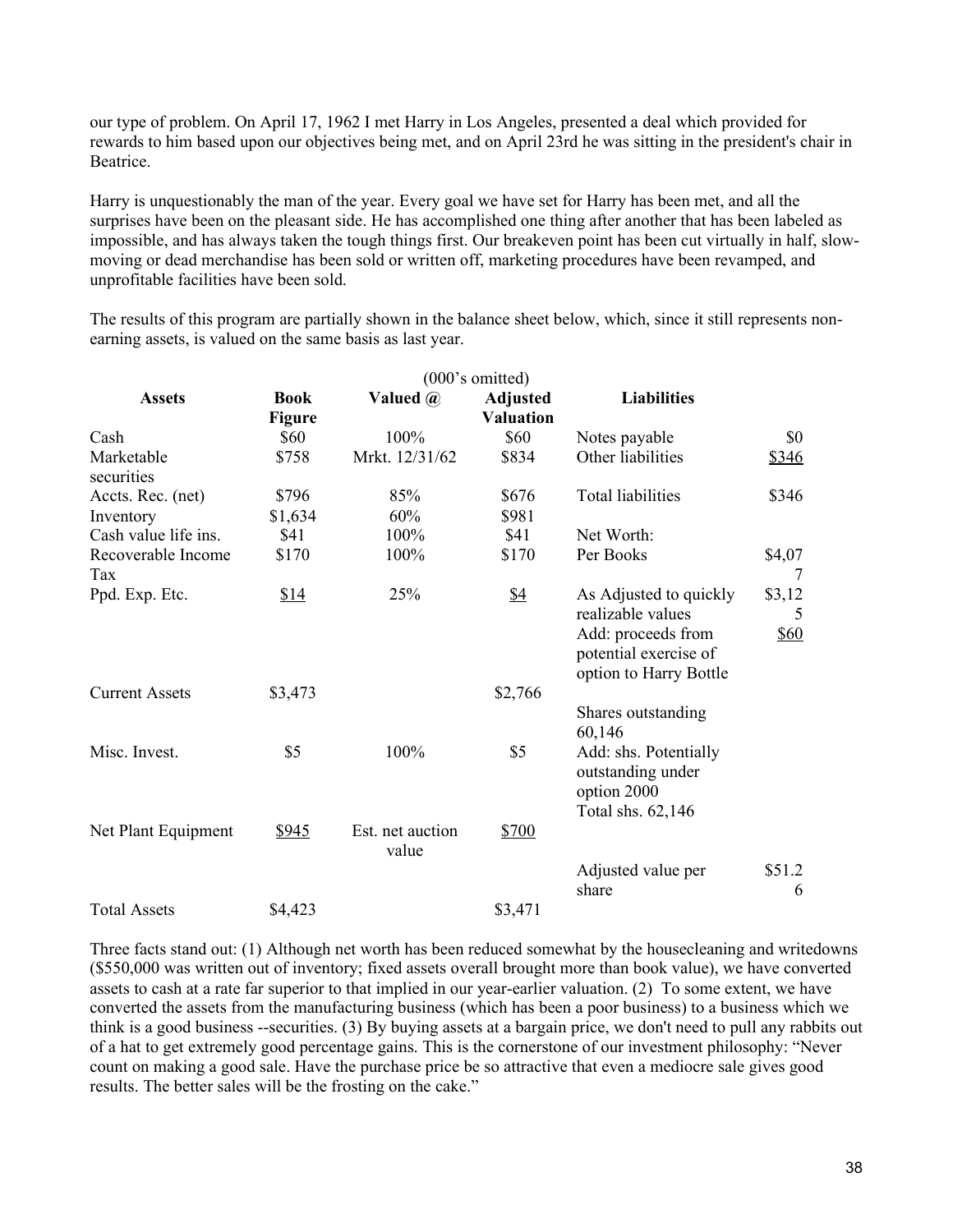our type of problem. On April 17, 1962 I met Harry in Los Angeles, presented a deal which provided for rewards to him based upon our objectives being met, and on April 23rd he was sitting in the president's chair in Beatrice.

Harry is unquestionably the man of the year. Every goal we have set for Harry has been met, and all the surprises have been on the pleasant side. He has accomplished one thing after another that has been labeled as impossible, and has always taken the tough things first. Our breakeven point has been cut virtually in half, slow-moving or dead merchandise has been sold or written off, marketing procedures have been revamped, and unprofitable facilities have been sold.

The results of this program are partially shown in the balance sheet below, which, since it still represents non-earning assets, is valued on the same basis as last year.

(000's omitted)

| Assets | Book Figure | Valued @ | Adjusted Valuation | Liabilities | |
|---|---|---|---|---|---|
| Cash | $60 | 100% | $60 | Notes payable | $0 |
| Marketable securities | $758 | Mrkt. 12/31/62 | $834 | Other liabilities | $346 |
| Accts. Rec. (net) | $796 | 85% | $676 | Total liabilities | $346 |
| Inventory | $1,634 | 60% | $981 | | |
| Cash value life ins. | $41 | 100% | $41 | Net Worth: | |
| Recoverable Income Tax | $170 | 100% | $170 | Per Books | $4,077 |
| Ppd. Exp. Etc. | $14 | 25% | $4 | As Adjusted to quickly realizable values | $3,125 |
| | | | | Add: proceeds from potential exercise of option to Harry Bottle | $60 |
| Current Assets | $3,473 | | $2,766 | | |
| | | | | Shares outstanding 60,146 | |
| Misc. Invest. | $5 | 100% | $5 | Add: shs. Potentially outstanding under option 2000 | |
| | | | | Total shs. 62,146 | |
| Net Plant Equipment | $945 | Est. net auction value | $700 | | |
| | | | | Adjusted value per share | $51.26 |
| Total Assets | $4,423 | | $3,471 | | |

Three facts stand out: (1) Although net worth has been reduced somewhat by the housecleaning and writedowns ($550,000 was written out of inventory; fixed assets overall brought more than book value), we have converted assets to cash at a rate far superior to that implied in our year-earlier valuation. (2) To some extent, we have converted the assets from the manufacturing business (which has been a poor business) to a business which we think is a good business --securities. (3) By buying assets at a bargain price, we don't need to pull any rabbits out of a hat to get extremely good percentage gains. This is the cornerstone of our investment philosophy: "Never count on making a good sale. Have the purchase price be so attractive that even a mediocre sale gives good results. The better sales will be the frosting on the cake."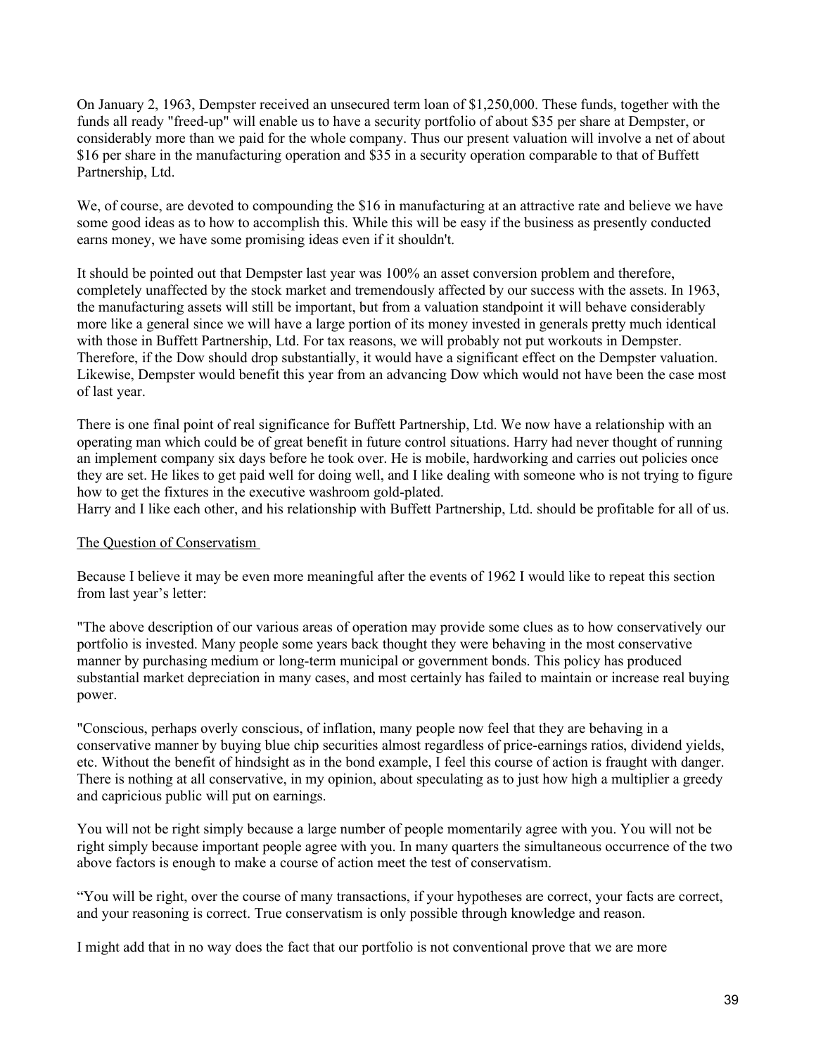On January 2, 1963, Dempster received an unsecured term loan of $1,250,000. These funds, together with the funds all ready "freed-up" will enable us to have a security portfolio of about $35 per share at Dempster, or considerably more than we paid for the whole company. Thus our present valuation will involve a net of about $16 per share in the manufacturing operation and $35 in a security operation comparable to that of Buffett Partnership, Ltd.

We, of course, are devoted to compounding the $16 in manufacturing at an attractive rate and believe we have some good ideas as to how to accomplish this. While this will be easy if the business as presently conducted earns money, we have some promising ideas even if it shouldn't.

It should be pointed out that Dempster last year was 100% an asset conversion problem and therefore, completely unaffected by the stock market and tremendously affected by our success with the assets. In 1963, the manufacturing assets will still be important, but from a valuation standpoint it will behave considerably more like a general since we will have a large portion of its money invested in generals pretty much identical with those in Buffett Partnership, Ltd. For tax reasons, we will probably not put workouts in Dempster. Therefore, if the Dow should drop substantially, it would have a significant effect on the Dempster valuation. Likewise, Dempster would benefit this year from an advancing Dow which would not have been the case most of last year.

There is one final point of real significance for Buffett Partnership, Ltd. We now have a relationship with an operating man which could be of great benefit in future control situations. Harry had never thought of running an implement company six days before he took over. He is mobile, hardworking and carries out policies once they are set. He likes to get paid well for doing well, and I like dealing with someone who is not trying to figure how to get the fixtures in the executive washroom gold-plated.
Harry and I like each other, and his relationship with Buffett Partnership, Ltd. should be profitable for all of us.

## The Question of Conservatism

Because I believe it may be even more meaningful after the events of 1962 I would like to repeat this section from last year's letter:

"The above description of our various areas of operation may provide some clues as to how conservatively our portfolio is invested. Many people some years back thought they were behaving in the most conservative manner by purchasing medium or long-term municipal or government bonds. This policy has produced substantial market depreciation in many cases, and most certainly has failed to maintain or increase real buying power.

"Conscious, perhaps overly conscious, of inflation, many people now feel that they are behaving in a conservative manner by buying blue chip securities almost regardless of price-earnings ratios, dividend yields, etc. Without the benefit of hindsight as in the bond example, I feel this course of action is fraught with danger. There is nothing at all conservative, in my opinion, about speculating as to just how high a multiplier a greedy and capricious public will put on earnings.

You will not be right simply because a large number of people momentarily agree with you. You will not be right simply because important people agree with you. In many quarters the simultaneous occurrence of the two above factors is enough to make a course of action meet the test of conservatism.

"You will be right, over the course of many transactions, if your hypotheses are correct, your facts are correct, and your reasoning is correct. True conservatism is only possible through knowledge and reason.

I might add that in no way does the fact that our portfolio is not conventional prove that we are more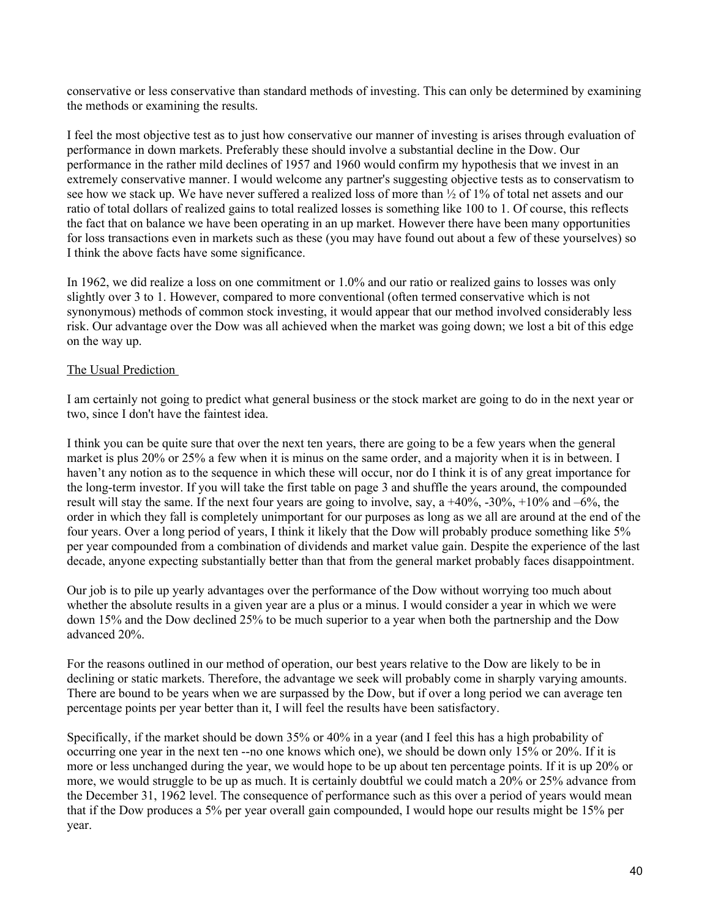conservative or less conservative than standard methods of investing. This can only be determined by examining the methods or examining the results.

I feel the most objective test as to just how conservative our manner of investing is arises through evaluation of performance in down markets. Preferably these should involve a substantial decline in the Dow. Our performance in the rather mild declines of 1957 and 1960 would confirm my hypothesis that we invest in an extremely conservative manner. I would welcome any partner's suggesting objective tests as to conservatism to see how we stack up. We have never suffered a realized loss of more than ½ of 1% of total net assets and our ratio of total dollars of realized gains to total realized losses is something like 100 to 1. Of course, this reflects the fact that on balance we have been operating in an up market. However there have been many opportunities for loss transactions even in markets such as these (you may have found out about a few of these yourselves) so I think the above facts have some significance.

In 1962, we did realize a loss on one commitment or 1.0% and our ratio or realized gains to losses was only slightly over 3 to 1. However, compared to more conventional (often termed conservative which is not synonymous) methods of common stock investing, it would appear that our method involved considerably less risk. Our advantage over the Dow was all achieved when the market was going down; we lost a bit of this edge on the way up.

## The Usual Prediction

I am certainly not going to predict what general business or the stock market are going to do in the next year or two, since I don't have the faintest idea.

I think you can be quite sure that over the next ten years, there are going to be a few years when the general market is plus 20% or 25% a few when it is minus on the same order, and a majority when it is in between. I haven't any notion as to the sequence in which these will occur, nor do I think it is of any great importance for the long-term investor. If you will take the first table on page 3 and shuffle the years around, the compounded result will stay the same. If the next four years are going to involve, say, a +40%, -30%, +10% and –6%, the order in which they fall is completely unimportant for our purposes as long as we all are around at the end of the four years. Over a long period of years, I think it likely that the Dow will probably produce something like 5% per year compounded from a combination of dividends and market value gain. Despite the experience of the last decade, anyone expecting substantially better than that from the general market probably faces disappointment.

Our job is to pile up yearly advantages over the performance of the Dow without worrying too much about whether the absolute results in a given year are a plus or a minus. I would consider a year in which we were down 15% and the Dow declined 25% to be much superior to a year when both the partnership and the Dow advanced 20%.

For the reasons outlined in our method of operation, our best years relative to the Dow are likely to be in declining or static markets. Therefore, the advantage we seek will probably come in sharply varying amounts. There are bound to be years when we are surpassed by the Dow, but if over a long period we can average ten percentage points per year better than it, I will feel the results have been satisfactory.

Specifically, if the market should be down 35% or 40% in a year (and I feel this has a high probability of occurring one year in the next ten --no one knows which one), we should be down only 15% or 20%. If it is more or less unchanged during the year, we would hope to be up about ten percentage points. If it is up 20% or more, we would struggle to be up as much. It is certainly doubtful we could match a 20% or 25% advance from the December 31, 1962 level. The consequence of performance such as this over a period of years would mean that if the Dow produces a 5% per year overall gain compounded, I would hope our results might be 15% per year.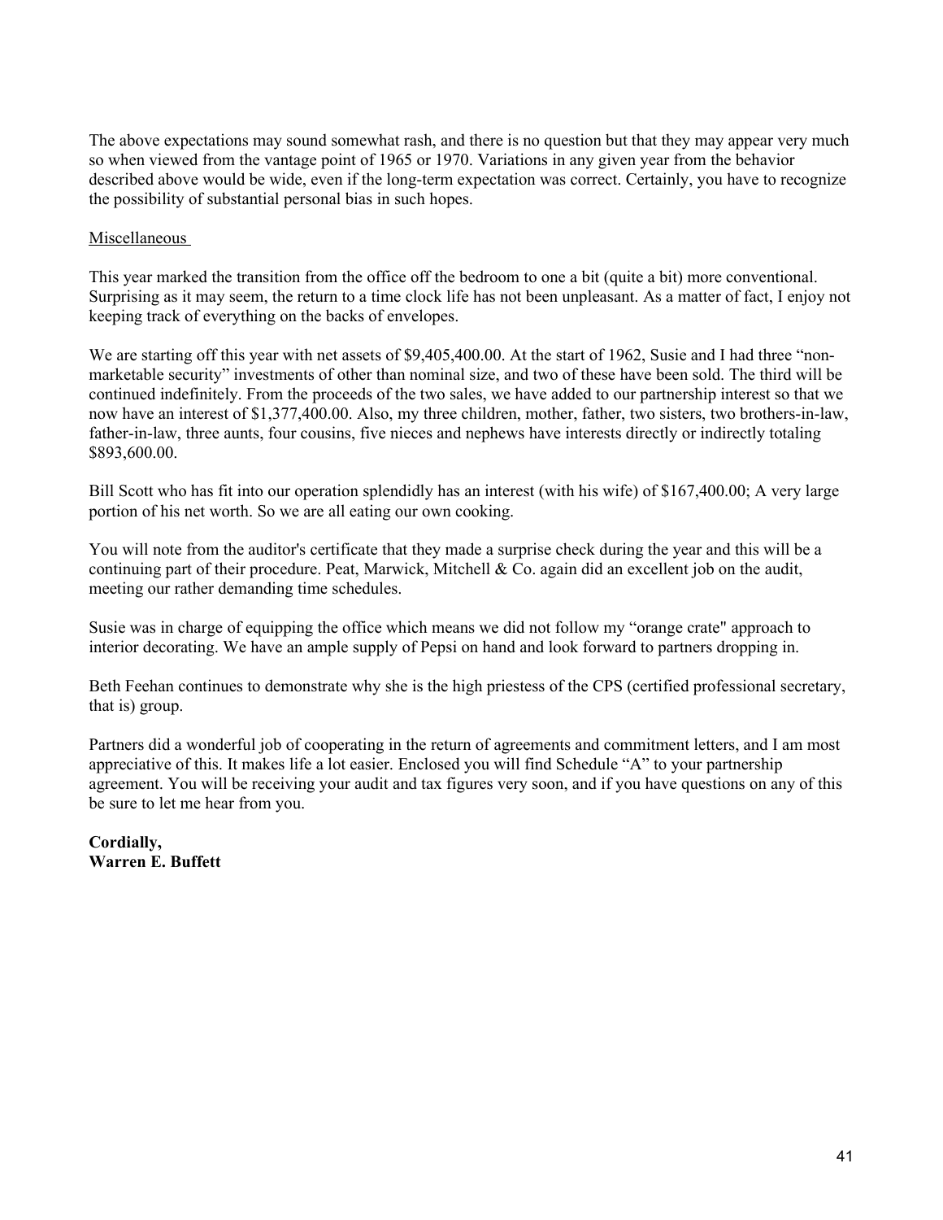The above expectations may sound somewhat rash, and there is no question but that they may appear very much so when viewed from the vantage point of 1965 or 1970. Variations in any given year from the behavior described above would be wide, even if the long-term expectation was correct. Certainly, you have to recognize the possibility of substantial personal bias in such hopes.

<u>Miscellaneous</u>

This year marked the transition from the office off the bedroom to one a bit (quite a bit) more conventional. Surprising as it may seem, the return to a time clock life has not been unpleasant. As a matter of fact, I enjoy not keeping track of everything on the backs of envelopes.

We are starting off this year with net assets of $9,405,400.00. At the start of 1962, Susie and I had three "non-marketable security" investments of other than nominal size, and two of these have been sold. The third will be continued indefinitely. From the proceeds of the two sales, we have added to our partnership interest so that we now have an interest of $1,377,400.00. Also, my three children, mother, father, two sisters, two brothers-in-law, father-in-law, three aunts, four cousins, five nieces and nephews have interests directly or indirectly totaling $893,600.00.

Bill Scott who has fit into our operation splendidly has an interest (with his wife) of $167,400.00; A very large portion of his net worth. So we are all eating our own cooking.

You will note from the auditor's certificate that they made a surprise check during the year and this will be a continuing part of their procedure. Peat, Marwick, Mitchell & Co. again did an excellent job on the audit, meeting our rather demanding time schedules.

Susie was in charge of equipping the office which means we did not follow my "orange crate" approach to interior decorating. We have an ample supply of Pepsi on hand and look forward to partners dropping in.

Beth Feehan continues to demonstrate why she is the high priestess of the CPS (certified professional secretary, that is) group.

Partners did a wonderful job of cooperating in the return of agreements and commitment letters, and I am most appreciative of this. It makes life a lot easier. Enclosed you will find Schedule "A" to your partnership agreement. You will be receiving your audit and tax figures very soon, and if you have questions on any of this be sure to let me hear from you.

**Cordially,**
**Warren E. Buffett**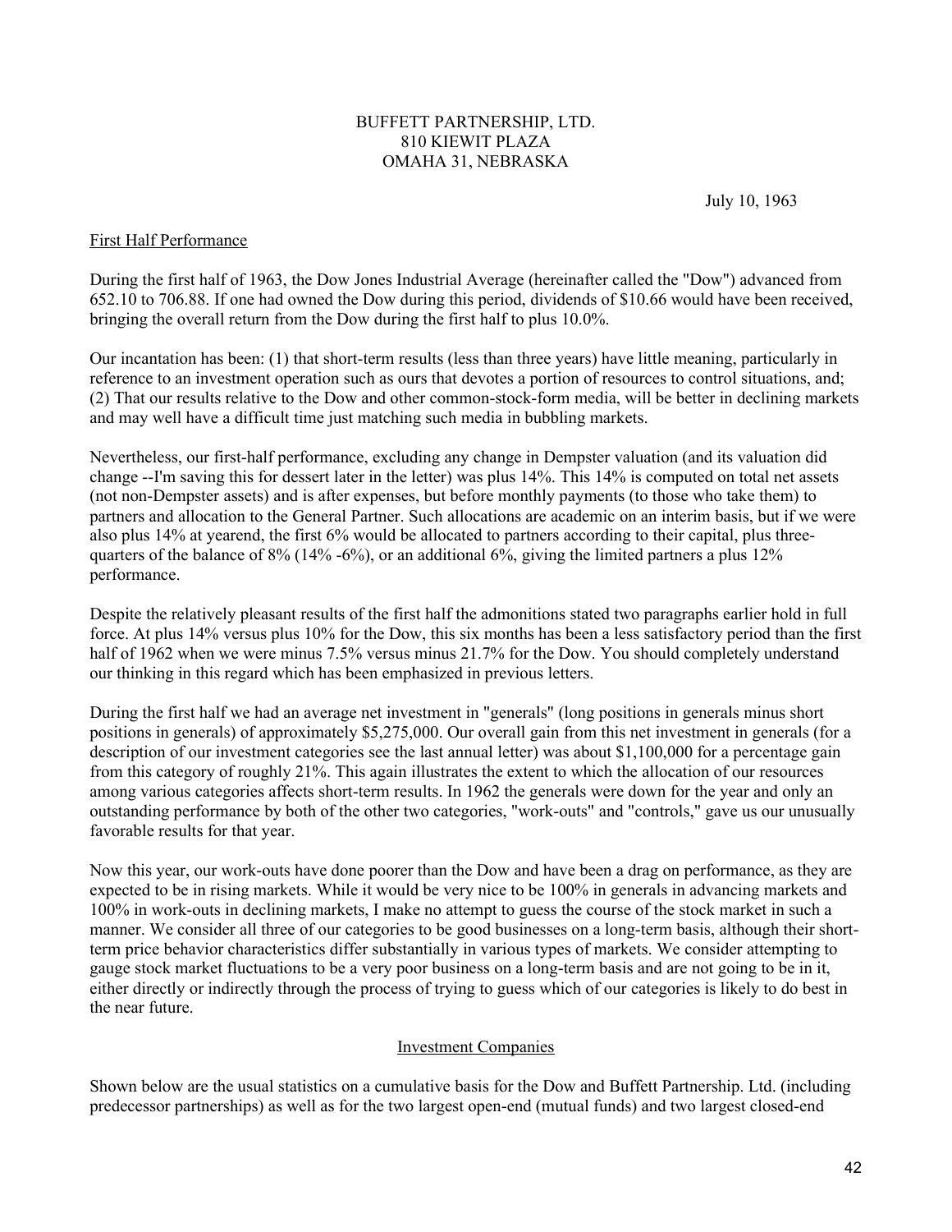BUFFETT PARTNERSHIP, LTD.
810 KIEWIT PLAZA
OMAHA 31, NEBRASKA

July 10, 1963

## First Half Performance

During the first half of 1963, the Dow Jones Industrial Average (hereinafter called the "Dow") advanced from 652.10 to 706.88. If one had owned the Dow during this period, dividends of $10.66 would have been received, bringing the overall return from the Dow during the first half to plus 10.0%.

Our incantation has been: (1) that short-term results (less than three years) have little meaning, particularly in reference to an investment operation such as ours that devotes a portion of resources to control situations, and; (2) That our results relative to the Dow and other common-stock-form media, will be better in declining markets and may well have a difficult time just matching such media in bubbling markets.

Nevertheless, our first-half performance, excluding any change in Dempster valuation (and its valuation did change --I'm saving this for dessert later in the letter) was plus 14%. This 14% is computed on total net assets (not non-Dempster assets) and is after expenses, but before monthly payments (to those who take them) to partners and allocation to the General Partner. Such allocations are academic on an interim basis, but if we were also plus 14% at yearend, the first 6% would be allocated to partners according to their capital, plus three-quarters of the balance of 8% (14% -6%), or an additional 6%, giving the limited partners a plus 12% performance.

Despite the relatively pleasant results of the first half the admonitions stated two paragraphs earlier hold in full force. At plus 14% versus plus 10% for the Dow, this six months has been a less satisfactory period than the first half of 1962 when we were minus 7.5% versus minus 21.7% for the Dow. You should completely understand our thinking in this regard which has been emphasized in previous letters.

During the first half we had an average net investment in "generals" (long positions in generals minus short positions in generals) of approximately $5,275,000. Our overall gain from this net investment in generals (for a description of our investment categories see the last annual letter) was about $1,100,000 for a percentage gain from this category of roughly 21%. This again illustrates the extent to which the allocation of our resources among various categories affects short-term results. In 1962 the generals were down for the year and only an outstanding performance by both of the other two categories, "work-outs" and "controls," gave us our unusually favorable results for that year.

Now this year, our work-outs have done poorer than the Dow and have been a drag on performance, as they are expected to be in rising markets. While it would be very nice to be 100% in generals in advancing markets and 100% in work-outs in declining markets, I make no attempt to guess the course of the stock market in such a manner. We consider all three of our categories to be good businesses on a long-term basis, although their short-term price behavior characteristics differ substantially in various types of markets. We consider attempting to gauge stock market fluctuations to be a very poor business on a long-term basis and are not going to be in it, either directly or indirectly through the process of trying to guess which of our categories is likely to do best in the near future.

## Investment Companies

Shown below are the usual statistics on a cumulative basis for the Dow and Buffett Partnership. Ltd. (including predecessor partnerships) as well as for the two largest open-end (mutual funds) and two largest closed-end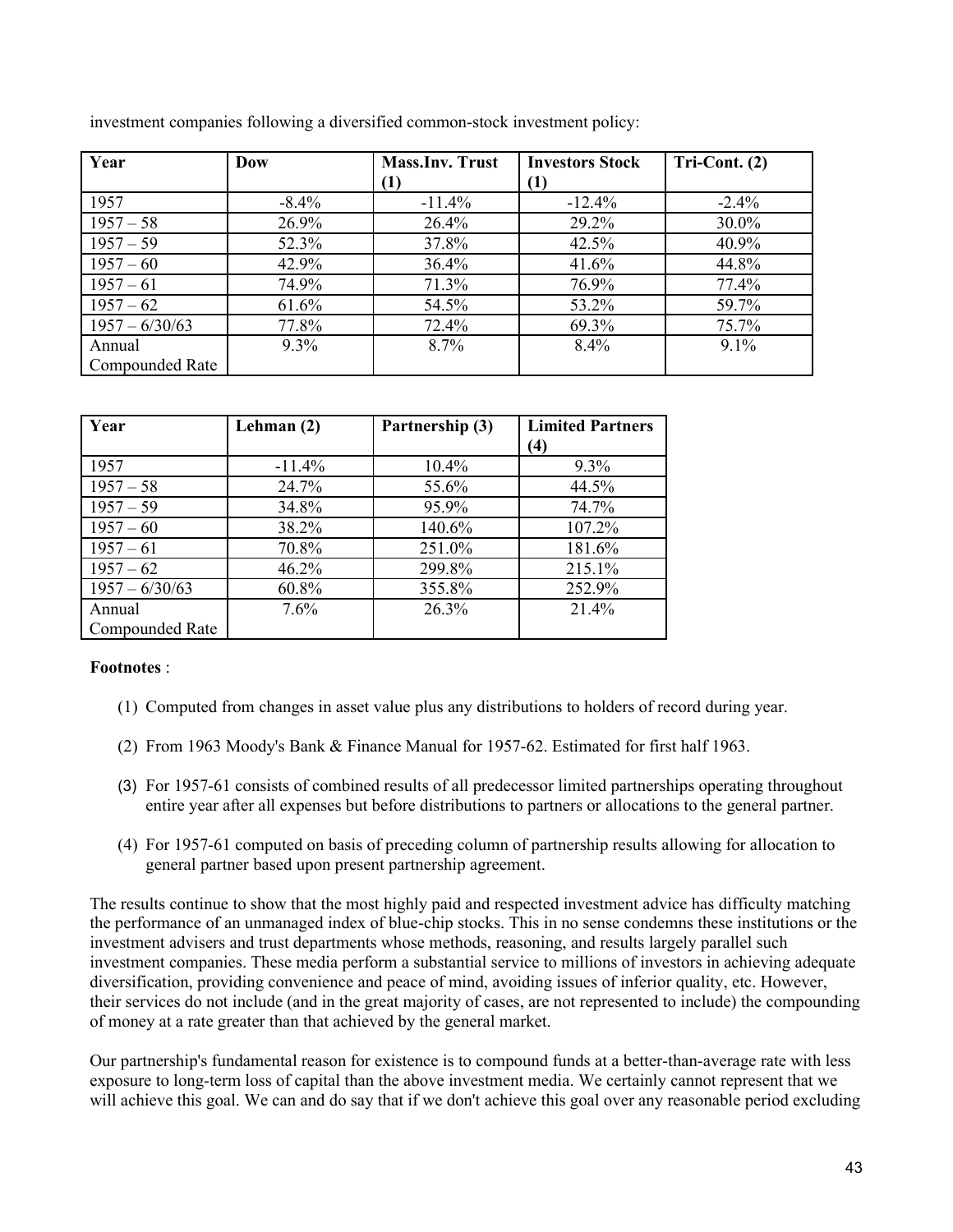investment companies following a diversified common-stock investment policy:

| Year | Dow | Mass.Inv. Trust (1) | Investors Stock (1) | Tri-Cont. (2) |
|---|---|---|---|---|
| 1957 | -8.4% | -11.4% | -12.4% | -2.4% |
| 1957 – 58 | 26.9% | 26.4% | 29.2% | 30.0% |
| 1957 – 59 | 52.3% | 37.8% | 42.5% | 40.9% |
| 1957 – 60 | 42.9% | 36.4% | 41.6% | 44.8% |
| 1957 – 61 | 74.9% | 71.3% | 76.9% | 77.4% |
| 1957 – 62 | 61.6% | 54.5% | 53.2% | 59.7% |
| 1957 – 6/30/63 | 77.8% | 72.4% | 69.3% | 75.7% |
| Annual Compounded Rate | 9.3% | 8.7% | 8.4% | 9.1% |

| Year | Lehman (2) | Partnership (3) | Limited Partners (4) |
|---|---|---|---|
| 1957 | -11.4% | 10.4% | 9.3% |
| 1957 – 58 | 24.7% | 55.6% | 44.5% |
| 1957 – 59 | 34.8% | 95.9% | 74.7% |
| 1957 – 60 | 38.2% | 140.6% | 107.2% |
| 1957 – 61 | 70.8% | 251.0% | 181.6% |
| 1957 – 62 | 46.2% | 299.8% | 215.1% |
| 1957 – 6/30/63 | 60.8% | 355.8% | 252.9% |
| Annual Compounded Rate | 7.6% | 26.3% | 21.4% |

**Footnotes** :

(1) Computed from changes in asset value plus any distributions to holders of record during year.

(2) From 1963 Moody's Bank & Finance Manual for 1957-62. Estimated for first half 1963.

(3) For 1957-61 consists of combined results of all predecessor limited partnerships operating throughout entire year after all expenses but before distributions to partners or allocations to the general partner.

(4) For 1957-61 computed on basis of preceding column of partnership results allowing for allocation to general partner based upon present partnership agreement.

The results continue to show that the most highly paid and respected investment advice has difficulty matching the performance of an unmanaged index of blue-chip stocks. This in no sense condemns these institutions or the investment advisers and trust departments whose methods, reasoning, and results largely parallel such investment companies. These media perform a substantial service to millions of investors in achieving adequate diversification, providing convenience and peace of mind, avoiding issues of inferior quality, etc. However, their services do not include (and in the great majority of cases, are not represented to include) the compounding of money at a rate greater than that achieved by the general market.

Our partnership's fundamental reason for existence is to compound funds at a better-than-average rate with less exposure to long-term loss of capital than the above investment media. We certainly cannot represent that we will achieve this goal. We can and do say that if we don't achieve this goal over any reasonable period excluding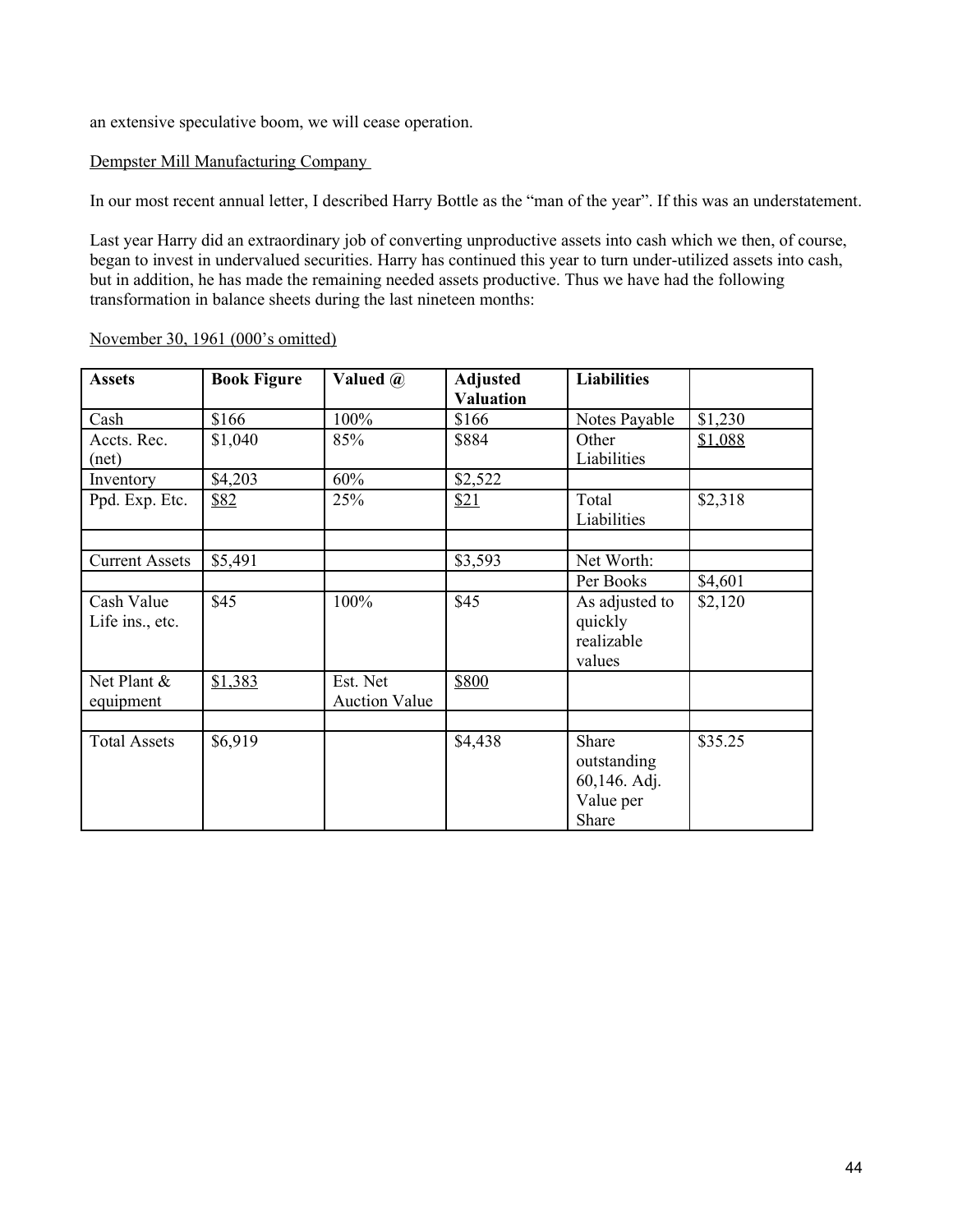an extensive speculative boom, we will cease operation.

Dempster Mill Manufacturing Company

In our most recent annual letter, I described Harry Bottle as the "man of the year". If this was an understatement.

Last year Harry did an extraordinary job of converting unproductive assets into cash which we then, of course, began to invest in undervalued securities. Harry has continued this year to turn under-utilized assets into cash, but in addition, he has made the remaining needed assets productive. Thus we have had the following transformation in balance sheets during the last nineteen months:

November 30, 1961 (000's omitted)

| **Assets** | **Book Figure** | **Valued @** | **Adjusted Valuation** | **Liabilities** | |
|---|---|---|---|---|---|
| Cash | $166 | 100% | $166 | Notes Payable | $1,230 |
| Accts. Rec. (net) | $1,040 | 85% | $884 | Other Liabilities | $1,088 |
| Inventory | $4,203 | 60% | $2,522 | | |
| Ppd. Exp. Etc. | $82 | 25% | $21 | Total Liabilities | $2,318 |
| | | | | | |
| Current Assets | $5,491 | | $3,593 | Net Worth: | |
| | | | | Per Books | $4,601 |
| Cash Value Life ins., etc. | $45 | 100% | $45 | As adjusted to quickly realizable values | $2,120 |
| Net Plant & equipment | $1,383 | Est. Net Auction Value | $800 | | |
| | | | | | |
| Total Assets | $6,919 | | $4,438 | Share outstanding 60,146. Adj. Value per Share | $35.25 |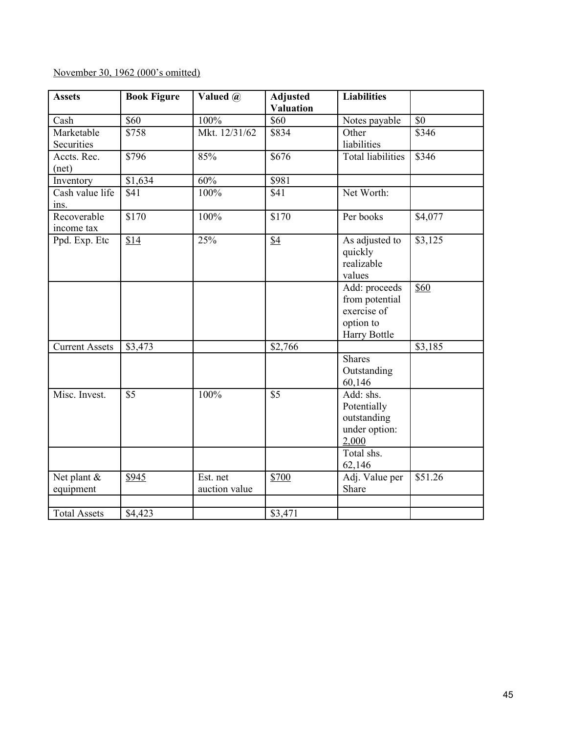November 30, 1962 (000's omitted)

| Assets | Book Figure | Valued @ | Adjusted Valuation | Liabilities | |
|---|---|---|---|---|---|
| Cash | $60 | 100% | $60 | Notes payable | $0 |
| Marketable Securities | $758 | Mkt. 12/31/62 | $834 | Other liabilities | $346 |
| Accts. Rec. (net) | $796 | 85% | $676 | Total liabilities | $346 |
| Inventory | $1,634 | 60% | $981 | | |
| Cash value life ins. | $41 | 100% | $41 | Net Worth: | |
| Recoverable income tax | $170 | 100% | $170 | Per books | $4,077 |
| Ppd. Exp. Etc | $14 | 25% | $4 | As adjusted to quickly realizable values | $3,125 |
| | | | | Add: proceeds from potential exercise of option to Harry Bottle | $60 |
| Current Assets | $3,473 | | $2,766 | | $3,185 |
| | | | | Shares Outstanding 60,146 | |
| Misc. Invest. | $5 | 100% | $5 | Add: shs. Potentially outstanding under option: 2,000 | |
| | | | | Total shs. 62,146 | |
| Net plant & equipment | $945 | Est. net auction value | $700 | Adj. Value per Share | $51.26 |
| | | | | | |
| Total Assets | $4,423 | | $3,471 | | |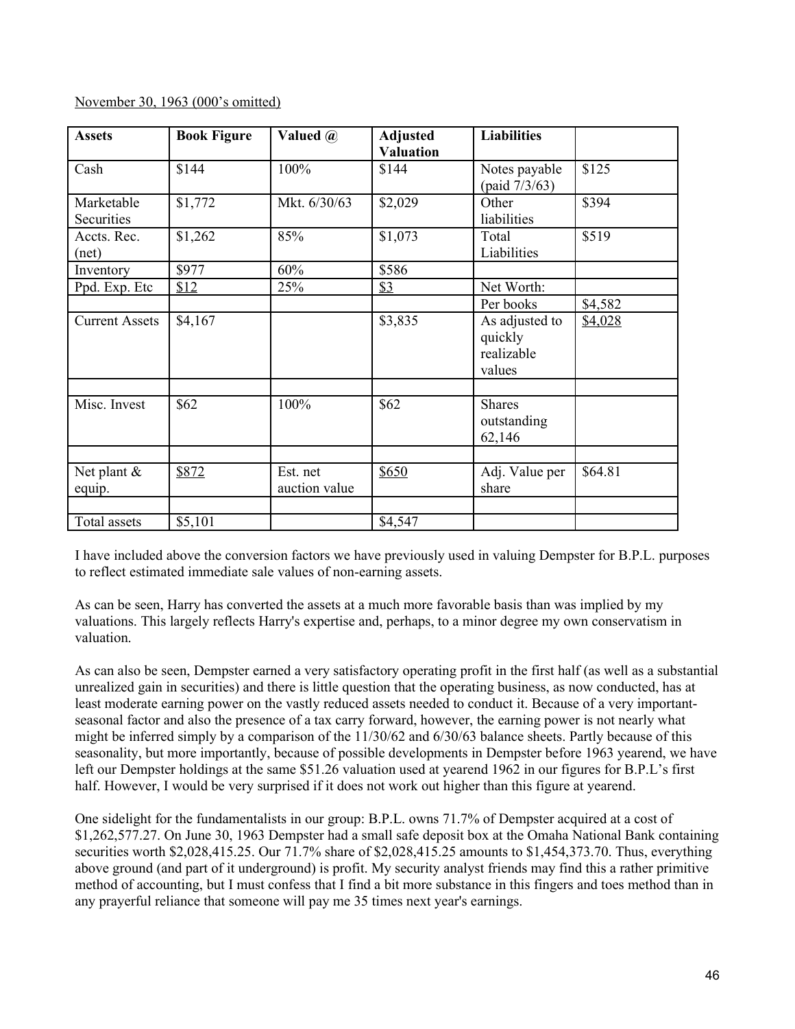November 30, 1963 (000's omitted)

| Assets | Book Figure | Valued @ | Adjusted Valuation | Liabilities | |
|---|---|---|---|---|---|
| Cash | $144 | 100% | $144 | Notes payable (paid 7/3/63) | $125 |
| Marketable Securities | $1,772 | Mkt. 6/30/63 | $2,029 | Other liabilities | $394 |
| Accts. Rec. (net) | $1,262 | 85% | $1,073 | Total Liabilities | $519 |
| Inventory | $977 | 60% | $586 | | |
| Ppd. Exp. Etc | $12 | 25% | $3 | Net Worth: | |
| | | | | Per books | $4,582 |
| Current Assets | $4,167 | | $3,835 | As adjusted to quickly realizable values | $4,028 |
| | | | | | |
| Misc. Invest | $62 | 100% | $62 | Shares outstanding 62,146 | |
| | | | | | |
| Net plant & equip. | $872 | Est. net auction value | $650 | Adj. Value per share | $64.81 |
| | | | | | |
| Total assets | $5,101 | | $4,547 | | |

I have included above the conversion factors we have previously used in valuing Dempster for B.P.L. purposes to reflect estimated immediate sale values of non-earning assets.

As can be seen, Harry has converted the assets at a much more favorable basis than was implied by my valuations. This largely reflects Harry's expertise and, perhaps, to a minor degree my own conservatism in valuation.

As can also be seen, Dempster earned a very satisfactory operating profit in the first half (as well as a substantial unrealized gain in securities) and there is little question that the operating business, as now conducted, has at least moderate earning power on the vastly reduced assets needed to conduct it. Because of a very important-seasonal factor and also the presence of a tax carry forward, however, the earning power is not nearly what might be inferred simply by a comparison of the 11/30/62 and 6/30/63 balance sheets. Partly because of this seasonality, but more importantly, because of possible developments in Dempster before 1963 yearend, we have left our Dempster holdings at the same $51.26 valuation used at yearend 1962 in our figures for B.P.L's first half. However, I would be very surprised if it does not work out higher than this figure at yearend.

One sidelight for the fundamentalists in our group: B.P.L. owns 71.7% of Dempster acquired at a cost of $1,262,577.27. On June 30, 1963 Dempster had a small safe deposit box at the Omaha National Bank containing securities worth $2,028,415.25. Our 71.7% share of $2,028,415.25 amounts to $1,454,373.70. Thus, everything above ground (and part of it underground) is profit. My security analyst friends may find this a rather primitive method of accounting, but I must confess that I find a bit more substance in this fingers and toes method than in any prayerful reliance that someone will pay me 35 times next year's earnings.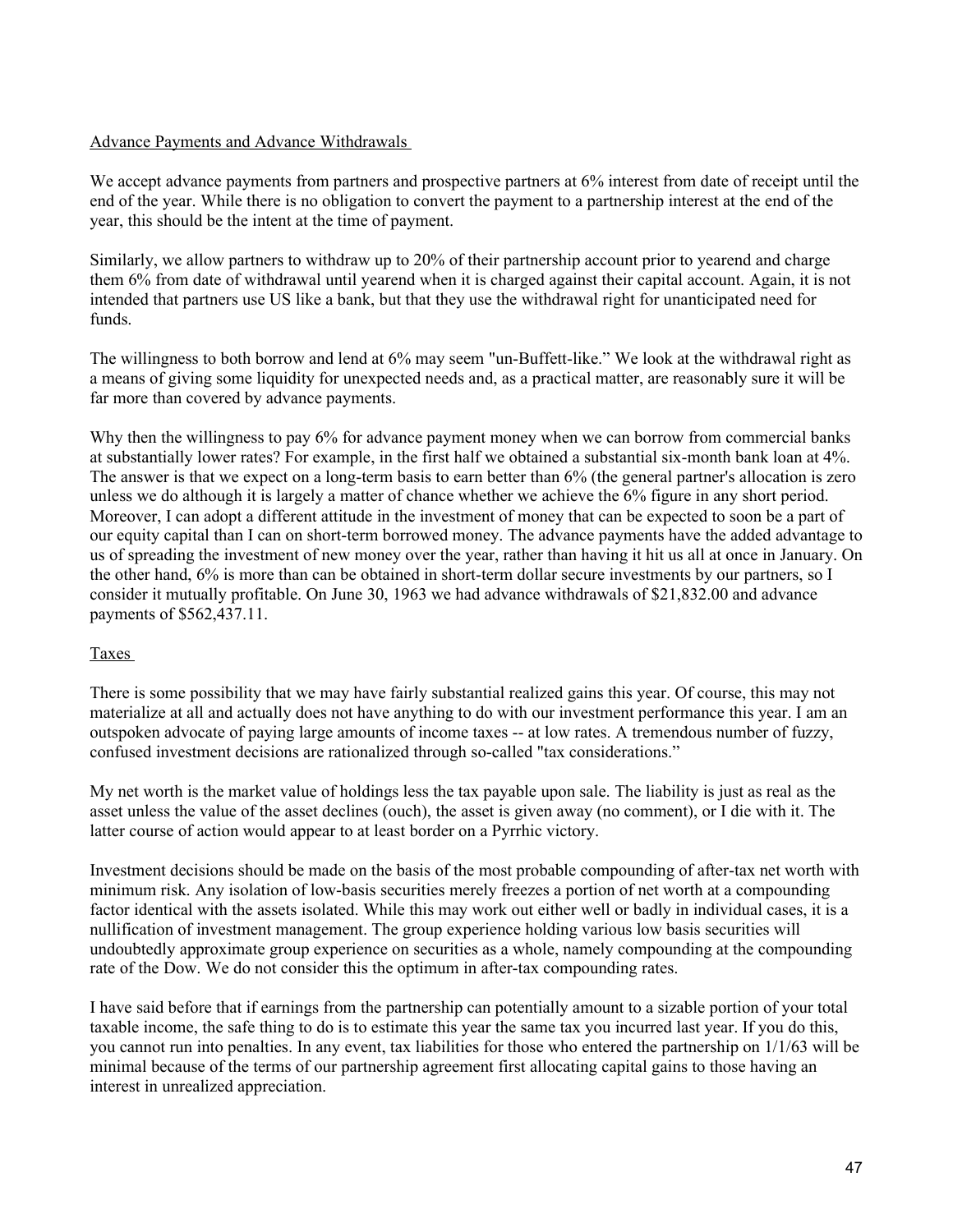## Advance Payments and Advance Withdrawals

We accept advance payments from partners and prospective partners at 6% interest from date of receipt until the end of the year. While there is no obligation to convert the payment to a partnership interest at the end of the year, this should be the intent at the time of payment.

Similarly, we allow partners to withdraw up to 20% of their partnership account prior to yearend and charge them 6% from date of withdrawal until yearend when it is charged against their capital account. Again, it is not intended that partners use US like a bank, but that they use the withdrawal right for unanticipated need for funds.

The willingness to both borrow and lend at 6% may seem "un-Buffett-like." We look at the withdrawal right as a means of giving some liquidity for unexpected needs and, as a practical matter, are reasonably sure it will be far more than covered by advance payments.

Why then the willingness to pay 6% for advance payment money when we can borrow from commercial banks at substantially lower rates? For example, in the first half we obtained a substantial six-month bank loan at 4%. The answer is that we expect on a long-term basis to earn better than 6% (the general partner's allocation is zero unless we do although it is largely a matter of chance whether we achieve the 6% figure in any short period. Moreover, I can adopt a different attitude in the investment of money that can be expected to soon be a part of our equity capital than I can on short-term borrowed money. The advance payments have the added advantage to us of spreading the investment of new money over the year, rather than having it hit us all at once in January. On the other hand, 6% is more than can be obtained in short-term dollar secure investments by our partners, so I consider it mutually profitable. On June 30, 1963 we had advance withdrawals of $21,832.00 and advance payments of $562,437.11.

## Taxes

There is some possibility that we may have fairly substantial realized gains this year. Of course, this may not materialize at all and actually does not have anything to do with our investment performance this year. I am an outspoken advocate of paying large amounts of income taxes -- at low rates. A tremendous number of fuzzy, confused investment decisions are rationalized through so-called "tax considerations."

My net worth is the market value of holdings less the tax payable upon sale. The liability is just as real as the asset unless the value of the asset declines (ouch), the asset is given away (no comment), or I die with it. The latter course of action would appear to at least border on a Pyrrhic victory.

Investment decisions should be made on the basis of the most probable compounding of after-tax net worth with minimum risk. Any isolation of low-basis securities merely freezes a portion of net worth at a compounding factor identical with the assets isolated. While this may work out either well or badly in individual cases, it is a nullification of investment management. The group experience holding various low basis securities will undoubtedly approximate group experience on securities as a whole, namely compounding at the compounding rate of the Dow. We do not consider this the optimum in after-tax compounding rates.

I have said before that if earnings from the partnership can potentially amount to a sizable portion of your total taxable income, the safe thing to do is to estimate this year the same tax you incurred last year. If you do this, you cannot run into penalties. In any event, tax liabilities for those who entered the partnership on 1/1/63 will be minimal because of the terms of our partnership agreement first allocating capital gains to those having an interest in unrealized appreciation.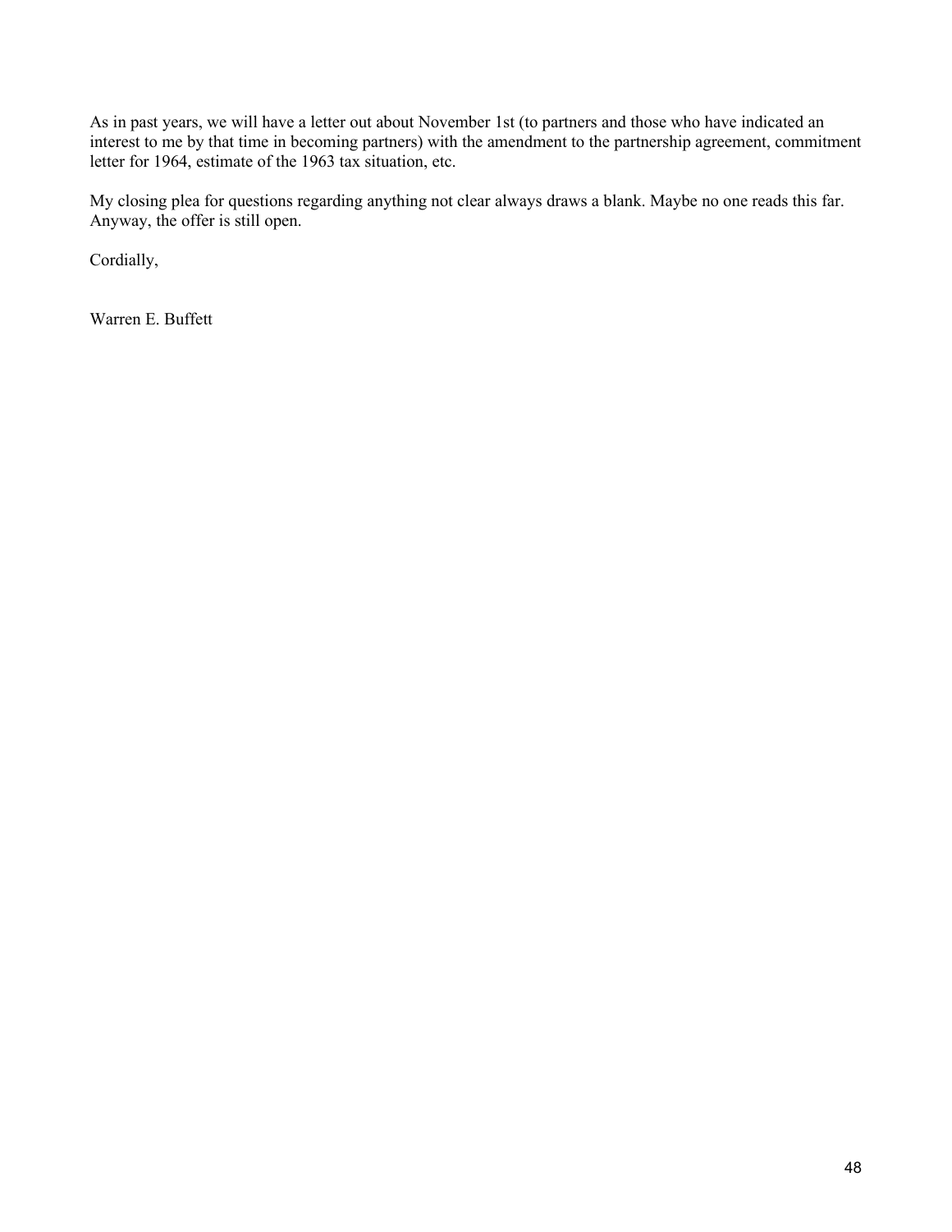As in past years, we will have a letter out about November 1st (to partners and those who have indicated an interest to me by that time in becoming partners) with the amendment to the partnership agreement, commitment letter for 1964, estimate of the 1963 tax situation, etc.

My closing plea for questions regarding anything not clear always draws a blank. Maybe no one reads this far. Anyway, the offer is still open.

Cordially,

Warren E. Buffett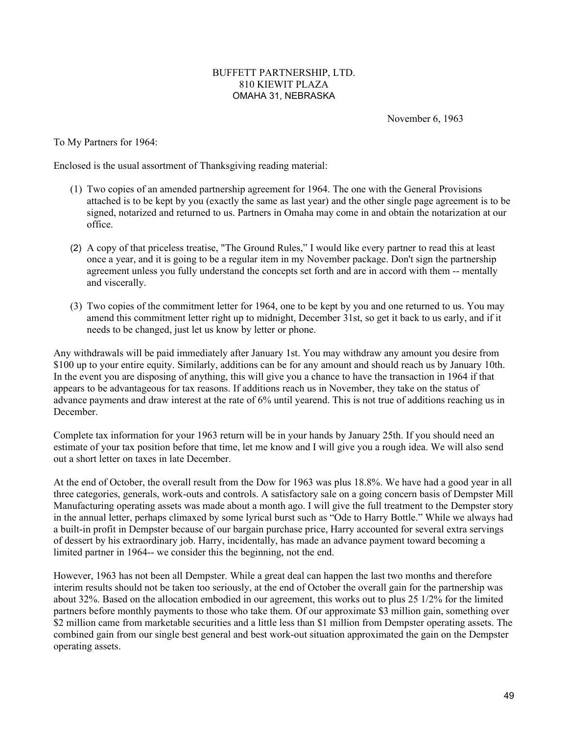BUFFETT PARTNERSHIP, LTD.
810 KIEWIT PLAZA
OMAHA 31, NEBRASKA

November 6, 1963

To My Partners for 1964:

Enclosed is the usual assortment of Thanksgiving reading material:

(1) Two copies of an amended partnership agreement for 1964. The one with the General Provisions attached is to be kept by you (exactly the same as last year) and the other single page agreement is to be signed, notarized and returned to us. Partners in Omaha may come in and obtain the notarization at our office.

(2) A copy of that priceless treatise, "The Ground Rules," I would like every partner to read this at least once a year, and it is going to be a regular item in my November package. Don't sign the partnership agreement unless you fully understand the concepts set forth and are in accord with them -- mentally and viscerally.

(3) Two copies of the commitment letter for 1964, one to be kept by you and one returned to us. You may amend this commitment letter right up to midnight, December 31st, so get it back to us early, and if it needs to be changed, just let us know by letter or phone.

Any withdrawals will be paid immediately after January 1st. You may withdraw any amount you desire from \$100 up to your entire equity. Similarly, additions can be for any amount and should reach us by January 10th. In the event you are disposing of anything, this will give you a chance to have the transaction in 1964 if that appears to be advantageous for tax reasons. If additions reach us in November, they take on the status of advance payments and draw interest at the rate of 6% until yearend. This is not true of additions reaching us in December.

Complete tax information for your 1963 return will be in your hands by January 25th. If you should need an estimate of your tax position before that time, let me know and I will give you a rough idea. We will also send out a short letter on taxes in late December.

At the end of October, the overall result from the Dow for 1963 was plus 18.8%. We have had a good year in all three categories, generals, work-outs and controls. A satisfactory sale on a going concern basis of Dempster Mill Manufacturing operating assets was made about a month ago. I will give the full treatment to the Dempster story in the annual letter, perhaps climaxed by some lyrical burst such as "Ode to Harry Bottle." While we always had a built-in profit in Dempster because of our bargain purchase price, Harry accounted for several extra servings of dessert by his extraordinary job. Harry, incidentally, has made an advance payment toward becoming a limited partner in 1964-- we consider this the beginning, not the end.

However, 1963 has not been all Dempster. While a great deal can happen the last two months and therefore interim results should not be taken too seriously, at the end of October the overall gain for the partnership was about 32%. Based on the allocation embodied in our agreement, this works out to plus 25 1/2% for the limited partners before monthly payments to those who take them. Of our approximate \$3 million gain, something over \$2 million came from marketable securities and a little less than \$1 million from Dempster operating assets. The combined gain from our single best general and best work-out situation approximated the gain on the Dempster operating assets.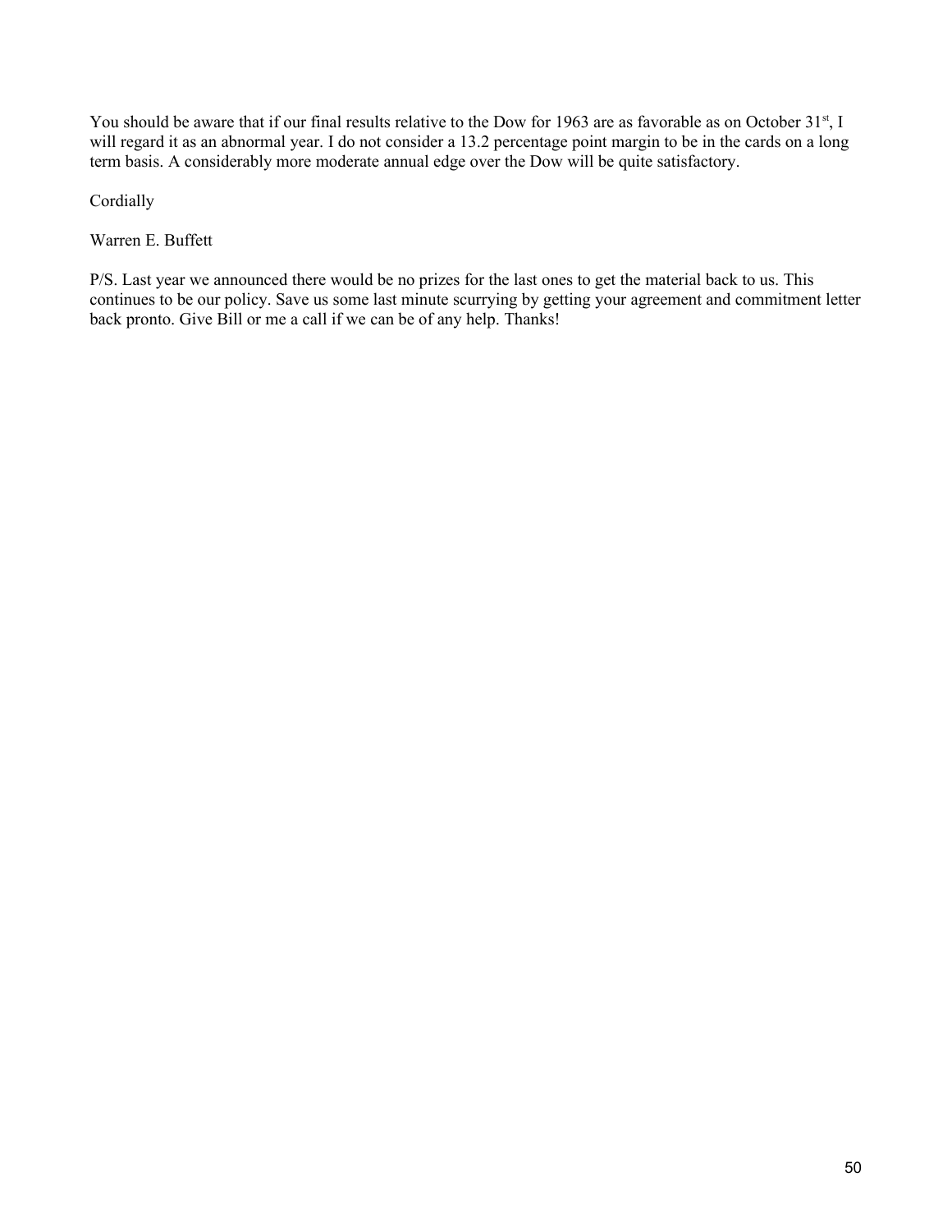You should be aware that if our final results relative to the Dow for 1963 are as favorable as on October 31st, I will regard it as an abnormal year. I do not consider a 13.2 percentage point margin to be in the cards on a long term basis. A considerably more moderate annual edge over the Dow will be quite satisfactory.

Cordially

Warren E. Buffett

P/S. Last year we announced there would be no prizes for the last ones to get the material back to us. This continues to be our policy. Save us some last minute scurrying by getting your agreement and commitment letter back pronto. Give Bill or me a call if we can be of any help. Thanks!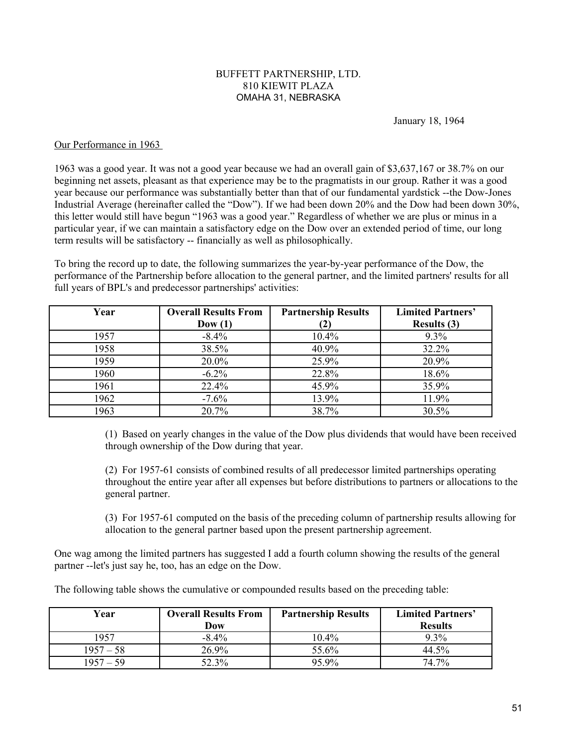BUFFETT PARTNERSHIP, LTD.
810 KIEWIT PLAZA
OMAHA 31, NEBRASKA

January 18, 1964

Our Performance in 1963

1963 was a good year. It was not a good year because we had an overall gain of $3,637,167 or 38.7% on our beginning net assets, pleasant as that experience may be to the pragmatists in our group. Rather it was a good year because our performance was substantially better than that of our fundamental yardstick --the Dow-Jones Industrial Average (hereinafter called the "Dow"). If we had been down 20% and the Dow had been down 30%, this letter would still have begun "1963 was a good year." Regardless of whether we are plus or minus in a particular year, if we can maintain a satisfactory edge on the Dow over an extended period of time, our long term results will be satisfactory -- financially as well as philosophically.

To bring the record up to date, the following summarizes the year-by-year performance of the Dow, the performance of the Partnership before allocation to the general partner, and the limited partners' results for all full years of BPL's and predecessor partnerships' activities:

| Year | Overall Results From Dow (1) | Partnership Results (2) | Limited Partners' Results (3) |
|---|---|---|---|
| 1957 | -8.4% | 10.4% | 9.3% |
| 1958 | 38.5% | 40.9% | 32.2% |
| 1959 | 20.0% | 25.9% | 20.9% |
| 1960 | -6.2% | 22.8% | 18.6% |
| 1961 | 22.4% | 45.9% | 35.9% |
| 1962 | -7.6% | 13.9% | 11.9% |
| 1963 | 20.7% | 38.7% | 30.5% |

(1) Based on yearly changes in the value of the Dow plus dividends that would have been received through ownership of the Dow during that year.

(2) For 1957-61 consists of combined results of all predecessor limited partnerships operating throughout the entire year after all expenses but before distributions to partners or allocations to the general partner.

(3) For 1957-61 computed on the basis of the preceding column of partnership results allowing for allocation to the general partner based upon the present partnership agreement.

One wag among the limited partners has suggested I add a fourth column showing the results of the general partner --let's just say he, too, has an edge on the Dow.

The following table shows the cumulative or compounded results based on the preceding table:

| Year | Overall Results From Dow | Partnership Results | Limited Partners' Results |
|---|---|---|---|
| 1957 | -8.4% | 10.4% | 9.3% |
| 1957 – 58 | 26.9% | 55.6% | 44.5% |
| 1957 – 59 | 52.3% | 95.9% | 74.7% |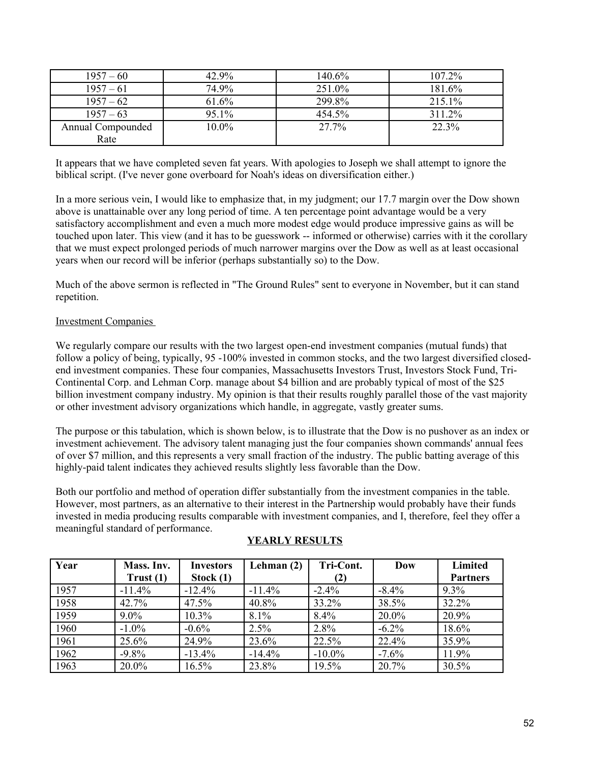| 1957 – 60 | 42.9% | 140.6% | 107.2% |
|---|---|---|---|
| 1957 – 61 | 74.9% | 251.0% | 181.6% |
| 1957 – 62 | 61.6% | 299.8% | 215.1% |
| 1957 – 63 | 95.1% | 454.5% | 311.2% |
| Annual Compounded Rate | 10.0% | 27.7% | 22.3% |

It appears that we have completed seven fat years. With apologies to Joseph we shall attempt to ignore the biblical script. (I've never gone overboard for Noah's ideas on diversification either.)

In a more serious vein, I would like to emphasize that, in my judgment; our 17.7 margin over the Dow shown above is unattainable over any long period of time. A ten percentage point advantage would be a very satisfactory accomplishment and even a much more modest edge would produce impressive gains as will be touched upon later. This view (and it has to be guesswork -- informed or otherwise) carries with it the corollary that we must expect prolonged periods of much narrower margins over the Dow as well as at least occasional years when our record will be inferior (perhaps substantially so) to the Dow.

Much of the above sermon is reflected in "The Ground Rules" sent to everyone in November, but it can stand repetition.

Investment Companies

We regularly compare our results with the two largest open-end investment companies (mutual funds) that follow a policy of being, typically, 95 -100% invested in common stocks, and the two largest diversified closed-end investment companies. These four companies, Massachusetts Investors Trust, Investors Stock Fund, Tri-Continental Corp. and Lehman Corp. manage about $4 billion and are probably typical of most of the $25 billion investment company industry. My opinion is that their results roughly parallel those of the vast majority or other investment advisory organizations which handle, in aggregate, vastly greater sums.

The purpose or this tabulation, which is shown below, is to illustrate that the Dow is no pushover as an index or investment achievement. The advisory talent managing just the four companies shown commands' annual fees of over $7 million, and this represents a very small fraction of the industry. The public batting average of this highly-paid talent indicates they achieved results slightly less favorable than the Dow.

Both our portfolio and method of operation differ substantially from the investment companies in the table. However, most partners, as an alternative to their interest in the Partnership would probably have their funds invested in media producing results comparable with investment companies, and I, therefore, feel they offer a meaningful standard of performance.

**YEARLY RESULTS**

| Year | Mass. Inv. Trust (1) | Investors Stock (1) | Lehman (2) | Tri-Cont. (2) | Dow | Limited Partners |
|---|---|---|---|---|---|---|
| 1957 | -11.4% | -12.4% | -11.4% | -2.4% | -8.4% | 9.3% |
| 1958 | 42.7% | 47.5% | 40.8% | 33.2% | 38.5% | 32.2% |
| 1959 | 9.0% | 10.3% | 8.1% | 8.4% | 20.0% | 20.9% |
| 1960 | -1.0% | -0.6% | 2.5% | 2.8% | -6.2% | 18.6% |
| 1961 | 25.6% | 24.9% | 23.6% | 22.5% | 22.4% | 35.9% |
| 1962 | -9.8% | -13.4% | -14.4% | -10.0% | -7.6% | 11.9% |
| 1963 | 20.0% | 16.5% | 23.8% | 19.5% | 20.7% | 30.5% |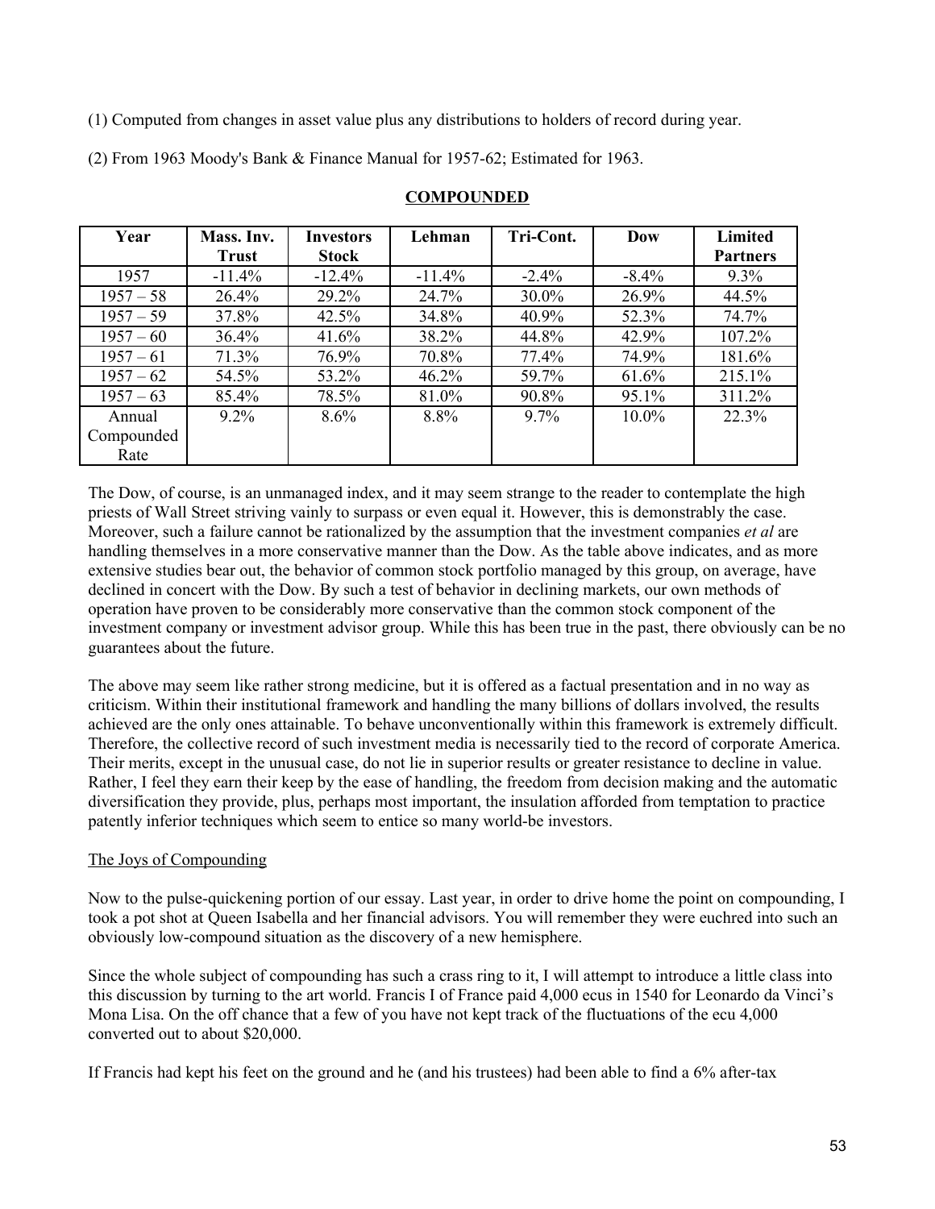(1) Computed from changes in asset value plus any distributions to holders of record during year.

(2) From 1963 Moody's Bank & Finance Manual for 1957-62; Estimated for 1963.

**COMPOUNDED**

| Year | Mass. Inv. Trust | Investors Stock | Lehman | Tri-Cont. | Dow | Limited Partners |
|---|---|---|---|---|---|---|
| 1957 | -11.4% | -12.4% | -11.4% | -2.4% | -8.4% | 9.3% |
| 1957 – 58 | 26.4% | 29.2% | 24.7% | 30.0% | 26.9% | 44.5% |
| 1957 – 59 | 37.8% | 42.5% | 34.8% | 40.9% | 52.3% | 74.7% |
| 1957 – 60 | 36.4% | 41.6% | 38.2% | 44.8% | 42.9% | 107.2% |
| 1957 – 61 | 71.3% | 76.9% | 70.8% | 77.4% | 74.9% | 181.6% |
| 1957 – 62 | 54.5% | 53.2% | 46.2% | 59.7% | 61.6% | 215.1% |
| 1957 – 63 | 85.4% | 78.5% | 81.0% | 90.8% | 95.1% | 311.2% |
| Annual Compounded Rate | 9.2% | 8.6% | 8.8% | 9.7% | 10.0% | 22.3% |

The Dow, of course, is an unmanaged index, and it may seem strange to the reader to contemplate the high priests of Wall Street striving vainly to surpass or even equal it. However, this is demonstrably the case. Moreover, such a failure cannot be rationalized by the assumption that the investment companies *et al* are handling themselves in a more conservative manner than the Dow. As the table above indicates, and as more extensive studies bear out, the behavior of common stock portfolio managed by this group, on average, have declined in concert with the Dow. By such a test of behavior in declining markets, our own methods of operation have proven to be considerably more conservative than the common stock component of the investment company or investment advisor group. While this has been true in the past, there obviously can be no guarantees about the future.

The above may seem like rather strong medicine, but it is offered as a factual presentation and in no way as criticism. Within their institutional framework and handling the many billions of dollars involved, the results achieved are the only ones attainable. To behave unconventionally within this framework is extremely difficult. Therefore, the collective record of such investment media is necessarily tied to the record of corporate America. Their merits, except in the unusual case, do not lie in superior results or greater resistance to decline in value. Rather, I feel they earn their keep by the ease of handling, the freedom from decision making and the automatic diversification they provide, plus, perhaps most important, the insulation afforded from temptation to practice patently inferior techniques which seem to entice so many world-be investors.

The Joys of Compounding

Now to the pulse-quickening portion of our essay. Last year, in order to drive home the point on compounding, I took a pot shot at Queen Isabella and her financial advisors. You will remember they were euchred into such an obviously low-compound situation as the discovery of a new hemisphere.

Since the whole subject of compounding has such a crass ring to it, I will attempt to introduce a little class into this discussion by turning to the art world. Francis I of France paid 4,000 ecus in 1540 for Leonardo da Vinci's Mona Lisa. On the off chance that a few of you have not kept track of the fluctuations of the ecu 4,000 converted out to about $20,000.

If Francis had kept his feet on the ground and he (and his trustees) had been able to find a 6% after-tax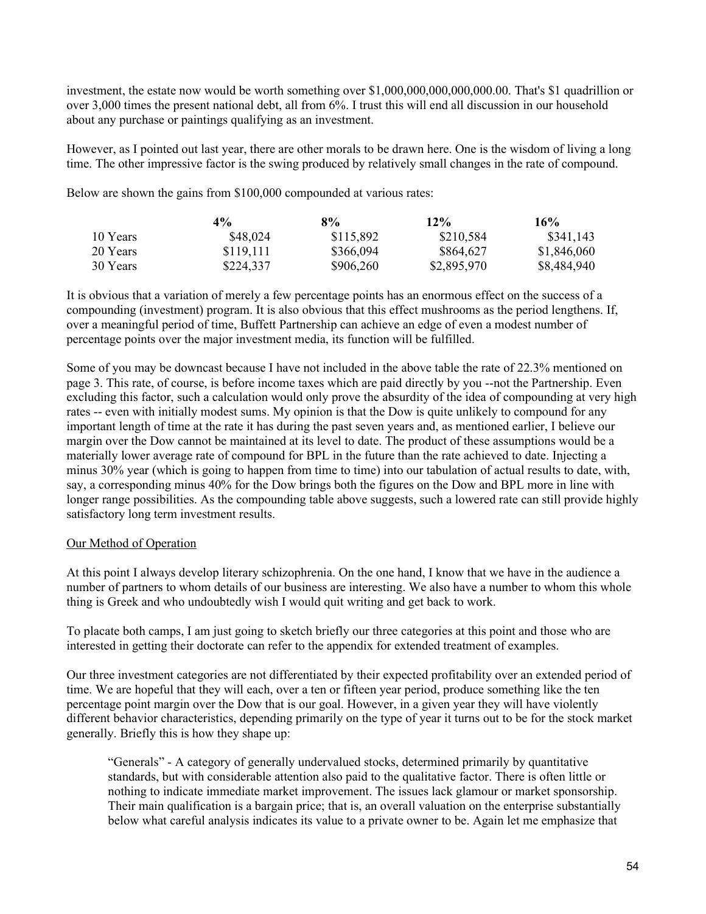investment, the estate now would be worth something over $1,000,000,000,000,000.00. That's $1 quadrillion or over 3,000 times the present national debt, all from 6%. I trust this will end all discussion in our household about any purchase or paintings qualifying as an investment.

However, as I pointed out last year, there are other morals to be drawn here. One is the wisdom of living a long time. The other impressive factor is the swing produced by relatively small changes in the rate of compound.

Below are shown the gains from $100,000 compounded at various rates:

| | **4%** | **8%** | **12%** | **16%** |
|---|---|---|---|---|
| 10 Years | $48,024 | $115,892 | $210,584 | $341,143 |
| 20 Years | $119,111 | $366,094 | $864,627 | $1,846,060 |
| 30 Years | $224,337 | $906,260 | $2,895,970 | $8,484,940 |

It is obvious that a variation of merely a few percentage points has an enormous effect on the success of a compounding (investment) program. It is also obvious that this effect mushrooms as the period lengthens. If, over a meaningful period of time, Buffett Partnership can achieve an edge of even a modest number of percentage points over the major investment media, its function will be fulfilled.

Some of you may be downcast because I have not included in the above table the rate of 22.3% mentioned on page 3. This rate, of course, is before income taxes which are paid directly by you --not the Partnership. Even excluding this factor, such a calculation would only prove the absurdity of the idea of compounding at very high rates -- even with initially modest sums. My opinion is that the Dow is quite unlikely to compound for any important length of time at the rate it has during the past seven years and, as mentioned earlier, I believe our margin over the Dow cannot be maintained at its level to date. The product of these assumptions would be a materially lower average rate of compound for BPL in the future than the rate achieved to date. Injecting a minus 30% year (which is going to happen from time to time) into our tabulation of actual results to date, with, say, a corresponding minus 40% for the Dow brings both the figures on the Dow and BPL more in line with longer range possibilities. As the compounding table above suggests, such a lowered rate can still provide highly satisfactory long term investment results.

## Our Method of Operation

At this point I always develop literary schizophrenia. On the one hand, I know that we have in the audience a number of partners to whom details of our business are interesting. We also have a number to whom this whole thing is Greek and who undoubtedly wish I would quit writing and get back to work.

To placate both camps, I am just going to sketch briefly our three categories at this point and those who are interested in getting their doctorate can refer to the appendix for extended treatment of examples.

Our three investment categories are not differentiated by their expected profitability over an extended period of time. We are hopeful that they will each, over a ten or fifteen year period, produce something like the ten percentage point margin over the Dow that is our goal. However, in a given year they will have violently different behavior characteristics, depending primarily on the type of year it turns out to be for the stock market generally. Briefly this is how they shape up:

> "Generals" - A category of generally undervalued stocks, determined primarily by quantitative standards, but with considerable attention also paid to the qualitative factor. There is often little or nothing to indicate immediate market improvement. The issues lack glamour or market sponsorship. Their main qualification is a bargain price; that is, an overall valuation on the enterprise substantially below what careful analysis indicates its value to a private owner to be. Again let me emphasize that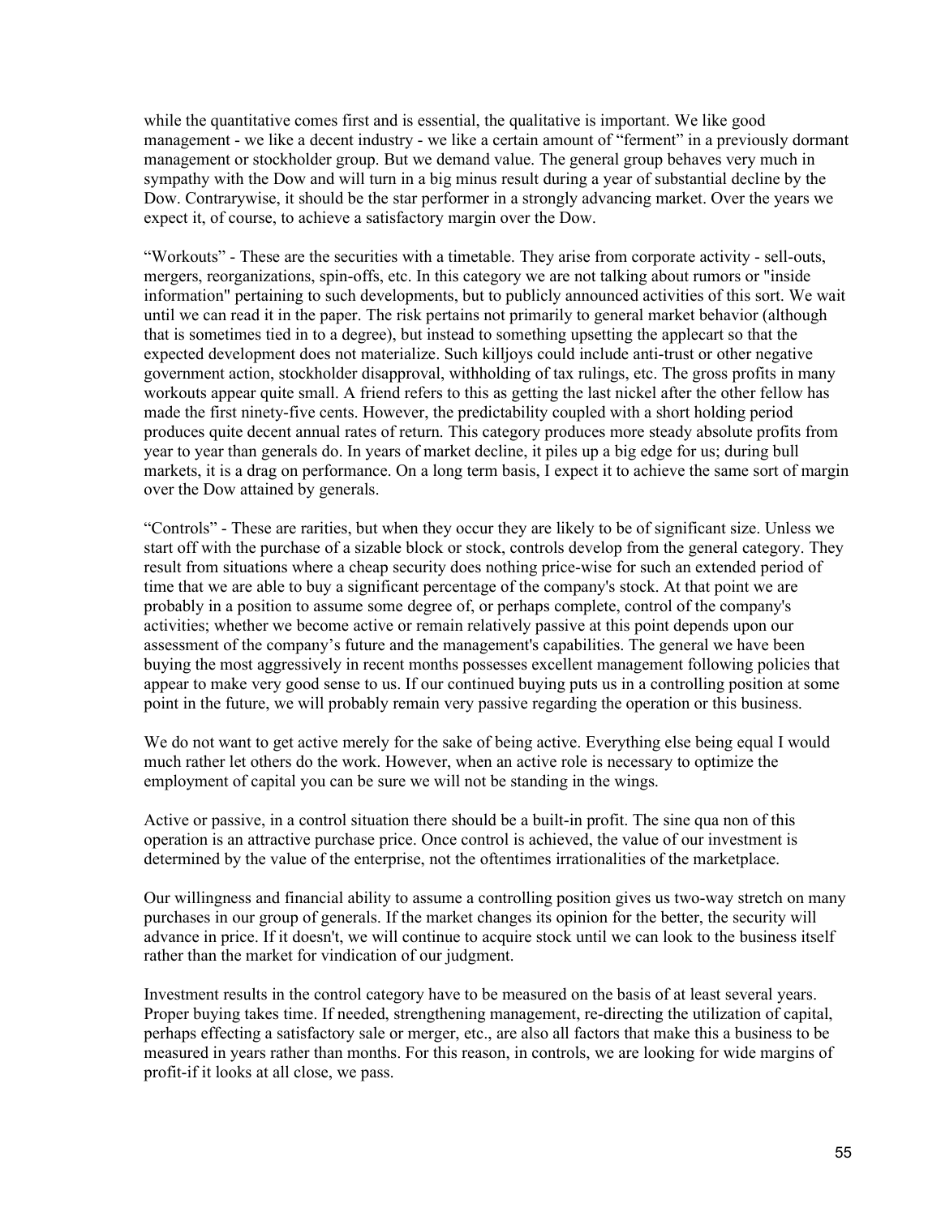while the quantitative comes first and is essential, the qualitative is important. We like good management - we like a decent industry - we like a certain amount of "ferment" in a previously dormant management or stockholder group. But we demand value. The general group behaves very much in sympathy with the Dow and will turn in a big minus result during a year of substantial decline by the Dow. Contrarywise, it should be the star performer in a strongly advancing market. Over the years we expect it, of course, to achieve a satisfactory margin over the Dow.

"Workouts" - These are the securities with a timetable. They arise from corporate activity - sell-outs, mergers, reorganizations, spin-offs, etc. In this category we are not talking about rumors or "inside information" pertaining to such developments, but to publicly announced activities of this sort. We wait until we can read it in the paper. The risk pertains not primarily to general market behavior (although that is sometimes tied in to a degree), but instead to something upsetting the applecart so that the expected development does not materialize. Such killjoys could include anti-trust or other negative government action, stockholder disapproval, withholding of tax rulings, etc. The gross profits in many workouts appear quite small. A friend refers to this as getting the last nickel after the other fellow has made the first ninety-five cents. However, the predictability coupled with a short holding period produces quite decent annual rates of return. This category produces more steady absolute profits from year to year than generals do. In years of market decline, it piles up a big edge for us; during bull markets, it is a drag on performance. On a long term basis, I expect it to achieve the same sort of margin over the Dow attained by generals.

"Controls" - These are rarities, but when they occur they are likely to be of significant size. Unless we start off with the purchase of a sizable block or stock, controls develop from the general category. They result from situations where a cheap security does nothing price-wise for such an extended period of time that we are able to buy a significant percentage of the company's stock. At that point we are probably in a position to assume some degree of, or perhaps complete, control of the company's activities; whether we become active or remain relatively passive at this point depends upon our assessment of the company's future and the management's capabilities. The general we have been buying the most aggressively in recent months possesses excellent management following policies that appear to make very good sense to us. If our continued buying puts us in a controlling position at some point in the future, we will probably remain very passive regarding the operation or this business.

We do not want to get active merely for the sake of being active. Everything else being equal I would much rather let others do the work. However, when an active role is necessary to optimize the employment of capital you can be sure we will not be standing in the wings.

Active or passive, in a control situation there should be a built-in profit. The sine qua non of this operation is an attractive purchase price. Once control is achieved, the value of our investment is determined by the value of the enterprise, not the oftentimes irrationalities of the marketplace.

Our willingness and financial ability to assume a controlling position gives us two-way stretch on many purchases in our group of generals. If the market changes its opinion for the better, the security will advance in price. If it doesn't, we will continue to acquire stock until we can look to the business itself rather than the market for vindication of our judgment.

Investment results in the control category have to be measured on the basis of at least several years. Proper buying takes time. If needed, strengthening management, re-directing the utilization of capital, perhaps effecting a satisfactory sale or merger, etc., are also all factors that make this a business to be measured in years rather than months. For this reason, in controls, we are looking for wide margins of profit-if it looks at all close, we pass.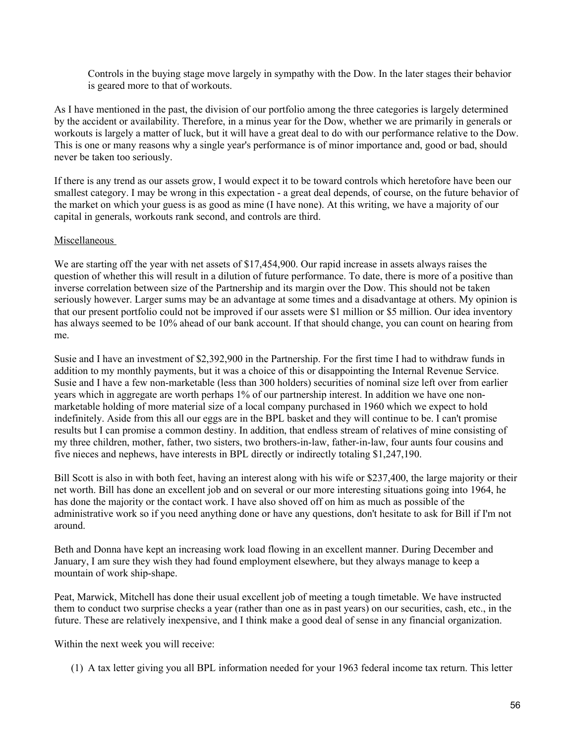Controls in the buying stage move largely in sympathy with the Dow. In the later stages their behavior is geared more to that of workouts.

As I have mentioned in the past, the division of our portfolio among the three categories is largely determined by the accident or availability. Therefore, in a minus year for the Dow, whether we are primarily in generals or workouts is largely a matter of luck, but it will have a great deal to do with our performance relative to the Dow. This is one or many reasons why a single year's performance is of minor importance and, good or bad, should never be taken too seriously.

If there is any trend as our assets grow, I would expect it to be toward controls which heretofore have been our smallest category. I may be wrong in this expectation - a great deal depends, of course, on the future behavior of the market on which your guess is as good as mine (I have none). At this writing, we have a majority of our capital in generals, workouts rank second, and controls are third.

Miscellaneous

We are starting off the year with net assets of $17,454,900. Our rapid increase in assets always raises the question of whether this will result in a dilution of future performance. To date, there is more of a positive than inverse correlation between size of the Partnership and its margin over the Dow. This should not be taken seriously however. Larger sums may be an advantage at some times and a disadvantage at others. My opinion is that our present portfolio could not be improved if our assets were $1 million or $5 million. Our idea inventory has always seemed to be 10% ahead of our bank account. If that should change, you can count on hearing from me.

Susie and I have an investment of $2,392,900 in the Partnership. For the first time I had to withdraw funds in addition to my monthly payments, but it was a choice of this or disappointing the Internal Revenue Service. Susie and I have a few non-marketable (less than 300 holders) securities of nominal size left over from earlier years which in aggregate are worth perhaps 1% of our partnership interest. In addition we have one non-marketable holding of more material size of a local company purchased in 1960 which we expect to hold indefinitely. Aside from this all our eggs are in the BPL basket and they will continue to be. I can't promise results but I can promise a common destiny. In addition, that endless stream of relatives of mine consisting of my three children, mother, father, two sisters, two brothers-in-law, father-in-law, four aunts four cousins and five nieces and nephews, have interests in BPL directly or indirectly totaling $1,247,190.

Bill Scott is also in with both feet, having an interest along with his wife or $237,400, the large majority or their net worth. Bill has done an excellent job and on several or our more interesting situations going into 1964, he has done the majority or the contact work. I have also shoved off on him as much as possible of the administrative work so if you need anything done or have any questions, don't hesitate to ask for Bill if I'm not around.

Beth and Donna have kept an increasing work load flowing in an excellent manner. During December and January, I am sure they wish they had found employment elsewhere, but they always manage to keep a mountain of work ship-shape.

Peat, Marwick, Mitchell has done their usual excellent job of meeting a tough timetable. We have instructed them to conduct two surprise checks a year (rather than one as in past years) on our securities, cash, etc., in the future. These are relatively inexpensive, and I think make a good deal of sense in any financial organization.

Within the next week you will receive:

(1) A tax letter giving you all BPL information needed for your 1963 federal income tax return. This letter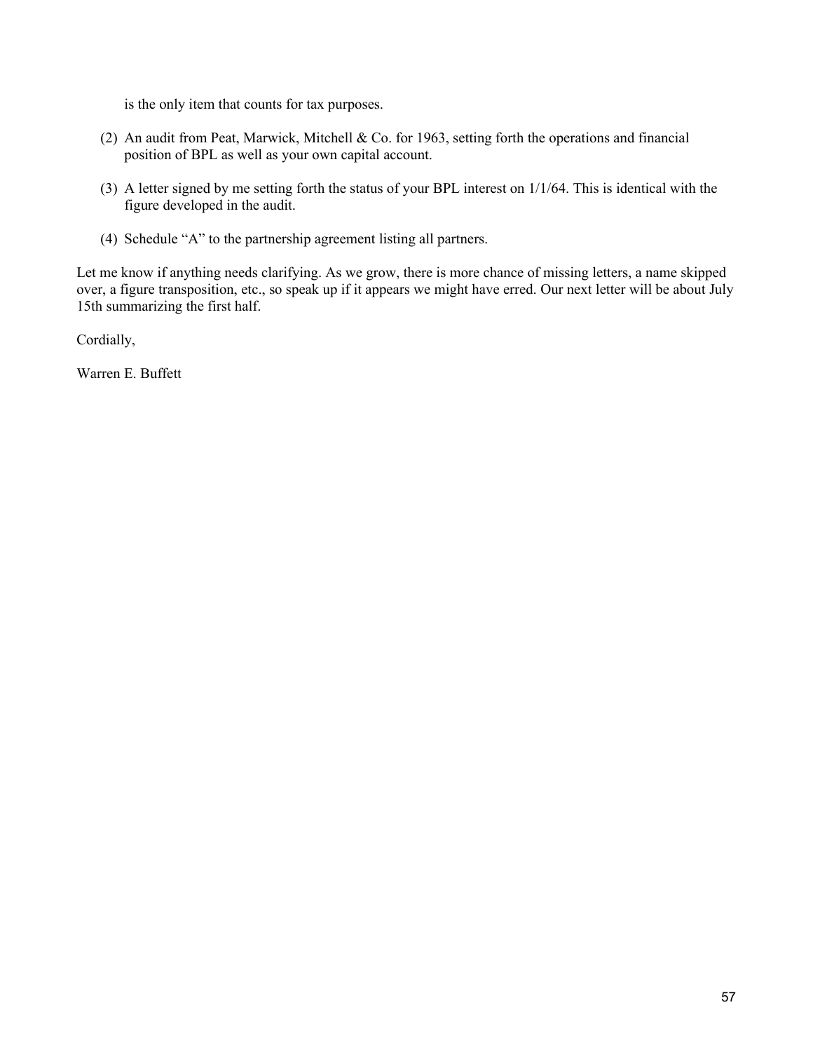is the only item that counts for tax purposes.

(2) An audit from Peat, Marwick, Mitchell & Co. for 1963, setting forth the operations and financial position of BPL as well as your own capital account.

(3) A letter signed by me setting forth the status of your BPL interest on 1/1/64. This is identical with the figure developed in the audit.

(4) Schedule "A" to the partnership agreement listing all partners.

Let me know if anything needs clarifying. As we grow, there is more chance of missing letters, a name skipped over, a figure transposition, etc., so speak up if it appears we might have erred. Our next letter will be about July 15th summarizing the first half.

Cordially,

Warren E. Buffett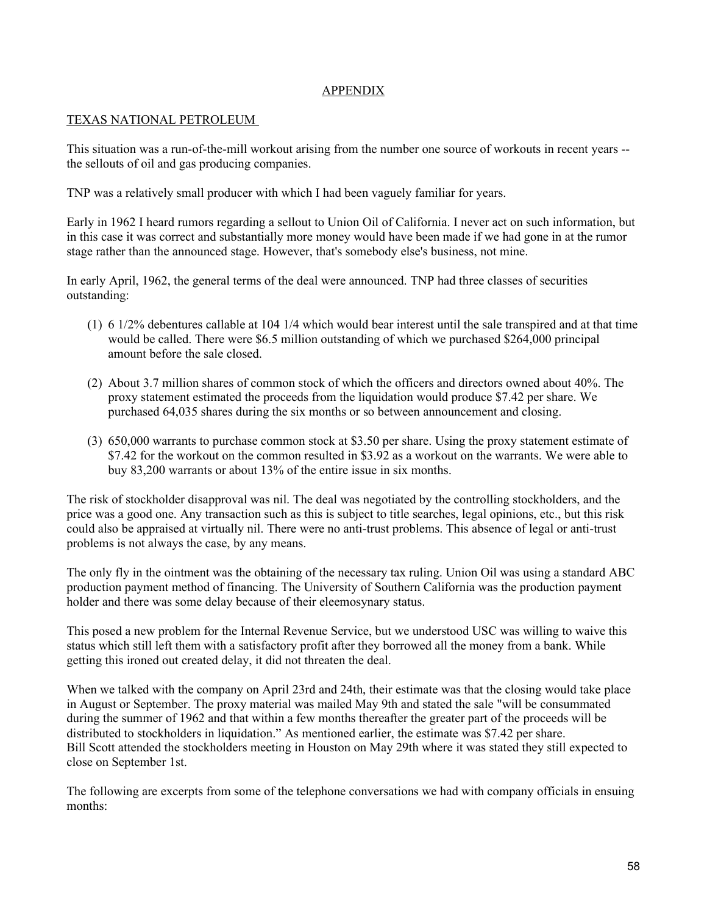## APPENDIX

### TEXAS NATIONAL PETROLEUM

This situation was a run-of-the-mill workout arising from the number one source of workouts in recent years -- the sellouts of oil and gas producing companies.

TNP was a relatively small producer with which I had been vaguely familiar for years.

Early in 1962 I heard rumors regarding a sellout to Union Oil of California. I never act on such information, but in this case it was correct and substantially more money would have been made if we had gone in at the rumor stage rather than the announced stage. However, that's somebody else's business, not mine.

In early April, 1962, the general terms of the deal were announced. TNP had three classes of securities outstanding:

1. 6 1/2% debentures callable at 104 1/4 which would bear interest until the sale transpired and at that time would be called. There were $6.5 million outstanding of which we purchased $264,000 principal amount before the sale closed.
2. About 3.7 million shares of common stock of which the officers and directors owned about 40%. The proxy statement estimated the proceeds from the liquidation would produce $7.42 per share. We purchased 64,035 shares during the six months or so between announcement and closing.
3. 650,000 warrants to purchase common stock at $3.50 per share. Using the proxy statement estimate of $7.42 for the workout on the common resulted in $3.92 as a workout on the warrants. We were able to buy 83,200 warrants or about 13% of the entire issue in six months.

The risk of stockholder disapproval was nil. The deal was negotiated by the controlling stockholders, and the price was a good one. Any transaction such as this is subject to title searches, legal opinions, etc., but this risk could also be appraised at virtually nil. There were no anti-trust problems. This absence of legal or anti-trust problems is not always the case, by any means.

The only fly in the ointment was the obtaining of the necessary tax ruling. Union Oil was using a standard ABC production payment method of financing. The University of Southern California was the production payment holder and there was some delay because of their eleemosynary status.

This posed a new problem for the Internal Revenue Service, but we understood USC was willing to waive this status which still left them with a satisfactory profit after they borrowed all the money from a bank. While getting this ironed out created delay, it did not threaten the deal.

When we talked with the company on April 23rd and 24th, their estimate was that the closing would take place in August or September. The proxy material was mailed May 9th and stated the sale "will be consummated during the summer of 1962 and that within a few months thereafter the greater part of the proceeds will be distributed to stockholders in liquidation." As mentioned earlier, the estimate was $7.42 per share. Bill Scott attended the stockholders meeting in Houston on May 29th where it was stated they still expected to close on September 1st.

The following are excerpts from some of the telephone conversations we had with company officials in ensuing months: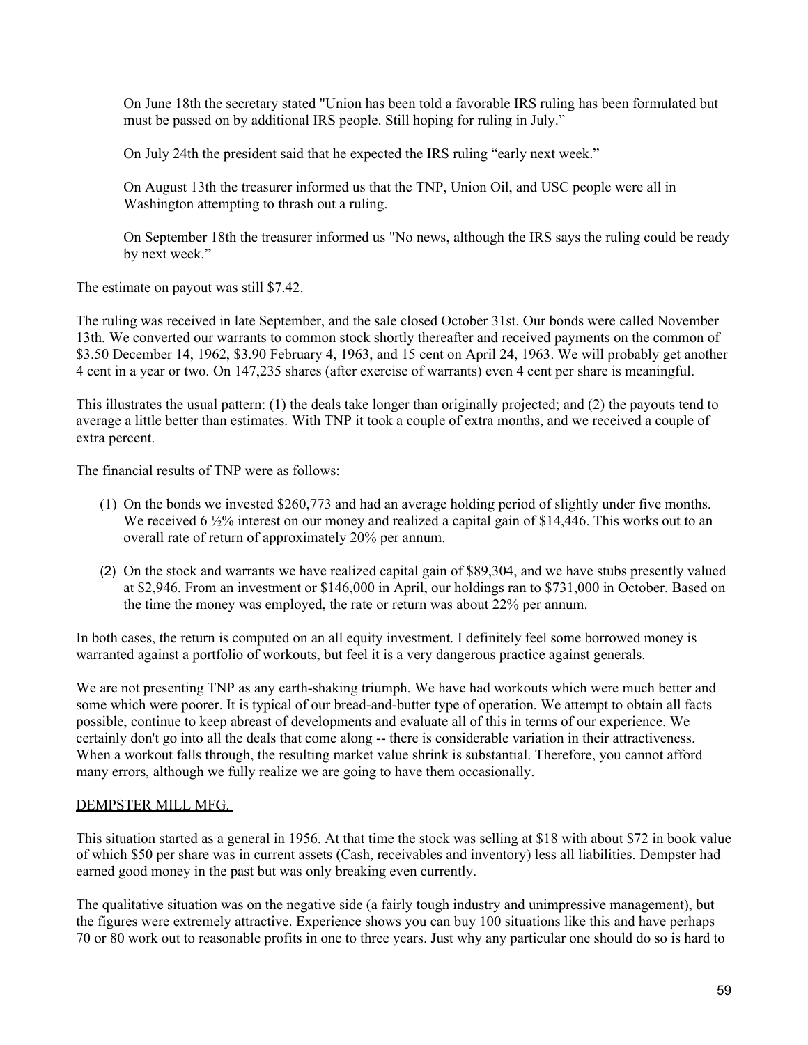> On June 18th the secretary stated "Union has been told a favorable IRS ruling has been formulated but must be passed on by additional IRS people. Still hoping for ruling in July."
>
> On July 24th the president said that he expected the IRS ruling "early next week."
>
> On August 13th the treasurer informed us that the TNP, Union Oil, and USC people were all in Washington attempting to thrash out a ruling.
>
> On September 18th the treasurer informed us "No news, although the IRS says the ruling could be ready by next week."

The estimate on payout was still $7.42.

The ruling was received in late September, and the sale closed October 31st. Our bonds were called November 13th. We converted our warrants to common stock shortly thereafter and received payments on the common of $3.50 December 14, 1962, $3.90 February 4, 1963, and 15 cent on April 24, 1963. We will probably get another 4 cent in a year or two. On 147,235 shares (after exercise of warrants) even 4 cent per share is meaningful.

This illustrates the usual pattern: (1) the deals take longer than originally projected; and (2) the payouts tend to average a little better than estimates. With TNP it took a couple of extra months, and we received a couple of extra percent.

The financial results of TNP were as follows:

1. On the bonds we invested $260,773 and had an average holding period of slightly under five months. We received 6 ½% interest on our money and realized a capital gain of $14,446. This works out to an overall rate of return of approximately 20% per annum.
2. On the stock and warrants we have realized capital gain of $89,304, and we have stubs presently valued at $2,946. From an investment or $146,000 in April, our holdings ran to $731,000 in October. Based on the time the money was employed, the rate or return was about 22% per annum.

In both cases, the return is computed on an all equity investment. I definitely feel some borrowed money is warranted against a portfolio of workouts, but feel it is a very dangerous practice against generals.

We are not presenting TNP as any earth-shaking triumph. We have had workouts which were much better and some which were poorer. It is typical of our bread-and-butter type of operation. We attempt to obtain all facts possible, continue to keep abreast of developments and evaluate all of this in terms of our experience. We certainly don't go into all the deals that come along -- there is considerable variation in their attractiveness. When a workout falls through, the resulting market value shrink is substantial. Therefore, you cannot afford many errors, although we fully realize we are going to have them occasionally.

## DEMPSTER MILL MFG.

This situation started as a general in 1956. At that time the stock was selling at $18 with about $72 in book value of which $50 per share was in current assets (Cash, receivables and inventory) less all liabilities. Dempster had earned good money in the past but was only breaking even currently.

The qualitative situation was on the negative side (a fairly tough industry and unimpressive management), but the figures were extremely attractive. Experience shows you can buy 100 situations like this and have perhaps 70 or 80 work out to reasonable profits in one to three years. Just why any particular one should do so is hard to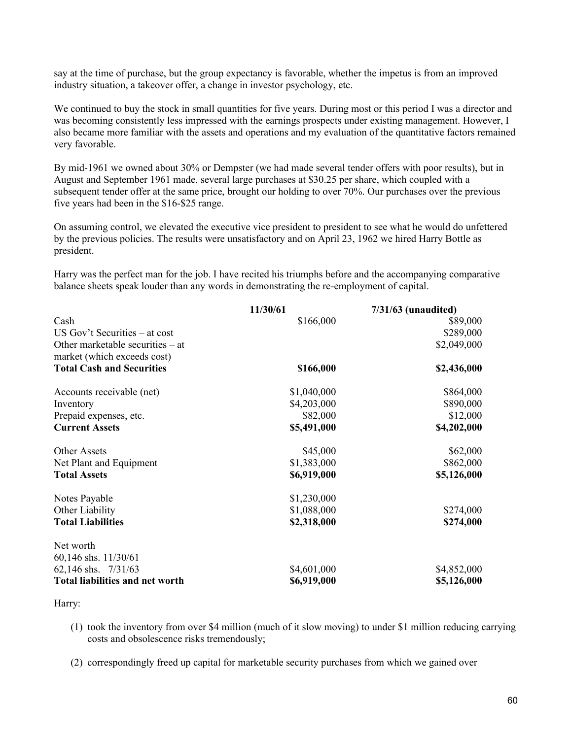say at the time of purchase, but the group expectancy is favorable, whether the impetus is from an improved industry situation, a takeover offer, a change in investor psychology, etc.

We continued to buy the stock in small quantities for five years. During most or this period I was a director and was becoming consistently less impressed with the earnings prospects under existing management. However, I also became more familiar with the assets and operations and my evaluation of the quantitative factors remained very favorable.

By mid-1961 we owned about 30% or Dempster (we had made several tender offers with poor results), but in August and September 1961 made, several large purchases at $30.25 per share, which coupled with a subsequent tender offer at the same price, brought our holding to over 70%. Our purchases over the previous five years had been in the $16-$25 range.

On assuming control, we elevated the executive vice president to president to see what he would do unfettered by the previous policies. The results were unsatisfactory and on April 23, 1962 we hired Harry Bottle as president.

Harry was the perfect man for the job. I have recited his triumphs before and the accompanying comparative balance sheets speak louder than any words in demonstrating the re-employment of capital.

| | 11/30/61 | 7/31/63 (unaudited) |
|---|---|---|
| Cash | $166,000 | $89,000 |
| US Gov't Securities – at cost | | $289,000 |
| Other marketable securities – at market (which exceeds cost) | | $2,049,000 |
| **Total Cash and Securities** | **$166,000** | **$2,436,000** |
| Accounts receivable (net) | $1,040,000 | $864,000 |
| Inventory | $4,203,000 | $890,000 |
| Prepaid expenses, etc. | $82,000 | $12,000 |
| **Current Assets** | **$5,491,000** | **$4,202,000** |
| Other Assets | $45,000 | $62,000 |
| Net Plant and Equipment | $1,383,000 | $862,000 |
| **Total Assets** | **$6,919,000** | **$5,126,000** |
| Notes Payable | $1,230,000 | |
| Other Liability | $1,088,000 | $274,000 |
| **Total Liabilities** | **$2,318,000** | **$274,000** |
| Net worth | | |
| 60,146 shs. 11/30/61 | | |
| 62,146 shs. 7/31/63 | $4,601,000 | $4,852,000 |
| **Total liabilities and net worth** | **$6,919,000** | **$5,126,000** |

Harry:

(1) took the inventory from over $4 million (much of it slow moving) to under $1 million reducing carrying costs and obsolescence risks tremendously;

(2) correspondingly freed up capital for marketable security purchases from which we gained over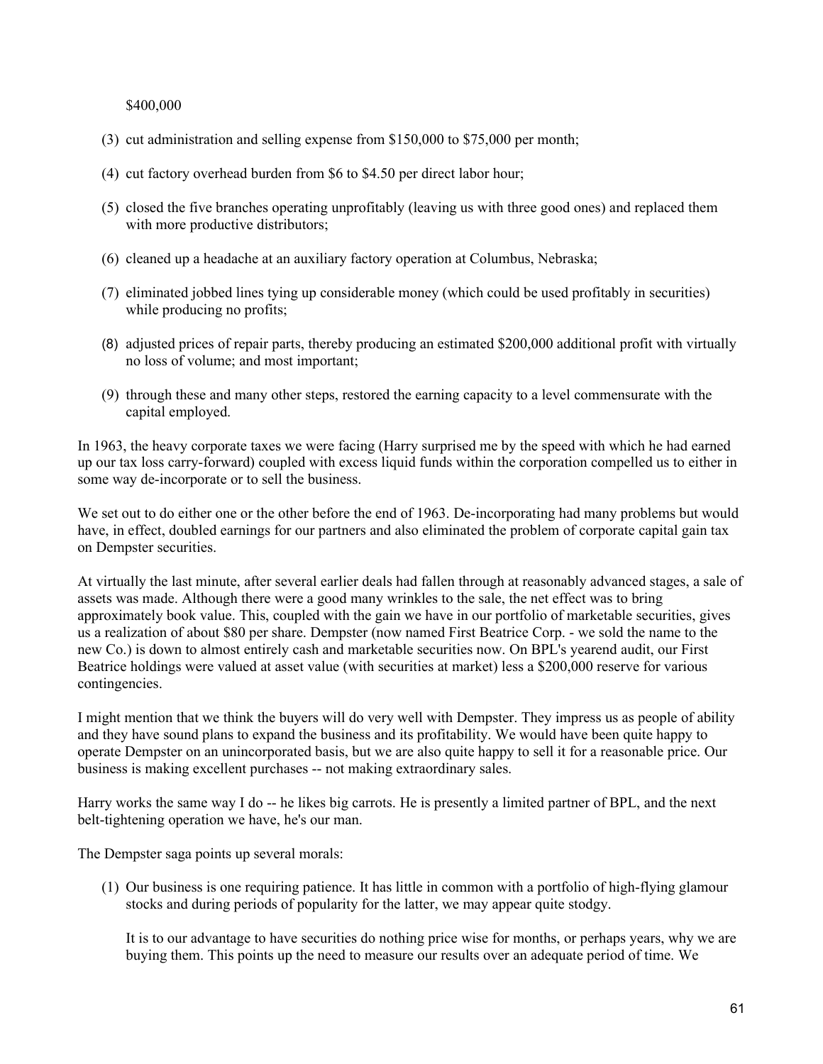$400,000

(3) cut administration and selling expense from $150,000 to $75,000 per month;

(4) cut factory overhead burden from $6 to $4.50 per direct labor hour;

(5) closed the five branches operating unprofitably (leaving us with three good ones) and replaced them with more productive distributors;

(6) cleaned up a headache at an auxiliary factory operation at Columbus, Nebraska;

(7) eliminated jobbed lines tying up considerable money (which could be used profitably in securities) while producing no profits;

(8) adjusted prices of repair parts, thereby producing an estimated $200,000 additional profit with virtually no loss of volume; and most important;

(9) through these and many other steps, restored the earning capacity to a level commensurate with the capital employed.

In 1963, the heavy corporate taxes we were facing (Harry surprised me by the speed with which he had earned up our tax loss carry-forward) coupled with excess liquid funds within the corporation compelled us to either in some way de-incorporate or to sell the business.

We set out to do either one or the other before the end of 1963. De-incorporating had many problems but would have, in effect, doubled earnings for our partners and also eliminated the problem of corporate capital gain tax on Dempster securities.

At virtually the last minute, after several earlier deals had fallen through at reasonably advanced stages, a sale of assets was made. Although there were a good many wrinkles to the sale, the net effect was to bring approximately book value. This, coupled with the gain we have in our portfolio of marketable securities, gives us a realization of about $80 per share. Dempster (now named First Beatrice Corp. - we sold the name to the new Co.) is down to almost entirely cash and marketable securities now. On BPL's yearend audit, our First Beatrice holdings were valued at asset value (with securities at market) less a $200,000 reserve for various contingencies.

I might mention that we think the buyers will do very well with Dempster. They impress us as people of ability and they have sound plans to expand the business and its profitability. We would have been quite happy to operate Dempster on an unincorporated basis, but we are also quite happy to sell it for a reasonable price. Our business is making excellent purchases -- not making extraordinary sales.

Harry works the same way I do -- he likes big carrots. He is presently a limited partner of BPL, and the next belt-tightening operation we have, he's our man.

The Dempster saga points up several morals:

(1) Our business is one requiring patience. It has little in common with a portfolio of high-flying glamour stocks and during periods of popularity for the latter, we may appear quite stodgy.

    It is to our advantage to have securities do nothing price wise for months, or perhaps years, why we are buying them. This points up the need to measure our results over an adequate period of time. We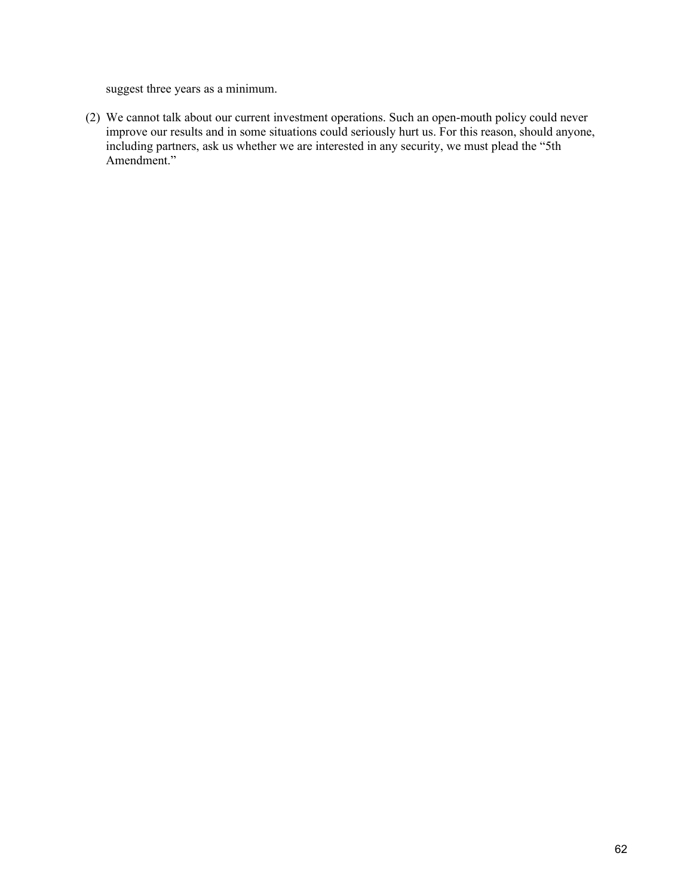suggest three years as a minimum.

(2) We cannot talk about our current investment operations. Such an open-mouth policy could never improve our results and in some situations could seriously hurt us. For this reason, should anyone, including partners, ask us whether we are interested in any security, we must plead the "5th Amendment."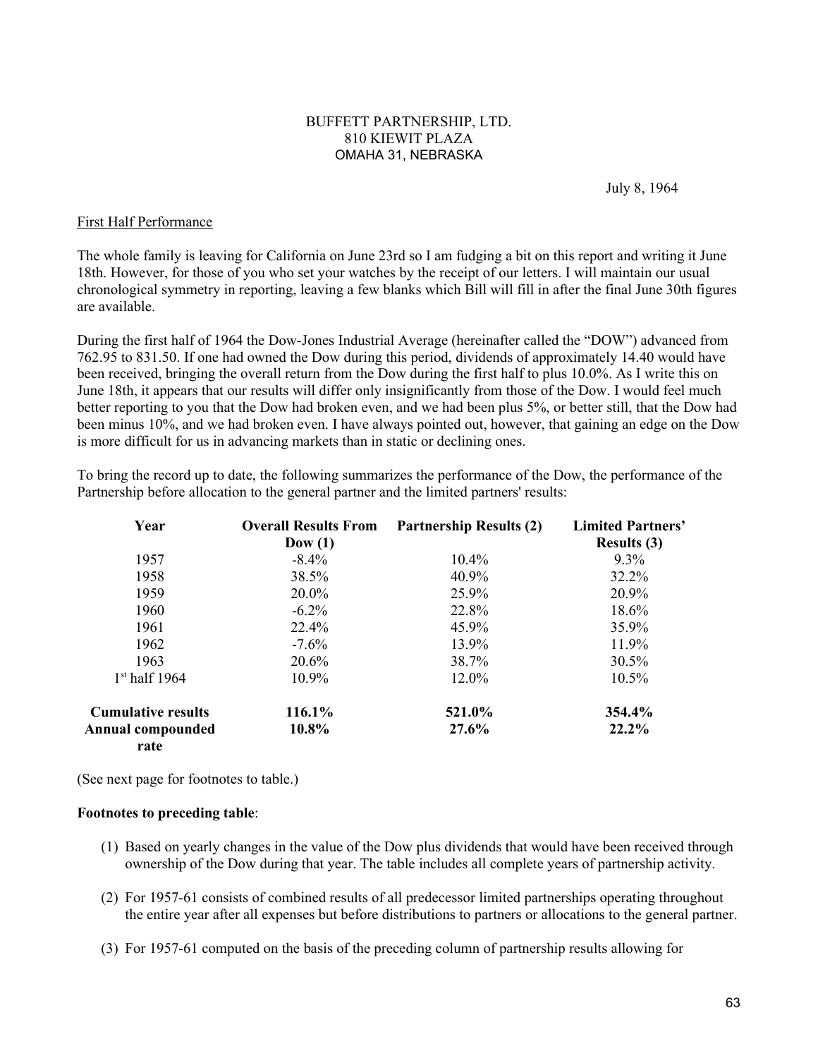BUFFETT PARTNERSHIP, LTD.
810 KIEWIT PLAZA
OMAHA 31, NEBRASKA

July 8, 1964

## First Half Performance

The whole family is leaving for California on June 23rd so I am fudging a bit on this report and writing it June 18th. However, for those of you who set your watches by the receipt of our letters. I will maintain our usual chronological symmetry in reporting, leaving a few blanks which Bill will fill in after the final June 30th figures are available.

During the first half of 1964 the Dow-Jones Industrial Average (hereinafter called the "DOW") advanced from 762.95 to 831.50. If one had owned the Dow during this period, dividends of approximately 14.40 would have been received, bringing the overall return from the Dow during the first half to plus 10.0%. As I write this on June 18th, it appears that our results will differ only insignificantly from those of the Dow. I would feel much better reporting to you that the Dow had broken even, and we had been plus 5%, or better still, that the Dow had been minus 10%, and we had broken even. I have always pointed out, however, that gaining an edge on the Dow is more difficult for us in advancing markets than in static or declining ones.

To bring the record up to date, the following summarizes the performance of the Dow, the performance of the Partnership before allocation to the general partner and the limited partners' results:

| Year | Overall Results From Dow (1) | Partnership Results (2) | Limited Partners' Results (3) |
|---|---|---|---|
| 1957 | -8.4% | 10.4% | 9.3% |
| 1958 | 38.5% | 40.9% | 32.2% |
| 1959 | 20.0% | 25.9% | 20.9% |
| 1960 | -6.2% | 22.8% | 18.6% |
| 1961 | 22.4% | 45.9% | 35.9% |
| 1962 | -7.6% | 13.9% | 11.9% |
| 1963 | 20.6% | 38.7% | 30.5% |
| 1st half 1964 | 10.9% | 12.0% | 10.5% |
| **Cumulative results** | **116.1%** | **521.0%** | **354.4%** |
| **Annual compounded rate** | **10.8%** | **27.6%** | **22.2%** |

(See next page for footnotes to table.)

**Footnotes to preceding table**:

(1) Based on yearly changes in the value of the Dow plus dividends that would have been received through ownership of the Dow during that year. The table includes all complete years of partnership activity.

(2) For 1957-61 consists of combined results of all predecessor limited partnerships operating throughout the entire year after all expenses but before distributions to partners or allocations to the general partner.

(3) For 1957-61 computed on the basis of the preceding column of partnership results allowing for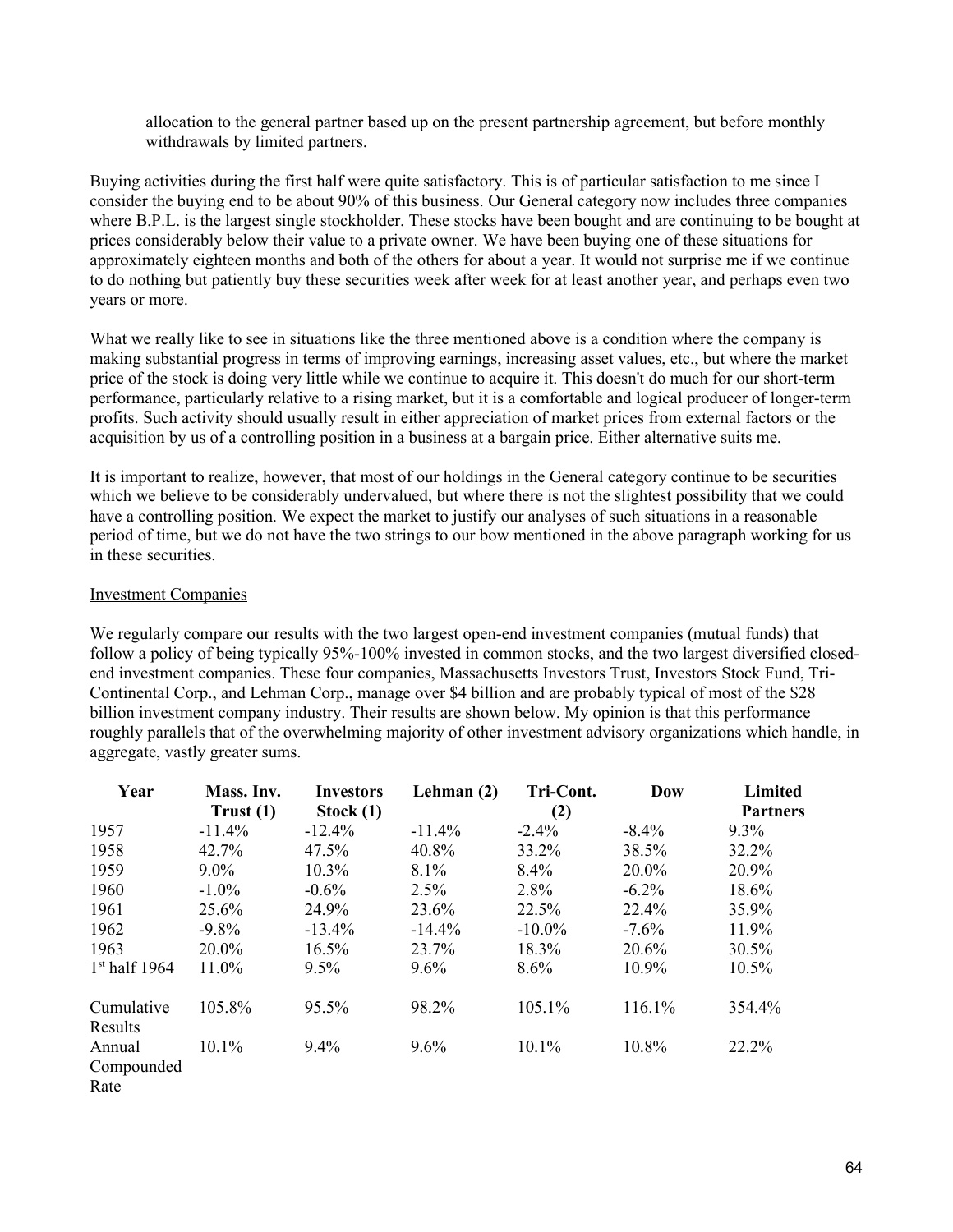allocation to the general partner based up on the present partnership agreement, but before monthly withdrawals by limited partners.

Buying activities during the first half were quite satisfactory. This is of particular satisfaction to me since I consider the buying end to be about 90% of this business. Our General category now includes three companies where B.P.L. is the largest single stockholder. These stocks have been bought and are continuing to be bought at prices considerably below their value to a private owner. We have been buying one of these situations for approximately eighteen months and both of the others for about a year. It would not surprise me if we continue to do nothing but patiently buy these securities week after week for at least another year, and perhaps even two years or more.

What we really like to see in situations like the three mentioned above is a condition where the company is making substantial progress in terms of improving earnings, increasing asset values, etc., but where the market price of the stock is doing very little while we continue to acquire it. This doesn't do much for our short-term performance, particularly relative to a rising market, but it is a comfortable and logical producer of longer-term profits. Such activity should usually result in either appreciation of market prices from external factors or the acquisition by us of a controlling position in a business at a bargain price. Either alternative suits me.

It is important to realize, however, that most of our holdings in the General category continue to be securities which we believe to be considerably undervalued, but where there is not the slightest possibility that we could have a controlling position. We expect the market to justify our analyses of such situations in a reasonable period of time, but we do not have the two strings to our bow mentioned in the above paragraph working for us in these securities.

## Investment Companies

We regularly compare our results with the two largest open-end investment companies (mutual funds) that follow a policy of being typically 95%-100% invested in common stocks, and the two largest diversified closed-end investment companies. These four companies, Massachusetts Investors Trust, Investors Stock Fund, Tri-Continental Corp., and Lehman Corp., manage over $4 billion and are probably typical of most of the $28 billion investment company industry. Their results are shown below. My opinion is that this performance roughly parallels that of the overwhelming majority of other investment advisory organizations which handle, in aggregate, vastly greater sums.

| Year | Mass. Inv. Trust (1) | Investors Stock (1) | Lehman (2) | Tri-Cont. (2) | Dow | Limited Partners |
|---|---|---|---|---|---|---|
| 1957 | -11.4% | -12.4% | -11.4% | -2.4% | -8.4% | 9.3% |
| 1958 | 42.7% | 47.5% | 40.8% | 33.2% | 38.5% | 32.2% |
| 1959 | 9.0% | 10.3% | 8.1% | 8.4% | 20.0% | 20.9% |
| 1960 | -1.0% | -0.6% | 2.5% | 2.8% | -6.2% | 18.6% |
| 1961 | 25.6% | 24.9% | 23.6% | 22.5% | 22.4% | 35.9% |
| 1962 | -9.8% | -13.4% | -14.4% | -10.0% | -7.6% | 11.9% |
| 1963 | 20.0% | 16.5% | 23.7% | 18.3% | 20.6% | 30.5% |
| 1st half 1964 | 11.0% | 9.5% | 9.6% | 8.6% | 10.9% | 10.5% |
| Cumulative Results | 105.8% | 95.5% | 98.2% | 105.1% | 116.1% | 354.4% |
| Annual Compounded Rate | 10.1% | 9.4% | 9.6% | 10.1% | 10.8% | 22.2% |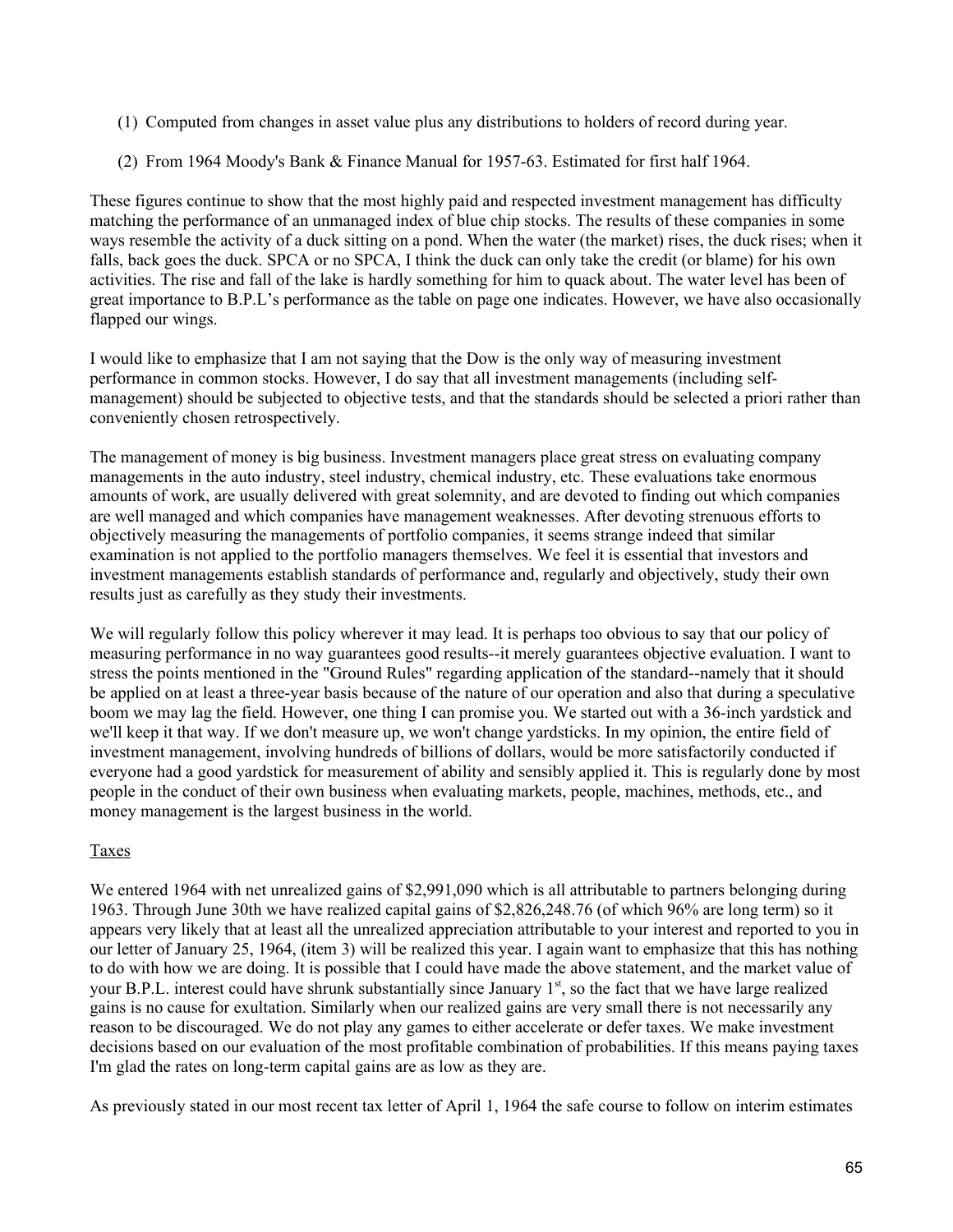(1) Computed from changes in asset value plus any distributions to holders of record during year.

(2) From 1964 Moody's Bank & Finance Manual for 1957-63. Estimated for first half 1964.

These figures continue to show that the most highly paid and respected investment management has difficulty matching the performance of an unmanaged index of blue chip stocks. The results of these companies in some ways resemble the activity of a duck sitting on a pond. When the water (the market) rises, the duck rises; when it falls, back goes the duck. SPCA or no SPCA, I think the duck can only take the credit (or blame) for his own activities. The rise and fall of the lake is hardly something for him to quack about. The water level has been of great importance to B.P.L's performance as the table on page one indicates. However, we have also occasionally flapped our wings.

I would like to emphasize that I am not saying that the Dow is the only way of measuring investment performance in common stocks. However, I do say that all investment managements (including self-management) should be subjected to objective tests, and that the standards should be selected a priori rather than conveniently chosen retrospectively.

The management of money is big business. Investment managers place great stress on evaluating company managements in the auto industry, steel industry, chemical industry, etc. These evaluations take enormous amounts of work, are usually delivered with great solemnity, and are devoted to finding out which companies are well managed and which companies have management weaknesses. After devoting strenuous efforts to objectively measuring the managements of portfolio companies, it seems strange indeed that similar examination is not applied to the portfolio managers themselves. We feel it is essential that investors and investment managements establish standards of performance and, regularly and objectively, study their own results just as carefully as they study their investments.

We will regularly follow this policy wherever it may lead. It is perhaps too obvious to say that our policy of measuring performance in no way guarantees good results--it merely guarantees objective evaluation. I want to stress the points mentioned in the "Ground Rules" regarding application of the standard--namely that it should be applied on at least a three-year basis because of the nature of our operation and also that during a speculative boom we may lag the field. However, one thing I can promise you. We started out with a 36-inch yardstick and we'll keep it that way. If we don't measure up, we won't change yardsticks. In my opinion, the entire field of investment management, involving hundreds of billions of dollars, would be more satisfactorily conducted if everyone had a good yardstick for measurement of ability and sensibly applied it. This is regularly done by most people in the conduct of their own business when evaluating markets, people, machines, methods, etc., and money management is the largest business in the world.

## Taxes

We entered 1964 with net unrealized gains of $2,991,090 which is all attributable to partners belonging during 1963. Through June 30th we have realized capital gains of $2,826,248.76 (of which 96% are long term) so it appears very likely that at least all the unrealized appreciation attributable to your interest and reported to you in our letter of January 25, 1964, (item 3) will be realized this year. I again want to emphasize that this has nothing to do with how we are doing. It is possible that I could have made the above statement, and the market value of your B.P.L. interest could have shrunk substantially since January 1st, so the fact that we have large realized gains is no cause for exultation. Similarly when our realized gains are very small there is not necessarily any reason to be discouraged. We do not play any games to either accelerate or defer taxes. We make investment decisions based on our evaluation of the most profitable combination of probabilities. If this means paying taxes I'm glad the rates on long-term capital gains are as low as they are.

As previously stated in our most recent tax letter of April 1, 1964 the safe course to follow on interim estimates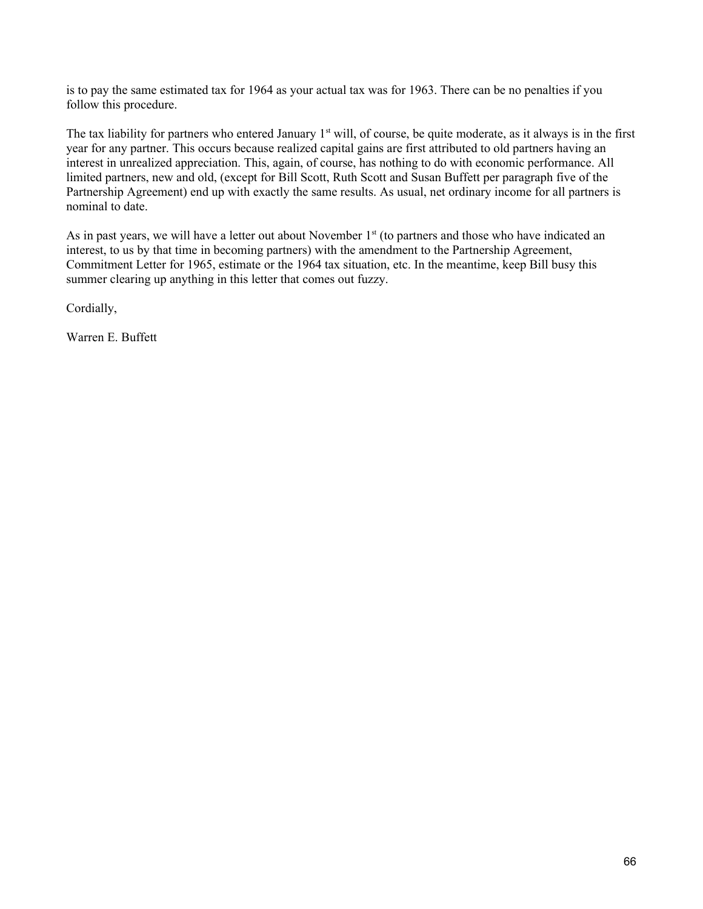is to pay the same estimated tax for 1964 as your actual tax was for 1963. There can be no penalties if you follow this procedure.

The tax liability for partners who entered January 1st will, of course, be quite moderate, as it always is in the first year for any partner. This occurs because realized capital gains are first attributed to old partners having an interest in unrealized appreciation. This, again, of course, has nothing to do with economic performance. All limited partners, new and old, (except for Bill Scott, Ruth Scott and Susan Buffett per paragraph five of the Partnership Agreement) end up with exactly the same results. As usual, net ordinary income for all partners is nominal to date.

As in past years, we will have a letter out about November 1st (to partners and those who have indicated an interest, to us by that time in becoming partners) with the amendment to the Partnership Agreement, Commitment Letter for 1965, estimate or the 1964 tax situation, etc. In the meantime, keep Bill busy this summer clearing up anything in this letter that comes out fuzzy.

Cordially,

Warren E. Buffett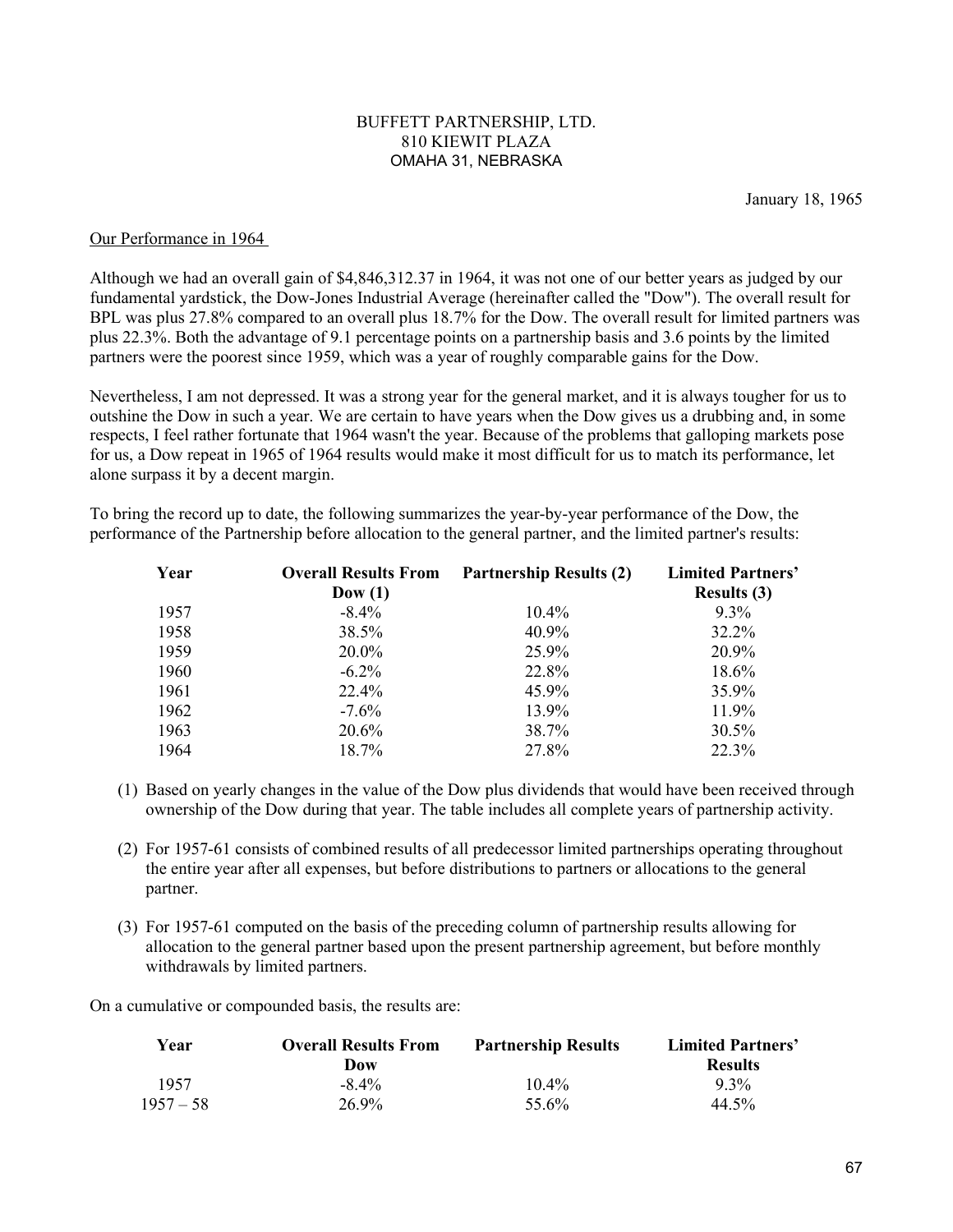BUFFETT PARTNERSHIP, LTD.
810 KIEWIT PLAZA
OMAHA 31, NEBRASKA

January 18, 1965

Our Performance in 1964

Although we had an overall gain of $4,846,312.37 in 1964, it was not one of our better years as judged by our fundamental yardstick, the Dow-Jones Industrial Average (hereinafter called the "Dow"). The overall result for BPL was plus 27.8% compared to an overall plus 18.7% for the Dow. The overall result for limited partners was plus 22.3%. Both the advantage of 9.1 percentage points on a partnership basis and 3.6 points by the limited partners were the poorest since 1959, which was a year of roughly comparable gains for the Dow.

Nevertheless, I am not depressed. It was a strong year for the general market, and it is always tougher for us to outshine the Dow in such a year. We are certain to have years when the Dow gives us a drubbing and, in some respects, I feel rather fortunate that 1964 wasn't the year. Because of the problems that galloping markets pose for us, a Dow repeat in 1965 of 1964 results would make it most difficult for us to match its performance, let alone surpass it by a decent margin.

To bring the record up to date, the following summarizes the year-by-year performance of the Dow, the performance of the Partnership before allocation to the general partner, and the limited partner's results:

| Year | Overall Results From Dow (1) | Partnership Results (2) | Limited Partners' Results (3) |
|---|---|---|---|
| 1957 | -8.4% | 10.4% | 9.3% |
| 1958 | 38.5% | 40.9% | 32.2% |
| 1959 | 20.0% | 25.9% | 20.9% |
| 1960 | -6.2% | 22.8% | 18.6% |
| 1961 | 22.4% | 45.9% | 35.9% |
| 1962 | -7.6% | 13.9% | 11.9% |
| 1963 | 20.6% | 38.7% | 30.5% |
| 1964 | 18.7% | 27.8% | 22.3% |

(1) Based on yearly changes in the value of the Dow plus dividends that would have been received through ownership of the Dow during that year. The table includes all complete years of partnership activity.

(2) For 1957-61 consists of combined results of all predecessor limited partnerships operating throughout the entire year after all expenses, but before distributions to partners or allocations to the general partner.

(3) For 1957-61 computed on the basis of the preceding column of partnership results allowing for allocation to the general partner based upon the present partnership agreement, but before monthly withdrawals by limited partners.

On a cumulative or compounded basis, the results are:

| Year | Overall Results From Dow | Partnership Results | Limited Partners' Results |
|---|---|---|---|
| 1957 | -8.4% | 10.4% | 9.3% |
| 1957 – 58 | 26.9% | 55.6% | 44.5% |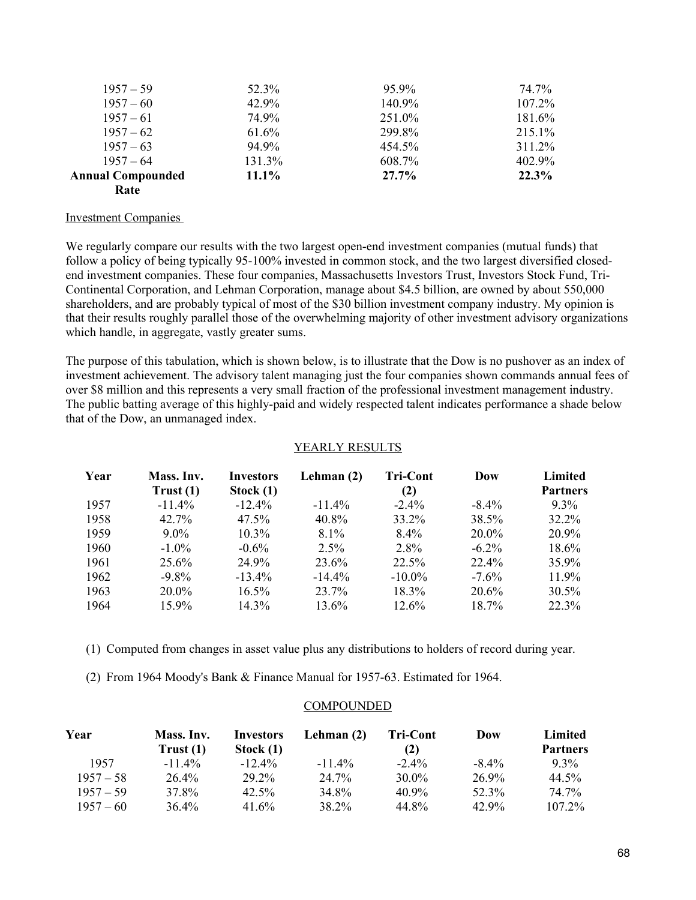| | | | |
|---|---|---|---|
| 1957 – 59 | 52.3% | 95.9% | 74.7% |
| 1957 – 60 | 42.9% | 140.9% | 107.2% |
| 1957 – 61 | 74.9% | 251.0% | 181.6% |
| 1957 – 62 | 61.6% | 299.8% | 215.1% |
| 1957 – 63 | 94.9% | 454.5% | 311.2% |
| 1957 – 64 | 131.3% | 608.7% | 402.9% |
| **Annual Compounded Rate** | **11.1%** | **27.7%** | **22.3%** |

Investment Companies

We regularly compare our results with the two largest open-end investment companies (mutual funds) that follow a policy of being typically 95-100% invested in common stock, and the two largest diversified closed-end investment companies. These four companies, Massachusetts Investors Trust, Investors Stock Fund, Tri-Continental Corporation, and Lehman Corporation, manage about $4.5 billion, are owned by about 550,000 shareholders, and are probably typical of most of the $30 billion investment company industry. My opinion is that their results roughly parallel those of the overwhelming majority of other investment advisory organizations which handle, in aggregate, vastly greater sums.

The purpose of this tabulation, which is shown below, is to illustrate that the Dow is no pushover as an index of investment achievement. The advisory talent managing just the four companies shown commands annual fees of over $8 million and this represents a very small fraction of the professional investment management industry. The public batting average of this highly-paid and widely respected talent indicates performance a shade below that of the Dow, an unmanaged index.

YEARLY RESULTS

| Year | Mass. Inv. Trust (1) | Investors Stock (1) | Lehman (2) | Tri-Cont (2) | Dow | Limited Partners |
|---|---|---|---|---|---|---|
| 1957 | -11.4% | -12.4% | -11.4% | -2.4% | -8.4% | 9.3% |
| 1958 | 42.7% | 47.5% | 40.8% | 33.2% | 38.5% | 32.2% |
| 1959 | 9.0% | 10.3% | 8.1% | 8.4% | 20.0% | 20.9% |
| 1960 | -1.0% | -0.6% | 2.5% | 2.8% | -6.2% | 18.6% |
| 1961 | 25.6% | 24.9% | 23.6% | 22.5% | 22.4% | 35.9% |
| 1962 | -9.8% | -13.4% | -14.4% | -10.0% | -7.6% | 11.9% |
| 1963 | 20.0% | 16.5% | 23.7% | 18.3% | 20.6% | 30.5% |
| 1964 | 15.9% | 14.3% | 13.6% | 12.6% | 18.7% | 22.3% |

(1) Computed from changes in asset value plus any distributions to holders of record during year.

(2) From 1964 Moody's Bank & Finance Manual for 1957-63. Estimated for 1964.

COMPOUNDED

| Year | Mass. Inv. Trust (1) | Investors Stock (1) | Lehman (2) | Tri-Cont (2) | Dow | Limited Partners |
|---|---|---|---|---|---|---|
| 1957 | -11.4% | -12.4% | -11.4% | -2.4% | -8.4% | 9.3% |
| 1957 – 58 | 26.4% | 29.2% | 24.7% | 30.0% | 26.9% | 44.5% |
| 1957 – 59 | 37.8% | 42.5% | 34.8% | 40.9% | 52.3% | 74.7% |
| 1957 – 60 | 36.4% | 41.6% | 38.2% | 44.8% | 42.9% | 107.2% |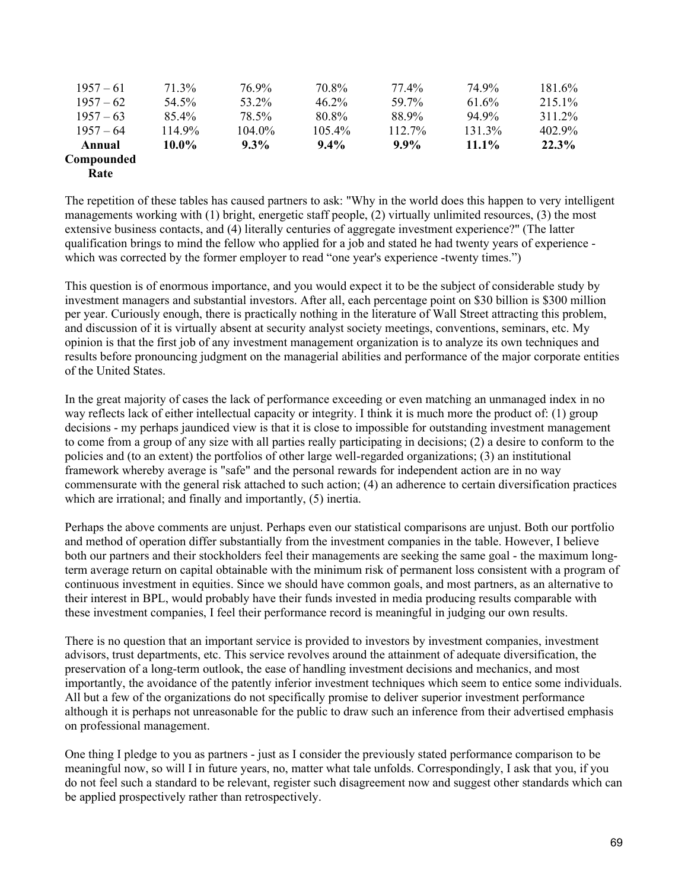| | | | | | | |
|---|---|---|---|---|---|---|
| 1957 – 61 | 71.3% | 76.9% | 70.8% | 77.4% | 74.9% | 181.6% |
| 1957 – 62 | 54.5% | 53.2% | 46.2% | 59.7% | 61.6% | 215.1% |
| 1957 – 63 | 85.4% | 78.5% | 80.8% | 88.9% | 94.9% | 311.2% |
| 1957 – 64 | 114.9% | 104.0% | 105.4% | 112.7% | 131.3% | 402.9% |
| **Annual Compounded Rate** | **10.0%** | **9.3%** | **9.4%** | **9.9%** | **11.1%** | **22.3%** |

The repetition of these tables has caused partners to ask: "Why in the world does this happen to very intelligent managements working with (1) bright, energetic staff people, (2) virtually unlimited resources, (3) the most extensive business contacts, and (4) literally centuries of aggregate investment experience?" (The latter qualification brings to mind the fellow who applied for a job and stated he had twenty years of experience - which was corrected by the former employer to read "one year's experience -twenty times.")

This question is of enormous importance, and you would expect it to be the subject of considerable study by investment managers and substantial investors. After all, each percentage point on $30 billion is $300 million per year. Curiously enough, there is practically nothing in the literature of Wall Street attracting this problem, and discussion of it is virtually absent at security analyst society meetings, conventions, seminars, etc. My opinion is that the first job of any investment management organization is to analyze its own techniques and results before pronouncing judgment on the managerial abilities and performance of the major corporate entities of the United States.

In the great majority of cases the lack of performance exceeding or even matching an unmanaged index in no way reflects lack of either intellectual capacity or integrity. I think it is much more the product of: (1) group decisions - my perhaps jaundiced view is that it is close to impossible for outstanding investment management to come from a group of any size with all parties really participating in decisions; (2) a desire to conform to the policies and (to an extent) the portfolios of other large well-regarded organizations; (3) an institutional framework whereby average is "safe" and the personal rewards for independent action are in no way commensurate with the general risk attached to such action; (4) an adherence to certain diversification practices which are irrational; and finally and importantly, (5) inertia.

Perhaps the above comments are unjust. Perhaps even our statistical comparisons are unjust. Both our portfolio and method of operation differ substantially from the investment companies in the table. However, I believe both our partners and their stockholders feel their managements are seeking the same goal - the maximum long-term average return on capital obtainable with the minimum risk of permanent loss consistent with a program of continuous investment in equities. Since we should have common goals, and most partners, as an alternative to their interest in BPL, would probably have their funds invested in media producing results comparable with these investment companies, I feel their performance record is meaningful in judging our own results.

There is no question that an important service is provided to investors by investment companies, investment advisors, trust departments, etc. This service revolves around the attainment of adequate diversification, the preservation of a long-term outlook, the ease of handling investment decisions and mechanics, and most importantly, the avoidance of the patently inferior investment techniques which seem to entice some individuals. All but a few of the organizations do not specifically promise to deliver superior investment performance although it is perhaps not unreasonable for the public to draw such an inference from their advertised emphasis on professional management.

One thing I pledge to you as partners - just as I consider the previously stated performance comparison to be meaningful now, so will I in future years, no, matter what tale unfolds. Correspondingly, I ask that you, if you do not feel such a standard to be relevant, register such disagreement now and suggest other standards which can be applied prospectively rather than retrospectively.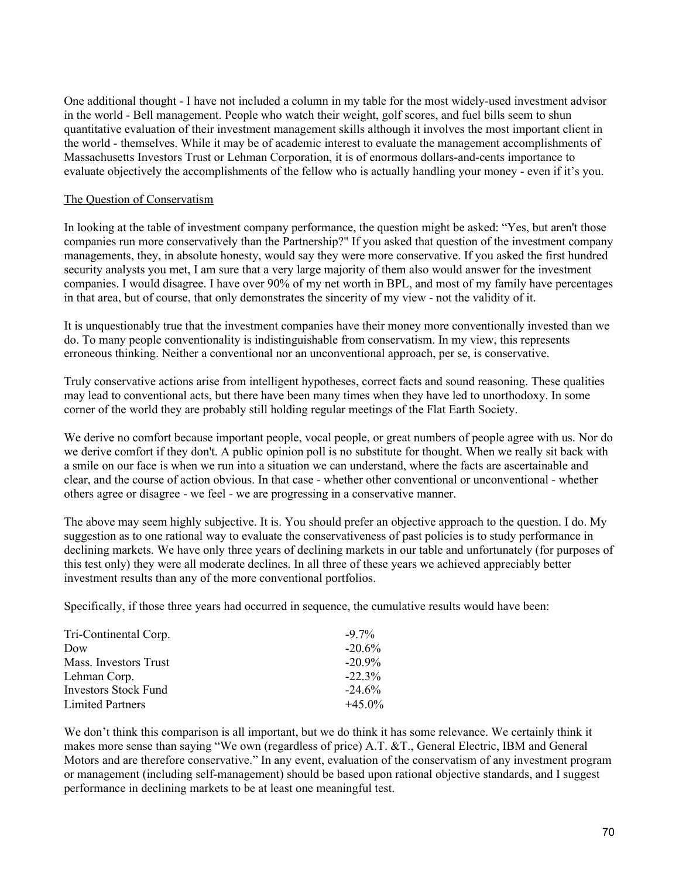One additional thought - I have not included a column in my table for the most widely-used investment advisor in the world - Bell management. People who watch their weight, golf scores, and fuel bills seem to shun quantitative evaluation of their investment management skills although it involves the most important client in the world - themselves. While it may be of academic interest to evaluate the management accomplishments of Massachusetts Investors Trust or Lehman Corporation, it is of enormous dollars-and-cents importance to evaluate objectively the accomplishments of the fellow who is actually handling your money - even if it's you.

## The Question of Conservatism

In looking at the table of investment company performance, the question might be asked: "Yes, but aren't those companies run more conservatively than the Partnership?" If you asked that question of the investment company managements, they, in absolute honesty, would say they were more conservative. If you asked the first hundred security analysts you met, I am sure that a very large majority of them also would answer for the investment companies. I would disagree. I have over 90% of my net worth in BPL, and most of my family have percentages in that area, but of course, that only demonstrates the sincerity of my view - not the validity of it.

It is unquestionably true that the investment companies have their money more conventionally invested than we do. To many people conventionality is indistinguishable from conservatism. In my view, this represents erroneous thinking. Neither a conventional nor an unconventional approach, per se, is conservative.

Truly conservative actions arise from intelligent hypotheses, correct facts and sound reasoning. These qualities may lead to conventional acts, but there have been many times when they have led to unorthodoxy. In some corner of the world they are probably still holding regular meetings of the Flat Earth Society.

We derive no comfort because important people, vocal people, or great numbers of people agree with us. Nor do we derive comfort if they don't. A public opinion poll is no substitute for thought. When we really sit back with a smile on our face is when we run into a situation we can understand, where the facts are ascertainable and clear, and the course of action obvious. In that case - whether other conventional or unconventional - whether others agree or disagree - we feel - we are progressing in a conservative manner.

The above may seem highly subjective. It is. You should prefer an objective approach to the question. I do. My suggestion as to one rational way to evaluate the conservativeness of past policies is to study performance in declining markets. We have only three years of declining markets in our table and unfortunately (for purposes of this test only) they were all moderate declines. In all three of these years we achieved appreciably better investment results than any of the more conventional portfolios.

Specifically, if those three years had occurred in sequence, the cumulative results would have been:

| | |
|---|---|
| Tri-Continental Corp. | -9.7% |
| Dow | -20.6% |
| Mass. Investors Trust | -20.9% |
| Lehman Corp. | -22.3% |
| Investors Stock Fund | -24.6% |
| Limited Partners | +45.0% |

We don't think this comparison is all important, but we do think it has some relevance. We certainly think it makes more sense than saying "We own (regardless of price) A.T. &T., General Electric, IBM and General Motors and are therefore conservative." In any event, evaluation of the conservatism of any investment program or management (including self-management) should be based upon rational objective standards, and I suggest performance in declining markets to be at least one meaningful test.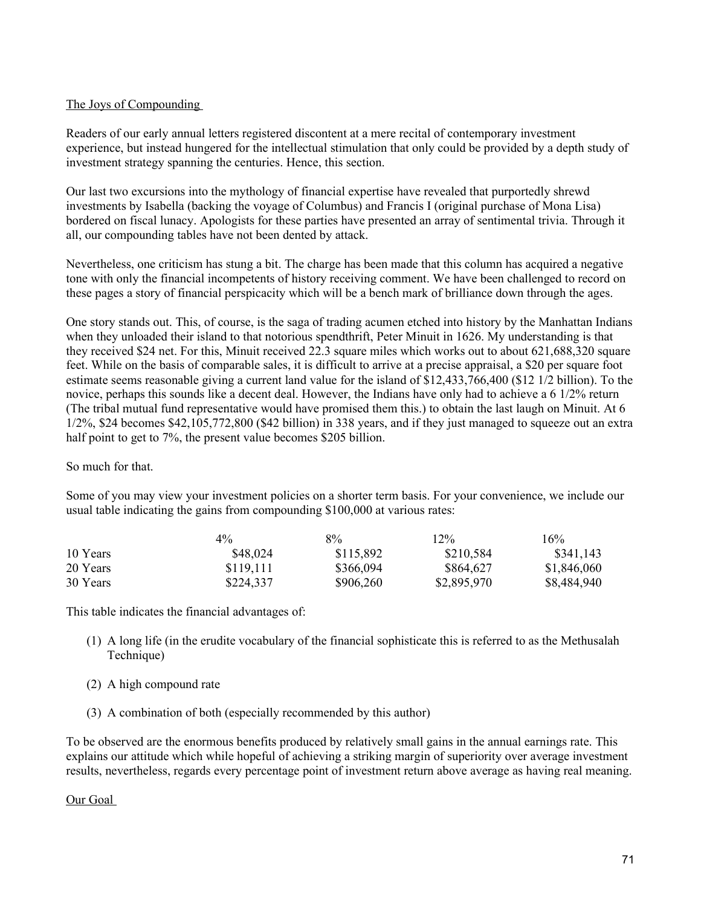## The Joys of Compounding

Readers of our early annual letters registered discontent at a mere recital of contemporary investment experience, but instead hungered for the intellectual stimulation that only could be provided by a depth study of investment strategy spanning the centuries. Hence, this section.

Our last two excursions into the mythology of financial expertise have revealed that purportedly shrewd investments by Isabella (backing the voyage of Columbus) and Francis I (original purchase of Mona Lisa) bordered on fiscal lunacy. Apologists for these parties have presented an array of sentimental trivia. Through it all, our compounding tables have not been dented by attack.

Nevertheless, one criticism has stung a bit. The charge has been made that this column has acquired a negative tone with only the financial incompetents of history receiving comment. We have been challenged to record on these pages a story of financial perspicacity which will be a bench mark of brilliance down through the ages.

One story stands out. This, of course, is the saga of trading acumen etched into history by the Manhattan Indians when they unloaded their island to that notorious spendthrift, Peter Minuit in 1626. My understanding is that they received $24 net. For this, Minuit received 22.3 square miles which works out to about 621,688,320 square feet. While on the basis of comparable sales, it is difficult to arrive at a precise appraisal, a $20 per square foot estimate seems reasonable giving a current land value for the island of $12,433,766,400 ($12 1/2 billion). To the novice, perhaps this sounds like a decent deal. However, the Indians have only had to achieve a 6 1/2% return (The tribal mutual fund representative would have promised them this.) to obtain the last laugh on Minuit. At 6 1/2%, $24 becomes $42,105,772,800 ($42 billion) in 338 years, and if they just managed to squeeze out an extra half point to get to 7%, the present value becomes $205 billion.

So much for that.

Some of you may view your investment policies on a shorter term basis. For your convenience, we include our usual table indicating the gains from compounding $100,000 at various rates:

| | 4% | 8% | 12% | 16% |
|---|---|---|---|---|
| 10 Years | $48,024 | $115,892 | $210,584 | $341,143 |
| 20 Years | $119,111 | $366,094 | $864,627 | $1,846,060 |
| 30 Years | $224,337 | $906,260 | $2,895,970 | $8,484,940 |

This table indicates the financial advantages of:

(1) A long life (in the erudite vocabulary of the financial sophisticate this is referred to as the Methusalah Technique)

(2) A high compound rate

(3) A combination of both (especially recommended by this author)

To be observed are the enormous benefits produced by relatively small gains in the annual earnings rate. This explains our attitude which while hopeful of achieving a striking margin of superiority over average investment results, nevertheless, regards every percentage point of investment return above average as having real meaning.

## Our Goal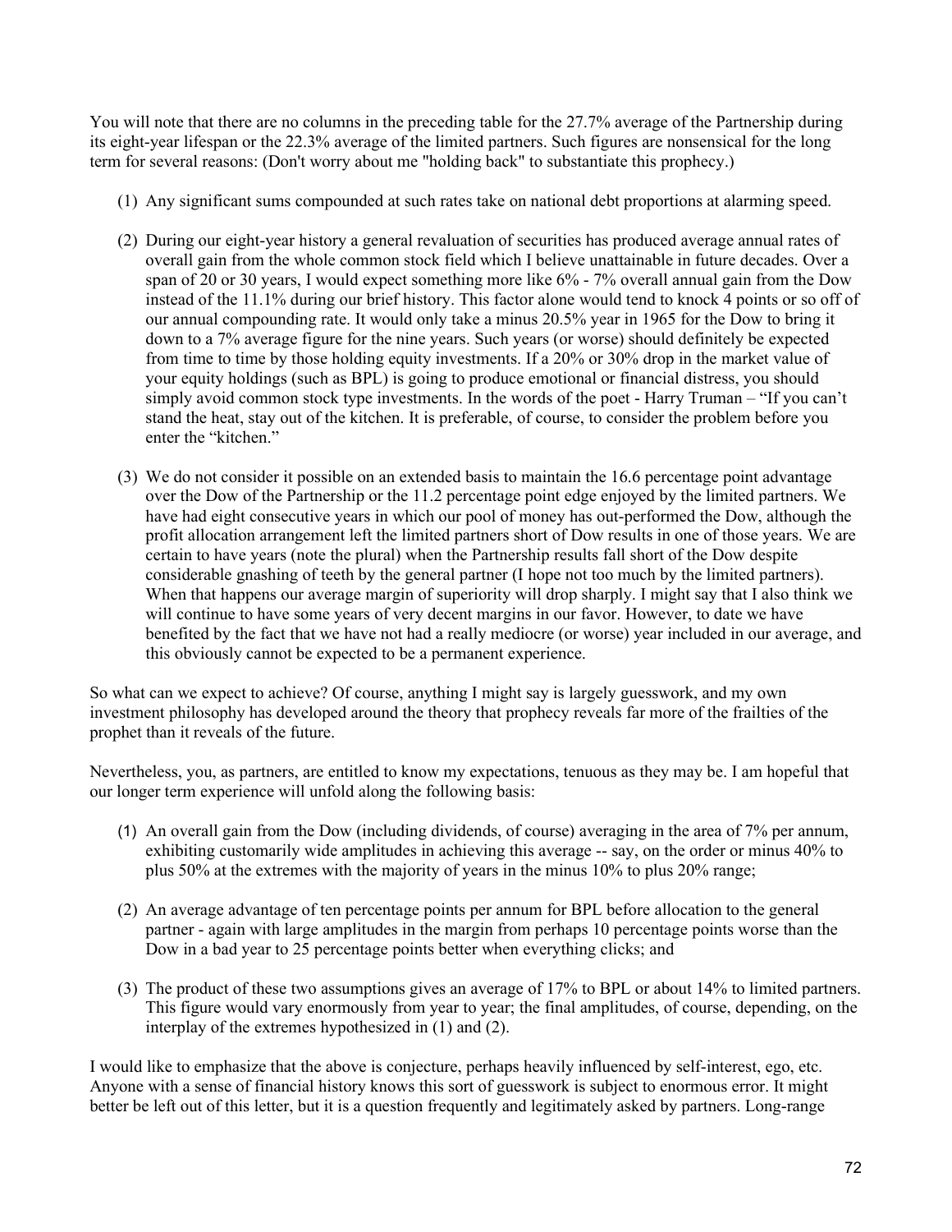You will note that there are no columns in the preceding table for the 27.7% average of the Partnership during its eight-year lifespan or the 22.3% average of the limited partners. Such figures are nonsensical for the long term for several reasons: (Don't worry about me "holding back" to substantiate this prophecy.)

(1) Any significant sums compounded at such rates take on national debt proportions at alarming speed.

(2) During our eight-year history a general revaluation of securities has produced average annual rates of overall gain from the whole common stock field which I believe unattainable in future decades. Over a span of 20 or 30 years, I would expect something more like 6% - 7% overall annual gain from the Dow instead of the 11.1% during our brief history. This factor alone would tend to knock 4 points or so off of our annual compounding rate. It would only take a minus 20.5% year in 1965 for the Dow to bring it down to a 7% average figure for the nine years. Such years (or worse) should definitely be expected from time to time by those holding equity investments. If a 20% or 30% drop in the market value of your equity holdings (such as BPL) is going to produce emotional or financial distress, you should simply avoid common stock type investments. In the words of the poet - Harry Truman – "If you can't stand the heat, stay out of the kitchen. It is preferable, of course, to consider the problem before you enter the "kitchen."

(3) We do not consider it possible on an extended basis to maintain the 16.6 percentage point advantage over the Dow of the Partnership or the 11.2 percentage point edge enjoyed by the limited partners. We have had eight consecutive years in which our pool of money has out-performed the Dow, although the profit allocation arrangement left the limited partners short of Dow results in one of those years. We are certain to have years (note the plural) when the Partnership results fall short of the Dow despite considerable gnashing of teeth by the general partner (I hope not too much by the limited partners). When that happens our average margin of superiority will drop sharply. I might say that I also think we will continue to have some years of very decent margins in our favor. However, to date we have benefited by the fact that we have not had a really mediocre (or worse) year included in our average, and this obviously cannot be expected to be a permanent experience.

So what can we expect to achieve? Of course, anything I might say is largely guesswork, and my own investment philosophy has developed around the theory that prophecy reveals far more of the frailties of the prophet than it reveals of the future.

Nevertheless, you, as partners, are entitled to know my expectations, tenuous as they may be. I am hopeful that our longer term experience will unfold along the following basis:

(1) An overall gain from the Dow (including dividends, of course) averaging in the area of 7% per annum, exhibiting customarily wide amplitudes in achieving this average -- say, on the order or minus 40% to plus 50% at the extremes with the majority of years in the minus 10% to plus 20% range;

(2) An average advantage of ten percentage points per annum for BPL before allocation to the general partner - again with large amplitudes in the margin from perhaps 10 percentage points worse than the Dow in a bad year to 25 percentage points better when everything clicks; and

(3) The product of these two assumptions gives an average of 17% to BPL or about 14% to limited partners. This figure would vary enormously from year to year; the final amplitudes, of course, depending, on the interplay of the extremes hypothesized in (1) and (2).

I would like to emphasize that the above is conjecture, perhaps heavily influenced by self-interest, ego, etc. Anyone with a sense of financial history knows this sort of guesswork is subject to enormous error. It might better be left out of this letter, but it is a question frequently and legitimately asked by partners. Long-range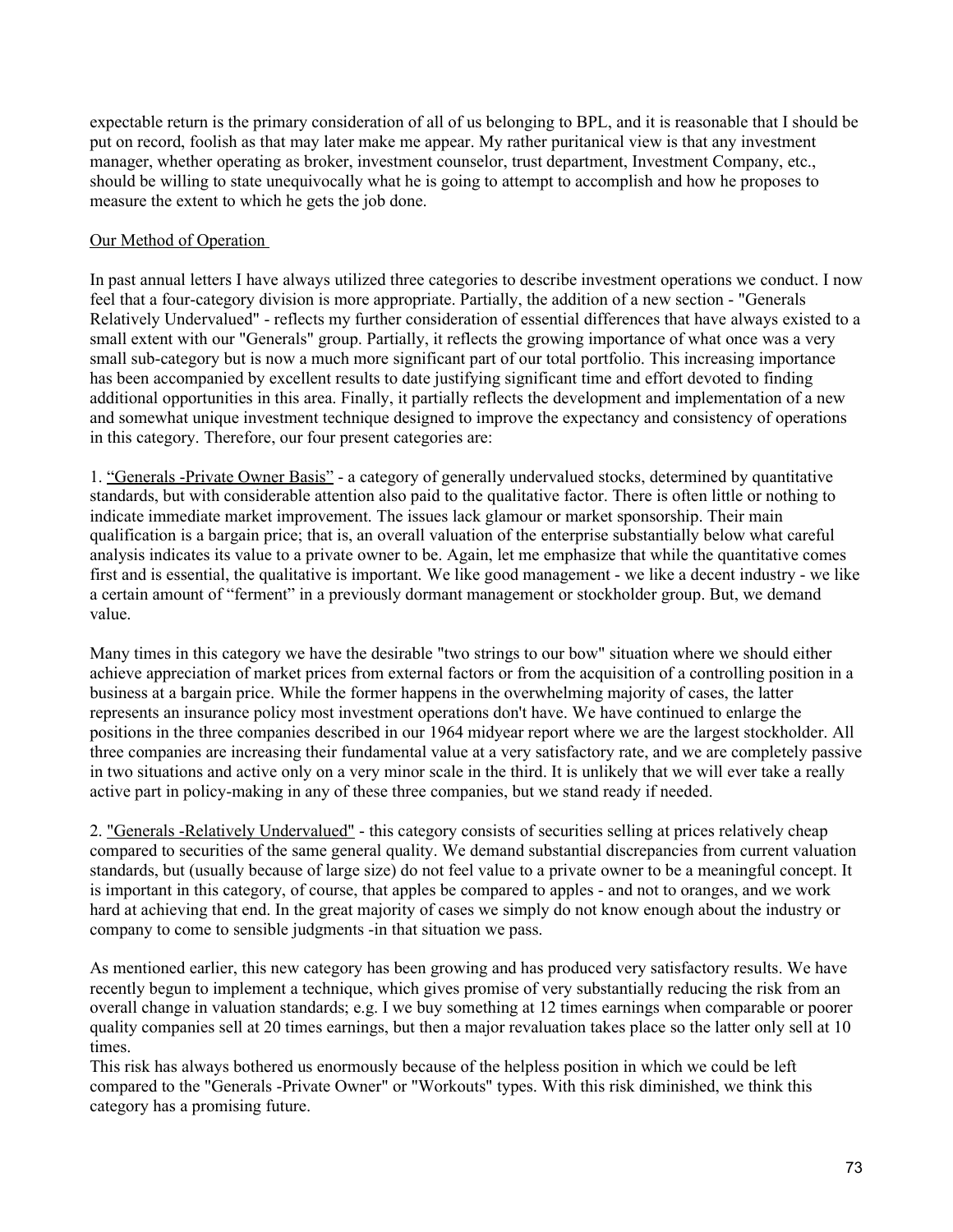expectable return is the primary consideration of all of us belonging to BPL, and it is reasonable that I should be put on record, foolish as that may later make me appear. My rather puritanical view is that any investment manager, whether operating as broker, investment counselor, trust department, Investment Company, etc., should be willing to state unequivocally what he is going to attempt to accomplish and how he proposes to measure the extent to which he gets the job done.

## Our Method of Operation

In past annual letters I have always utilized three categories to describe investment operations we conduct. I now feel that a four-category division is more appropriate. Partially, the addition of a new section - "Generals Relatively Undervalued" - reflects my further consideration of essential differences that have always existed to a small extent with our "Generals" group. Partially, it reflects the growing importance of what once was a very small sub-category but is now a much more significant part of our total portfolio. This increasing importance has been accompanied by excellent results to date justifying significant time and effort devoted to finding additional opportunities in this area. Finally, it partially reflects the development and implementation of a new and somewhat unique investment technique designed to improve the expectancy and consistency of operations in this category. Therefore, our four present categories are:

1. "Generals -Private Owner Basis" - a category of generally undervalued stocks, determined by quantitative standards, but with considerable attention also paid to the qualitative factor. There is often little or nothing to indicate immediate market improvement. The issues lack glamour or market sponsorship. Their main qualification is a bargain price; that is, an overall valuation of the enterprise substantially below what careful analysis indicates its value to a private owner to be. Again, let me emphasize that while the quantitative comes first and is essential, the qualitative is important. We like good management - we like a decent industry - we like a certain amount of "ferment" in a previously dormant management or stockholder group. But, we demand value.

Many times in this category we have the desirable "two strings to our bow" situation where we should either achieve appreciation of market prices from external factors or from the acquisition of a controlling position in a business at a bargain price. While the former happens in the overwhelming majority of cases, the latter represents an insurance policy most investment operations don't have. We have continued to enlarge the positions in the three companies described in our 1964 midyear report where we are the largest stockholder. All three companies are increasing their fundamental value at a very satisfactory rate, and we are completely passive in two situations and active only on a very minor scale in the third. It is unlikely that we will ever take a really active part in policy-making in any of these three companies, but we stand ready if needed.

2. "Generals -Relatively Undervalued" - this category consists of securities selling at prices relatively cheap compared to securities of the same general quality. We demand substantial discrepancies from current valuation standards, but (usually because of large size) do not feel value to a private owner to be a meaningful concept. It is important in this category, of course, that apples be compared to apples - and not to oranges, and we work hard at achieving that end. In the great majority of cases we simply do not know enough about the industry or company to come to sensible judgments -in that situation we pass.

As mentioned earlier, this new category has been growing and has produced very satisfactory results. We have recently begun to implement a technique, which gives promise of very substantially reducing the risk from an overall change in valuation standards; e.g. I we buy something at 12 times earnings when comparable or poorer quality companies sell at 20 times earnings, but then a major revaluation takes place so the latter only sell at 10 times.

This risk has always bothered us enormously because of the helpless position in which we could be left compared to the "Generals -Private Owner" or "Workouts" types. With this risk diminished, we think this category has a promising future.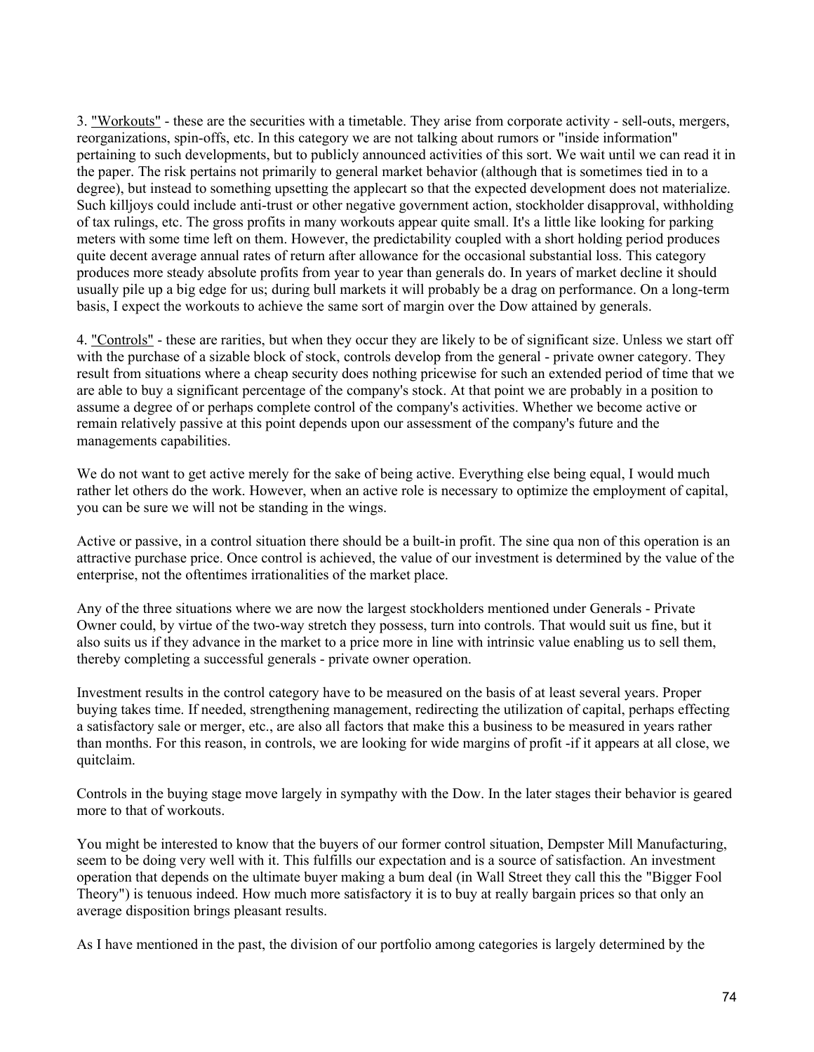3. <u>"Workouts"</u> - these are the securities with a timetable. They arise from corporate activity - sell-outs, mergers, reorganizations, spin-offs, etc. In this category we are not talking about rumors or "inside information" pertaining to such developments, but to publicly announced activities of this sort. We wait until we can read it in the paper. The risk pertains not primarily to general market behavior (although that is sometimes tied in to a degree), but instead to something upsetting the applecart so that the expected development does not materialize. Such killjoys could include anti-trust or other negative government action, stockholder disapproval, withholding of tax rulings, etc. The gross profits in many workouts appear quite small. It's a little like looking for parking meters with some time left on them. However, the predictability coupled with a short holding period produces quite decent average annual rates of return after allowance for the occasional substantial loss. This category produces more steady absolute profits from year to year than generals do. In years of market decline it should usually pile up a big edge for us; during bull markets it will probably be a drag on performance. On a long-term basis, I expect the workouts to achieve the same sort of margin over the Dow attained by generals.

4. <u>"Controls"</u> - these are rarities, but when they occur they are likely to be of significant size. Unless we start off with the purchase of a sizable block of stock, controls develop from the general - private owner category. They result from situations where a cheap security does nothing pricewise for such an extended period of time that we are able to buy a significant percentage of the company's stock. At that point we are probably in a position to assume a degree of or perhaps complete control of the company's activities. Whether we become active or remain relatively passive at this point depends upon our assessment of the company's future and the managements capabilities.

We do not want to get active merely for the sake of being active. Everything else being equal, I would much rather let others do the work. However, when an active role is necessary to optimize the employment of capital, you can be sure we will not be standing in the wings.

Active or passive, in a control situation there should be a built-in profit. The sine qua non of this operation is an attractive purchase price. Once control is achieved, the value of our investment is determined by the value of the enterprise, not the oftentimes irrationalities of the market place.

Any of the three situations where we are now the largest stockholders mentioned under Generals - Private Owner could, by virtue of the two-way stretch they possess, turn into controls. That would suit us fine, but it also suits us if they advance in the market to a price more in line with intrinsic value enabling us to sell them, thereby completing a successful generals - private owner operation.

Investment results in the control category have to be measured on the basis of at least several years. Proper buying takes time. If needed, strengthening management, redirecting the utilization of capital, perhaps effecting a satisfactory sale or merger, etc., are also all factors that make this a business to be measured in years rather than months. For this reason, in controls, we are looking for wide margins of profit -if it appears at all close, we quitclaim.

Controls in the buying stage move largely in sympathy with the Dow. In the later stages their behavior is geared more to that of workouts.

You might be interested to know that the buyers of our former control situation, Dempster Mill Manufacturing, seem to be doing very well with it. This fulfills our expectation and is a source of satisfaction. An investment operation that depends on the ultimate buyer making a bum deal (in Wall Street they call this the "Bigger Fool Theory") is tenuous indeed. How much more satisfactory it is to buy at really bargain prices so that only an average disposition brings pleasant results.

As I have mentioned in the past, the division of our portfolio among categories is largely determined by the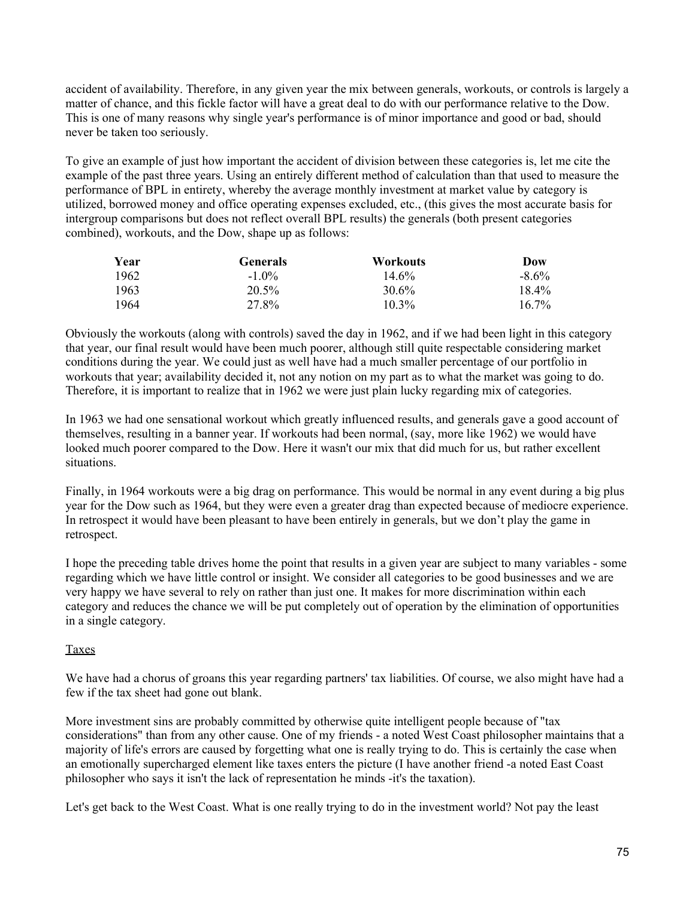accident of availability. Therefore, in any given year the mix between generals, workouts, or controls is largely a matter of chance, and this fickle factor will have a great deal to do with our performance relative to the Dow. This is one of many reasons why single year's performance is of minor importance and good or bad, should never be taken too seriously.

To give an example of just how important the accident of division between these categories is, let me cite the example of the past three years. Using an entirely different method of calculation than that used to measure the performance of BPL in entirety, whereby the average monthly investment at market value by category is utilized, borrowed money and office operating expenses excluded, etc., (this gives the most accurate basis for intergroup comparisons but does not reflect overall BPL results) the generals (both present categories combined), workouts, and the Dow, shape up as follows:

| Year | Generals | Workouts | Dow |
| --- | --- | --- | --- |
| 1962 | -1.0% | 14.6% | -8.6% |
| 1963 | 20.5% | 30.6% | 18.4% |
| 1964 | 27.8% | 10.3% | 16.7% |

Obviously the workouts (along with controls) saved the day in 1962, and if we had been light in this category that year, our final result would have been much poorer, although still quite respectable considering market conditions during the year. We could just as well have had a much smaller percentage of our portfolio in workouts that year; availability decided it, not any notion on my part as to what the market was going to do. Therefore, it is important to realize that in 1962 we were just plain lucky regarding mix of categories.

In 1963 we had one sensational workout which greatly influenced results, and generals gave a good account of themselves, resulting in a banner year. If workouts had been normal, (say, more like 1962) we would have looked much poorer compared to the Dow. Here it wasn't our mix that did much for us, but rather excellent situations.

Finally, in 1964 workouts were a big drag on performance. This would be normal in any event during a big plus year for the Dow such as 1964, but they were even a greater drag than expected because of mediocre experience. In retrospect it would have been pleasant to have been entirely in generals, but we don't play the game in retrospect.

I hope the preceding table drives home the point that results in a given year are subject to many variables - some regarding which we have little control or insight. We consider all categories to be good businesses and we are very happy we have several to rely on rather than just one. It makes for more discrimination within each category and reduces the chance we will be put completely out of operation by the elimination of opportunities in a single category.

## Taxes

We have had a chorus of groans this year regarding partners' tax liabilities. Of course, we also might have had a few if the tax sheet had gone out blank.

More investment sins are probably committed by otherwise quite intelligent people because of "tax considerations" than from any other cause. One of my friends - a noted West Coast philosopher maintains that a majority of life's errors are caused by forgetting what one is really trying to do. This is certainly the case when an emotionally supercharged element like taxes enters the picture (I have another friend -a noted East Coast philosopher who says it isn't the lack of representation he minds -it's the taxation).

Let's get back to the West Coast. What is one really trying to do in the investment world? Not pay the least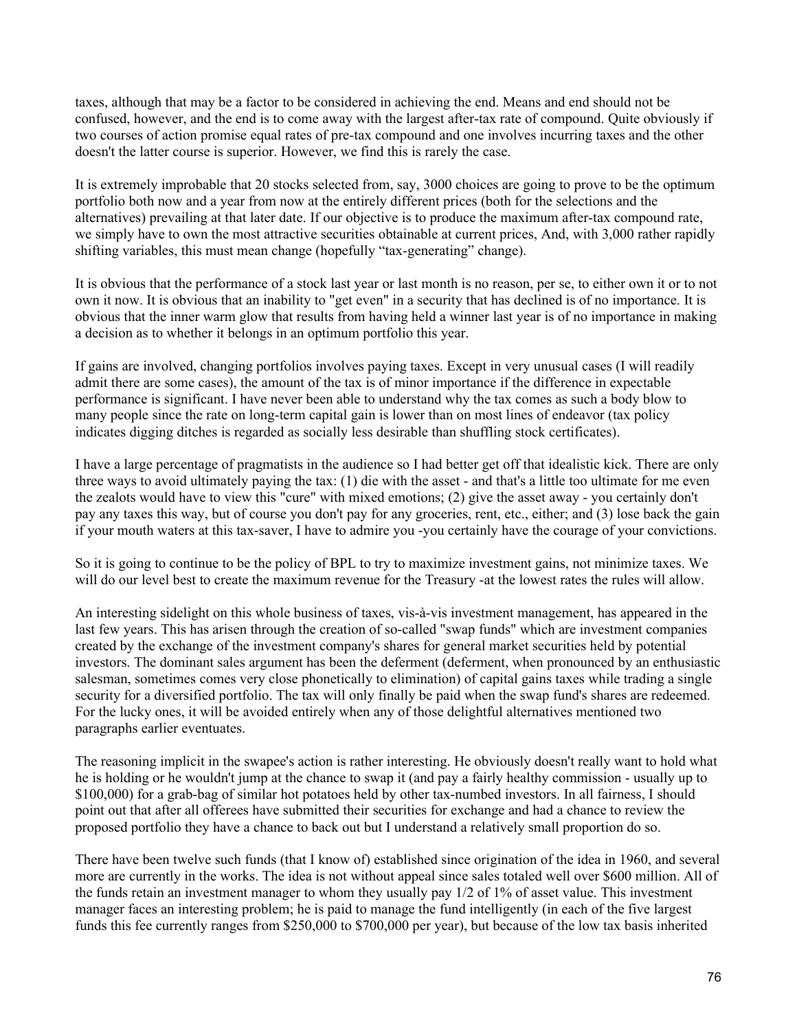taxes, although that may be a factor to be considered in achieving the end. Means and end should not be confused, however, and the end is to come away with the largest after-tax rate of compound. Quite obviously if two courses of action promise equal rates of pre-tax compound and one involves incurring taxes and the other doesn't the latter course is superior. However, we find this is rarely the case.

It is extremely improbable that 20 stocks selected from, say, 3000 choices are going to prove to be the optimum portfolio both now and a year from now at the entirely different prices (both for the selections and the alternatives) prevailing at that later date. If our objective is to produce the maximum after-tax compound rate, we simply have to own the most attractive securities obtainable at current prices, And, with 3,000 rather rapidly shifting variables, this must mean change (hopefully "tax-generating" change).

It is obvious that the performance of a stock last year or last month is no reason, per se, to either own it or to not own it now. It is obvious that an inability to "get even" in a security that has declined is of no importance. It is obvious that the inner warm glow that results from having held a winner last year is of no importance in making a decision as to whether it belongs in an optimum portfolio this year.

If gains are involved, changing portfolios involves paying taxes. Except in very unusual cases (I will readily admit there are some cases), the amount of the tax is of minor importance if the difference in expectable performance is significant. I have never been able to understand why the tax comes as such a body blow to many people since the rate on long-term capital gain is lower than on most lines of endeavor (tax policy indicates digging ditches is regarded as socially less desirable than shuffling stock certificates).

I have a large percentage of pragmatists in the audience so I had better get off that idealistic kick. There are only three ways to avoid ultimately paying the tax: (1) die with the asset - and that's a little too ultimate for me even the zealots would have to view this "cure" with mixed emotions; (2) give the asset away - you certainly don't pay any taxes this way, but of course you don't pay for any groceries, rent, etc., either; and (3) lose back the gain if your mouth waters at this tax-saver, I have to admire you -you certainly have the courage of your convictions.

So it is going to continue to be the policy of BPL to try to maximize investment gains, not minimize taxes. We will do our level best to create the maximum revenue for the Treasury -at the lowest rates the rules will allow.

An interesting sidelight on this whole business of taxes, vis-à-vis investment management, has appeared in the last few years. This has arisen through the creation of so-called "swap funds" which are investment companies created by the exchange of the investment company's shares for general market securities held by potential investors. The dominant sales argument has been the deferment (deferment, when pronounced by an enthusiastic salesman, sometimes comes very close phonetically to elimination) of capital gains taxes while trading a single security for a diversified portfolio. The tax will only finally be paid when the swap fund's shares are redeemed. For the lucky ones, it will be avoided entirely when any of those delightful alternatives mentioned two paragraphs earlier eventuates.

The reasoning implicit in the swapee's action is rather interesting. He obviously doesn't really want to hold what he is holding or he wouldn't jump at the chance to swap it (and pay a fairly healthy commission - usually up to \$100,000) for a grab-bag of similar hot potatoes held by other tax-numbed investors. In all fairness, I should point out that after all offerees have submitted their securities for exchange and had a chance to review the proposed portfolio they have a chance to back out but I understand a relatively small proportion do so.

There have been twelve such funds (that I know of) established since origination of the idea in 1960, and several more are currently in the works. The idea is not without appeal since sales totaled well over \$600 million. All of the funds retain an investment manager to whom they usually pay 1/2 of 1% of asset value. This investment manager faces an interesting problem; he is paid to manage the fund intelligently (in each of the five largest funds this fee currently ranges from \$250,000 to \$700,000 per year), but because of the low tax basis inherited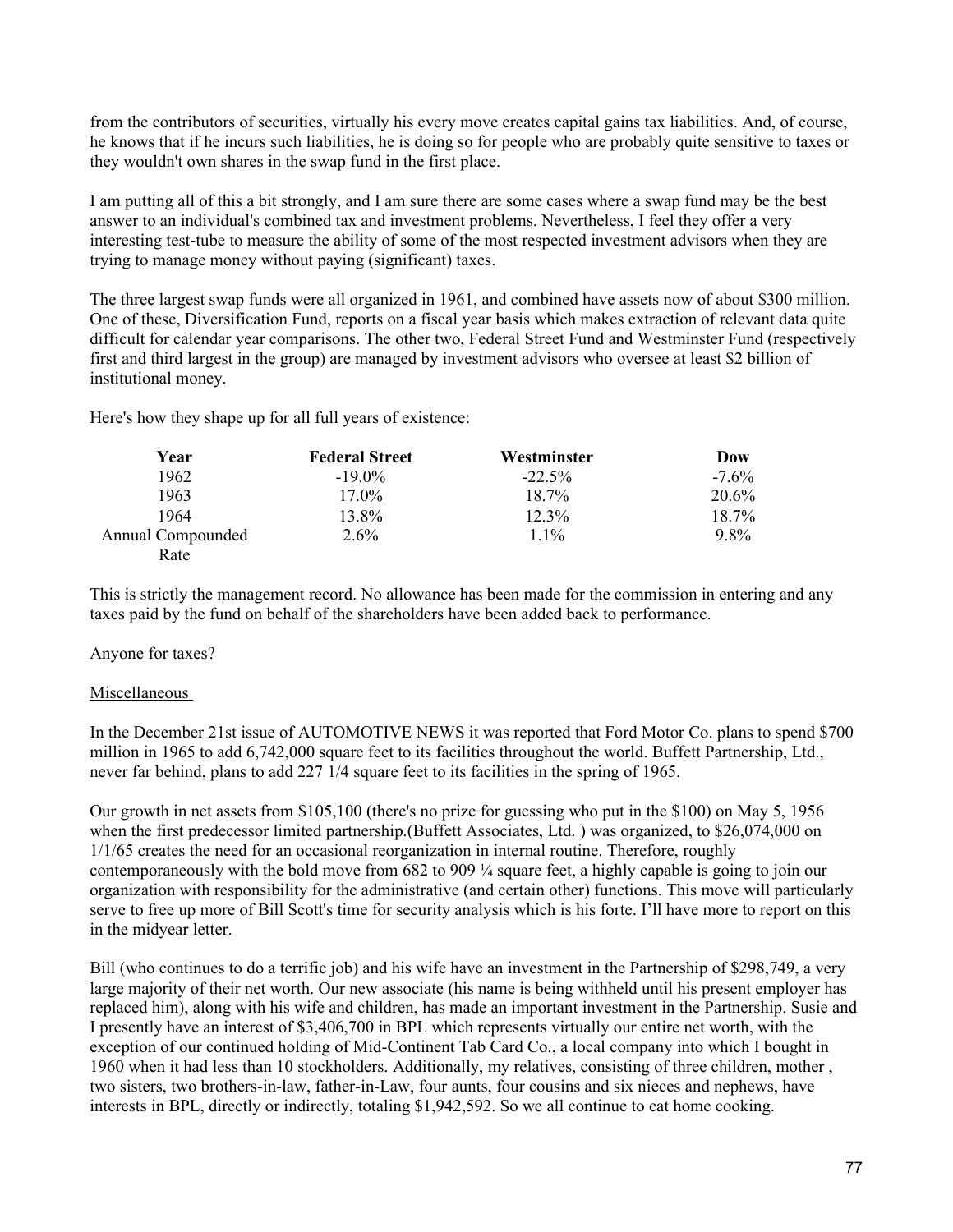from the contributors of securities, virtually his every move creates capital gains tax liabilities. And, of course, he knows that if he incurs such liabilities, he is doing so for people who are probably quite sensitive to taxes or they wouldn't own shares in the swap fund in the first place.

I am putting all of this a bit strongly, and I am sure there are some cases where a swap fund may be the best answer to an individual's combined tax and investment problems. Nevertheless, I feel they offer a very interesting test-tube to measure the ability of some of the most respected investment advisors when they are trying to manage money without paying (significant) taxes.

The three largest swap funds were all organized in 1961, and combined have assets now of about $300 million. One of these, Diversification Fund, reports on a fiscal year basis which makes extraction of relevant data quite difficult for calendar year comparisons. The other two, Federal Street Fund and Westminster Fund (respectively first and third largest in the group) are managed by investment advisors who oversee at least $2 billion of institutional money.

Here's how they shape up for all full years of existence:

| Year | Federal Street | Westminster | Dow |
|---|---|---|---|
| 1962 | -19.0% | -22.5% | -7.6% |
| 1963 | 17.0% | 18.7% | 20.6% |
| 1964 | 13.8% | 12.3% | 18.7% |
| Annual Compounded Rate | 2.6% | 1.1% | 9.8% |

This is strictly the management record. No allowance has been made for the commission in entering and any taxes paid by the fund on behalf of the shareholders have been added back to performance.

Anyone for taxes?

Miscellaneous

In the December 21st issue of AUTOMOTIVE NEWS it was reported that Ford Motor Co. plans to spend $700 million in 1965 to add 6,742,000 square feet to its facilities throughout the world. Buffett Partnership, Ltd., never far behind, plans to add 227 1/4 square feet to its facilities in the spring of 1965.

Our growth in net assets from $105,100 (there's no prize for guessing who put in the $100) on May 5, 1956 when the first predecessor limited partnership.(Buffett Associates, Ltd. ) was organized, to $26,074,000 on 1/1/65 creates the need for an occasional reorganization in internal routine. Therefore, roughly contemporaneously with the bold move from 682 to 909 ¼ square feet, a highly capable is going to join our organization with responsibility for the administrative (and certain other) functions. This move will particularly serve to free up more of Bill Scott's time for security analysis which is his forte. I'll have more to report on this in the midyear letter.

Bill (who continues to do a terrific job) and his wife have an investment in the Partnership of $298,749, a very large majority of their net worth. Our new associate (his name is being withheld until his present employer has replaced him), along with his wife and children, has made an important investment in the Partnership. Susie and I presently have an interest of $3,406,700 in BPL which represents virtually our entire net worth, with the exception of our continued holding of Mid-Continent Tab Card Co., a local company into which I bought in 1960 when it had less than 10 stockholders. Additionally, my relatives, consisting of three children, mother , two sisters, two brothers-in-law, father-in-Law, four aunts, four cousins and six nieces and nephews, have interests in BPL, directly or indirectly, totaling $1,942,592. So we all continue to eat home cooking.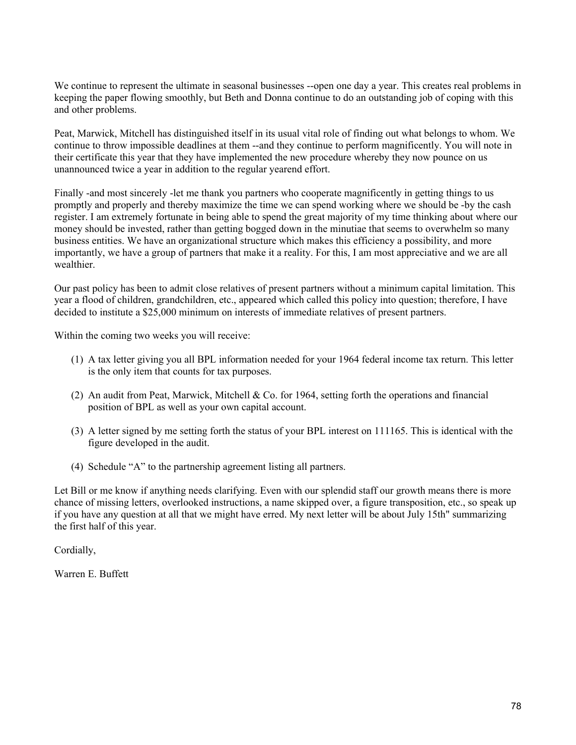We continue to represent the ultimate in seasonal businesses --open one day a year. This creates real problems in keeping the paper flowing smoothly, but Beth and Donna continue to do an outstanding job of coping with this and other problems.

Peat, Marwick, Mitchell has distinguished itself in its usual vital role of finding out what belongs to whom. We continue to throw impossible deadlines at them --and they continue to perform magnificently. You will note in their certificate this year that they have implemented the new procedure whereby they now pounce on us unannounced twice a year in addition to the regular yearend effort.

Finally -and most sincerely -let me thank you partners who cooperate magnificently in getting things to us promptly and properly and thereby maximize the time we can spend working where we should be -by the cash register. I am extremely fortunate in being able to spend the great majority of my time thinking about where our money should be invested, rather than getting bogged down in the minutiae that seems to overwhelm so many business entities. We have an organizational structure which makes this efficiency a possibility, and more importantly, we have a group of partners that make it a reality. For this, I am most appreciative and we are all wealthier.

Our past policy has been to admit close relatives of present partners without a minimum capital limitation. This year a flood of children, grandchildren, etc., appeared which called this policy into question; therefore, I have decided to institute a $25,000 minimum on interests of immediate relatives of present partners.

Within the coming two weeks you will receive:

(1) A tax letter giving you all BPL information needed for your 1964 federal income tax return. This letter is the only item that counts for tax purposes.

(2) An audit from Peat, Marwick, Mitchell & Co. for 1964, setting forth the operations and financial position of BPL as well as your own capital account.

(3) A letter signed by me setting forth the status of your BPL interest on 111165. This is identical with the figure developed in the audit.

(4) Schedule "A" to the partnership agreement listing all partners.

Let Bill or me know if anything needs clarifying. Even with our splendid staff our growth means there is more chance of missing letters, overlooked instructions, a name skipped over, a figure transposition, etc., so speak up if you have any question at all that we might have erred. My next letter will be about July 15th" summarizing the first half of this year.

Cordially,

Warren E. Buffett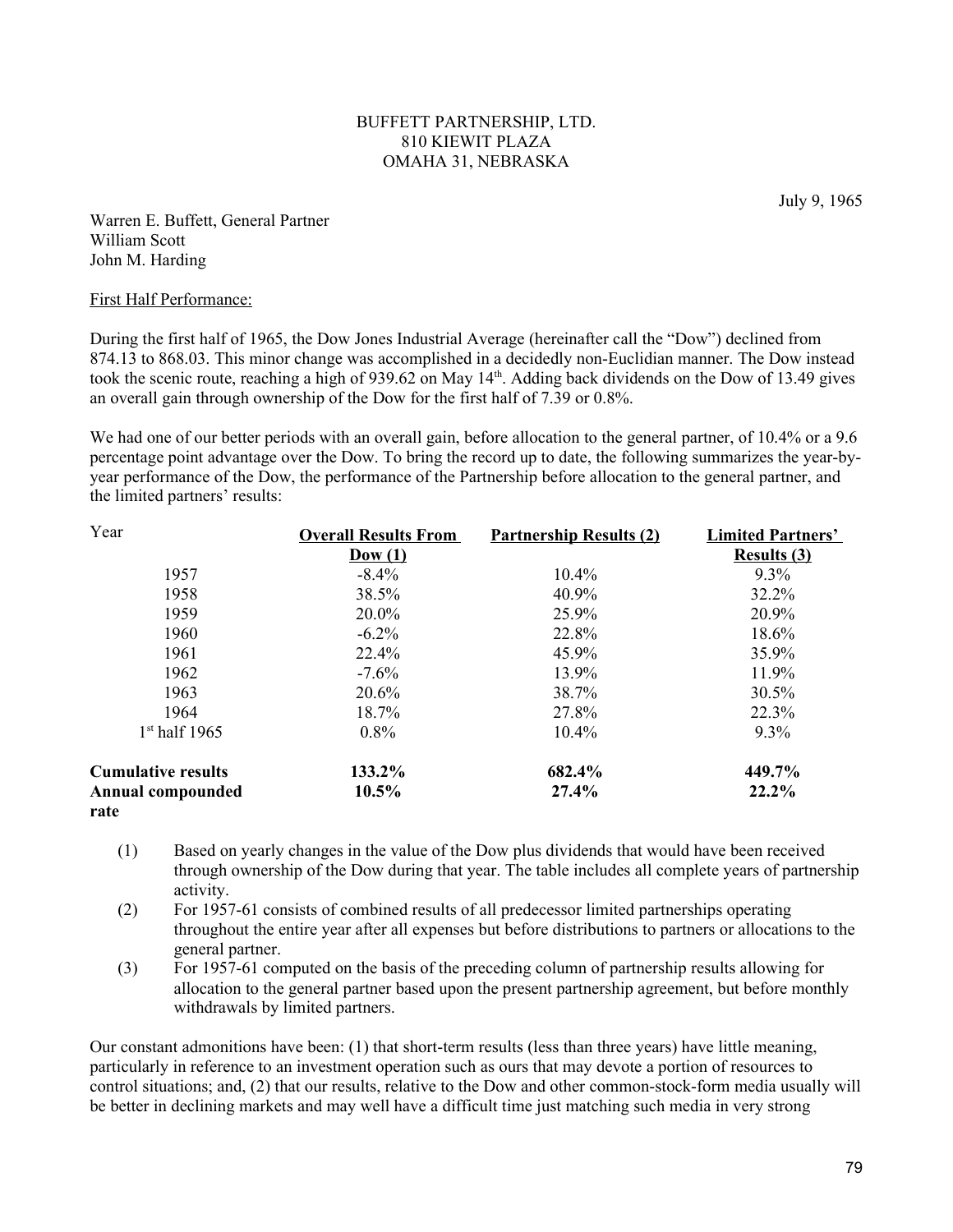BUFFETT PARTNERSHIP, LTD.
810 KIEWIT PLAZA
OMAHA 31, NEBRASKA

July 9, 1965

Warren E. Buffett, General Partner
William Scott
John M. Harding

First Half Performance:

During the first half of 1965, the Dow Jones Industrial Average (hereinafter call the "Dow") declined from 874.13 to 868.03. This minor change was accomplished in a decidedly non-Euclidian manner. The Dow instead took the scenic route, reaching a high of 939.62 on May 14th. Adding back dividends on the Dow of 13.49 gives an overall gain through ownership of the Dow for the first half of 7.39 or 0.8%.

We had one of our better periods with an overall gain, before allocation to the general partner, of 10.4% or a 9.6 percentage point advantage over the Dow. To bring the record up to date, the following summarizes the year-by-year performance of the Dow, the performance of the Partnership before allocation to the general partner, and the limited partners' results:

| Year | Overall Results From Dow (1) | Partnership Results (2) | Limited Partners' Results (3) |
|---|---|---|---|
| 1957 | -8.4% | 10.4% | 9.3% |
| 1958 | 38.5% | 40.9% | 32.2% |
| 1959 | 20.0% | 25.9% | 20.9% |
| 1960 | -6.2% | 22.8% | 18.6% |
| 1961 | 22.4% | 45.9% | 35.9% |
| 1962 | -7.6% | 13.9% | 11.9% |
| 1963 | 20.6% | 38.7% | 30.5% |
| 1964 | 18.7% | 27.8% | 22.3% |
| 1st half 1965 | 0.8% | 10.4% | 9.3% |
| **Cumulative results** | **133.2%** | **682.4%** | **449.7%** |
| **Annual compounded rate** | **10.5%** | **27.4%** | **22.2%** |

(1) Based on yearly changes in the value of the Dow plus dividends that would have been received through ownership of the Dow during that year. The table includes all complete years of partnership activity.

(2) For 1957-61 consists of combined results of all predecessor limited partnerships operating throughout the entire year after all expenses but before distributions to partners or allocations to the general partner.

(3) For 1957-61 computed on the basis of the preceding column of partnership results allowing for allocation to the general partner based upon the present partnership agreement, but before monthly withdrawals by limited partners.

Our constant admonitions have been: (1) that short-term results (less than three years) have little meaning, particularly in reference to an investment operation such as ours that may devote a portion of resources to control situations; and, (2) that our results, relative to the Dow and other common-stock-form media usually will be better in declining markets and may well have a difficult time just matching such media in very strong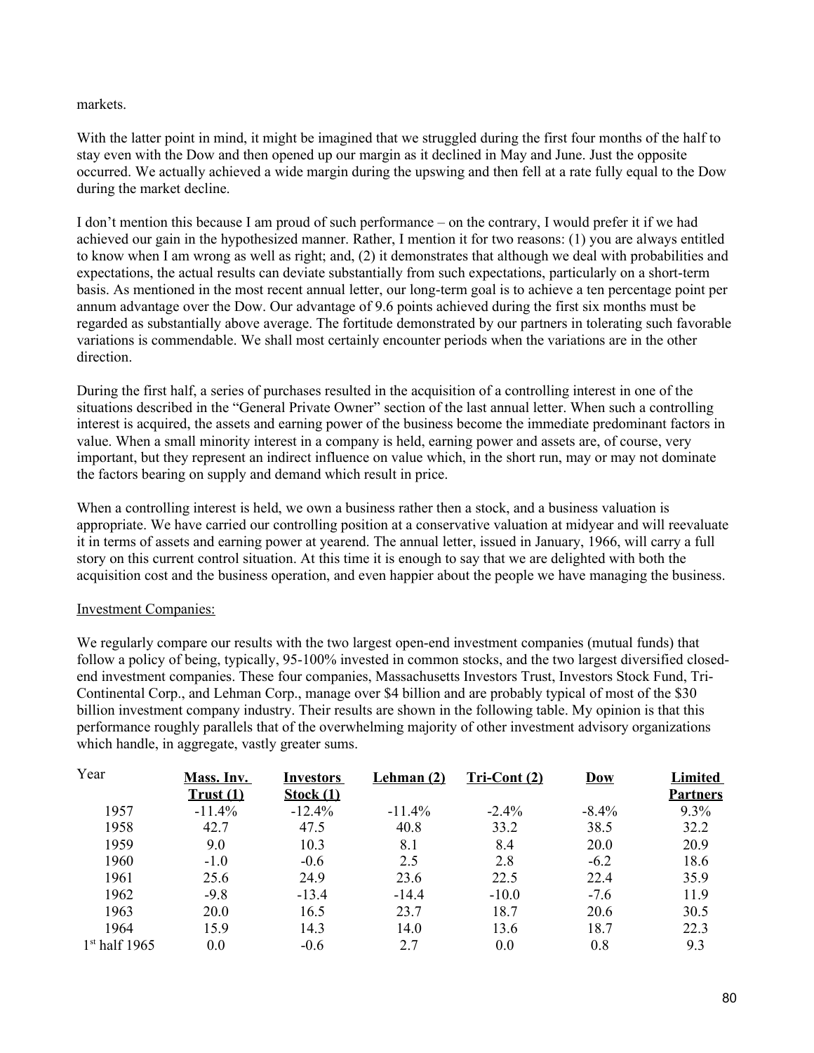markets.

With the latter point in mind, it might be imagined that we struggled during the first four months of the half to stay even with the Dow and then opened up our margin as it declined in May and June. Just the opposite occurred. We actually achieved a wide margin during the upswing and then fell at a rate fully equal to the Dow during the market decline.

I don't mention this because I am proud of such performance – on the contrary, I would prefer it if we had achieved our gain in the hypothesized manner. Rather, I mention it for two reasons: (1) you are always entitled to know when I am wrong as well as right; and, (2) it demonstrates that although we deal with probabilities and expectations, the actual results can deviate substantially from such expectations, particularly on a short-term basis. As mentioned in the most recent annual letter, our long-term goal is to achieve a ten percentage point per annum advantage over the Dow. Our advantage of 9.6 points achieved during the first six months must be regarded as substantially above average. The fortitude demonstrated by our partners in tolerating such favorable variations is commendable. We shall most certainly encounter periods when the variations are in the other direction.

During the first half, a series of purchases resulted in the acquisition of a controlling interest in one of the situations described in the "General Private Owner" section of the last annual letter. When such a controlling interest is acquired, the assets and earning power of the business become the immediate predominant factors in value. When a small minority interest in a company is held, earning power and assets are, of course, very important, but they represent an indirect influence on value which, in the short run, may or may not dominate the factors bearing on supply and demand which result in price.

When a controlling interest is held, we own a business rather then a stock, and a business valuation is appropriate. We have carried our controlling position at a conservative valuation at midyear and will reevaluate it in terms of assets and earning power at yearend. The annual letter, issued in January, 1966, will carry a full story on this current control situation. At this time it is enough to say that we are delighted with both the acquisition cost and the business operation, and even happier about the people we have managing the business.

Investment Companies:

We regularly compare our results with the two largest open-end investment companies (mutual funds) that follow a policy of being, typically, 95-100% invested in common stocks, and the two largest diversified closed-end investment companies. These four companies, Massachusetts Investors Trust, Investors Stock Fund, Tri-Continental Corp., and Lehman Corp., manage over $4 billion and are probably typical of most of the $30 billion investment company industry. Their results are shown in the following table. My opinion is that this performance roughly parallels that of the overwhelming majority of other investment advisory organizations which handle, in aggregate, vastly greater sums.

| Year | Mass. Inv. Trust (1) | Investors Stock (1) | Lehman (2) | Tri-Cont (2) | Dow | Limited Partners |
|---|---|---|---|---|---|---|
| 1957 | -11.4% | -12.4% | -11.4% | -2.4% | -8.4% | 9.3% |
| 1958 | 42.7 | 47.5 | 40.8 | 33.2 | 38.5 | 32.2 |
| 1959 | 9.0 | 10.3 | 8.1 | 8.4 | 20.0 | 20.9 |
| 1960 | -1.0 | -0.6 | 2.5 | 2.8 | -6.2 | 18.6 |
| 1961 | 25.6 | 24.9 | 23.6 | 22.5 | 22.4 | 35.9 |
| 1962 | -9.8 | -13.4 | -14.4 | -10.0 | -7.6 | 11.9 |
| 1963 | 20.0 | 16.5 | 23.7 | 18.7 | 20.6 | 30.5 |
| 1964 | 15.9 | 14.3 | 14.0 | 13.6 | 18.7 | 22.3 |
| 1st half 1965 | 0.0 | -0.6 | 2.7 | 0.0 | 0.8 | 9.3 |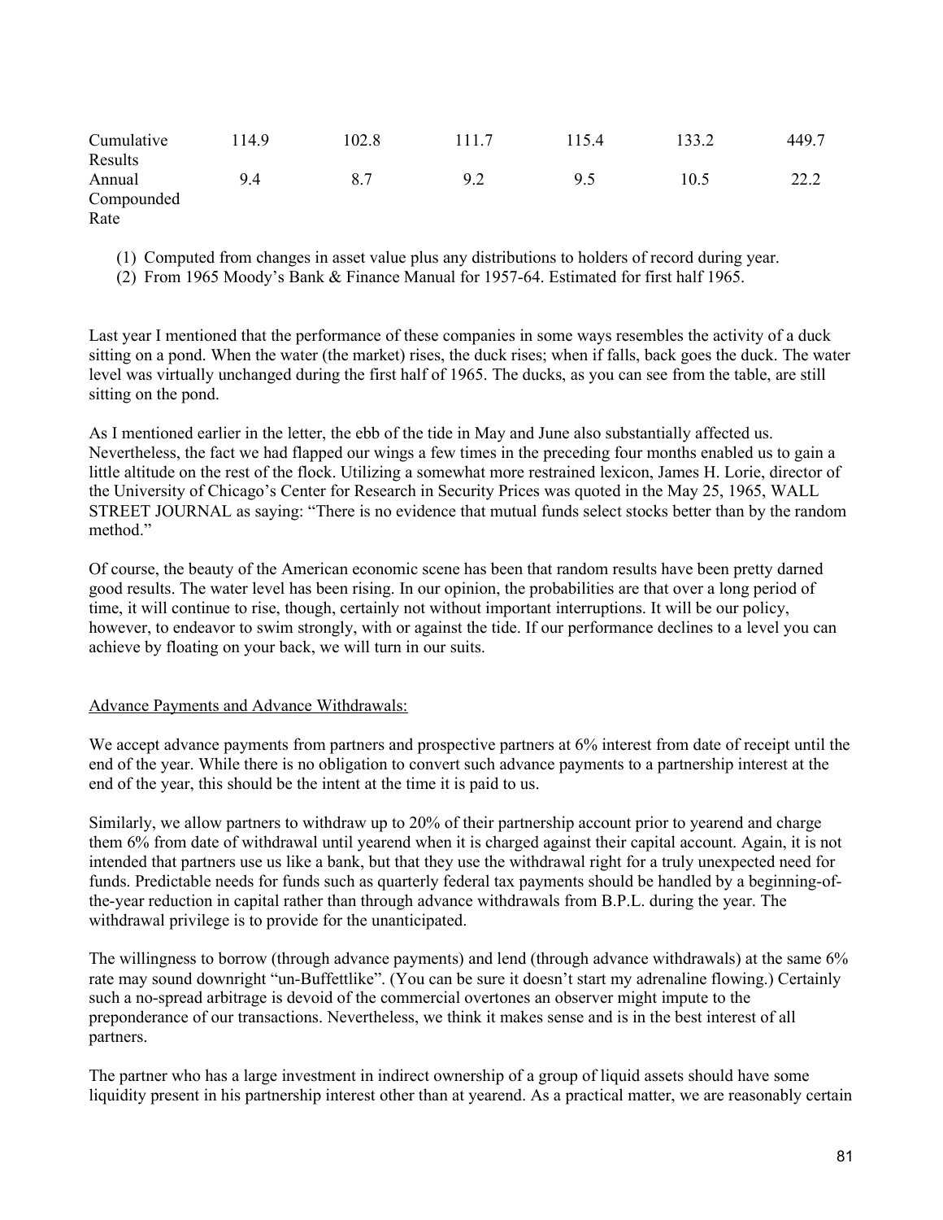| | | | | | | |
|---|---|---|---|---|---|---|
| Cumulative Results | 114.9 | 102.8 | 111.7 | 115.4 | 133.2 | 449.7 |
| Annual Compounded Rate | 9.4 | 8.7 | 9.2 | 9.5 | 10.5 | 22.2 |

(1) Computed from changes in asset value plus any distributions to holders of record during year.
(2) From 1965 Moody's Bank & Finance Manual for 1957-64. Estimated for first half 1965.

Last year I mentioned that the performance of these companies in some ways resembles the activity of a duck sitting on a pond. When the water (the market) rises, the duck rises; when if falls, back goes the duck. The water level was virtually unchanged during the first half of 1965. The ducks, as you can see from the table, are still sitting on the pond.

As I mentioned earlier in the letter, the ebb of the tide in May and June also substantially affected us. Nevertheless, the fact we had flapped our wings a few times in the preceding four months enabled us to gain a little altitude on the rest of the flock. Utilizing a somewhat more restrained lexicon, James H. Lorie, director of the University of Chicago's Center for Research in Security Prices was quoted in the May 25, 1965, WALL STREET JOURNAL as saying: "There is no evidence that mutual funds select stocks better than by the random method."

Of course, the beauty of the American economic scene has been that random results have been pretty darned good results. The water level has been rising. In our opinion, the probabilities are that over a long period of time, it will continue to rise, though, certainly not without important interruptions. It will be our policy, however, to endeavor to swim strongly, with or against the tide. If our performance declines to a level you can achieve by floating on your back, we will turn in our suits.

## Advance Payments and Advance Withdrawals:

We accept advance payments from partners and prospective partners at 6% interest from date of receipt until the end of the year. While there is no obligation to convert such advance payments to a partnership interest at the end of the year, this should be the intent at the time it is paid to us.

Similarly, we allow partners to withdraw up to 20% of their partnership account prior to yearend and charge them 6% from date of withdrawal until yearend when it is charged against their capital account. Again, it is not intended that partners use us like a bank, but that they use the withdrawal right for a truly unexpected need for funds. Predictable needs for funds such as quarterly federal tax payments should be handled by a beginning-of-the-year reduction in capital rather than through advance withdrawals from B.P.L. during the year. The withdrawal privilege is to provide for the unanticipated.

The willingness to borrow (through advance payments) and lend (through advance withdrawals) at the same 6% rate may sound downright "un-Buffettlike". (You can be sure it doesn't start my adrenaline flowing.) Certainly such a no-spread arbitrage is devoid of the commercial overtones an observer might impute to the preponderance of our transactions. Nevertheless, we think it makes sense and is in the best interest of all partners.

The partner who has a large investment in indirect ownership of a group of liquid assets should have some liquidity present in his partnership interest other than at yearend. As a practical matter, we are reasonably certain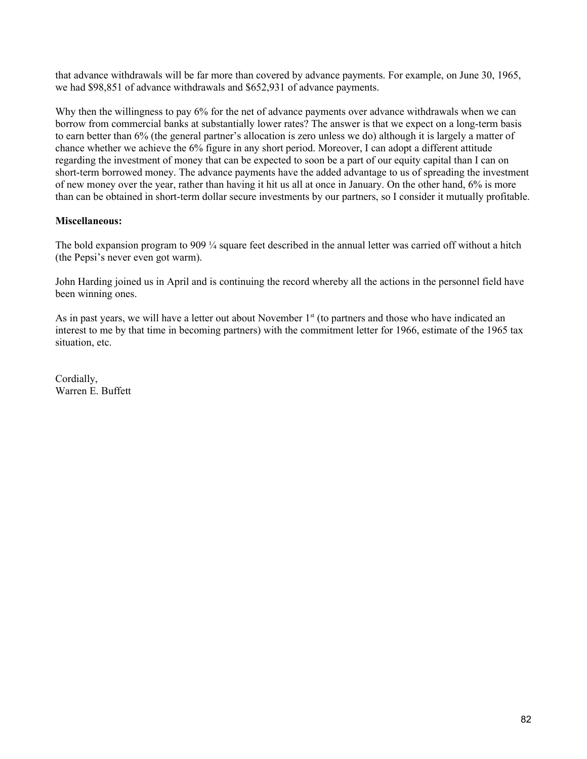that advance withdrawals will be far more than covered by advance payments. For example, on June 30, 1965, we had $98,851 of advance withdrawals and $652,931 of advance payments.

Why then the willingness to pay 6% for the net of advance payments over advance withdrawals when we can borrow from commercial banks at substantially lower rates? The answer is that we expect on a long-term basis to earn better than 6% (the general partner's allocation is zero unless we do) although it is largely a matter of chance whether we achieve the 6% figure in any short period. Moreover, I can adopt a different attitude regarding the investment of money that can be expected to soon be a part of our equity capital than I can on short-term borrowed money. The advance payments have the added advantage to us of spreading the investment of new money over the year, rather than having it hit us all at once in January. On the other hand, 6% is more than can be obtained in short-term dollar secure investments by our partners, so I consider it mutually profitable.

**Miscellaneous:**

The bold expansion program to 909 ¼ square feet described in the annual letter was carried off without a hitch (the Pepsi's never even got warm).

John Harding joined us in April and is continuing the record whereby all the actions in the personnel field have been winning ones.

As in past years, we will have a letter out about November 1st (to partners and those who have indicated an interest to me by that time in becoming partners) with the commitment letter for 1966, estimate of the 1965 tax situation, etc.

Cordially,
Warren E. Buffett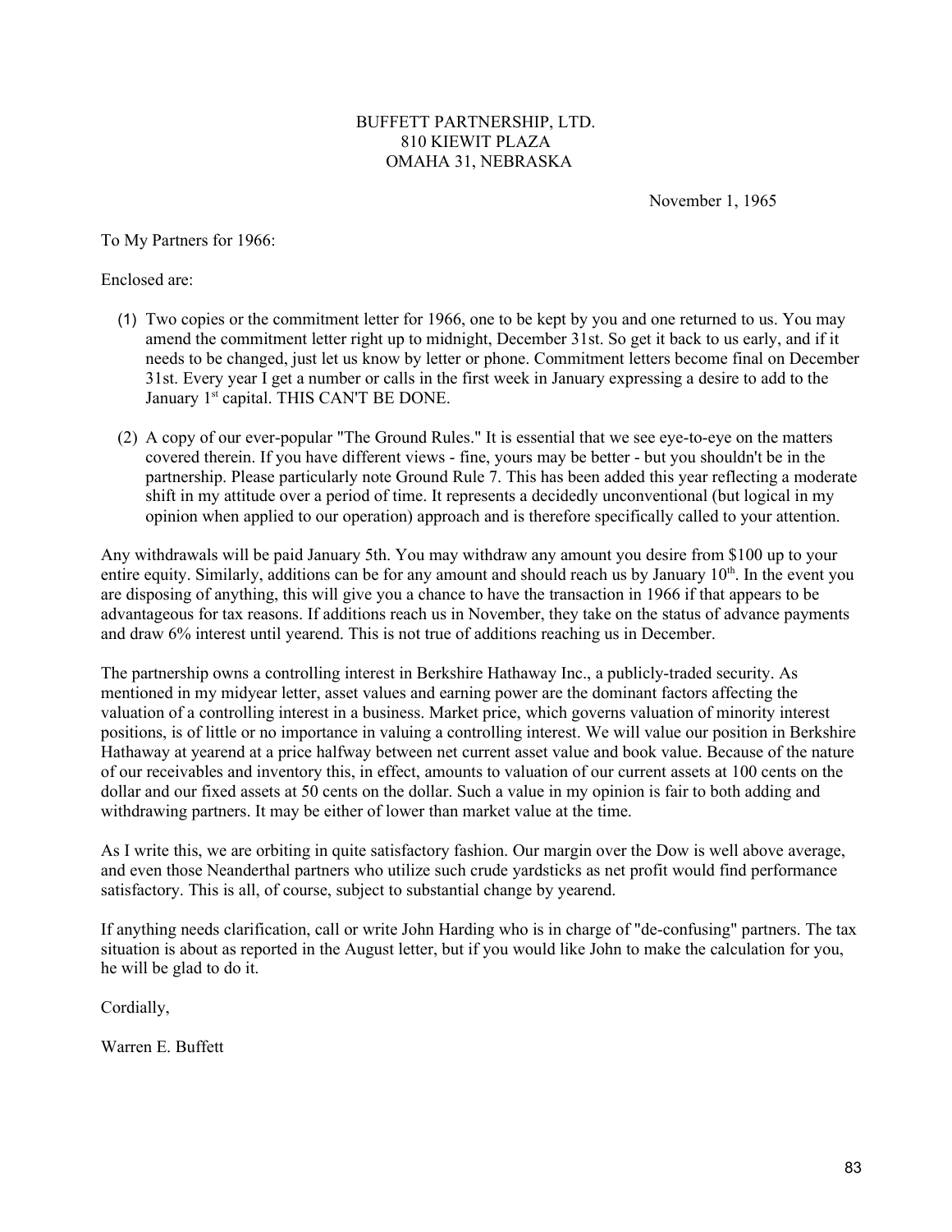BUFFETT PARTNERSHIP, LTD.
810 KIEWIT PLAZA
OMAHA 31, NEBRASKA

November 1, 1965

To My Partners for 1966:

Enclosed are:

(1) Two copies or the commitment letter for 1966, one to be kept by you and one returned to us. You may amend the commitment letter right up to midnight, December 31st. So get it back to us early, and if it needs to be changed, just let us know by letter or phone. Commitment letters become final on December 31st. Every year I get a number or calls in the first week in January expressing a desire to add to the January 1st capital. THIS CAN'T BE DONE.

(2) A copy of our ever-popular "The Ground Rules." It is essential that we see eye-to-eye on the matters covered therein. If you have different views - fine, yours may be better - but you shouldn't be in the partnership. Please particularly note Ground Rule 7. This has been added this year reflecting a moderate shift in my attitude over a period of time. It represents a decidedly unconventional (but logical in my opinion when applied to our operation) approach and is therefore specifically called to your attention.

Any withdrawals will be paid January 5th. You may withdraw any amount you desire from $100 up to your entire equity. Similarly, additions can be for any amount and should reach us by January 10th. In the event you are disposing of anything, this will give you a chance to have the transaction in 1966 if that appears to be advantageous for tax reasons. If additions reach us in November, they take on the status of advance payments and draw 6% interest until yearend. This is not true of additions reaching us in December.

The partnership owns a controlling interest in Berkshire Hathaway Inc., a publicly-traded security. As mentioned in my midyear letter, asset values and earning power are the dominant factors affecting the valuation of a controlling interest in a business. Market price, which governs valuation of minority interest positions, is of little or no importance in valuing a controlling interest. We will value our position in Berkshire Hathaway at yearend at a price halfway between net current asset value and book value. Because of the nature of our receivables and inventory this, in effect, amounts to valuation of our current assets at 100 cents on the dollar and our fixed assets at 50 cents on the dollar. Such a value in my opinion is fair to both adding and withdrawing partners. It may be either of lower than market value at the time.

As I write this, we are orbiting in quite satisfactory fashion. Our margin over the Dow is well above average, and even those Neanderthal partners who utilize such crude yardsticks as net profit would find performance satisfactory. This is all, of course, subject to substantial change by yearend.

If anything needs clarification, call or write John Harding who is in charge of "de-confusing" partners. The tax situation is about as reported in the August letter, but if you would like John to make the calculation for you, he will be glad to do it.

Cordially,

Warren E. Buffett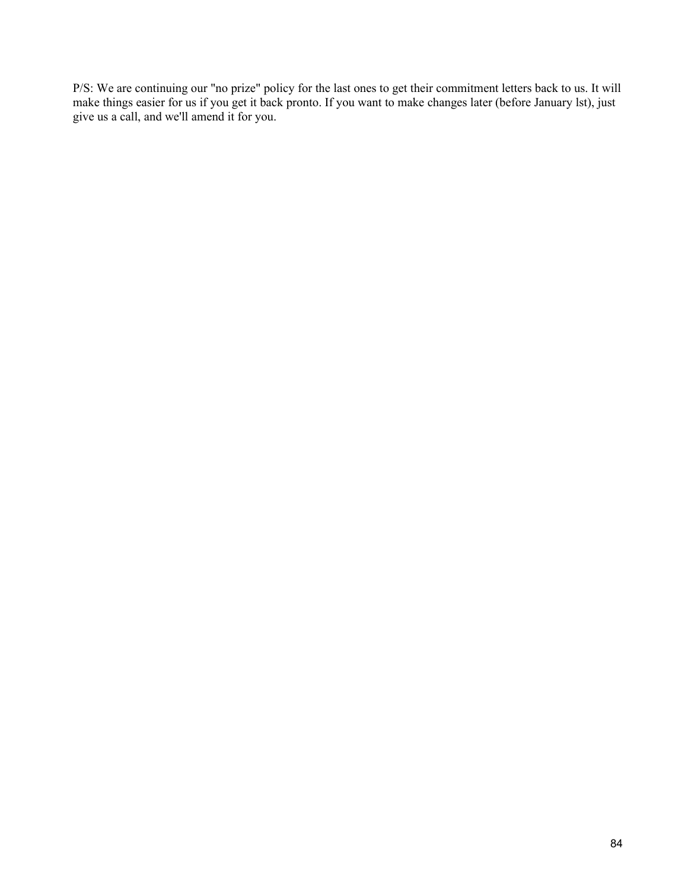P/S: We are continuing our "no prize" policy for the last ones to get their commitment letters back to us. It will make things easier for us if you get it back pronto. If you want to make changes later (before January lst), just give us a call, and we'll amend it for you.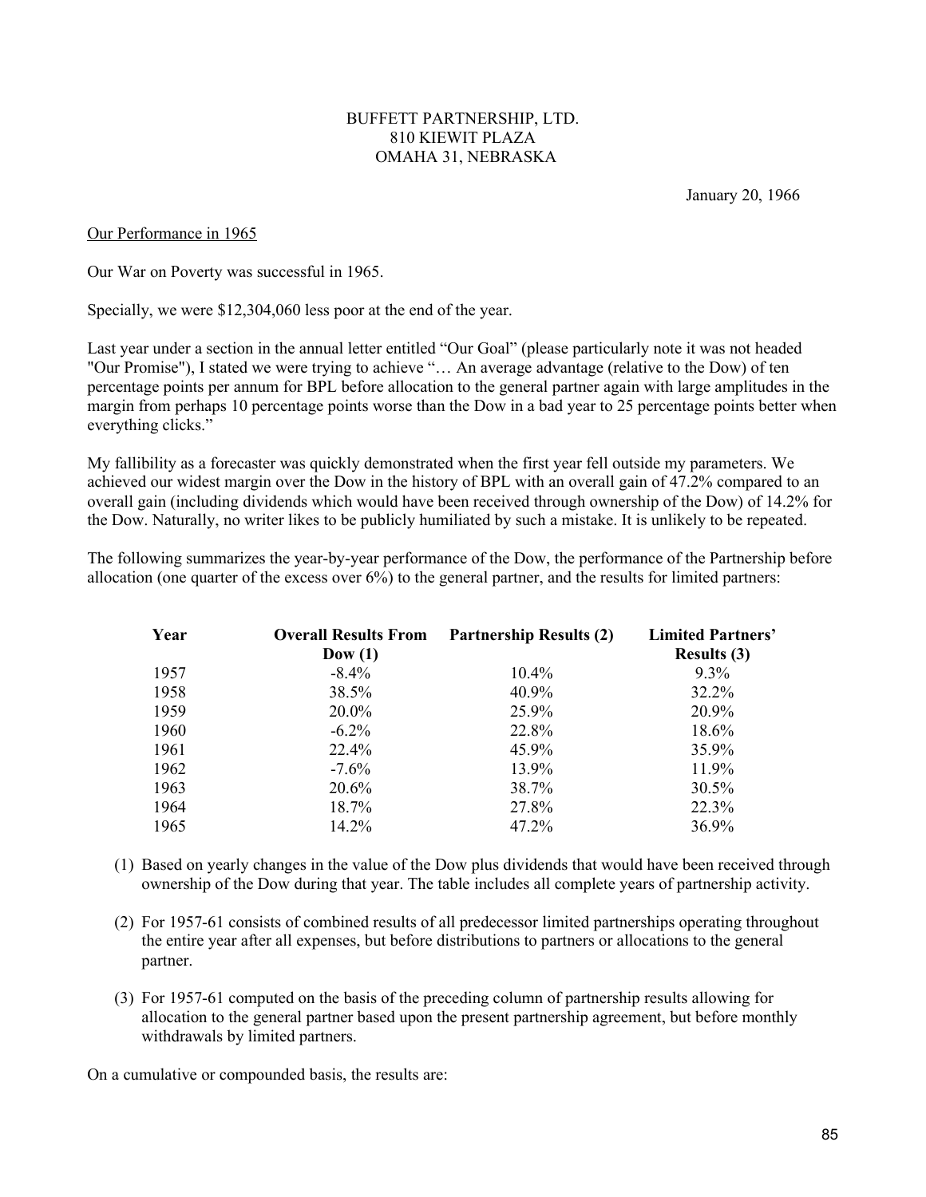BUFFETT PARTNERSHIP, LTD.
810 KIEWIT PLAZA
OMAHA 31, NEBRASKA

January 20, 1966

<u>Our Performance in 1965</u>

Our War on Poverty was successful in 1965.

Specially, we were $12,304,060 less poor at the end of the year.

Last year under a section in the annual letter entitled "Our Goal" (please particularly note it was not headed "Our Promise"), I stated we were trying to achieve "… An average advantage (relative to the Dow) of ten percentage points per annum for BPL before allocation to the general partner again with large amplitudes in the margin from perhaps 10 percentage points worse than the Dow in a bad year to 25 percentage points better when everything clicks."

My fallibility as a forecaster was quickly demonstrated when the first year fell outside my parameters. We achieved our widest margin over the Dow in the history of BPL with an overall gain of 47.2% compared to an overall gain (including dividends which would have been received through ownership of the Dow) of 14.2% for the Dow. Naturally, no writer likes to be publicly humiliated by such a mistake. It is unlikely to be repeated.

The following summarizes the year-by-year performance of the Dow, the performance of the Partnership before allocation (one quarter of the excess over 6%) to the general partner, and the results for limited partners:

| Year | Overall Results From Dow (1) | Partnership Results (2) | Limited Partners' Results (3) |
|---|---|---|---|
| 1957 | -8.4% | 10.4% | 9.3% |
| 1958 | 38.5% | 40.9% | 32.2% |
| 1959 | 20.0% | 25.9% | 20.9% |
| 1960 | -6.2% | 22.8% | 18.6% |
| 1961 | 22.4% | 45.9% | 35.9% |
| 1962 | -7.6% | 13.9% | 11.9% |
| 1963 | 20.6% | 38.7% | 30.5% |
| 1964 | 18.7% | 27.8% | 22.3% |
| 1965 | 14.2% | 47.2% | 36.9% |

(1) Based on yearly changes in the value of the Dow plus dividends that would have been received through ownership of the Dow during that year. The table includes all complete years of partnership activity.

(2) For 1957-61 consists of combined results of all predecessor limited partnerships operating throughout the entire year after all expenses, but before distributions to partners or allocations to the general partner.

(3) For 1957-61 computed on the basis of the preceding column of partnership results allowing for allocation to the general partner based upon the present partnership agreement, but before monthly withdrawals by limited partners.

On a cumulative or compounded basis, the results are: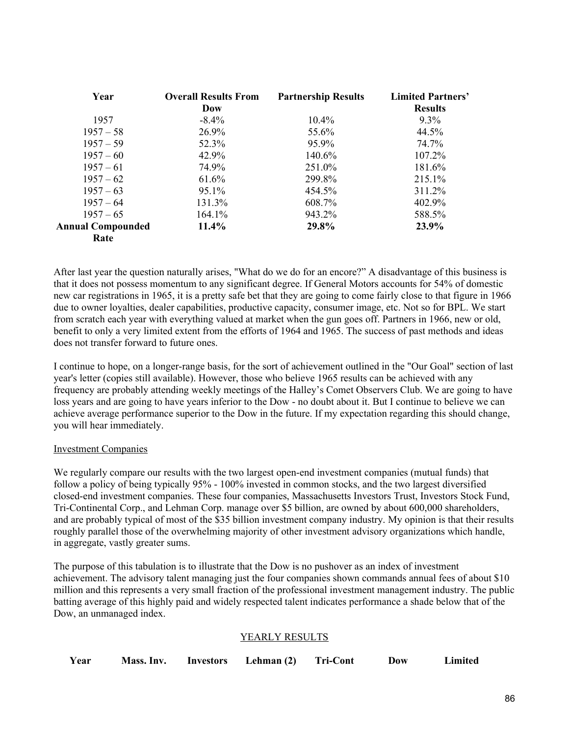| Year | Overall Results From Dow | Partnership Results | Limited Partners' Results |
|---|---|---|---|
| 1957 | -8.4% | 10.4% | 9.3% |
| 1957 – 58 | 26.9% | 55.6% | 44.5% |
| 1957 – 59 | 52.3% | 95.9% | 74.7% |
| 1957 – 60 | 42.9% | 140.6% | 107.2% |
| 1957 – 61 | 74.9% | 251.0% | 181.6% |
| 1957 – 62 | 61.6% | 299.8% | 215.1% |
| 1957 – 63 | 95.1% | 454.5% | 311.2% |
| 1957 – 64 | 131.3% | 608.7% | 402.9% |
| 1957 – 65 | 164.1% | 943.2% | 588.5% |
| **Annual Compounded Rate** | **11.4%** | **29.8%** | **23.9%** |

After last year the question naturally arises, "What do we do for an encore?" A disadvantage of this business is that it does not possess momentum to any significant degree. If General Motors accounts for 54% of domestic new car registrations in 1965, it is a pretty safe bet that they are going to come fairly close to that figure in 1966 due to owner loyalties, dealer capabilities, productive capacity, consumer image, etc. Not so for BPL. We start from scratch each year with everything valued at market when the gun goes off. Partners in 1966, new or old, benefit to only a very limited extent from the efforts of 1964 and 1965. The success of past methods and ideas does not transfer forward to future ones.

I continue to hope, on a longer-range basis, for the sort of achievement outlined in the "Our Goal" section of last year's letter (copies still available). However, those who believe 1965 results can be achieved with any frequency are probably attending weekly meetings of the Halley's Comet Observers Club. We are going to have loss years and are going to have years inferior to the Dow - no doubt about it. But I continue to believe we can achieve average performance superior to the Dow in the future. If my expectation regarding this should change, you will hear immediately.

Investment Companies

We regularly compare our results with the two largest open-end investment companies (mutual funds) that follow a policy of being typically 95% - 100% invested in common stocks, and the two largest diversified closed-end investment companies. These four companies, Massachusetts Investors Trust, Investors Stock Fund, Tri-Continental Corp., and Lehman Corp. manage over $5 billion, are owned by about 600,000 shareholders, and are probably typical of most of the $35 billion investment company industry. My opinion is that their results roughly parallel those of the overwhelming majority of other investment advisory organizations which handle, in aggregate, vastly greater sums.

The purpose of this tabulation is to illustrate that the Dow is no pushover as an index of investment achievement. The advisory talent managing just the four companies shown commands annual fees of about $10 million and this represents a very small fraction of the professional investment management industry. The public batting average of this highly paid and widely respected talent indicates performance a shade below that of the Dow, an unmanaged index.

YEARLY RESULTS

| Year | Mass. Inv. | Investors | Lehman (2) | Tri-Cont | Dow | Limited |
|---|---|---|---|---|---|---|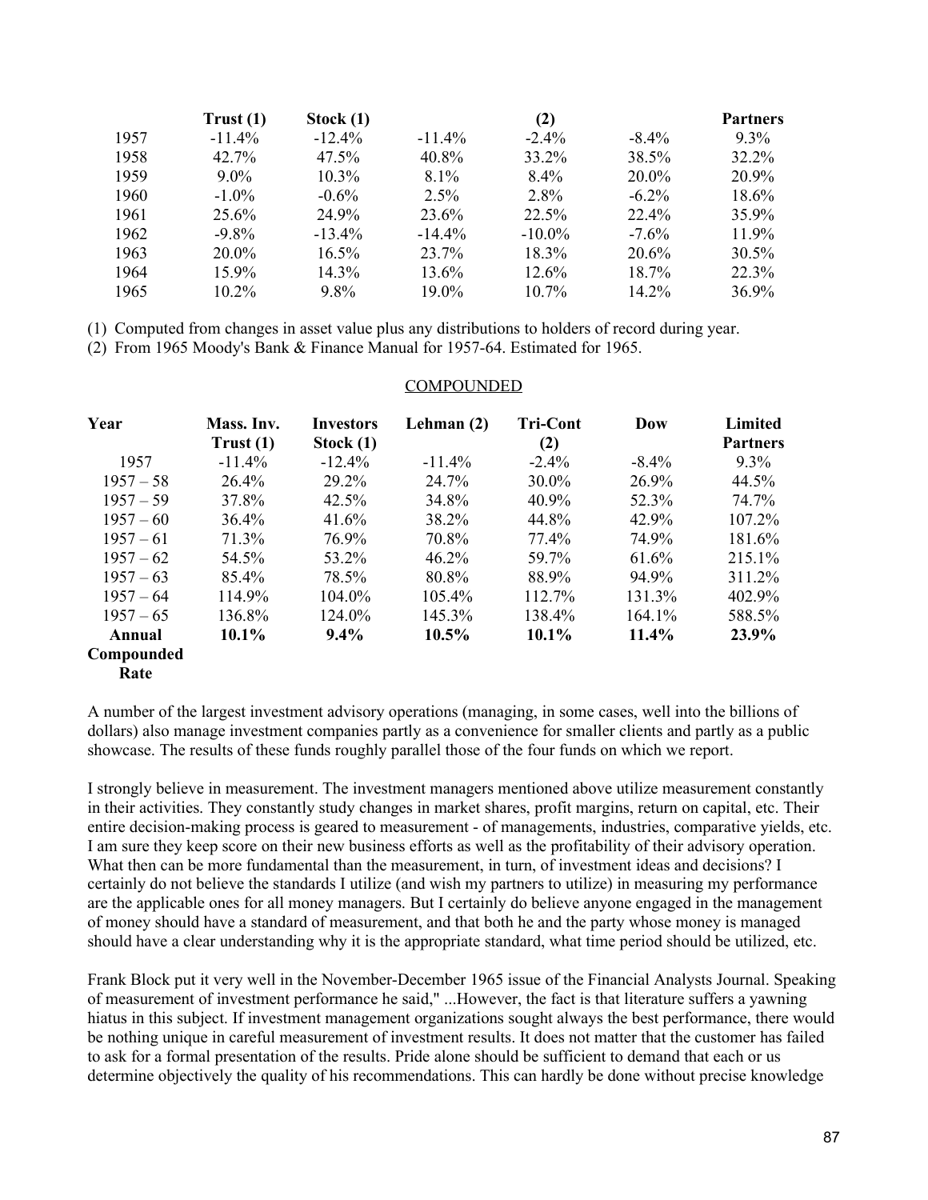| | Trust (1) | Stock (1) | | (2) | | Partners |
|---|---|---|---|---|---|---|
| 1957 | -11.4% | -12.4% | -11.4% | -2.4% | -8.4% | 9.3% |
| 1958 | 42.7% | 47.5% | 40.8% | 33.2% | 38.5% | 32.2% |
| 1959 | 9.0% | 10.3% | 8.1% | 8.4% | 20.0% | 20.9% |
| 1960 | -1.0% | -0.6% | 2.5% | 2.8% | -6.2% | 18.6% |
| 1961 | 25.6% | 24.9% | 23.6% | 22.5% | 22.4% | 35.9% |
| 1962 | -9.8% | -13.4% | -14.4% | -10.0% | -7.6% | 11.9% |
| 1963 | 20.0% | 16.5% | 23.7% | 18.3% | 20.6% | 30.5% |
| 1964 | 15.9% | 14.3% | 13.6% | 12.6% | 18.7% | 22.3% |
| 1965 | 10.2% | 9.8% | 19.0% | 10.7% | 14.2% | 36.9% |

(1) Computed from changes in asset value plus any distributions to holders of record during year.
(2) From 1965 Moody's Bank & Finance Manual for 1957-64. Estimated for 1965.

COMPOUNDED

| Year | Mass. Inv. Trust (1) | Investors Stock (1) | Lehman (2) | Tri-Cont (2) | Dow | Limited Partners |
|---|---|---|---|---|---|---|
| 1957 | -11.4% | -12.4% | -11.4% | -2.4% | -8.4% | 9.3% |
| 1957 – 58 | 26.4% | 29.2% | 24.7% | 30.0% | 26.9% | 44.5% |
| 1957 – 59 | 37.8% | 42.5% | 34.8% | 40.9% | 52.3% | 74.7% |
| 1957 – 60 | 36.4% | 41.6% | 38.2% | 44.8% | 42.9% | 107.2% |
| 1957 – 61 | 71.3% | 76.9% | 70.8% | 77.4% | 74.9% | 181.6% |
| 1957 – 62 | 54.5% | 53.2% | 46.2% | 59.7% | 61.6% | 215.1% |
| 1957 – 63 | 85.4% | 78.5% | 80.8% | 88.9% | 94.9% | 311.2% |
| 1957 – 64 | 114.9% | 104.0% | 105.4% | 112.7% | 131.3% | 402.9% |
| 1957 – 65 | 136.8% | 124.0% | 145.3% | 138.4% | 164.1% | 588.5% |
| **Annual Compounded Rate** | **10.1%** | **9.4%** | **10.5%** | **10.1%** | **11.4%** | **23.9%** |

A number of the largest investment advisory operations (managing, in some cases, well into the billions of dollars) also manage investment companies partly as a convenience for smaller clients and partly as a public showcase. The results of these funds roughly parallel those of the four funds on which we report.

I strongly believe in measurement. The investment managers mentioned above utilize measurement constantly in their activities. They constantly study changes in market shares, profit margins, return on capital, etc. Their entire decision-making process is geared to measurement - of managements, industries, comparative yields, etc. I am sure they keep score on their new business efforts as well as the profitability of their advisory operation. What then can be more fundamental than the measurement, in turn, of investment ideas and decisions? I certainly do not believe the standards I utilize (and wish my partners to utilize) in measuring my performance are the applicable ones for all money managers. But I certainly do believe anyone engaged in the management of money should have a standard of measurement, and that both he and the party whose money is managed should have a clear understanding why it is the appropriate standard, what time period should be utilized, etc.

Frank Block put it very well in the November-December 1965 issue of the Financial Analysts Journal. Speaking of measurement of investment performance he said," ...However, the fact is that literature suffers a yawning hiatus in this subject. If investment management organizations sought always the best performance, there would be nothing unique in careful measurement of investment results. It does not matter that the customer has failed to ask for a formal presentation of the results. Pride alone should be sufficient to demand that each or us determine objectively the quality of his recommendations. This can hardly be done without precise knowledge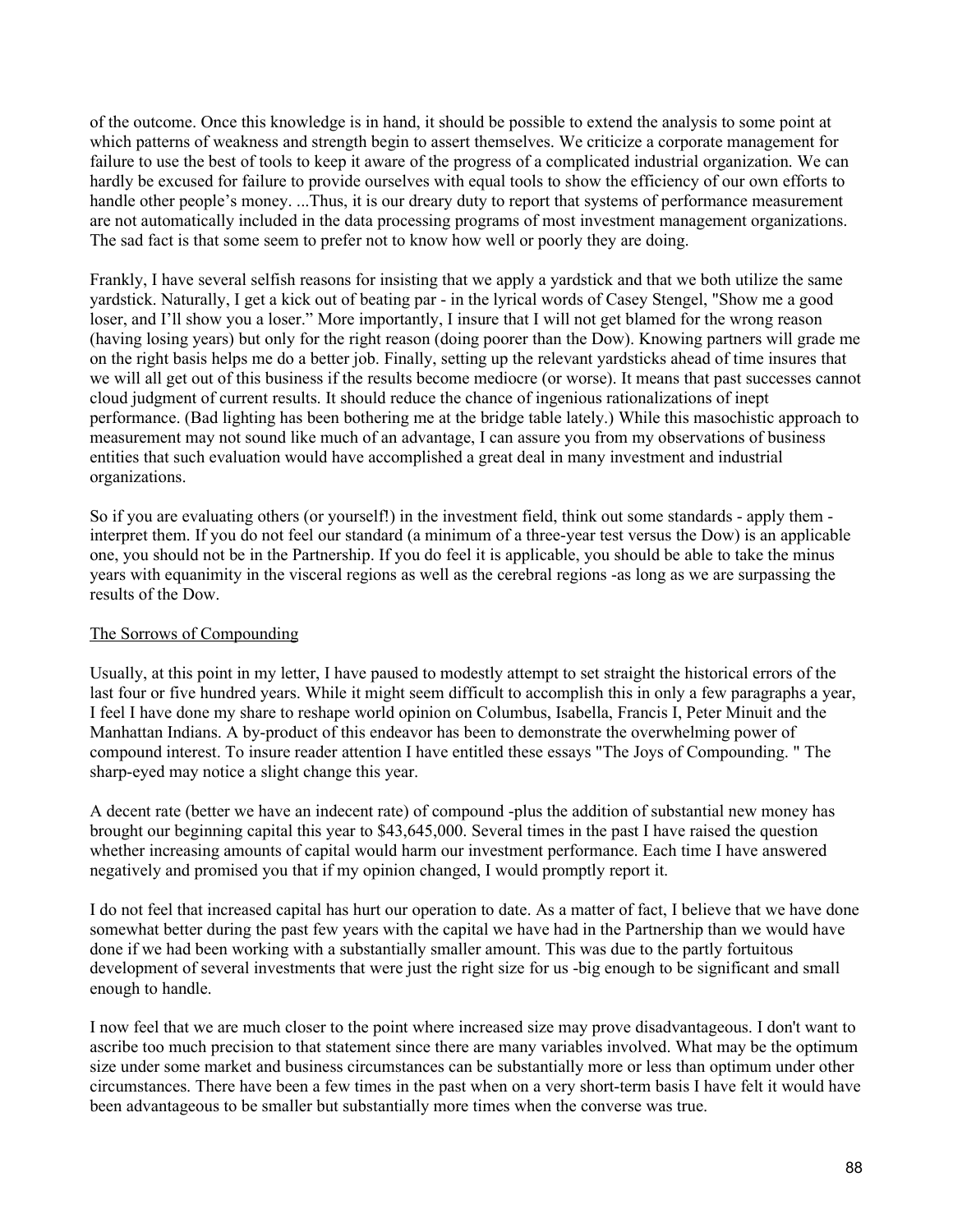of the outcome. Once this knowledge is in hand, it should be possible to extend the analysis to some point at which patterns of weakness and strength begin to assert themselves. We criticize a corporate management for failure to use the best of tools to keep it aware of the progress of a complicated industrial organization. We can hardly be excused for failure to provide ourselves with equal tools to show the efficiency of our own efforts to handle other people's money. ...Thus, it is our dreary duty to report that systems of performance measurement are not automatically included in the data processing programs of most investment management organizations. The sad fact is that some seem to prefer not to know how well or poorly they are doing.

Frankly, I have several selfish reasons for insisting that we apply a yardstick and that we both utilize the same yardstick. Naturally, I get a kick out of beating par - in the lyrical words of Casey Stengel, "Show me a good loser, and I'll show you a loser." More importantly, I insure that I will not get blamed for the wrong reason (having losing years) but only for the right reason (doing poorer than the Dow). Knowing partners will grade me on the right basis helps me do a better job. Finally, setting up the relevant yardsticks ahead of time insures that we will all get out of this business if the results become mediocre (or worse). It means that past successes cannot cloud judgment of current results. It should reduce the chance of ingenious rationalizations of inept performance. (Bad lighting has been bothering me at the bridge table lately.) While this masochistic approach to measurement may not sound like much of an advantage, I can assure you from my observations of business entities that such evaluation would have accomplished a great deal in many investment and industrial organizations.

So if you are evaluating others (or yourself!) in the investment field, think out some standards - apply them - interpret them. If you do not feel our standard (a minimum of a three-year test versus the Dow) is an applicable one, you should not be in the Partnership. If you do feel it is applicable, you should be able to take the minus years with equanimity in the visceral regions as well as the cerebral regions -as long as we are surpassing the results of the Dow.

<u>The Sorrows of Compounding</u>

Usually, at this point in my letter, I have paused to modestly attempt to set straight the historical errors of the last four or five hundred years. While it might seem difficult to accomplish this in only a few paragraphs a year, I feel I have done my share to reshape world opinion on Columbus, Isabella, Francis I, Peter Minuit and the Manhattan Indians. A by-product of this endeavor has been to demonstrate the overwhelming power of compound interest. To insure reader attention I have entitled these essays "The Joys of Compounding. " The sharp-eyed may notice a slight change this year.

A decent rate (better we have an indecent rate) of compound -plus the addition of substantial new money has brought our beginning capital this year to $43,645,000. Several times in the past I have raised the question whether increasing amounts of capital would harm our investment performance. Each time I have answered negatively and promised you that if my opinion changed, I would promptly report it.

I do not feel that increased capital has hurt our operation to date. As a matter of fact, I believe that we have done somewhat better during the past few years with the capital we have had in the Partnership than we would have done if we had been working with a substantially smaller amount. This was due to the partly fortuitous development of several investments that were just the right size for us -big enough to be significant and small enough to handle.

I now feel that we are much closer to the point where increased size may prove disadvantageous. I don't want to ascribe too much precision to that statement since there are many variables involved. What may be the optimum size under some market and business circumstances can be substantially more or less than optimum under other circumstances. There have been a few times in the past when on a very short-term basis I have felt it would have been advantageous to be smaller but substantially more times when the converse was true.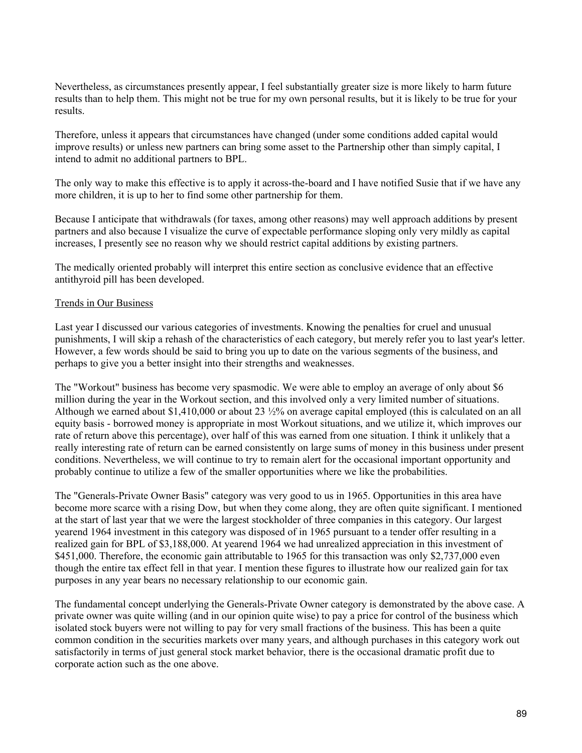Nevertheless, as circumstances presently appear, I feel substantially greater size is more likely to harm future results than to help them. This might not be true for my own personal results, but it is likely to be true for your results.

Therefore, unless it appears that circumstances have changed (under some conditions added capital would improve results) or unless new partners can bring some asset to the Partnership other than simply capital, I intend to admit no additional partners to BPL.

The only way to make this effective is to apply it across-the-board and I have notified Susie that if we have any more children, it is up to her to find some other partnership for them.

Because I anticipate that withdrawals (for taxes, among other reasons) may well approach additions by present partners and also because I visualize the curve of expectable performance sloping only very mildly as capital increases, I presently see no reason why we should restrict capital additions by existing partners.

The medically oriented probably will interpret this entire section as conclusive evidence that an effective antithyroid pill has been developed.

<u>Trends in Our Business</u>

Last year I discussed our various categories of investments. Knowing the penalties for cruel and unusual punishments, I will skip a rehash of the characteristics of each category, but merely refer you to last year's letter. However, a few words should be said to bring you up to date on the various segments of the business, and perhaps to give you a better insight into their strengths and weaknesses.

The "Workout" business has become very spasmodic. We were able to employ an average of only about $6 million during the year in the Workout section, and this involved only a very limited number of situations. Although we earned about $1,410,000 or about 23 ½% on average capital employed (this is calculated on an all equity basis - borrowed money is appropriate in most Workout situations, and we utilize it, which improves our rate of return above this percentage), over half of this was earned from one situation. I think it unlikely that a really interesting rate of return can be earned consistently on large sums of money in this business under present conditions. Nevertheless, we will continue to try to remain alert for the occasional important opportunity and probably continue to utilize a few of the smaller opportunities where we like the probabilities.

The "Generals-Private Owner Basis" category was very good to us in 1965. Opportunities in this area have become more scarce with a rising Dow, but when they come along, they are often quite significant. I mentioned at the start of last year that we were the largest stockholder of three companies in this category. Our largest yearend 1964 investment in this category was disposed of in 1965 pursuant to a tender offer resulting in a realized gain for BPL of $3,188,000. At yearend 1964 we had unrealized appreciation in this investment of $451,000. Therefore, the economic gain attributable to 1965 for this transaction was only $2,737,000 even though the entire tax effect fell in that year. I mention these figures to illustrate how our realized gain for tax purposes in any year bears no necessary relationship to our economic gain.

The fundamental concept underlying the Generals-Private Owner category is demonstrated by the above case. A private owner was quite willing (and in our opinion quite wise) to pay a price for control of the business which isolated stock buyers were not willing to pay for very small fractions of the business. This has been a quite common condition in the securities markets over many years, and although purchases in this category work out satisfactorily in terms of just general stock market behavior, there is the occasional dramatic profit due to corporate action such as the one above.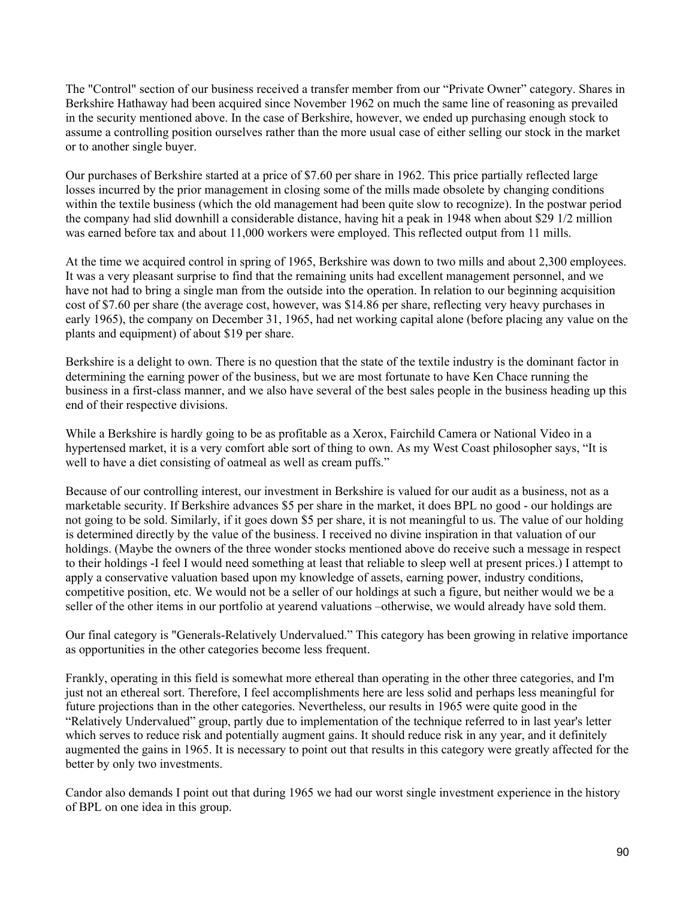The "Control" section of our business received a transfer member from our “Private Owner” category. Shares in Berkshire Hathaway had been acquired since November 1962 on much the same line of reasoning as prevailed in the security mentioned above. In the case of Berkshire, however, we ended up purchasing enough stock to assume a controlling position ourselves rather than the more usual case of either selling our stock in the market or to another single buyer.

Our purchases of Berkshire started at a price of $7.60 per share in 1962. This price partially reflected large losses incurred by the prior management in closing some of the mills made obsolete by changing conditions within the textile business (which the old management had been quite slow to recognize). In the postwar period the company had slid downhill a considerable distance, having hit a peak in 1948 when about $29 1/2 million was earned before tax and about 11,000 workers were employed. This reflected output from 11 mills.

At the time we acquired control in spring of 1965, Berkshire was down to two mills and about 2,300 employees. It was a very pleasant surprise to find that the remaining units had excellent management personnel, and we have not had to bring a single man from the outside into the operation. In relation to our beginning acquisition cost of $7.60 per share (the average cost, however, was $14.86 per share, reflecting very heavy purchases in early 1965), the company on December 31, 1965, had net working capital alone (before placing any value on the plants and equipment) of about $19 per share.

Berkshire is a delight to own. There is no question that the state of the textile industry is the dominant factor in determining the earning power of the business, but we are most fortunate to have Ken Chace running the business in a first-class manner, and we also have several of the best sales people in the business heading up this end of their respective divisions.

While a Berkshire is hardly going to be as profitable as a Xerox, Fairchild Camera or National Video in a hypertensed market, it is a very comfort able sort of thing to own. As my West Coast philosopher says, “It is well to have a diet consisting of oatmeal as well as cream puffs.”

Because of our controlling interest, our investment in Berkshire is valued for our audit as a business, not as a marketable security. If Berkshire advances $5 per share in the market, it does BPL no good - our holdings are not going to be sold. Similarly, if it goes down $5 per share, it is not meaningful to us. The value of our holding is determined directly by the value of the business. I received no divine inspiration in that valuation of our holdings. (Maybe the owners of the three wonder stocks mentioned above do receive such a message in respect to their holdings -I feel I would need something at least that reliable to sleep well at present prices.) I attempt to apply a conservative valuation based upon my knowledge of assets, earning power, industry conditions, competitive position, etc. We would not be a seller of our holdings at such a figure, but neither would we be a seller of the other items in our portfolio at yearend valuations –otherwise, we would already have sold them.

Our final category is "Generals-Relatively Undervalued.” This category has been growing in relative importance as opportunities in the other categories become less frequent.

Frankly, operating in this field is somewhat more ethereal than operating in the other three categories, and I'm just not an ethereal sort. Therefore, I feel accomplishments here are less solid and perhaps less meaningful for future projections than in the other categories. Nevertheless, our results in 1965 were quite good in the “Relatively Undervalued” group, partly due to implementation of the technique referred to in last year's letter which serves to reduce risk and potentially augment gains. It should reduce risk in any year, and it definitely augmented the gains in 1965. It is necessary to point out that results in this category were greatly affected for the better by only two investments.

Candor also demands I point out that during 1965 we had our worst single investment experience in the history of BPL on one idea in this group.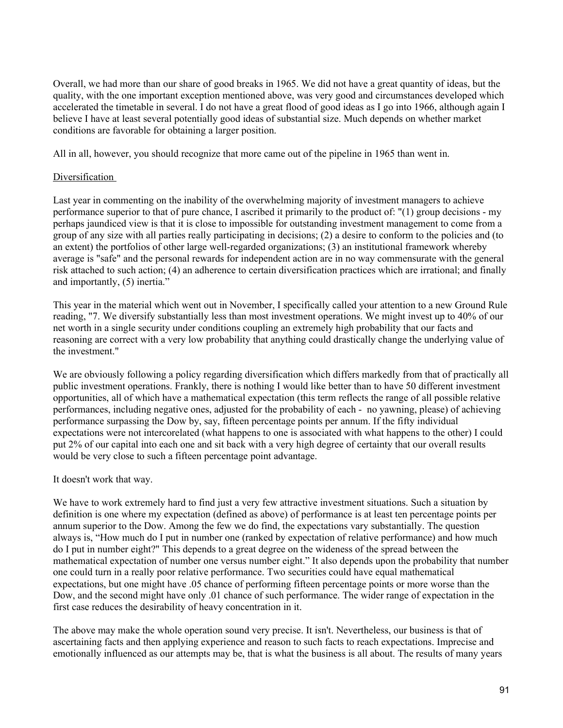Overall, we had more than our share of good breaks in 1965. We did not have a great quantity of ideas, but the quality, with the one important exception mentioned above, was very good and circumstances developed which accelerated the timetable in several. I do not have a great flood of good ideas as I go into 1966, although again I believe I have at least several potentially good ideas of substantial size. Much depends on whether market conditions are favorable for obtaining a larger position.

All in all, however, you should recognize that more came out of the pipeline in 1965 than went in.

Diversification

Last year in commenting on the inability of the overwhelming majority of investment managers to achieve performance superior to that of pure chance, I ascribed it primarily to the product of: "(1) group decisions - my perhaps jaundiced view is that it is close to impossible for outstanding investment management to come from a group of any size with all parties really participating in decisions; (2) a desire to conform to the policies and (to an extent) the portfolios of other large well-regarded organizations; (3) an institutional framework whereby average is "safe" and the personal rewards for independent action are in no way commensurate with the general risk attached to such action; (4) an adherence to certain diversification practices which are irrational; and finally and importantly, (5) inertia."

This year in the material which went out in November, I specifically called your attention to a new Ground Rule reading, "7. We diversify substantially less than most investment operations. We might invest up to 40% of our net worth in a single security under conditions coupling an extremely high probability that our facts and reasoning are correct with a very low probability that anything could drastically change the underlying value of the investment."

We are obviously following a policy regarding diversification which differs markedly from that of practically all public investment operations. Frankly, there is nothing I would like better than to have 50 different investment opportunities, all of which have a mathematical expectation (this term reflects the range of all possible relative performances, including negative ones, adjusted for the probability of each - no yawning, please) of achieving performance surpassing the Dow by, say, fifteen percentage points per annum. If the fifty individual expectations were not intercorelated (what happens to one is associated with what happens to the other) I could put 2% of our capital into each one and sit back with a very high degree of certainty that our overall results would be very close to such a fifteen percentage point advantage.

It doesn't work that way.

We have to work extremely hard to find just a very few attractive investment situations. Such a situation by definition is one where my expectation (defined as above) of performance is at least ten percentage points per annum superior to the Dow. Among the few we do find, the expectations vary substantially. The question always is, "How much do I put in number one (ranked by expectation of relative performance) and how much do I put in number eight?" This depends to a great degree on the wideness of the spread between the mathematical expectation of number one versus number eight." It also depends upon the probability that number one could turn in a really poor relative performance. Two securities could have equal mathematical expectations, but one might have .05 chance of performing fifteen percentage points or more worse than the Dow, and the second might have only .01 chance of such performance. The wider range of expectation in the first case reduces the desirability of heavy concentration in it.

The above may make the whole operation sound very precise. It isn't. Nevertheless, our business is that of ascertaining facts and then applying experience and reason to such facts to reach expectations. Imprecise and emotionally influenced as our attempts may be, that is what the business is all about. The results of many years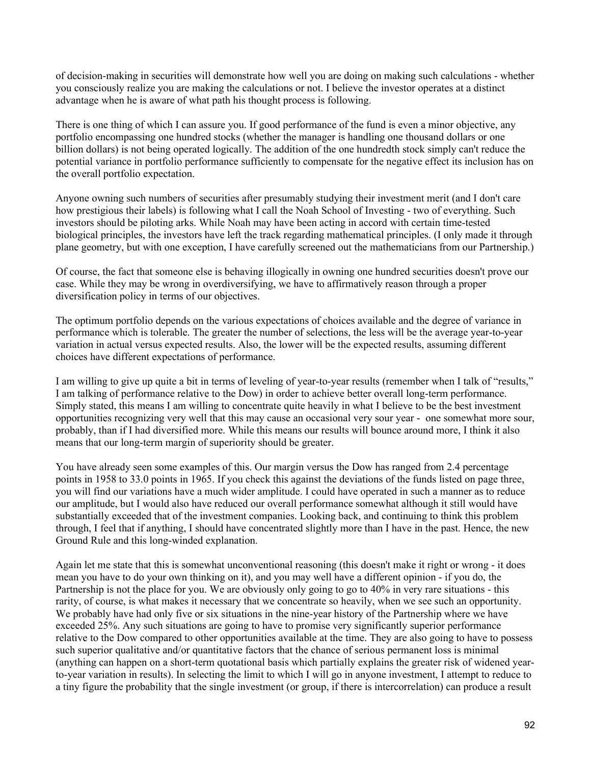of decision-making in securities will demonstrate how well you are doing on making such calculations - whether you consciously realize you are making the calculations or not. I believe the investor operates at a distinct advantage when he is aware of what path his thought process is following.

There is one thing of which I can assure you. If good performance of the fund is even a minor objective, any portfolio encompassing one hundred stocks (whether the manager is handling one thousand dollars or one billion dollars) is not being operated logically. The addition of the one hundredth stock simply can't reduce the potential variance in portfolio performance sufficiently to compensate for the negative effect its inclusion has on the overall portfolio expectation.

Anyone owning such numbers of securities after presumably studying their investment merit (and I don't care how prestigious their labels) is following what I call the Noah School of Investing - two of everything. Such investors should be piloting arks. While Noah may have been acting in accord with certain time-tested biological principles, the investors have left the track regarding mathematical principles. (I only made it through plane geometry, but with one exception, I have carefully screened out the mathematicians from our Partnership.)

Of course, the fact that someone else is behaving illogically in owning one hundred securities doesn't prove our case. While they may be wrong in overdiversifying, we have to affirmatively reason through a proper diversification policy in terms of our objectives.

The optimum portfolio depends on the various expectations of choices available and the degree of variance in performance which is tolerable. The greater the number of selections, the less will be the average year-to-year variation in actual versus expected results. Also, the lower will be the expected results, assuming different choices have different expectations of performance.

I am willing to give up quite a bit in terms of leveling of year-to-year results (remember when I talk of "results," I am talking of performance relative to the Dow) in order to achieve better overall long-term performance. Simply stated, this means I am willing to concentrate quite heavily in what I believe to be the best investment opportunities recognizing very well that this may cause an occasional very sour year - one somewhat more sour, probably, than if I had diversified more. While this means our results will bounce around more, I think it also means that our long-term margin of superiority should be greater.

You have already seen some examples of this. Our margin versus the Dow has ranged from 2.4 percentage points in 1958 to 33.0 points in 1965. If you check this against the deviations of the funds listed on page three, you will find our variations have a much wider amplitude. I could have operated in such a manner as to reduce our amplitude, but I would also have reduced our overall performance somewhat although it still would have substantially exceeded that of the investment companies. Looking back, and continuing to think this problem through, I feel that if anything, I should have concentrated slightly more than I have in the past. Hence, the new Ground Rule and this long-winded explanation.

Again let me state that this is somewhat unconventional reasoning (this doesn't make it right or wrong - it does mean you have to do your own thinking on it), and you may well have a different opinion - if you do, the Partnership is not the place for you. We are obviously only going to go to 40% in very rare situations - this rarity, of course, is what makes it necessary that we concentrate so heavily, when we see such an opportunity. We probably have had only five or six situations in the nine-year history of the Partnership where we have exceeded 25%. Any such situations are going to have to promise very significantly superior performance relative to the Dow compared to other opportunities available at the time. They are also going to have to possess such superior qualitative and/or quantitative factors that the chance of serious permanent loss is minimal (anything can happen on a short-term quotational basis which partially explains the greater risk of widened year-to-year variation in results). In selecting the limit to which I will go in anyone investment, I attempt to reduce to a tiny figure the probability that the single investment (or group, if there is intercorrelation) can produce a result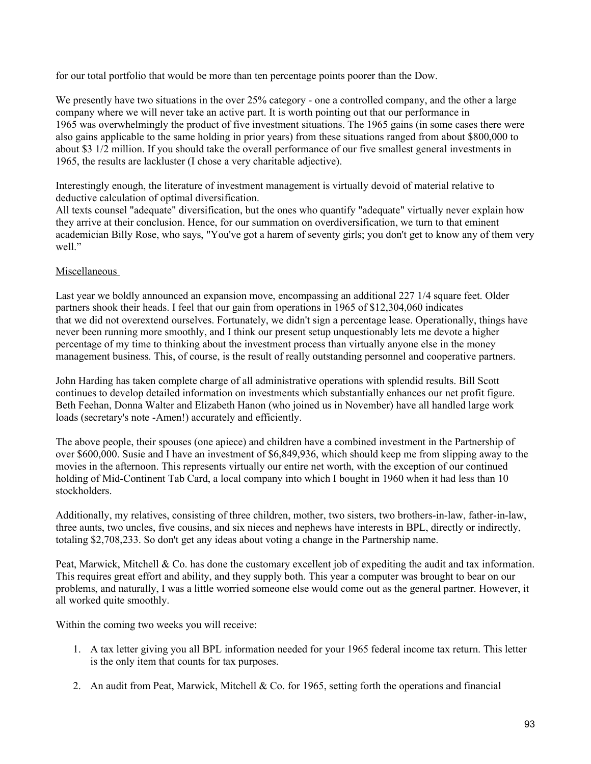for our total portfolio that would be more than ten percentage points poorer than the Dow.

We presently have two situations in the over 25% category - one a controlled company, and the other a large company where we will never take an active part. It is worth pointing out that our performance in 1965 was overwhelmingly the product of five investment situations. The 1965 gains (in some cases there were also gains applicable to the same holding in prior years) from these situations ranged from about $800,000 to about $3 1/2 million. If you should take the overall performance of our five smallest general investments in 1965, the results are lackluster (I chose a very charitable adjective).

Interestingly enough, the literature of investment management is virtually devoid of material relative to deductive calculation of optimal diversification.
All texts counsel "adequate" diversification, but the ones who quantify "adequate" virtually never explain how they arrive at their conclusion. Hence, for our summation on overdiversification, we turn to that eminent academician Billy Rose, who says, "You've got a harem of seventy girls; you don't get to know any of them very well."

Miscellaneous

Last year we boldly announced an expansion move, encompassing an additional 227 1/4 square feet. Older partners shook their heads. I feel that our gain from operations in 1965 of $12,304,060 indicates that we did not overextend ourselves. Fortunately, we didn't sign a percentage lease. Operationally, things have never been running more smoothly, and I think our present setup unquestionably lets me devote a higher percentage of my time to thinking about the investment process than virtually anyone else in the money management business. This, of course, is the result of really outstanding personnel and cooperative partners.

John Harding has taken complete charge of all administrative operations with splendid results. Bill Scott continues to develop detailed information on investments which substantially enhances our net profit figure. Beth Feehan, Donna Walter and Elizabeth Hanon (who joined us in November) have all handled large work loads (secretary's note -Amen!) accurately and efficiently.

The above people, their spouses (one apiece) and children have a combined investment in the Partnership of over $600,000. Susie and I have an investment of $6,849,936, which should keep me from slipping away to the movies in the afternoon. This represents virtually our entire net worth, with the exception of our continued holding of Mid-Continent Tab Card, a local company into which I bought in 1960 when it had less than 10 stockholders.

Additionally, my relatives, consisting of three children, mother, two sisters, two brothers-in-law, father-in-law, three aunts, two uncles, five cousins, and six nieces and nephews have interests in BPL, directly or indirectly, totaling $2,708,233. So don't get any ideas about voting a change in the Partnership name.

Peat, Marwick, Mitchell & Co. has done the customary excellent job of expediting the audit and tax information. This requires great effort and ability, and they supply both. This year a computer was brought to bear on our problems, and naturally, I was a little worried someone else would come out as the general partner. However, it all worked quite smoothly.

Within the coming two weeks you will receive:

1. A tax letter giving you all BPL information needed for your 1965 federal income tax return. This letter is the only item that counts for tax purposes.

2. An audit from Peat, Marwick, Mitchell & Co. for 1965, setting forth the operations and financial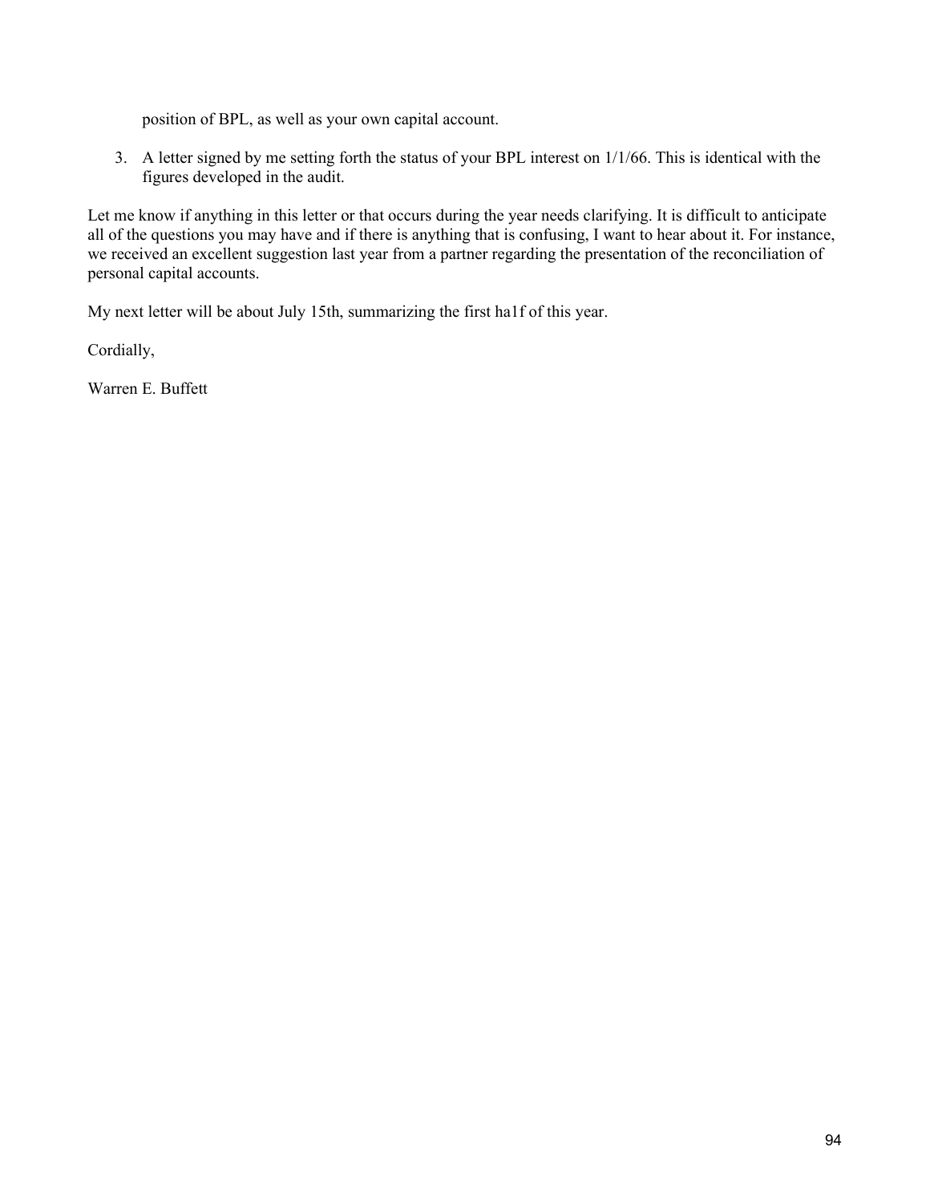position of BPL, as well as your own capital account.

3. A letter signed by me setting forth the status of your BPL interest on 1/1/66. This is identical with the figures developed in the audit.

Let me know if anything in this letter or that occurs during the year needs clarifying. It is difficult to anticipate all of the questions you may have and if there is anything that is confusing, I want to hear about it. For instance, we received an excellent suggestion last year from a partner regarding the presentation of the reconciliation of personal capital accounts.

My next letter will be about July 15th, summarizing the first ha1f of this year.

Cordially,

Warren E. Buffett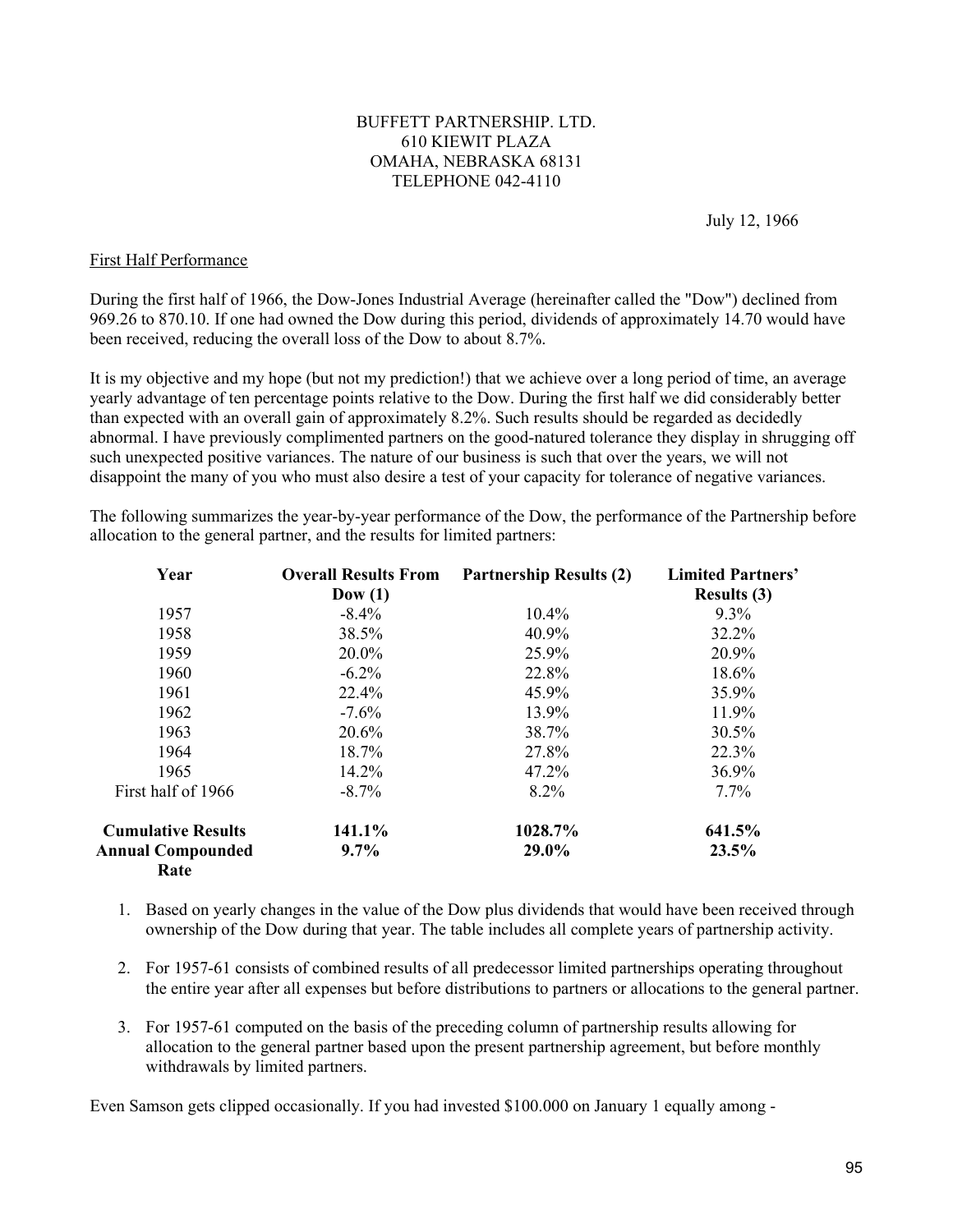BUFFETT PARTNERSHIP. LTD.
610 KIEWIT PLAZA
OMAHA, NEBRASKA 68131
TELEPHONE 042-4110

July 12, 1966

First Half Performance

During the first half of 1966, the Dow-Jones Industrial Average (hereinafter called the "Dow") declined from 969.26 to 870.10. If one had owned the Dow during this period, dividends of approximately 14.70 would have been received, reducing the overall loss of the Dow to about 8.7%.

It is my objective and my hope (but not my prediction!) that we achieve over a long period of time, an average yearly advantage of ten percentage points relative to the Dow. During the first half we did considerably better than expected with an overall gain of approximately 8.2%. Such results should be regarded as decidedly abnormal. I have previously complimented partners on the good-natured tolerance they display in shrugging off such unexpected positive variances. The nature of our business is such that over the years, we will not disappoint the many of you who must also desire a test of your capacity for tolerance of negative variances.

The following summarizes the year-by-year performance of the Dow, the performance of the Partnership before allocation to the general partner, and the results for limited partners:

| Year | Overall Results From Dow (1) | Partnership Results (2) | Limited Partners' Results (3) |
|---|---|---|---|
| 1957 | -8.4% | 10.4% | 9.3% |
| 1958 | 38.5% | 40.9% | 32.2% |
| 1959 | 20.0% | 25.9% | 20.9% |
| 1960 | -6.2% | 22.8% | 18.6% |
| 1961 | 22.4% | 45.9% | 35.9% |
| 1962 | -7.6% | 13.9% | 11.9% |
| 1963 | 20.6% | 38.7% | 30.5% |
| 1964 | 18.7% | 27.8% | 22.3% |
| 1965 | 14.2% | 47.2% | 36.9% |
| First half of 1966 | -8.7% | 8.2% | 7.7% |
| **Cumulative Results** | **141.1%** | **1028.7%** | **641.5%** |
| **Annual Compounded Rate** | **9.7%** | **29.0%** | **23.5%** |

1. Based on yearly changes in the value of the Dow plus dividends that would have been received through ownership of the Dow during that year. The table includes all complete years of partnership activity.

2. For 1957-61 consists of combined results of all predecessor limited partnerships operating throughout the entire year after all expenses but before distributions to partners or allocations to the general partner.

3. For 1957-61 computed on the basis of the preceding column of partnership results allowing for allocation to the general partner based upon the present partnership agreement, but before monthly withdrawals by limited partners.

Even Samson gets clipped occasionally. If you had invested $100.000 on January 1 equally among -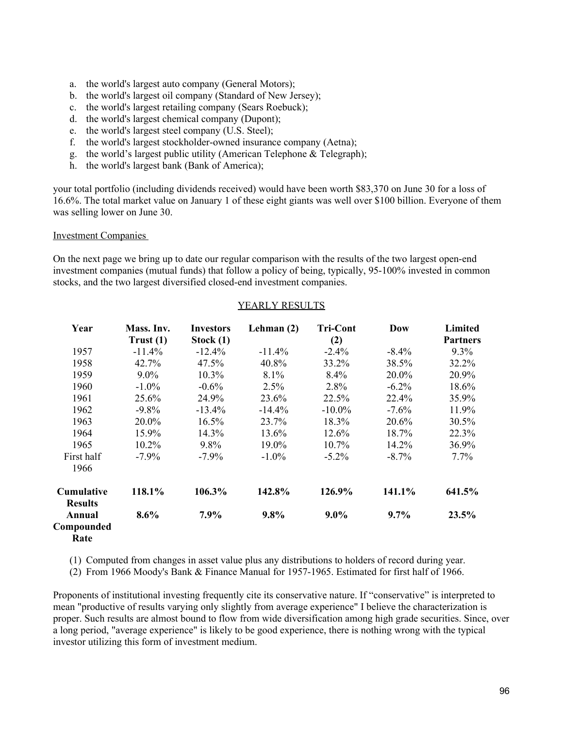a. the world's largest auto company (General Motors);
b. the world's largest oil company (Standard of New Jersey);
c. the world's largest retailing company (Sears Roebuck);
d. the world's largest chemical company (Dupont);
e. the world's largest steel company (U.S. Steel);
f. the world's largest stockholder-owned insurance company (Aetna);
g. the world’s largest public utility (American Telephone & Telegraph);
h. the world's largest bank (Bank of America);

your total portfolio (including dividends received) would have been worth $83,370 on June 30 for a loss of 16.6%. The total market value on January 1 of these eight giants was well over $100 billion. Everyone of them was selling lower on June 30.

<u>Investment Companies</u>

On the next page we bring up to date our regular comparison with the results of the two largest open-end investment companies (mutual funds) that follow a policy of being, typically, 95-100% invested in common stocks, and the two largest diversified closed-end investment companies.

<u>YEARLY RESULTS</u>

| Year | Mass. Inv. Trust (1) | Investors Stock (1) | Lehman (2) | Tri-Cont (2) | Dow | Limited Partners |
|---|---|---|---|---|---|---|
| 1957 | -11.4% | -12.4% | -11.4% | -2.4% | -8.4% | 9.3% |
| 1958 | 42.7% | 47.5% | 40.8% | 33.2% | 38.5% | 32.2% |
| 1959 | 9.0% | 10.3% | 8.1% | 8.4% | 20.0% | 20.9% |
| 1960 | -1.0% | -0.6% | 2.5% | 2.8% | -6.2% | 18.6% |
| 1961 | 25.6% | 24.9% | 23.6% | 22.5% | 22.4% | 35.9% |
| 1962 | -9.8% | -13.4% | -14.4% | -10.0% | -7.6% | 11.9% |
| 1963 | 20.0% | 16.5% | 23.7% | 18.3% | 20.6% | 30.5% |
| 1964 | 15.9% | 14.3% | 13.6% | 12.6% | 18.7% | 22.3% |
| 1965 | 10.2% | 9.8% | 19.0% | 10.7% | 14.2% | 36.9% |
| First half 1966 | -7.9% | -7.9% | -1.0% | -5.2% | -8.7% | 7.7% |
| **Cumulative Results** | **118.1%** | **106.3%** | **142.8%** | **126.9%** | **141.1%** | **641.5%** |
| **Annual Compounded Rate** | **8.6%** | **7.9%** | **9.8%** | **9.0%** | **9.7%** | **23.5%** |

(1) Computed from changes in asset value plus any distributions to holders of record during year.
(2) From 1966 Moody's Bank & Finance Manual for 1957-1965. Estimated for first half of 1966.

Proponents of institutional investing frequently cite its conservative nature. If “conservative” is interpreted to mean "productive of results varying only slightly from average experience" I believe the characterization is proper. Such results are almost bound to flow from wide diversification among high grade securities. Since, over a long period, "average experience" is likely to be good experience, there is nothing wrong with the typical investor utilizing this form of investment medium.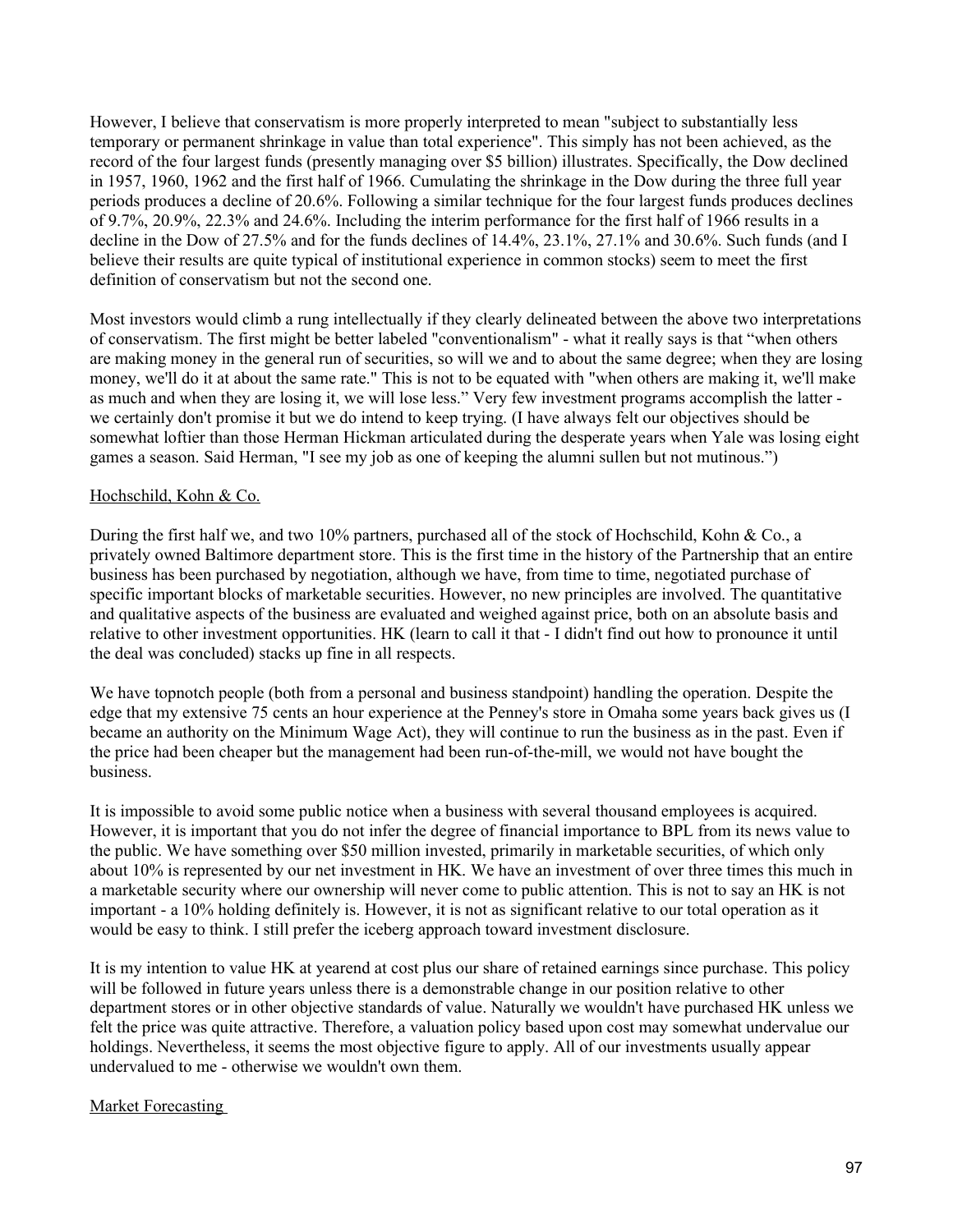However, I believe that conservatism is more properly interpreted to mean "subject to substantially less temporary or permanent shrinkage in value than total experience". This simply has not been achieved, as the record of the four largest funds (presently managing over $5 billion) illustrates. Specifically, the Dow declined in 1957, 1960, 1962 and the first half of 1966. Cumulating the shrinkage in the Dow during the three full year periods produces a decline of 20.6%. Following a similar technique for the four largest funds produces declines of 9.7%, 20.9%, 22.3% and 24.6%. Including the interim performance for the first half of 1966 results in a decline in the Dow of 27.5% and for the funds declines of 14.4%, 23.1%, 27.1% and 30.6%. Such funds (and I believe their results are quite typical of institutional experience in common stocks) seem to meet the first definition of conservatism but not the second one.

Most investors would climb a rung intellectually if they clearly delineated between the above two interpretations of conservatism. The first might be better labeled "conventionalism" - what it really says is that "when others are making money in the general run of securities, so will we and to about the same degree; when they are losing money, we'll do it at about the same rate." This is not to be equated with "when others are making it, we'll make as much and when they are losing it, we will lose less." Very few investment programs accomplish the latter - we certainly don't promise it but we do intend to keep trying. (I have always felt our objectives should be somewhat loftier than those Herman Hickman articulated during the desperate years when Yale was losing eight games a season. Said Herman, "I see my job as one of keeping the alumni sullen but not mutinous.")

## Hochschild, Kohn & Co.

During the first half we, and two 10% partners, purchased all of the stock of Hochschild, Kohn & Co., a privately owned Baltimore department store. This is the first time in the history of the Partnership that an entire business has been purchased by negotiation, although we have, from time to time, negotiated purchase of specific important blocks of marketable securities. However, no new principles are involved. The quantitative and qualitative aspects of the business are evaluated and weighed against price, both on an absolute basis and relative to other investment opportunities. HK (learn to call it that - I didn't find out how to pronounce it until the deal was concluded) stacks up fine in all respects.

We have topnotch people (both from a personal and business standpoint) handling the operation. Despite the edge that my extensive 75 cents an hour experience at the Penney's store in Omaha some years back gives us (I became an authority on the Minimum Wage Act), they will continue to run the business as in the past. Even if the price had been cheaper but the management had been run-of-the-mill, we would not have bought the business.

It is impossible to avoid some public notice when a business with several thousand employees is acquired. However, it is important that you do not infer the degree of financial importance to BPL from its news value to the public. We have something over $50 million invested, primarily in marketable securities, of which only about 10% is represented by our net investment in HK. We have an investment of over three times this much in a marketable security where our ownership will never come to public attention. This is not to say an HK is not important - a 10% holding definitely is. However, it is not as significant relative to our total operation as it would be easy to think. I still prefer the iceberg approach toward investment disclosure.

It is my intention to value HK at yearend at cost plus our share of retained earnings since purchase. This policy will be followed in future years unless there is a demonstrable change in our position relative to other department stores or in other objective standards of value. Naturally we wouldn't have purchased HK unless we felt the price was quite attractive. Therefore, a valuation policy based upon cost may somewhat undervalue our holdings. Nevertheless, it seems the most objective figure to apply. All of our investments usually appear undervalued to me - otherwise we wouldn't own them.

## Market Forecasting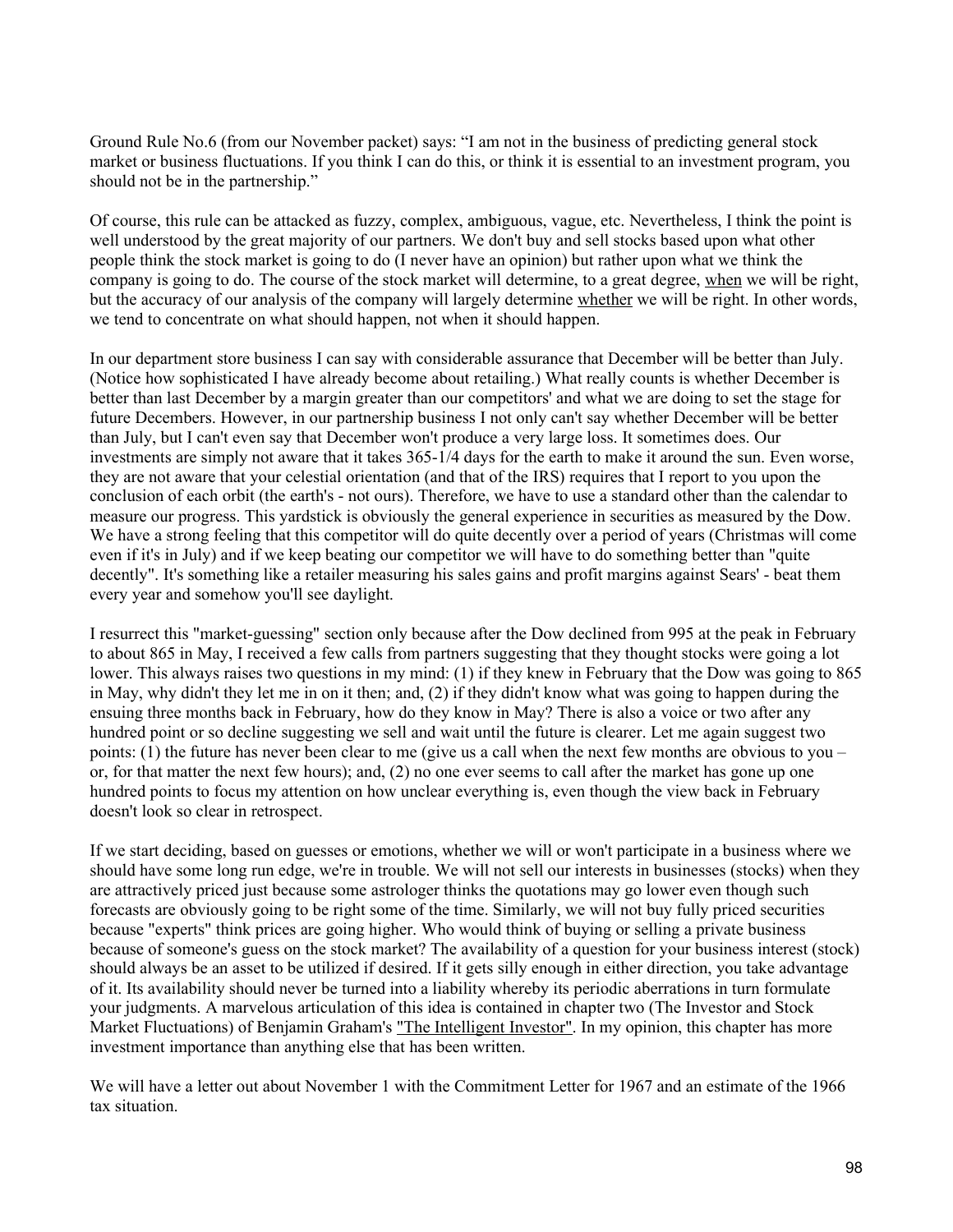Ground Rule No.6 (from our November packet) says: "I am not in the business of predicting general stock market or business fluctuations. If you think I can do this, or think it is essential to an investment program, you should not be in the partnership."

Of course, this rule can be attacked as fuzzy, complex, ambiguous, vague, etc. Nevertheless, I think the point is well understood by the great majority of our partners. We don't buy and sell stocks based upon what other people think the stock market is going to do (I never have an opinion) but rather upon what we think the company is going to do. The course of the stock market will determine, to a great degree, <u>when</u> we will be right, but the accuracy of our analysis of the company will largely determine <u>whether</u> we will be right. In other words, we tend to concentrate on what should happen, not when it should happen.

In our department store business I can say with considerable assurance that December will be better than July. (Notice how sophisticated I have already become about retailing.) What really counts is whether December is better than last December by a margin greater than our competitors' and what we are doing to set the stage for future Decembers. However, in our partnership business I not only can't say whether December will be better than July, but I can't even say that December won't produce a very large loss. It sometimes does. Our investments are simply not aware that it takes 365-1/4 days for the earth to make it around the sun. Even worse, they are not aware that your celestial orientation (and that of the IRS) requires that I report to you upon the conclusion of each orbit (the earth's - not ours). Therefore, we have to use a standard other than the calendar to measure our progress. This yardstick is obviously the general experience in securities as measured by the Dow. We have a strong feeling that this competitor will do quite decently over a period of years (Christmas will come even if it's in July) and if we keep beating our competitor we will have to do something better than "quite decently". It's something like a retailer measuring his sales gains and profit margins against Sears' - beat them every year and somehow you'll see daylight.

I resurrect this "market-guessing" section only because after the Dow declined from 995 at the peak in February to about 865 in May, I received a few calls from partners suggesting that they thought stocks were going a lot lower. This always raises two questions in my mind: (1) if they knew in February that the Dow was going to 865 in May, why didn't they let me in on it then; and, (2) if they didn't know what was going to happen during the ensuing three months back in February, how do they know in May? There is also a voice or two after any hundred point or so decline suggesting we sell and wait until the future is clearer. Let me again suggest two points: (1) the future has never been clear to me (give us a call when the next few months are obvious to you – or, for that matter the next few hours); and, (2) no one ever seems to call after the market has gone up one hundred points to focus my attention on how unclear everything is, even though the view back in February doesn't look so clear in retrospect.

If we start deciding, based on guesses or emotions, whether we will or won't participate in a business where we should have some long run edge, we're in trouble. We will not sell our interests in businesses (stocks) when they are attractively priced just because some astrologer thinks the quotations may go lower even though such forecasts are obviously going to be right some of the time. Similarly, we will not buy fully priced securities because "experts" think prices are going higher. Who would think of buying or selling a private business because of someone's guess on the stock market? The availability of a question for your business interest (stock) should always be an asset to be utilized if desired. If it gets silly enough in either direction, you take advantage of it. Its availability should never be turned into a liability whereby its periodic aberrations in turn formulate your judgments. A marvelous articulation of this idea is contained in chapter two (The Investor and Stock Market Fluctuations) of Benjamin Graham's <u>"The Intelligent Investor"</u>. In my opinion, this chapter has more investment importance than anything else that has been written.

We will have a letter out about November 1 with the Commitment Letter for 1967 and an estimate of the 1966 tax situation.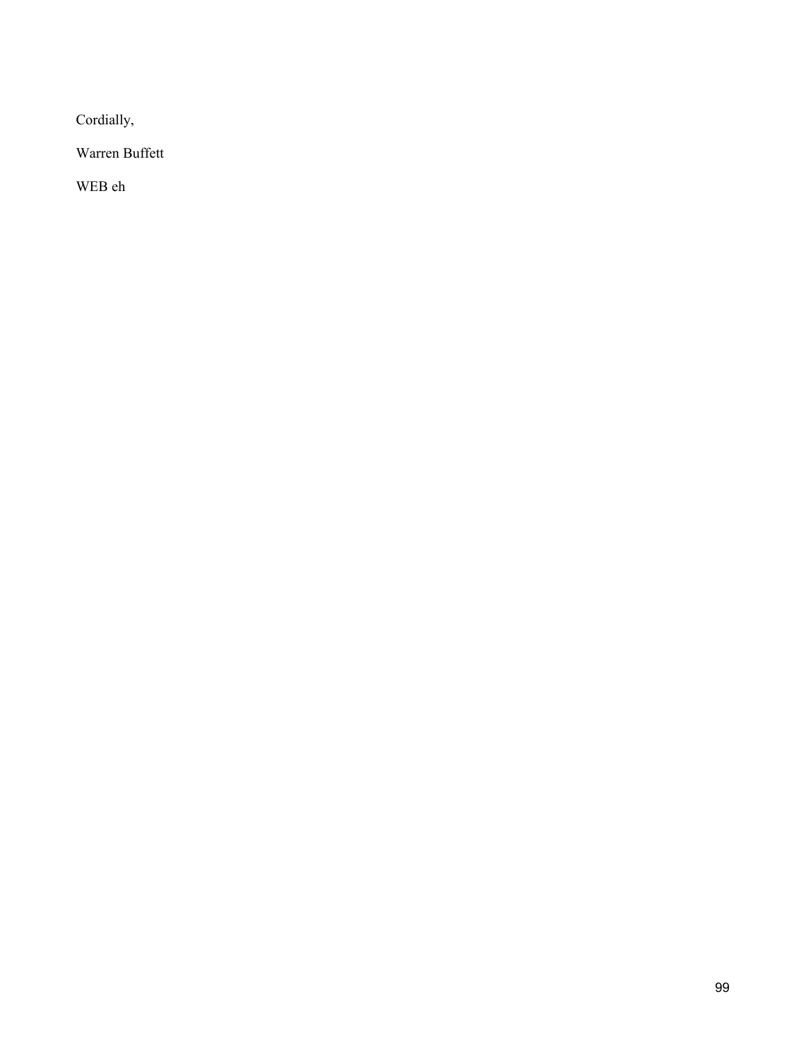Cordially,

Warren Buffett

WEB eh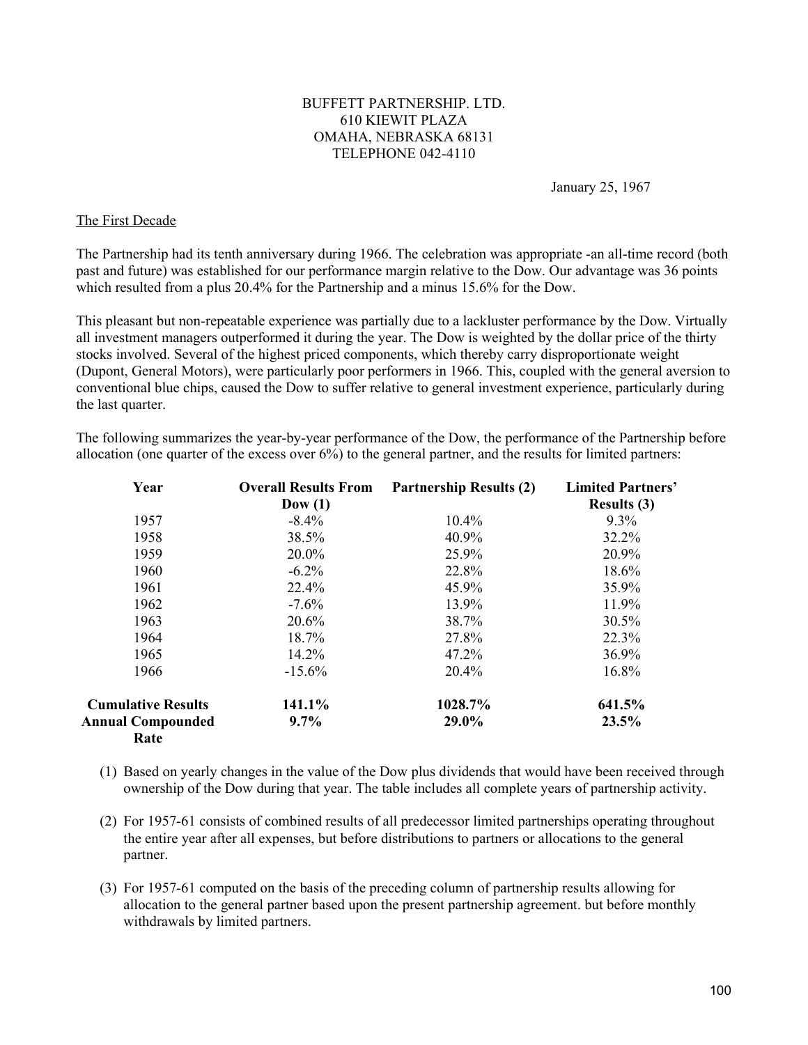BUFFETT PARTNERSHIP. LTD.
610 KIEWIT PLAZA
OMAHA, NEBRASKA 68131
TELEPHONE 042-4110

January 25, 1967

## The First Decade

The Partnership had its tenth anniversary during 1966. The celebration was appropriate -an all-time record (both past and future) was established for our performance margin relative to the Dow. Our advantage was 36 points which resulted from a plus 20.4% for the Partnership and a minus 15.6% for the Dow.

This pleasant but non-repeatable experience was partially due to a lackluster performance by the Dow. Virtually all investment managers outperformed it during the year. The Dow is weighted by the dollar price of the thirty stocks involved. Several of the highest priced components, which thereby carry disproportionate weight (Dupont, General Motors), were particularly poor performers in 1966. This, coupled with the general aversion to conventional blue chips, caused the Dow to suffer relative to general investment experience, particularly during the last quarter.

The following summarizes the year-by-year performance of the Dow, the performance of the Partnership before allocation (one quarter of the excess over 6%) to the general partner, and the results for limited partners:

| Year | Overall Results From Dow (1) | Partnership Results (2) | Limited Partners' Results (3) |
|---|---|---|---|
| 1957 | -8.4% | 10.4% | 9.3% |
| 1958 | 38.5% | 40.9% | 32.2% |
| 1959 | 20.0% | 25.9% | 20.9% |
| 1960 | -6.2% | 22.8% | 18.6% |
| 1961 | 22.4% | 45.9% | 35.9% |
| 1962 | -7.6% | 13.9% | 11.9% |
| 1963 | 20.6% | 38.7% | 30.5% |
| 1964 | 18.7% | 27.8% | 22.3% |
| 1965 | 14.2% | 47.2% | 36.9% |
| 1966 | -15.6% | 20.4% | 16.8% |
| **Cumulative Results** | **141.1%** | **1028.7%** | **641.5%** |
| **Annual Compounded Rate** | **9.7%** | **29.0%** | **23.5%** |

(1) Based on yearly changes in the value of the Dow plus dividends that would have been received through ownership of the Dow during that year. The table includes all complete years of partnership activity.

(2) For 1957-61 consists of combined results of all predecessor limited partnerships operating throughout the entire year after all expenses, but before distributions to partners or allocations to the general partner.

(3) For 1957-61 computed on the basis of the preceding column of partnership results allowing for allocation to the general partner based upon the present partnership agreement. but before monthly withdrawals by limited partners.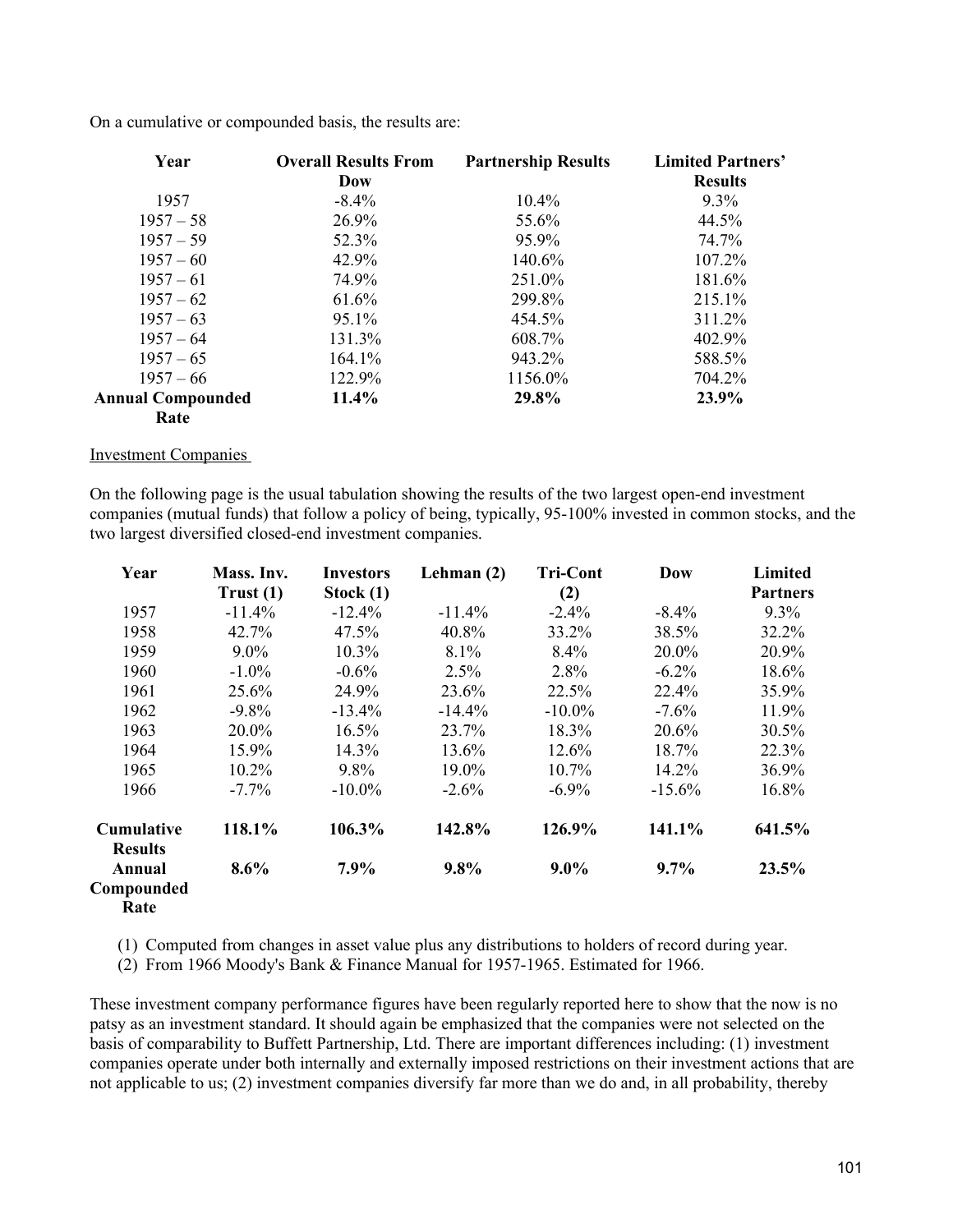On a cumulative or compounded basis, the results are:

| Year | Overall Results From Dow | Partnership Results | Limited Partners' Results |
|---|---|---|---|
| 1957 | -8.4% | 10.4% | 9.3% |
| 1957 – 58 | 26.9% | 55.6% | 44.5% |
| 1957 – 59 | 52.3% | 95.9% | 74.7% |
| 1957 – 60 | 42.9% | 140.6% | 107.2% |
| 1957 – 61 | 74.9% | 251.0% | 181.6% |
| 1957 – 62 | 61.6% | 299.8% | 215.1% |
| 1957 – 63 | 95.1% | 454.5% | 311.2% |
| 1957 – 64 | 131.3% | 608.7% | 402.9% |
| 1957 – 65 | 164.1% | 943.2% | 588.5% |
| 1957 – 66 | 122.9% | 1156.0% | 704.2% |
| **Annual Compounded Rate** | **11.4%** | **29.8%** | **23.9%** |

Investment Companies

On the following page is the usual tabulation showing the results of the two largest open-end investment companies (mutual funds) that follow a policy of being, typically, 95-100% invested in common stocks, and the two largest diversified closed-end investment companies.

| Year | Mass. Inv. Trust (1) | Investors Stock (1) | Lehman (2) | Tri-Cont (2) | Dow | Limited Partners |
|---|---|---|---|---|---|---|
| 1957 | -11.4% | -12.4% | -11.4% | -2.4% | -8.4% | 9.3% |
| 1958 | 42.7% | 47.5% | 40.8% | 33.2% | 38.5% | 32.2% |
| 1959 | 9.0% | 10.3% | 8.1% | 8.4% | 20.0% | 20.9% |
| 1960 | -1.0% | -0.6% | 2.5% | 2.8% | -6.2% | 18.6% |
| 1961 | 25.6% | 24.9% | 23.6% | 22.5% | 22.4% | 35.9% |
| 1962 | -9.8% | -13.4% | -14.4% | -10.0% | -7.6% | 11.9% |
| 1963 | 20.0% | 16.5% | 23.7% | 18.3% | 20.6% | 30.5% |
| 1964 | 15.9% | 14.3% | 13.6% | 12.6% | 18.7% | 22.3% |
| 1965 | 10.2% | 9.8% | 19.0% | 10.7% | 14.2% | 36.9% |
| 1966 | -7.7% | -10.0% | -2.6% | -6.9% | -15.6% | 16.8% |
| **Cumulative Results** | **118.1%** | **106.3%** | **142.8%** | **126.9%** | **141.1%** | **641.5%** |
| **Annual Compounded Rate** | **8.6%** | **7.9%** | **9.8%** | **9.0%** | **9.7%** | **23.5%** |

(1) Computed from changes in asset value plus any distributions to holders of record during year.

(2) From 1966 Moody's Bank & Finance Manual for 1957-1965. Estimated for 1966.

These investment company performance figures have been regularly reported here to show that the now is no patsy as an investment standard. It should again be emphasized that the companies were not selected on the basis of comparability to Buffett Partnership, Ltd. There are important differences including: (1) investment companies operate under both internally and externally imposed restrictions on their investment actions that are not applicable to us; (2) investment companies diversify far more than we do and, in all probability, thereby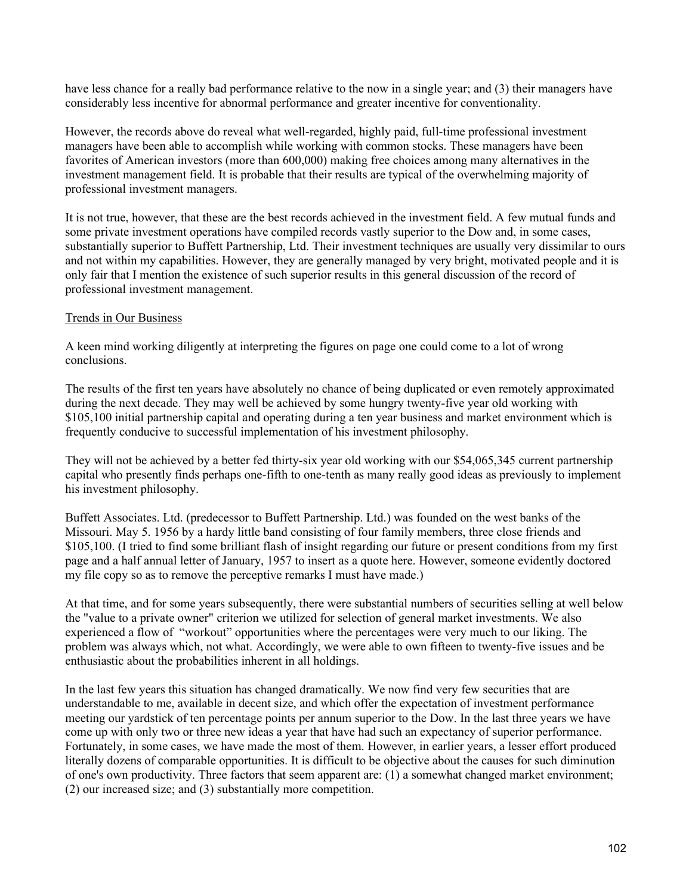have less chance for a really bad performance relative to the now in a single year; and (3) their managers have considerably less incentive for abnormal performance and greater incentive for conventionality.

However, the records above do reveal what well-regarded, highly paid, full-time professional investment managers have been able to accomplish while working with common stocks. These managers have been favorites of American investors (more than 600,000) making free choices among many alternatives in the investment management field. It is probable that their results are typical of the overwhelming majority of professional investment managers.

It is not true, however, that these are the best records achieved in the investment field. A few mutual funds and some private investment operations have compiled records vastly superior to the Dow and, in some cases, substantially superior to Buffett Partnership, Ltd. Their investment techniques are usually very dissimilar to ours and not within my capabilities. However, they are generally managed by very bright, motivated people and it is only fair that I mention the existence of such superior results in this general discussion of the record of professional investment management.

## Trends in Our Business

A keen mind working diligently at interpreting the figures on page one could come to a lot of wrong conclusions.

The results of the first ten years have absolutely no chance of being duplicated or even remotely approximated during the next decade. They may well be achieved by some hungry twenty-five year old working with $105,100 initial partnership capital and operating during a ten year business and market environment which is frequently conducive to successful implementation of his investment philosophy.

They will not be achieved by a better fed thirty-six year old working with our $54,065,345 current partnership capital who presently finds perhaps one-fifth to one-tenth as many really good ideas as previously to implement his investment philosophy.

Buffett Associates. Ltd. (predecessor to Buffett Partnership. Ltd.) was founded on the west banks of the Missouri. May 5. 1956 by a hardy little band consisting of four family members, three close friends and $105,100. (I tried to find some brilliant flash of insight regarding our future or present conditions from my first page and a half annual letter of January, 1957 to insert as a quote here. However, someone evidently doctored my file copy so as to remove the perceptive remarks I must have made.)

At that time, and for some years subsequently, there were substantial numbers of securities selling at well below the "value to a private owner" criterion we utilized for selection of general market investments. We also experienced a flow of "workout" opportunities where the percentages were very much to our liking. The problem was always which, not what. Accordingly, we were able to own fifteen to twenty-five issues and be enthusiastic about the probabilities inherent in all holdings.

In the last few years this situation has changed dramatically. We now find very few securities that are understandable to me, available in decent size, and which offer the expectation of investment performance meeting our yardstick of ten percentage points per annum superior to the Dow. In the last three years we have come up with only two or three new ideas a year that have had such an expectancy of superior performance. Fortunately, in some cases, we have made the most of them. However, in earlier years, a lesser effort produced literally dozens of comparable opportunities. It is difficult to be objective about the causes for such diminution of one's own productivity. Three factors that seem apparent are: (1) a somewhat changed market environment; (2) our increased size; and (3) substantially more competition.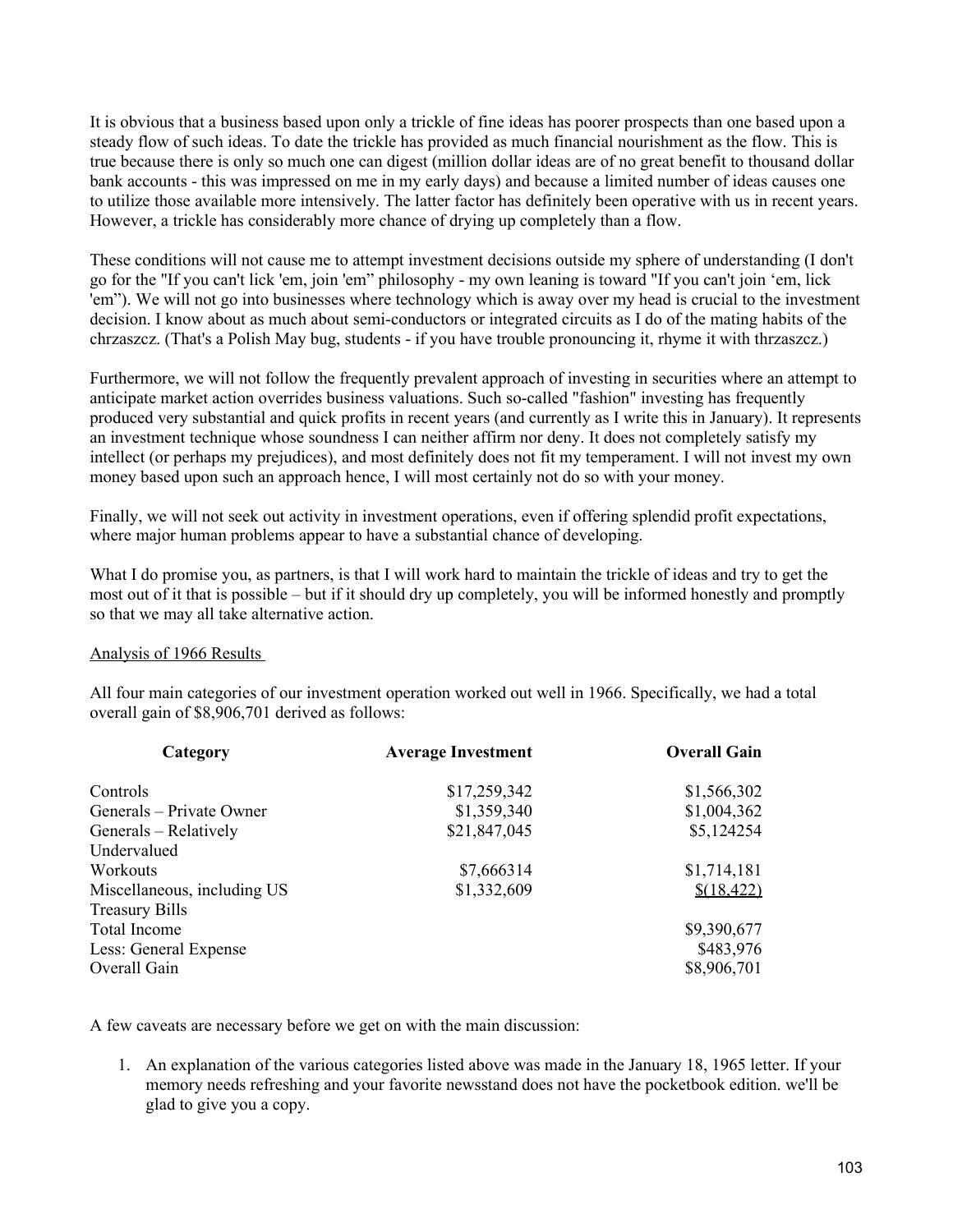It is obvious that a business based upon only a trickle of fine ideas has poorer prospects than one based upon a steady flow of such ideas. To date the trickle has provided as much financial nourishment as the flow. This is true because there is only so much one can digest (million dollar ideas are of no great benefit to thousand dollar bank accounts - this was impressed on me in my early days) and because a limited number of ideas causes one to utilize those available more intensively. The latter factor has definitely been operative with us in recent years. However, a trickle has considerably more chance of drying up completely than a flow.

These conditions will not cause me to attempt investment decisions outside my sphere of understanding (I don't go for the "If you can't lick 'em, join 'em" philosophy - my own leaning is toward "If you can't join 'em, lick 'em"). We will not go into businesses where technology which is away over my head is crucial to the investment decision. I know about as much about semi-conductors or integrated circuits as I do of the mating habits of the chrzaszcz. (That's a Polish May bug, students - if you have trouble pronouncing it, rhyme it with thrzaszcz.)

Furthermore, we will not follow the frequently prevalent approach of investing in securities where an attempt to anticipate market action overrides business valuations. Such so-called "fashion" investing has frequently produced very substantial and quick profits in recent years (and currently as I write this in January). It represents an investment technique whose soundness I can neither affirm nor deny. It does not completely satisfy my intellect (or perhaps my prejudices), and most definitely does not fit my temperament. I will not invest my own money based upon such an approach hence, I will most certainly not do so with your money.

Finally, we will not seek out activity in investment operations, even if offering splendid profit expectations, where major human problems appear to have a substantial chance of developing.

What I do promise you, as partners, is that I will work hard to maintain the trickle of ideas and try to get the most out of it that is possible – but if it should dry up completely, you will be informed honestly and promptly so that we may all take alternative action.

## Analysis of 1966 Results

All four main categories of our investment operation worked out well in 1966. Specifically, we had a total overall gain of $8,906,701 derived as follows:

| Category | Average Investment | Overall Gain |
|---|---|---|
| Controls | $17,259,342 | $1,566,302 |
| Generals – Private Owner | $1,359,340 | $1,004,362 |
| Generals – Relatively Undervalued | $21,847,045 | $5,124254 |
| Workouts | $7,666314 | $1,714,181 |
| Miscellaneous, including US Treasury Bills | $1,332,609 | $(18,422) |
| Total Income | | $9,390,677 |
| Less: General Expense | | $483,976 |
| Overall Gain | | $8,906,701 |

A few caveats are necessary before we get on with the main discussion:

1. An explanation of the various categories listed above was made in the January 18, 1965 letter. If your memory needs refreshing and your favorite newsstand does not have the pocketbook edition. we'll be glad to give you a copy.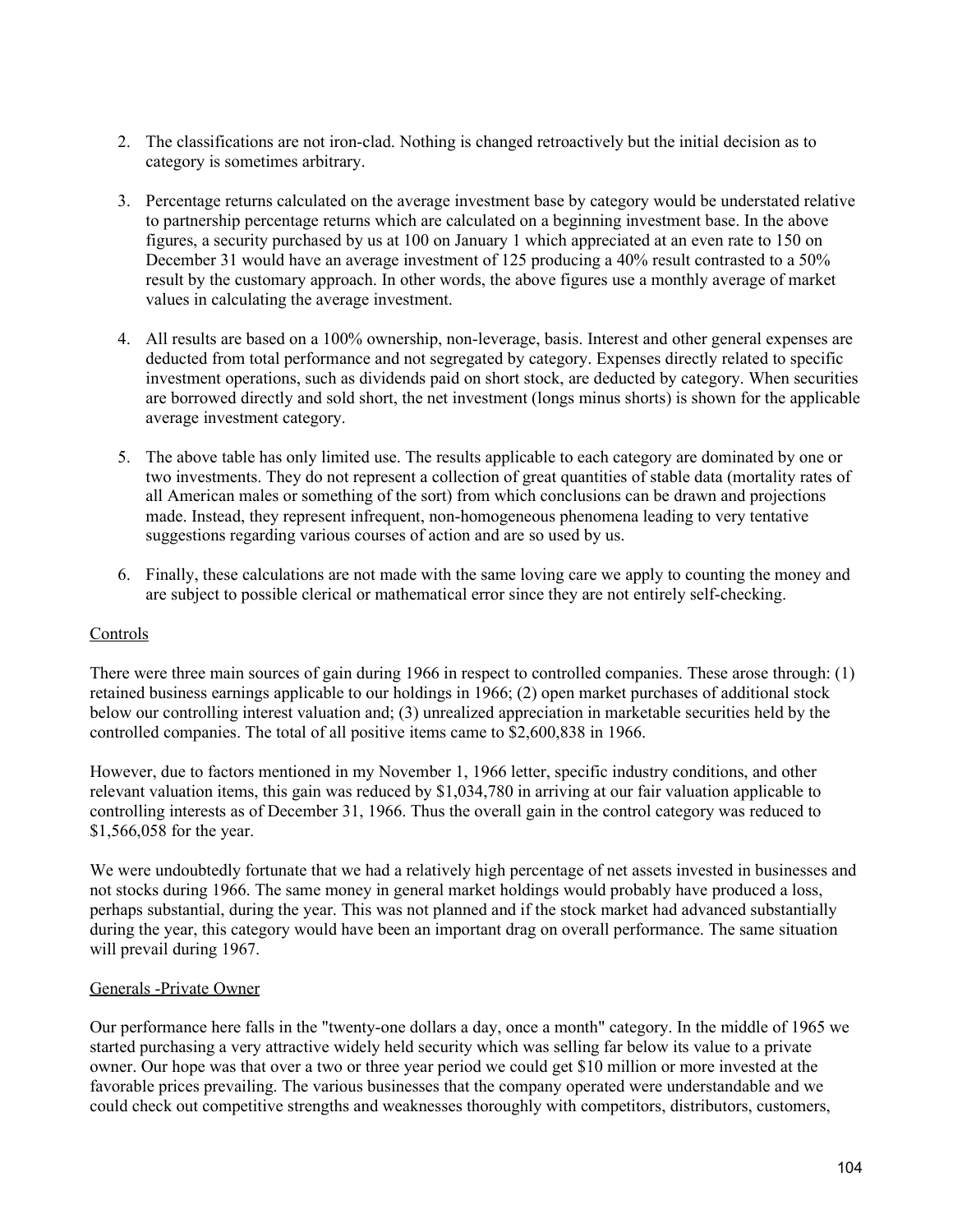2. The classifications are not iron-clad. Nothing is changed retroactively but the initial decision as to category is sometimes arbitrary.

3. Percentage returns calculated on the average investment base by category would be understated relative to partnership percentage returns which are calculated on a beginning investment base. In the above figures, a security purchased by us at 100 on January 1 which appreciated at an even rate to 150 on December 31 would have an average investment of 125 producing a 40% result contrasted to a 50% result by the customary approach. In other words, the above figures use a monthly average of market values in calculating the average investment.

4. All results are based on a 100% ownership, non-leverage, basis. Interest and other general expenses are deducted from total performance and not segregated by category. Expenses directly related to specific investment operations, such as dividends paid on short stock, are deducted by category. When securities are borrowed directly and sold short, the net investment (longs minus shorts) is shown for the applicable average investment category.

5. The above table has only limited use. The results applicable to each category are dominated by one or two investments. They do not represent a collection of great quantities of stable data (mortality rates of all American males or something of the sort) from which conclusions can be drawn and projections made. Instead, they represent infrequent, non-homogeneous phenomena leading to very tentative suggestions regarding various courses of action and are so used by us.

6. Finally, these calculations are not made with the same loving care we apply to counting the money and are subject to possible clerical or mathematical error since they are not entirely self-checking.

<u>Controls</u>

There were three main sources of gain during 1966 in respect to controlled companies. These arose through: (1) retained business earnings applicable to our holdings in 1966; (2) open market purchases of additional stock below our controlling interest valuation and; (3) unrealized appreciation in marketable securities held by the controlled companies. The total of all positive items came to $2,600,838 in 1966.

However, due to factors mentioned in my November 1, 1966 letter, specific industry conditions, and other relevant valuation items, this gain was reduced by $1,034,780 in arriving at our fair valuation applicable to controlling interests as of December 31, 1966. Thus the overall gain in the control category was reduced to $1,566,058 for the year.

We were undoubtedly fortunate that we had a relatively high percentage of net assets invested in businesses and not stocks during 1966. The same money in general market holdings would probably have produced a loss, perhaps substantial, during the year. This was not planned and if the stock market had advanced substantially during the year, this category would have been an important drag on overall performance. The same situation will prevail during 1967.

<u>Generals -Private Owner</u>

Our performance here falls in the "twenty-one dollars a day, once a month" category. In the middle of 1965 we started purchasing a very attractive widely held security which was selling far below its value to a private owner. Our hope was that over a two or three year period we could get $10 million or more invested at the favorable prices prevailing. The various businesses that the company operated were understandable and we could check out competitive strengths and weaknesses thoroughly with competitors, distributors, customers,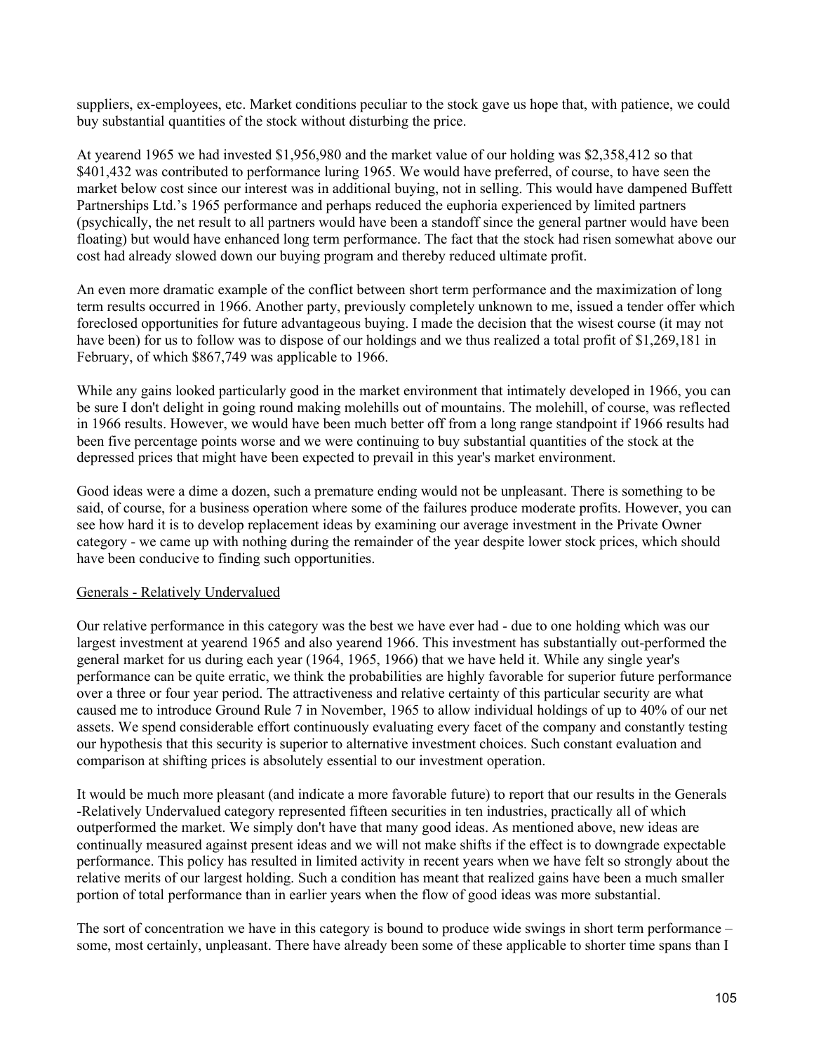suppliers, ex-employees, etc. Market conditions peculiar to the stock gave us hope that, with patience, we could buy substantial quantities of the stock without disturbing the price.

At yearend 1965 we had invested $1,956,980 and the market value of our holding was $2,358,412 so that $401,432 was contributed to performance luring 1965. We would have preferred, of course, to have seen the market below cost since our interest was in additional buying, not in selling. This would have dampened Buffett Partnerships Ltd.'s 1965 performance and perhaps reduced the euphoria experienced by limited partners (psychically, the net result to all partners would have been a standoff since the general partner would have been floating) but would have enhanced long term performance. The fact that the stock had risen somewhat above our cost had already slowed down our buying program and thereby reduced ultimate profit.

An even more dramatic example of the conflict between short term performance and the maximization of long term results occurred in 1966. Another party, previously completely unknown to me, issued a tender offer which foreclosed opportunities for future advantageous buying. I made the decision that the wisest course (it may not have been) for us to follow was to dispose of our holdings and we thus realized a total profit of $1,269,181 in February, of which $867,749 was applicable to 1966.

While any gains looked particularly good in the market environment that intimately developed in 1966, you can be sure I don't delight in going round making molehills out of mountains. The molehill, of course, was reflected in 1966 results. However, we would have been much better off from a long range standpoint if 1966 results had been five percentage points worse and we were continuing to buy substantial quantities of the stock at the depressed prices that might have been expected to prevail in this year's market environment.

Good ideas were a dime a dozen, such a premature ending would not be unpleasant. There is something to be said, of course, for a business operation where some of the failures produce moderate profits. However, you can see how hard it is to develop replacement ideas by examining our average investment in the Private Owner category - we came up with nothing during the remainder of the year despite lower stock prices, which should have been conducive to finding such opportunities.

Generals - Relatively Undervalued

Our relative performance in this category was the best we have ever had - due to one holding which was our largest investment at yearend 1965 and also yearend 1966. This investment has substantially out-performed the general market for us during each year (1964, 1965, 1966) that we have held it. While any single year's performance can be quite erratic, we think the probabilities are highly favorable for superior future performance over a three or four year period. The attractiveness and relative certainty of this particular security are what caused me to introduce Ground Rule 7 in November, 1965 to allow individual holdings of up to 40% of our net assets. We spend considerable effort continuously evaluating every facet of the company and constantly testing our hypothesis that this security is superior to alternative investment choices. Such constant evaluation and comparison at shifting prices is absolutely essential to our investment operation.

It would be much more pleasant (and indicate a more favorable future) to report that our results in the Generals -Relatively Undervalued category represented fifteen securities in ten industries, practically all of which outperformed the market. We simply don't have that many good ideas. As mentioned above, new ideas are continually measured against present ideas and we will not make shifts if the effect is to downgrade expectable performance. This policy has resulted in limited activity in recent years when we have felt so strongly about the relative merits of our largest holding. Such a condition has meant that realized gains have been a much smaller portion of total performance than in earlier years when the flow of good ideas was more substantial.

The sort of concentration we have in this category is bound to produce wide swings in short term performance – some, most certainly, unpleasant. There have already been some of these applicable to shorter time spans than I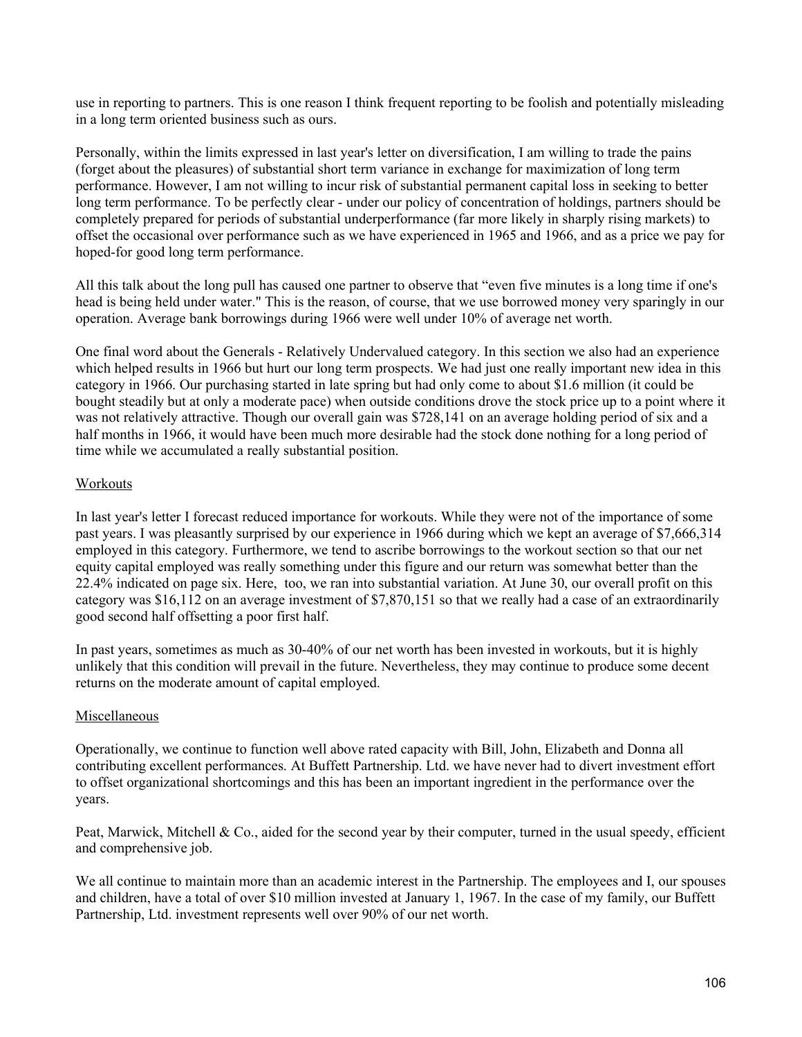use in reporting to partners. This is one reason I think frequent reporting to be foolish and potentially misleading in a long term oriented business such as ours.

Personally, within the limits expressed in last year's letter on diversification, I am willing to trade the pains (forget about the pleasures) of substantial short term variance in exchange for maximization of long term performance. However, I am not willing to incur risk of substantial permanent capital loss in seeking to better long term performance. To be perfectly clear - under our policy of concentration of holdings, partners should be completely prepared for periods of substantial underperformance (far more likely in sharply rising markets) to offset the occasional over performance such as we have experienced in 1965 and 1966, and as a price we pay for hoped-for good long term performance.

All this talk about the long pull has caused one partner to observe that "even five minutes is a long time if one's head is being held under water." This is the reason, of course, that we use borrowed money very sparingly in our operation. Average bank borrowings during 1966 were well under 10% of average net worth.

One final word about the Generals - Relatively Undervalued category. In this section we also had an experience which helped results in 1966 but hurt our long term prospects. We had just one really important new idea in this category in 1966. Our purchasing started in late spring but had only come to about $1.6 million (it could be bought steadily but at only a moderate pace) when outside conditions drove the stock price up to a point where it was not relatively attractive. Though our overall gain was $728,141 on an average holding period of six and a half months in 1966, it would have been much more desirable had the stock done nothing for a long period of time while we accumulated a really substantial position.

## Workouts

In last year's letter I forecast reduced importance for workouts. While they were not of the importance of some past years. I was pleasantly surprised by our experience in 1966 during which we kept an average of $7,666,314 employed in this category. Furthermore, we tend to ascribe borrowings to the workout section so that our net equity capital employed was really something under this figure and our return was somewhat better than the 22.4% indicated on page six. Here, too, we ran into substantial variation. At June 30, our overall profit on this category was $16,112 on an average investment of $7,870,151 so that we really had a case of an extraordinarily good second half offsetting a poor first half.

In past years, sometimes as much as 30-40% of our net worth has been invested in workouts, but it is highly unlikely that this condition will prevail in the future. Nevertheless, they may continue to produce some decent returns on the moderate amount of capital employed.

## Miscellaneous

Operationally, we continue to function well above rated capacity with Bill, John, Elizabeth and Donna all contributing excellent performances. At Buffett Partnership. Ltd. we have never had to divert investment effort to offset organizational shortcomings and this has been an important ingredient in the performance over the years.

Peat, Marwick, Mitchell & Co., aided for the second year by their computer, turned in the usual speedy, efficient and comprehensive job.

We all continue to maintain more than an academic interest in the Partnership. The employees and I, our spouses and children, have a total of over $10 million invested at January 1, 1967. In the case of my family, our Buffett Partnership, Ltd. investment represents well over 90% of our net worth.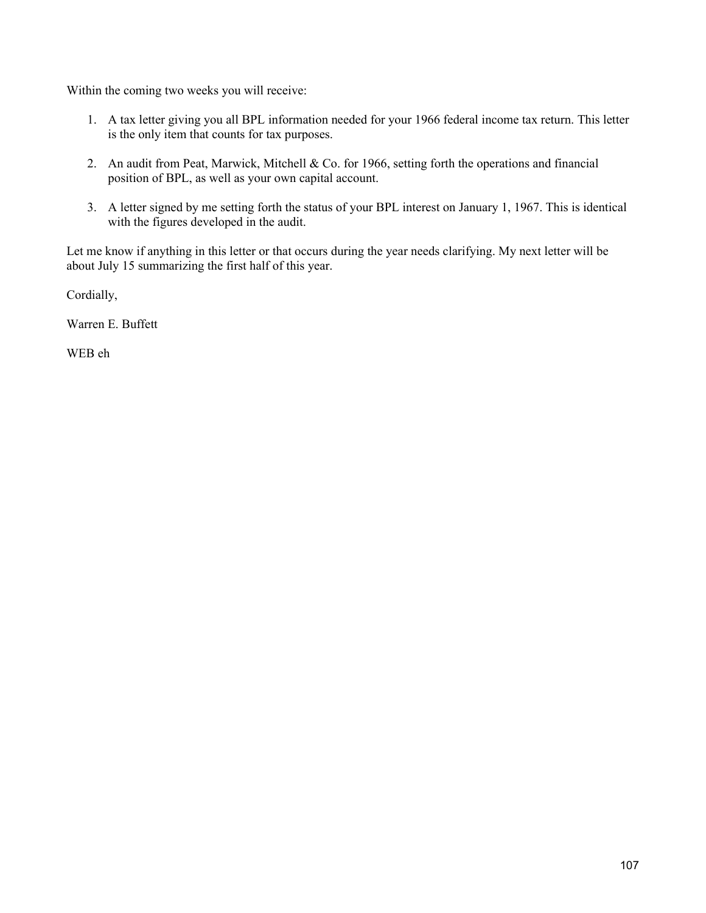Within the coming two weeks you will receive:

1. A tax letter giving you all BPL information needed for your 1966 federal income tax return. This letter is the only item that counts for tax purposes.

2. An audit from Peat, Marwick, Mitchell & Co. for 1966, setting forth the operations and financial position of BPL, as well as your own capital account.

3. A letter signed by me setting forth the status of your BPL interest on January 1, 1967. This is identical with the figures developed in the audit.

Let me know if anything in this letter or that occurs during the year needs clarifying. My next letter will be about July 15 summarizing the first half of this year.

Cordially,

Warren E. Buffett

WEB eh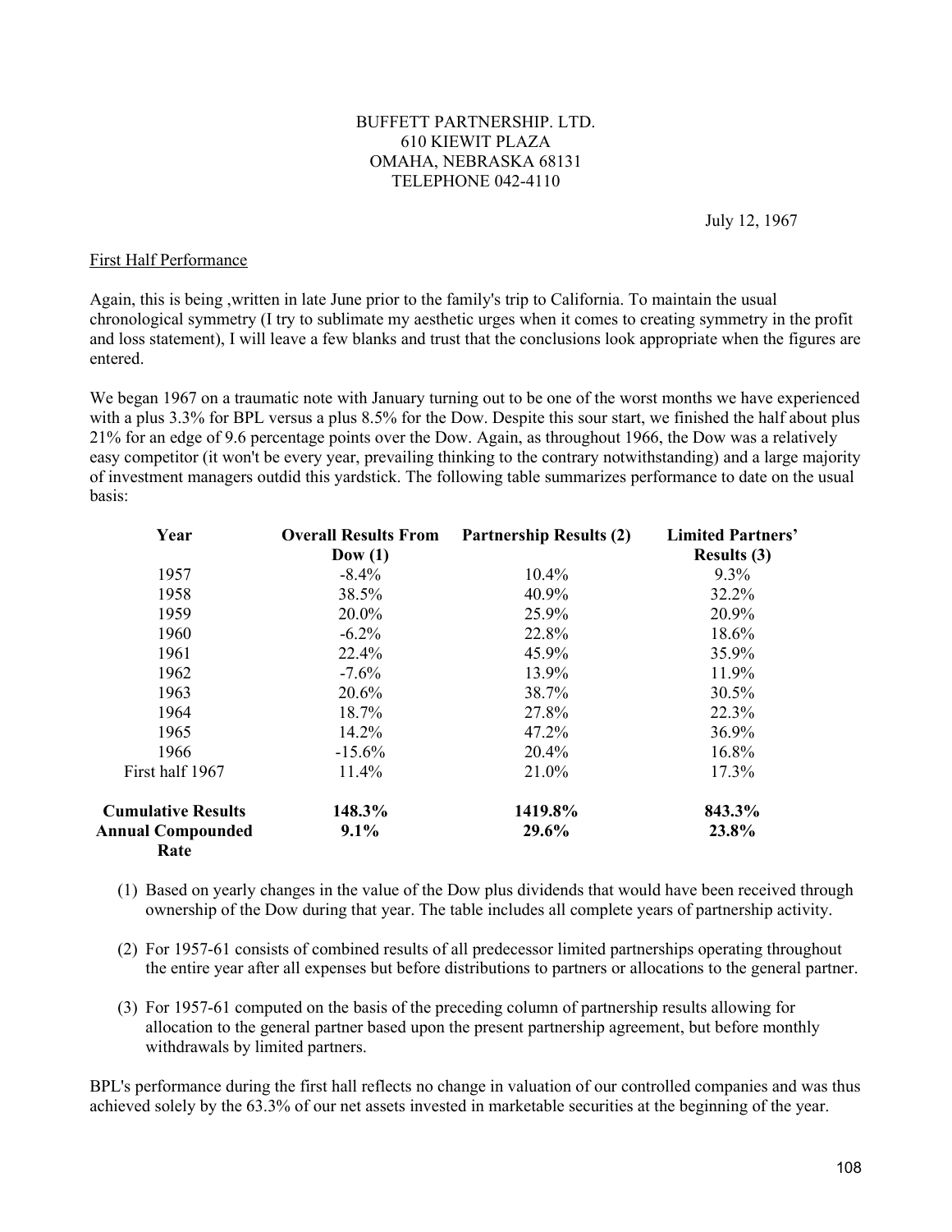BUFFETT PARTNERSHIP. LTD.
610 KIEWIT PLAZA
OMAHA, NEBRASKA 68131
TELEPHONE 042-4110

July 12, 1967

First Half Performance

Again, this is being ,written in late June prior to the family's trip to California. To maintain the usual chronological symmetry (I try to sublimate my aesthetic urges when it comes to creating symmetry in the profit and loss statement), I will leave a few blanks and trust that the conclusions look appropriate when the figures are entered.

We began 1967 on a traumatic note with January turning out to be one of the worst months we have experienced with a plus 3.3% for BPL versus a plus 8.5% for the Dow. Despite this sour start, we finished the half about plus 21% for an edge of 9.6 percentage points over the Dow. Again, as throughout 1966, the Dow was a relatively easy competitor (it won't be every year, prevailing thinking to the contrary notwithstanding) and a large majority of investment managers outdid this yardstick. The following table summarizes performance to date on the usual basis:

| Year | Overall Results From Dow (1) | Partnership Results (2) | Limited Partners' Results (3) |
|---|---|---|---|
| 1957 | -8.4% | 10.4% | 9.3% |
| 1958 | 38.5% | 40.9% | 32.2% |
| 1959 | 20.0% | 25.9% | 20.9% |
| 1960 | -6.2% | 22.8% | 18.6% |
| 1961 | 22.4% | 45.9% | 35.9% |
| 1962 | -7.6% | 13.9% | 11.9% |
| 1963 | 20.6% | 38.7% | 30.5% |
| 1964 | 18.7% | 27.8% | 22.3% |
| 1965 | 14.2% | 47.2% | 36.9% |
| 1966 | -15.6% | 20.4% | 16.8% |
| First half 1967 | 11.4% | 21.0% | 17.3% |
| **Cumulative Results** | **148.3%** | **1419.8%** | **843.3%** |
| **Annual Compounded Rate** | **9.1%** | **29.6%** | **23.8%** |

(1) Based on yearly changes in the value of the Dow plus dividends that would have been received through ownership of the Dow during that year. The table includes all complete years of partnership activity.

(2) For 1957-61 consists of combined results of all predecessor limited partnerships operating throughout the entire year after all expenses but before distributions to partners or allocations to the general partner.

(3) For 1957-61 computed on the basis of the preceding column of partnership results allowing for allocation to the general partner based upon the present partnership agreement, but before monthly withdrawals by limited partners.

BPL's performance during the first hall reflects no change in valuation of our controlled companies and was thus achieved solely by the 63.3% of our net assets invested in marketable securities at the beginning of the year.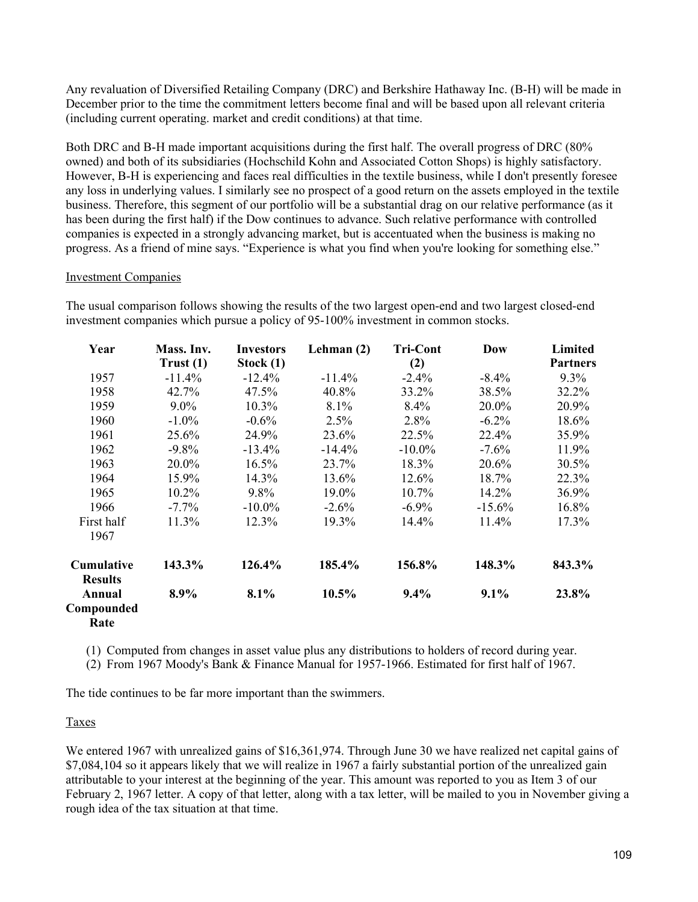Any revaluation of Diversified Retailing Company (DRC) and Berkshire Hathaway Inc. (B-H) will be made in December prior to the time the commitment letters become final and will be based upon all relevant criteria (including current operating. market and credit conditions) at that time.

Both DRC and B-H made important acquisitions during the first half. The overall progress of DRC (80% owned) and both of its subsidiaries (Hochschild Kohn and Associated Cotton Shops) is highly satisfactory. However, B-H is experiencing and faces real difficulties in the textile business, while I don't presently foresee any loss in underlying values. I similarly see no prospect of a good return on the assets employed in the textile business. Therefore, this segment of our portfolio will be a substantial drag on our relative performance (as it has been during the first half) if the Dow continues to advance. Such relative performance with controlled companies is expected in a strongly advancing market, but is accentuated when the business is making no progress. As a friend of mine says. "Experience is what you find when you're looking for something else."

Investment Companies

The usual comparison follows showing the results of the two largest open-end and two largest closed-end investment companies which pursue a policy of 95-100% investment in common stocks.

| Year | Mass. Inv. Trust (1) | Investors Stock (1) | Lehman (2) | Tri-Cont (2) | Dow | Limited Partners |
|---|---|---|---|---|---|---|
| 1957 | -11.4% | -12.4% | -11.4% | -2.4% | -8.4% | 9.3% |
| 1958 | 42.7% | 47.5% | 40.8% | 33.2% | 38.5% | 32.2% |
| 1959 | 9.0% | 10.3% | 8.1% | 8.4% | 20.0% | 20.9% |
| 1960 | -1.0% | -0.6% | 2.5% | 2.8% | -6.2% | 18.6% |
| 1961 | 25.6% | 24.9% | 23.6% | 22.5% | 22.4% | 35.9% |
| 1962 | -9.8% | -13.4% | -14.4% | -10.0% | -7.6% | 11.9% |
| 1963 | 20.0% | 16.5% | 23.7% | 18.3% | 20.6% | 30.5% |
| 1964 | 15.9% | 14.3% | 13.6% | 12.6% | 18.7% | 22.3% |
| 1965 | 10.2% | 9.8% | 19.0% | 10.7% | 14.2% | 36.9% |
| 1966 | -7.7% | -10.0% | -2.6% | -6.9% | -15.6% | 16.8% |
| First half 1967 | 11.3% | 12.3% | 19.3% | 14.4% | 11.4% | 17.3% |
| **Cumulative Results** | **143.3%** | **126.4%** | **185.4%** | **156.8%** | **148.3%** | **843.3%** |
| **Annual Compounded Rate** | **8.9%** | **8.1%** | **10.5%** | **9.4%** | **9.1%** | **23.8%** |

(1) Computed from changes in asset value plus any distributions to holders of record during year.
(2) From 1967 Moody's Bank & Finance Manual for 1957-1966. Estimated for first half of 1967.

The tide continues to be far more important than the swimmers.

Taxes

We entered 1967 with unrealized gains of $16,361,974. Through June 30 we have realized net capital gains of $7,084,104 so it appears likely that we will realize in 1967 a fairly substantial portion of the unrealized gain attributable to your interest at the beginning of the year. This amount was reported to you as Item 3 of our February 2, 1967 letter. A copy of that letter, along with a tax letter, will be mailed to you in November giving a rough idea of the tax situation at that time.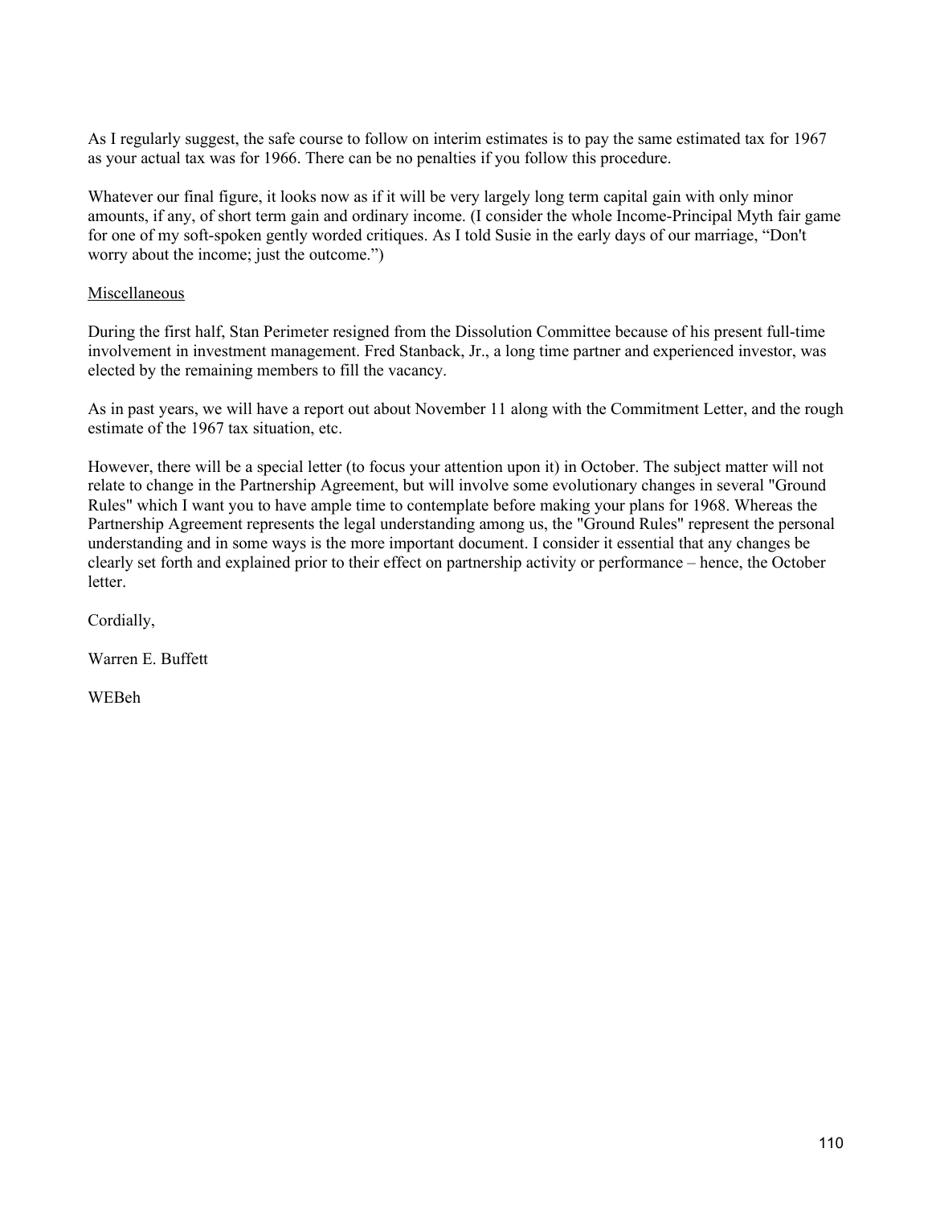As I regularly suggest, the safe course to follow on interim estimates is to pay the same estimated tax for 1967 as your actual tax was for 1966. There can be no penalties if you follow this procedure.

Whatever our final figure, it looks now as if it will be very largely long term capital gain with only minor amounts, if any, of short term gain and ordinary income. (I consider the whole Income-Principal Myth fair game for one of my soft-spoken gently worded critiques. As I told Susie in the early days of our marriage, “Don't worry about the income; just the outcome.”)

<u>Miscellaneous</u>

During the first half, Stan Perimeter resigned from the Dissolution Committee because of his present full-time involvement in investment management. Fred Stanback, Jr., a long time partner and experienced investor, was elected by the remaining members to fill the vacancy.

As in past years, we will have a report out about November 11 along with the Commitment Letter, and the rough estimate of the 1967 tax situation, etc.

However, there will be a special letter (to focus your attention upon it) in October. The subject matter will not relate to change in the Partnership Agreement, but will involve some evolutionary changes in several "Ground Rules" which I want you to have ample time to contemplate before making your plans for 1968. Whereas the Partnership Agreement represents the legal understanding among us, the "Ground Rules" represent the personal understanding and in some ways is the more important document. I consider it essential that any changes be clearly set forth and explained prior to their effect on partnership activity or performance – hence, the October letter.

Cordially,

Warren E. Buffett

WEBeh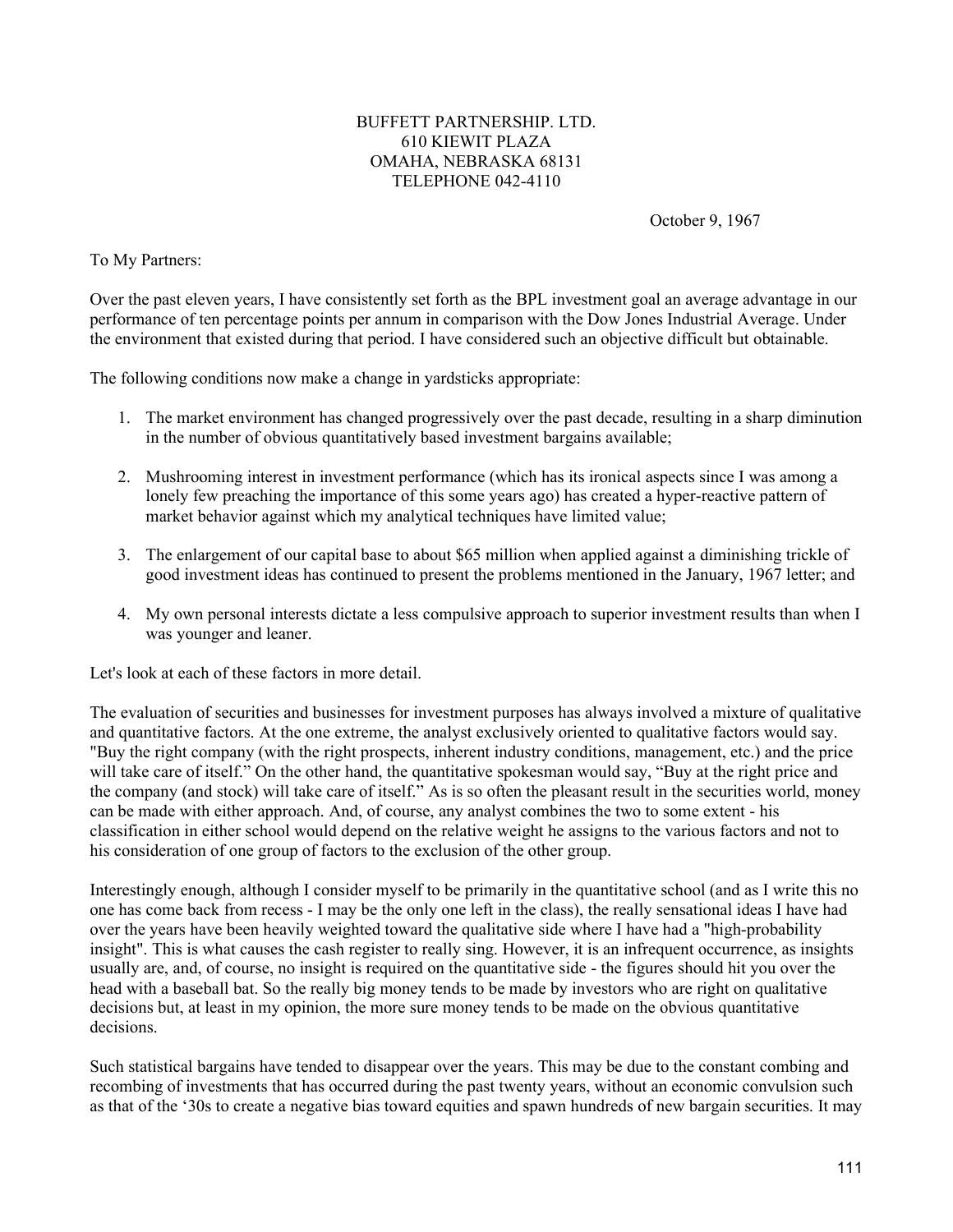BUFFETT PARTNERSHIP. LTD.
610 KIEWIT PLAZA
OMAHA, NEBRASKA 68131
TELEPHONE 042-4110

October 9, 1967

To My Partners:

Over the past eleven years, I have consistently set forth as the BPL investment goal an average advantage in our performance of ten percentage points per annum in comparison with the Dow Jones Industrial Average. Under the environment that existed during that period. I have considered such an objective difficult but obtainable.

The following conditions now make a change in yardsticks appropriate:

1. The market environment has changed progressively over the past decade, resulting in a sharp diminution in the number of obvious quantitatively based investment bargains available;

2. Mushrooming interest in investment performance (which has its ironical aspects since I was among a lonely few preaching the importance of this some years ago) has created a hyper-reactive pattern of market behavior against which my analytical techniques have limited value;

3. The enlargement of our capital base to about $65 million when applied against a diminishing trickle of good investment ideas has continued to present the problems mentioned in the January, 1967 letter; and

4. My own personal interests dictate a less compulsive approach to superior investment results than when I was younger and leaner.

Let's look at each of these factors in more detail.

The evaluation of securities and businesses for investment purposes has always involved a mixture of qualitative and quantitative factors. At the one extreme, the analyst exclusively oriented to qualitative factors would say. "Buy the right company (with the right prospects, inherent industry conditions, management, etc.) and the price will take care of itself." On the other hand, the quantitative spokesman would say, "Buy at the right price and the company (and stock) will take care of itself." As is so often the pleasant result in the securities world, money can be made with either approach. And, of course, any analyst combines the two to some extent - his classification in either school would depend on the relative weight he assigns to the various factors and not to his consideration of one group of factors to the exclusion of the other group.

Interestingly enough, although I consider myself to be primarily in the quantitative school (and as I write this no one has come back from recess - I may be the only one left in the class), the really sensational ideas I have had over the years have been heavily weighted toward the qualitative side where I have had a "high-probability insight". This is what causes the cash register to really sing. However, it is an infrequent occurrence, as insights usually are, and, of course, no insight is required on the quantitative side - the figures should hit you over the head with a baseball bat. So the really big money tends to be made by investors who are right on qualitative decisions but, at least in my opinion, the more sure money tends to be made on the obvious quantitative decisions.

Such statistical bargains have tended to disappear over the years. This may be due to the constant combing and recombing of investments that has occurred during the past twenty years, without an economic convulsion such as that of the '30s to create a negative bias toward equities and spawn hundreds of new bargain securities. It may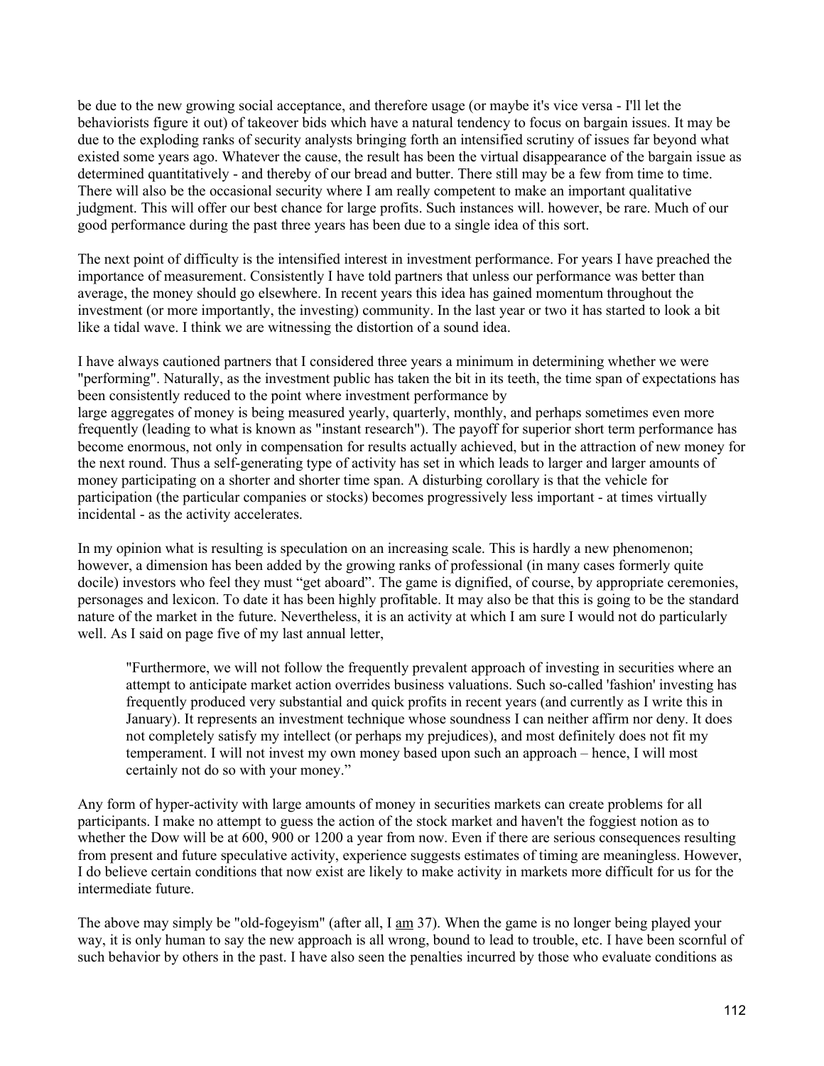be due to the new growing social acceptance, and therefore usage (or maybe it's vice versa - I'll let the behaviorists figure it out) of takeover bids which have a natural tendency to focus on bargain issues. It may be due to the exploding ranks of security analysts bringing forth an intensified scrutiny of issues far beyond what existed some years ago. Whatever the cause, the result has been the virtual disappearance of the bargain issue as determined quantitatively - and thereby of our bread and butter. There still may be a few from time to time. There will also be the occasional security where I am really competent to make an important qualitative judgment. This will offer our best chance for large profits. Such instances will. however, be rare. Much of our good performance during the past three years has been due to a single idea of this sort.

The next point of difficulty is the intensified interest in investment performance. For years I have preached the importance of measurement. Consistently I have told partners that unless our performance was better than average, the money should go elsewhere. In recent years this idea has gained momentum throughout the investment (or more importantly, the investing) community. In the last year or two it has started to look a bit like a tidal wave. I think we are witnessing the distortion of a sound idea.

I have always cautioned partners that I considered three years a minimum in determining whether we were "performing". Naturally, as the investment public has taken the bit in its teeth, the time span of expectations has been consistently reduced to the point where investment performance by large aggregates of money is being measured yearly, quarterly, monthly, and perhaps sometimes even more frequently (leading to what is known as "instant research"). The payoff for superior short term performance has become enormous, not only in compensation for results actually achieved, but in the attraction of new money for the next round. Thus a self-generating type of activity has set in which leads to larger and larger amounts of money participating on a shorter and shorter time span. A disturbing corollary is that the vehicle for participation (the particular companies or stocks) becomes progressively less important - at times virtually incidental - as the activity accelerates.

In my opinion what is resulting is speculation on an increasing scale. This is hardly a new phenomenon; however, a dimension has been added by the growing ranks of professional (in many cases formerly quite docile) investors who feel they must "get aboard". The game is dignified, of course, by appropriate ceremonies, personages and lexicon. To date it has been highly profitable. It may also be that this is going to be the standard nature of the market in the future. Nevertheless, it is an activity at which I am sure I would not do particularly well. As I said on page five of my last annual letter,

> "Furthermore, we will not follow the frequently prevalent approach of investing in securities where an attempt to anticipate market action overrides business valuations. Such so-called 'fashion' investing has frequently produced very substantial and quick profits in recent years (and currently as I write this in January). It represents an investment technique whose soundness I can neither affirm nor deny. It does not completely satisfy my intellect (or perhaps my prejudices), and most definitely does not fit my temperament. I will not invest my own money based upon such an approach – hence, I will most certainly not do so with your money."

Any form of hyper-activity with large amounts of money in securities markets can create problems for all participants. I make no attempt to guess the action of the stock market and haven't the foggiest notion as to whether the Dow will be at 600, 900 or 1200 a year from now. Even if there are serious consequences resulting from present and future speculative activity, experience suggests estimates of timing are meaningless. However, I do believe certain conditions that now exist are likely to make activity in markets more difficult for us for the intermediate future.

The above may simply be "old-fogeyism" (after all, I <u>am</u> 37). When the game is no longer being played your way, it is only human to say the new approach is all wrong, bound to lead to trouble, etc. I have been scornful of such behavior by others in the past. I have also seen the penalties incurred by those who evaluate conditions as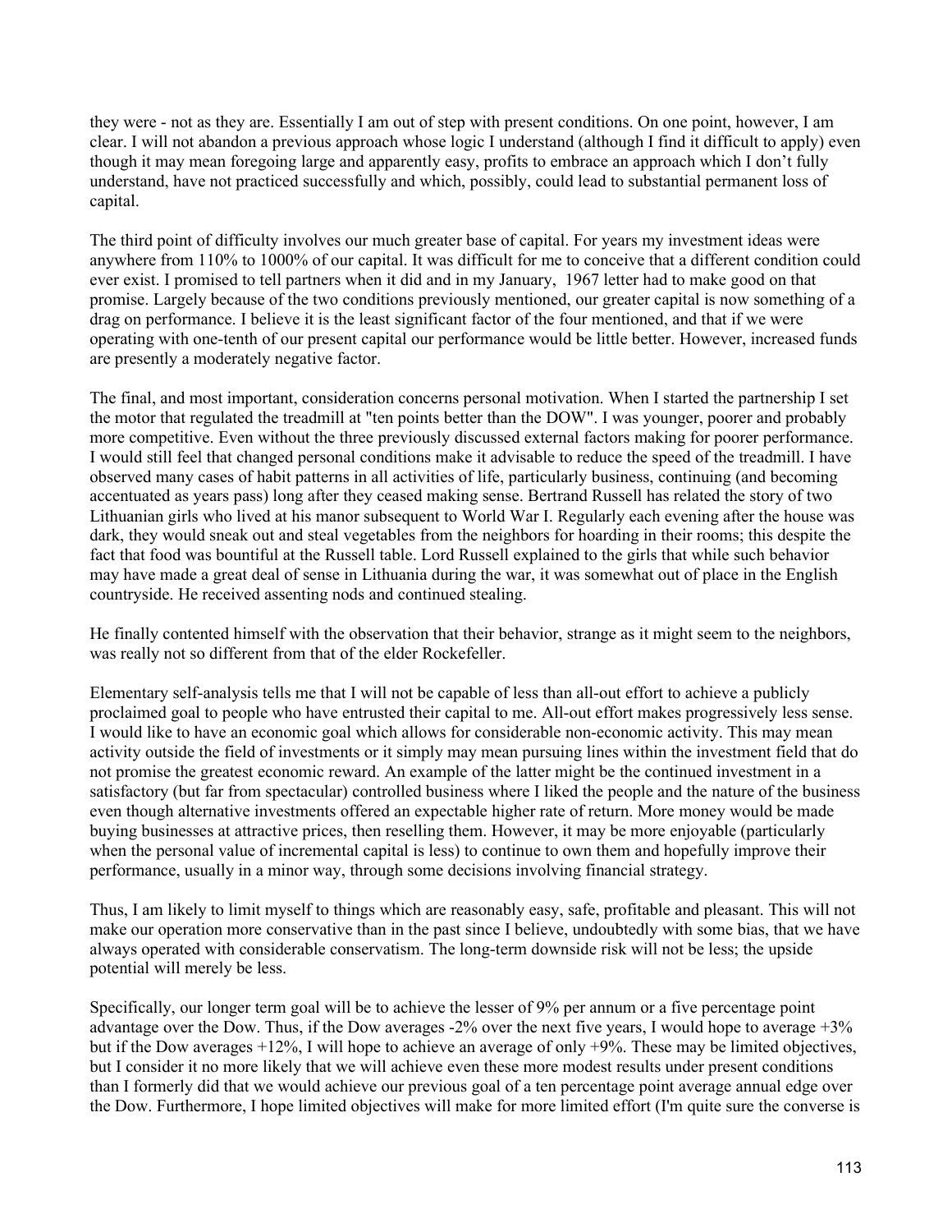they were - not as they are. Essentially I am out of step with present conditions. On one point, however, I am clear. I will not abandon a previous approach whose logic I understand (although I find it difficult to apply) even though it may mean foregoing large and apparently easy, profits to embrace an approach which I don't fully understand, have not practiced successfully and which, possibly, could lead to substantial permanent loss of capital.

The third point of difficulty involves our much greater base of capital. For years my investment ideas were anywhere from 110% to 1000% of our capital. It was difficult for me to conceive that a different condition could ever exist. I promised to tell partners when it did and in my January, 1967 letter had to make good on that promise. Largely because of the two conditions previously mentioned, our greater capital is now something of a drag on performance. I believe it is the least significant factor of the four mentioned, and that if we were operating with one-tenth of our present capital our performance would be little better. However, increased funds are presently a moderately negative factor.

The final, and most important, consideration concerns personal motivation. When I started the partnership I set the motor that regulated the treadmill at "ten points better than the DOW". I was younger, poorer and probably more competitive. Even without the three previously discussed external factors making for poorer performance. I would still feel that changed personal conditions make it advisable to reduce the speed of the treadmill. I have observed many cases of habit patterns in all activities of life, particularly business, continuing (and becoming accentuated as years pass) long after they ceased making sense. Bertrand Russell has related the story of two Lithuanian girls who lived at his manor subsequent to World War I. Regularly each evening after the house was dark, they would sneak out and steal vegetables from the neighbors for hoarding in their rooms; this despite the fact that food was bountiful at the Russell table. Lord Russell explained to the girls that while such behavior may have made a great deal of sense in Lithuania during the war, it was somewhat out of place in the English countryside. He received assenting nods and continued stealing.

He finally contented himself with the observation that their behavior, strange as it might seem to the neighbors, was really not so different from that of the elder Rockefeller.

Elementary self-analysis tells me that I will not be capable of less than all-out effort to achieve a publicly proclaimed goal to people who have entrusted their capital to me. All-out effort makes progressively less sense. I would like to have an economic goal which allows for considerable non-economic activity. This may mean activity outside the field of investments or it simply may mean pursuing lines within the investment field that do not promise the greatest economic reward. An example of the latter might be the continued investment in a satisfactory (but far from spectacular) controlled business where I liked the people and the nature of the business even though alternative investments offered an expectable higher rate of return. More money would be made buying businesses at attractive prices, then reselling them. However, it may be more enjoyable (particularly when the personal value of incremental capital is less) to continue to own them and hopefully improve their performance, usually in a minor way, through some decisions involving financial strategy.

Thus, I am likely to limit myself to things which are reasonably easy, safe, profitable and pleasant. This will not make our operation more conservative than in the past since I believe, undoubtedly with some bias, that we have always operated with considerable conservatism. The long-term downside risk will not be less; the upside potential will merely be less.

Specifically, our longer term goal will be to achieve the lesser of 9% per annum or a five percentage point advantage over the Dow. Thus, if the Dow averages -2% over the next five years, I would hope to average +3% but if the Dow averages +12%, I will hope to achieve an average of only +9%. These may be limited objectives, but I consider it no more likely that we will achieve even these more modest results under present conditions than I formerly did that we would achieve our previous goal of a ten percentage point average annual edge over the Dow. Furthermore, I hope limited objectives will make for more limited effort (I'm quite sure the converse is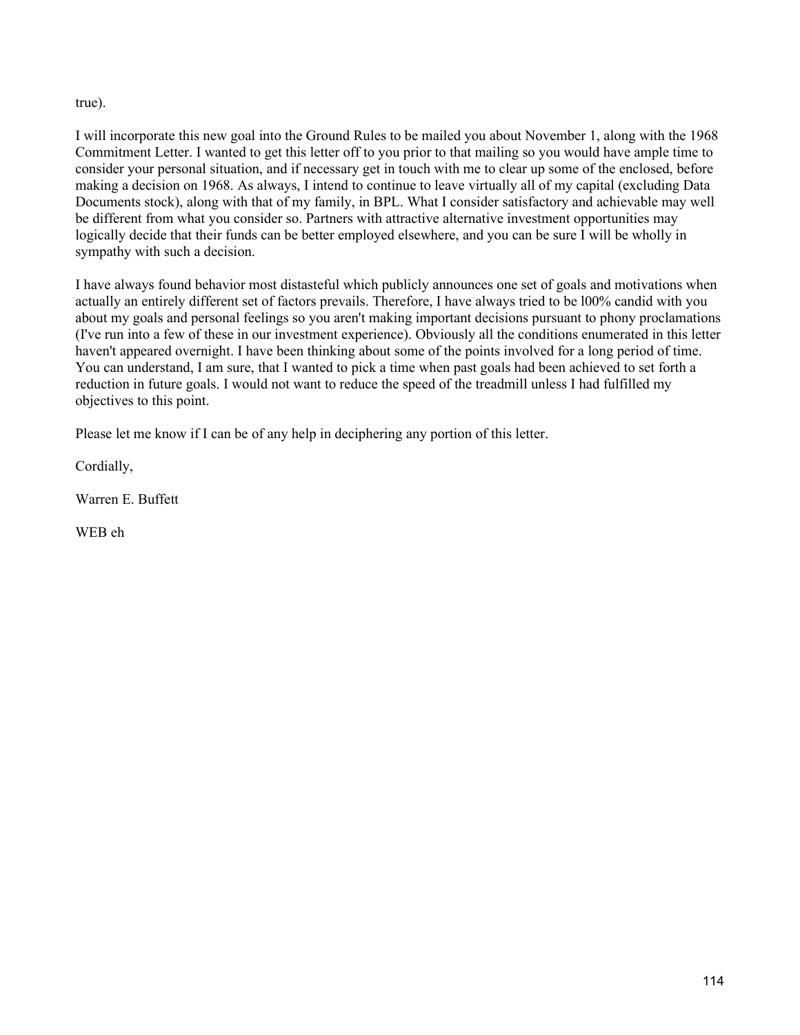true).

I will incorporate this new goal into the Ground Rules to be mailed you about November 1, along with the 1968 Commitment Letter. I wanted to get this letter off to you prior to that mailing so you would have ample time to consider your personal situation, and if necessary get in touch with me to clear up some of the enclosed, before making a decision on 1968. As always, I intend to continue to leave virtually all of my capital (excluding Data Documents stock), along with that of my family, in BPL. What I consider satisfactory and achievable may well be different from what you consider so. Partners with attractive alternative investment opportunities may logically decide that their funds can be better employed elsewhere, and you can be sure I will be wholly in sympathy with such a decision.

I have always found behavior most distasteful which publicly announces one set of goals and motivations when actually an entirely different set of factors prevails. Therefore, I have always tried to be l00% candid with you about my goals and personal feelings so you aren't making important decisions pursuant to phony proclamations (I've run into a few of these in our investment experience). Obviously all the conditions enumerated in this letter haven't appeared overnight. I have been thinking about some of the points involved for a long period of time. You can understand, I am sure, that I wanted to pick a time when past goals had been achieved to set forth a reduction in future goals. I would not want to reduce the speed of the treadmill unless I had fulfilled my objectives to this point.

Please let me know if I can be of any help in deciphering any portion of this letter.

Cordially,

Warren E. Buffett

WEB eh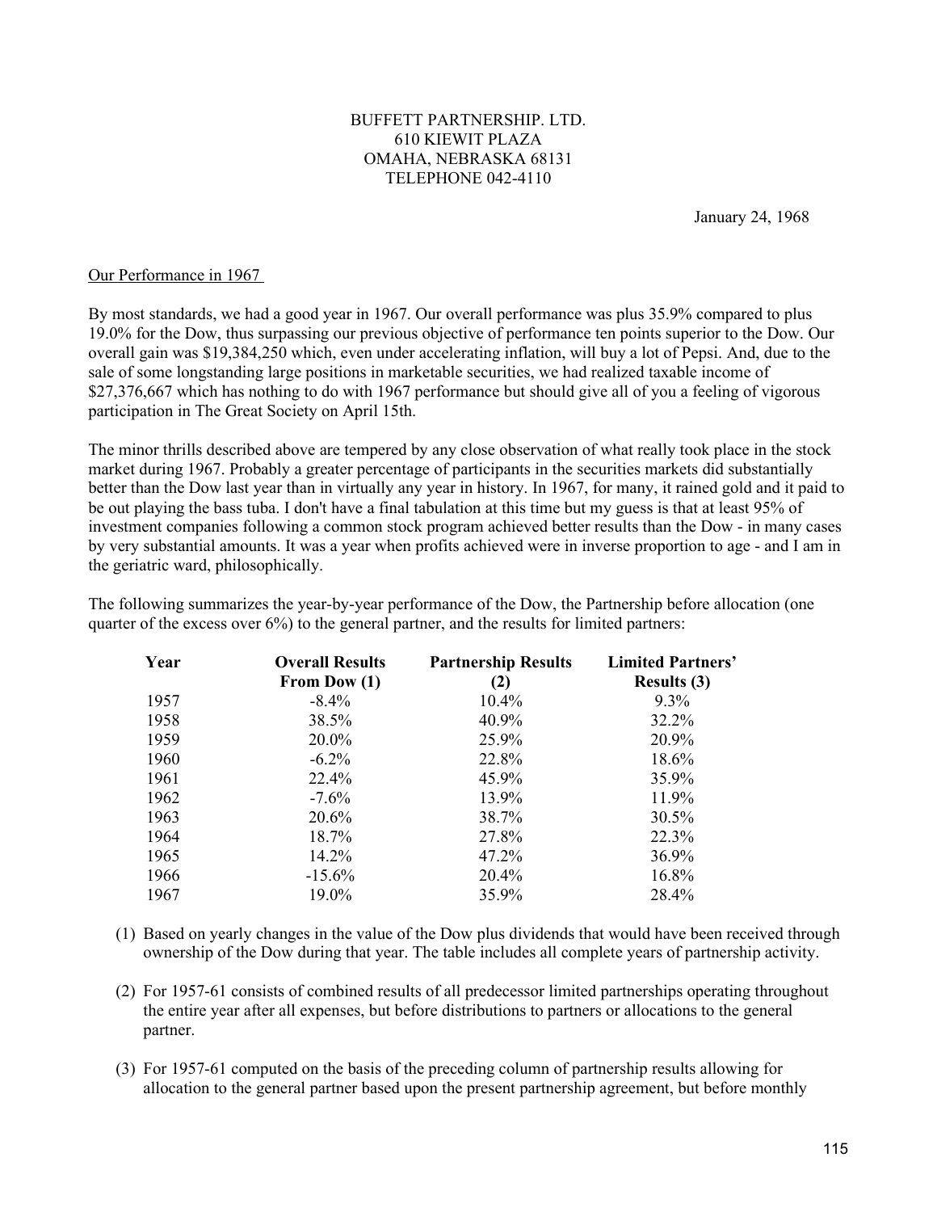BUFFETT PARTNERSHIP. LTD.
610 KIEWIT PLAZA
OMAHA, NEBRASKA 68131
TELEPHONE 042-4110

January 24, 1968

<u>Our Performance in 1967</u>

By most standards, we had a good year in 1967. Our overall performance was plus 35.9% compared to plus 19.0% for the Dow, thus surpassing our previous objective of performance ten points superior to the Dow. Our overall gain was $19,384,250 which, even under accelerating inflation, will buy a lot of Pepsi. And, due to the sale of some longstanding large positions in marketable securities, we had realized taxable income of $27,376,667 which has nothing to do with 1967 performance but should give all of you a feeling of vigorous participation in The Great Society on April 15th.

The minor thrills described above are tempered by any close observation of what really took place in the stock market during 1967. Probably a greater percentage of participants in the securities markets did substantially better than the Dow last year than in virtually any year in history. In 1967, for many, it rained gold and it paid to be out playing the bass tuba. I don't have a final tabulation at this time but my guess is that at least 95% of investment companies following a common stock program achieved better results than the Dow - in many cases by very substantial amounts. It was a year when profits achieved were in inverse proportion to age - and I am in the geriatric ward, philosophically.

The following summarizes the year-by-year performance of the Dow, the Partnership before allocation (one quarter of the excess over 6%) to the general partner, and the results for limited partners:

| Year | Overall Results From Dow (1) | Partnership Results (2) | Limited Partners' Results (3) |
|---|---|---|---|
| 1957 | -8.4% | 10.4% | 9.3% |
| 1958 | 38.5% | 40.9% | 32.2% |
| 1959 | 20.0% | 25.9% | 20.9% |
| 1960 | -6.2% | 22.8% | 18.6% |
| 1961 | 22.4% | 45.9% | 35.9% |
| 1962 | -7.6% | 13.9% | 11.9% |
| 1963 | 20.6% | 38.7% | 30.5% |
| 1964 | 18.7% | 27.8% | 22.3% |
| 1965 | 14.2% | 47.2% | 36.9% |
| 1966 | -15.6% | 20.4% | 16.8% |
| 1967 | 19.0% | 35.9% | 28.4% |

(1) Based on yearly changes in the value of the Dow plus dividends that would have been received through ownership of the Dow during that year. The table includes all complete years of partnership activity.

(2) For 1957-61 consists of combined results of all predecessor limited partnerships operating throughout the entire year after all expenses, but before distributions to partners or allocations to the general partner.

(3) For 1957-61 computed on the basis of the preceding column of partnership results allowing for allocation to the general partner based upon the present partnership agreement, but before monthly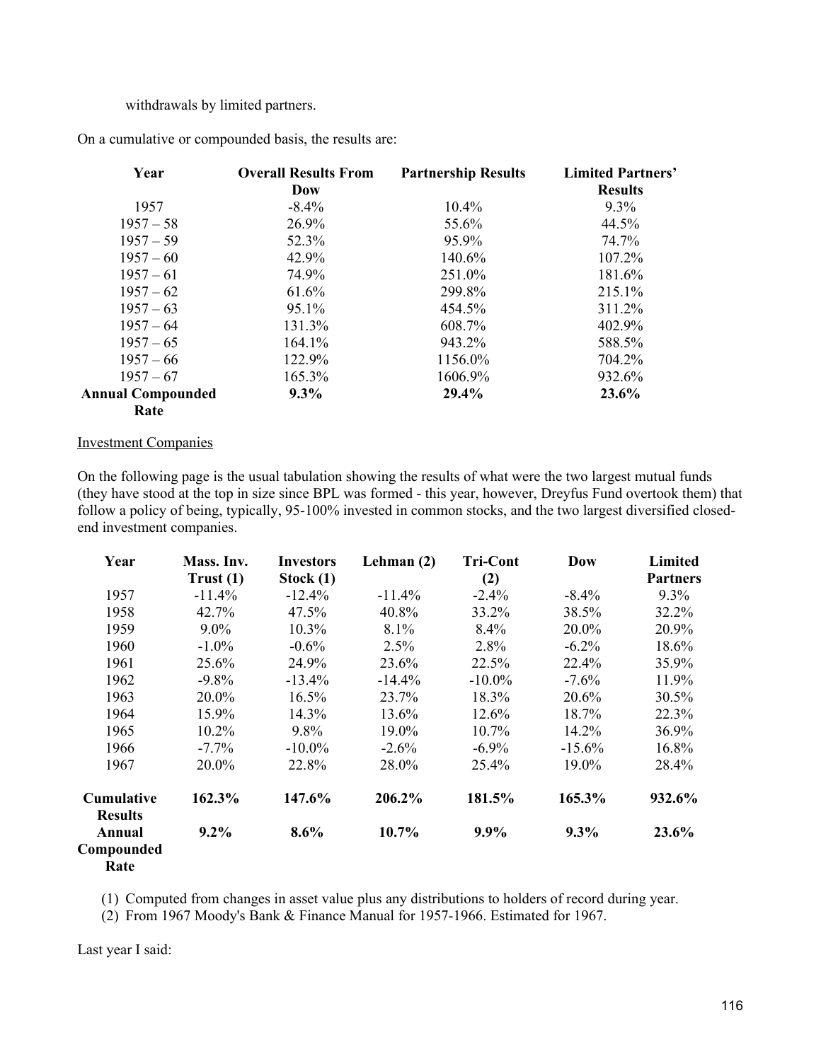withdrawals by limited partners.

On a cumulative or compounded basis, the results are:

| Year | Overall Results From Dow | Partnership Results | Limited Partners' Results |
|---|---|---|---|
| 1957 | -8.4% | 10.4% | 9.3% |
| 1957 – 58 | 26.9% | 55.6% | 44.5% |
| 1957 – 59 | 52.3% | 95.9% | 74.7% |
| 1957 – 60 | 42.9% | 140.6% | 107.2% |
| 1957 – 61 | 74.9% | 251.0% | 181.6% |
| 1957 – 62 | 61.6% | 299.8% | 215.1% |
| 1957 – 63 | 95.1% | 454.5% | 311.2% |
| 1957 – 64 | 131.3% | 608.7% | 402.9% |
| 1957 – 65 | 164.1% | 943.2% | 588.5% |
| 1957 – 66 | 122.9% | 1156.0% | 704.2% |
| 1957 – 67 | 165.3% | 1606.9% | 932.6% |
| **Annual Compounded Rate** | **9.3%** | **29.4%** | **23.6%** |

<u>Investment Companies</u>

On the following page is the usual tabulation showing the results of what were the two largest mutual funds (they have stood at the top in size since BPL was formed - this year, however, Dreyfus Fund overtook them) that follow a policy of being, typically, 95-100% invested in common stocks, and the two largest diversified closed-end investment companies.

| Year | Mass. Inv. Trust (1) | Investors Stock (1) | Lehman (2) | Tri-Cont (2) | Dow | Limited Partners |
|---|---|---|---|---|---|---|
| 1957 | -11.4% | -12.4% | -11.4% | -2.4% | -8.4% | 9.3% |
| 1958 | 42.7% | 47.5% | 40.8% | 33.2% | 38.5% | 32.2% |
| 1959 | 9.0% | 10.3% | 8.1% | 8.4% | 20.0% | 20.9% |
| 1960 | -1.0% | -0.6% | 2.5% | 2.8% | -6.2% | 18.6% |
| 1961 | 25.6% | 24.9% | 23.6% | 22.5% | 22.4% | 35.9% |
| 1962 | -9.8% | -13.4% | -14.4% | -10.0% | -7.6% | 11.9% |
| 1963 | 20.0% | 16.5% | 23.7% | 18.3% | 20.6% | 30.5% |
| 1964 | 15.9% | 14.3% | 13.6% | 12.6% | 18.7% | 22.3% |
| 1965 | 10.2% | 9.8% | 19.0% | 10.7% | 14.2% | 36.9% |
| 1966 | -7.7% | -10.0% | -2.6% | -6.9% | -15.6% | 16.8% |
| 1967 | 20.0% | 22.8% | 28.0% | 25.4% | 19.0% | 28.4% |
| **Cumulative Results** | **162.3%** | **147.6%** | **206.2%** | **181.5%** | **165.3%** | **932.6%** |
| **Annual Compounded Rate** | **9.2%** | **8.6%** | **10.7%** | **9.9%** | **9.3%** | **23.6%** |

(1) Computed from changes in asset value plus any distributions to holders of record during year.
(2) From 1967 Moody's Bank & Finance Manual for 1957-1966. Estimated for 1967.

Last year I said: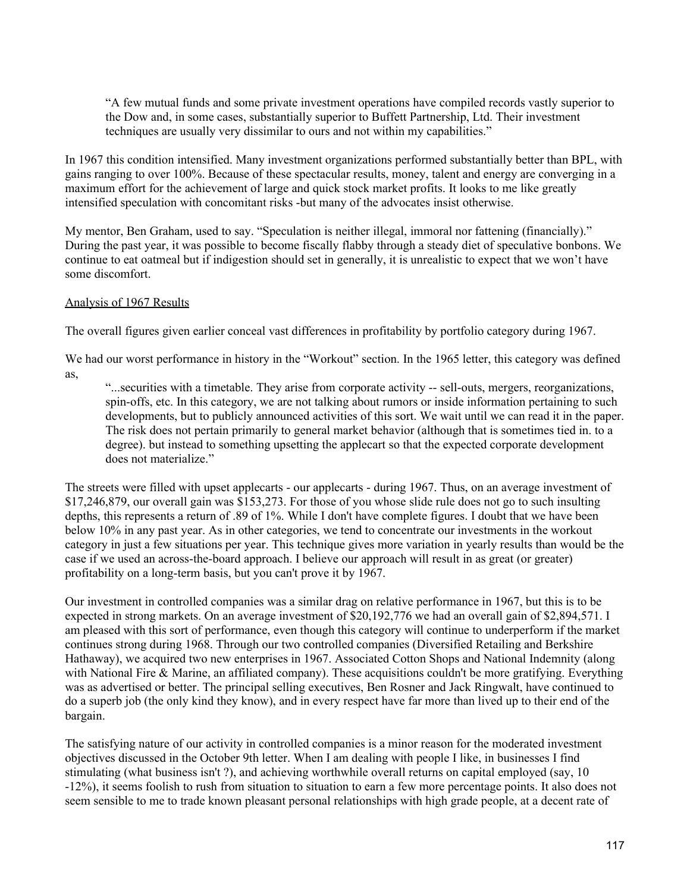> "A few mutual funds and some private investment operations have compiled records vastly superior to the Dow and, in some cases, substantially superior to Buffett Partnership, Ltd. Their investment techniques are usually very dissimilar to ours and not within my capabilities."

In 1967 this condition intensified. Many investment organizations performed substantially better than BPL, with gains ranging to over 100%. Because of these spectacular results, money, talent and energy are converging in a maximum effort for the achievement of large and quick stock market profits. It looks to me like greatly intensified speculation with concomitant risks -but many of the advocates insist otherwise.

My mentor, Ben Graham, used to say. "Speculation is neither illegal, immoral nor fattening (financially)." During the past year, it was possible to become fiscally flabby through a steady diet of speculative bonbons. We continue to eat oatmeal but if indigestion should set in generally, it is unrealistic to expect that we won't have some discomfort.

Analysis of 1967 Results

The overall figures given earlier conceal vast differences in profitability by portfolio category during 1967.

We had our worst performance in history in the "Workout" section. In the 1965 letter, this category was defined as,

> "...securities with a timetable. They arise from corporate activity -- sell-outs, mergers, reorganizations, spin-offs, etc. In this category, we are not talking about rumors or inside information pertaining to such developments, but to publicly announced activities of this sort. We wait until we can read it in the paper. The risk does not pertain primarily to general market behavior (although that is sometimes tied in. to a degree). but instead to something upsetting the applecart so that the expected corporate development does not materialize."

The streets were filled with upset applecarts - our applecarts - during 1967. Thus, on an average investment of $17,246,879, our overall gain was $153,273. For those of you whose slide rule does not go to such insulting depths, this represents a return of .89 of 1%. While I don't have complete figures. I doubt that we have been below 10% in any past year. As in other categories, we tend to concentrate our investments in the workout category in just a few situations per year. This technique gives more variation in yearly results than would be the case if we used an across-the-board approach. I believe our approach will result in as great (or greater) profitability on a long-term basis, but you can't prove it by 1967.

Our investment in controlled companies was a similar drag on relative performance in 1967, but this is to be expected in strong markets. On an average investment of $20,192,776 we had an overall gain of $2,894,571. I am pleased with this sort of performance, even though this category will continue to underperform if the market continues strong during 1968. Through our two controlled companies (Diversified Retailing and Berkshire Hathaway), we acquired two new enterprises in 1967. Associated Cotton Shops and National Indemnity (along with National Fire & Marine, an affiliated company). These acquisitions couldn't be more gratifying. Everything was as advertised or better. The principal selling executives, Ben Rosner and Jack Ringwalt, have continued to do a superb job (the only kind they know), and in every respect have far more than lived up to their end of the bargain.

The satisfying nature of our activity in controlled companies is a minor reason for the moderated investment objectives discussed in the October 9th letter. When I am dealing with people I like, in businesses I find stimulating (what business isn't ?), and achieving worthwhile overall returns on capital employed (say, 10 -12%), it seems foolish to rush from situation to situation to earn a few more percentage points. It also does not seem sensible to me to trade known pleasant personal relationships with high grade people, at a decent rate of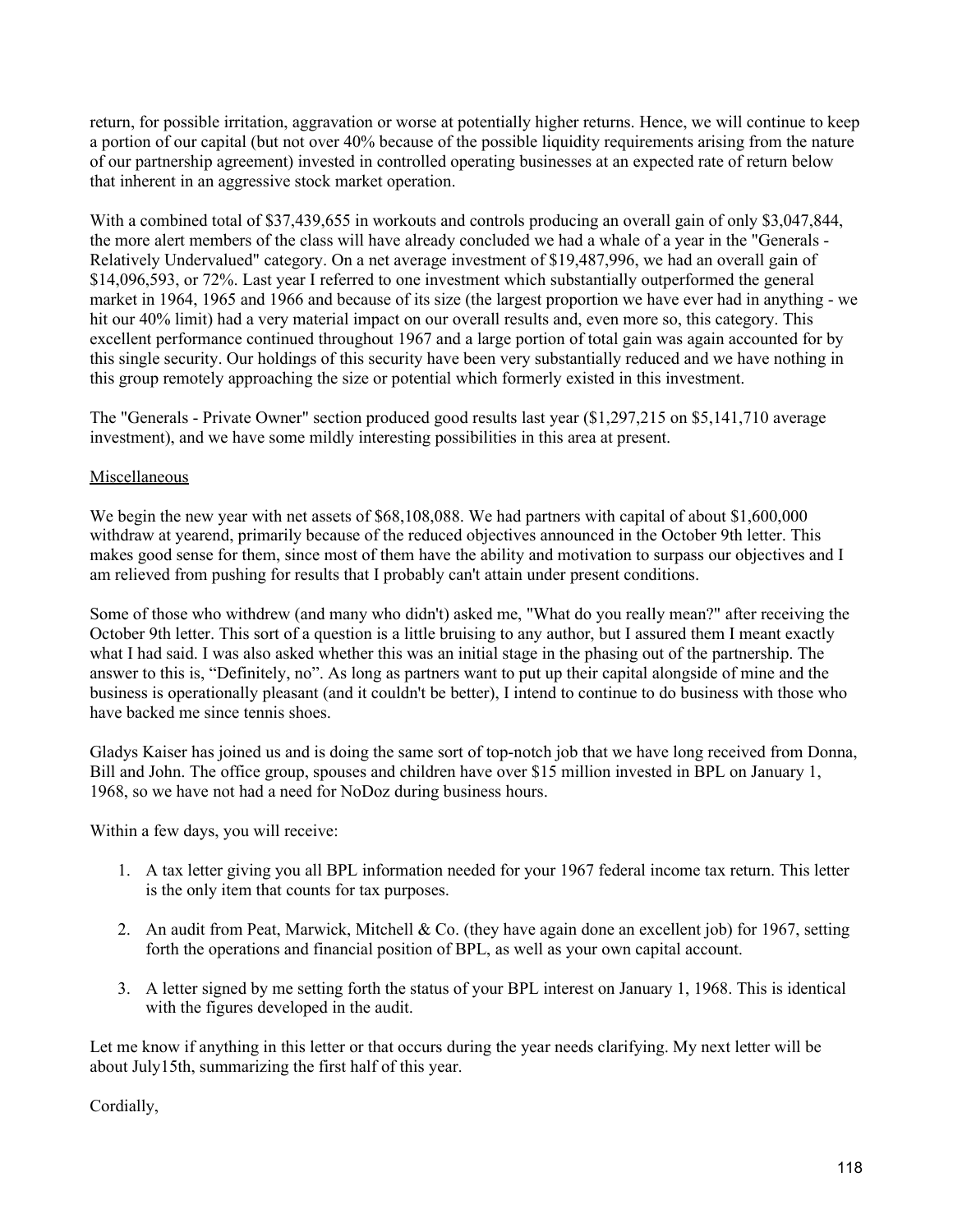return, for possible irritation, aggravation or worse at potentially higher returns. Hence, we will continue to keep a portion of our capital (but not over 40% because of the possible liquidity requirements arising from the nature of our partnership agreement) invested in controlled operating businesses at an expected rate of return below that inherent in an aggressive stock market operation.

With a combined total of $37,439,655 in workouts and controls producing an overall gain of only $3,047,844, the more alert members of the class will have already concluded we had a whale of a year in the "Generals - Relatively Undervalued" category. On a net average investment of $19,487,996, we had an overall gain of $14,096,593, or 72%. Last year I referred to one investment which substantially outperformed the general market in 1964, 1965 and 1966 and because of its size (the largest proportion we have ever had in anything - we hit our 40% limit) had a very material impact on our overall results and, even more so, this category. This excellent performance continued throughout 1967 and a large portion of total gain was again accounted for by this single security. Our holdings of this security have been very substantially reduced and we have nothing in this group remotely approaching the size or potential which formerly existed in this investment.

The "Generals - Private Owner" section produced good results last year ($1,297,215 on $5,141,710 average investment), and we have some mildly interesting possibilities in this area at present.

<u>Miscellaneous</u>

We begin the new year with net assets of $68,108,088. We had partners with capital of about $1,600,000 withdraw at yearend, primarily because of the reduced objectives announced in the October 9th letter. This makes good sense for them, since most of them have the ability and motivation to surpass our objectives and I am relieved from pushing for results that I probably can't attain under present conditions.

Some of those who withdrew (and many who didn't) asked me, "What do you really mean?" after receiving the October 9th letter. This sort of a question is a little bruising to any author, but I assured them I meant exactly what I had said. I was also asked whether this was an initial stage in the phasing out of the partnership. The answer to this is, “Definitely, no”. As long as partners want to put up their capital alongside of mine and the business is operationally pleasant (and it couldn't be better), I intend to continue to do business with those who have backed me since tennis shoes.

Gladys Kaiser has joined us and is doing the same sort of top-notch job that we have long received from Donna, Bill and John. The office group, spouses and children have over $15 million invested in BPL on January 1, 1968, so we have not had a need for NoDoz during business hours.

Within a few days, you will receive:

1. A tax letter giving you all BPL information needed for your 1967 federal income tax return. This letter is the only item that counts for tax purposes.

2. An audit from Peat, Marwick, Mitchell & Co. (they have again done an excellent job) for 1967, setting forth the operations and financial position of BPL, as well as your own capital account.

3. A letter signed by me setting forth the status of your BPL interest on January 1, 1968. This is identical with the figures developed in the audit.

Let me know if anything in this letter or that occurs during the year needs clarifying. My next letter will be about July15th, summarizing the first half of this year.

Cordially,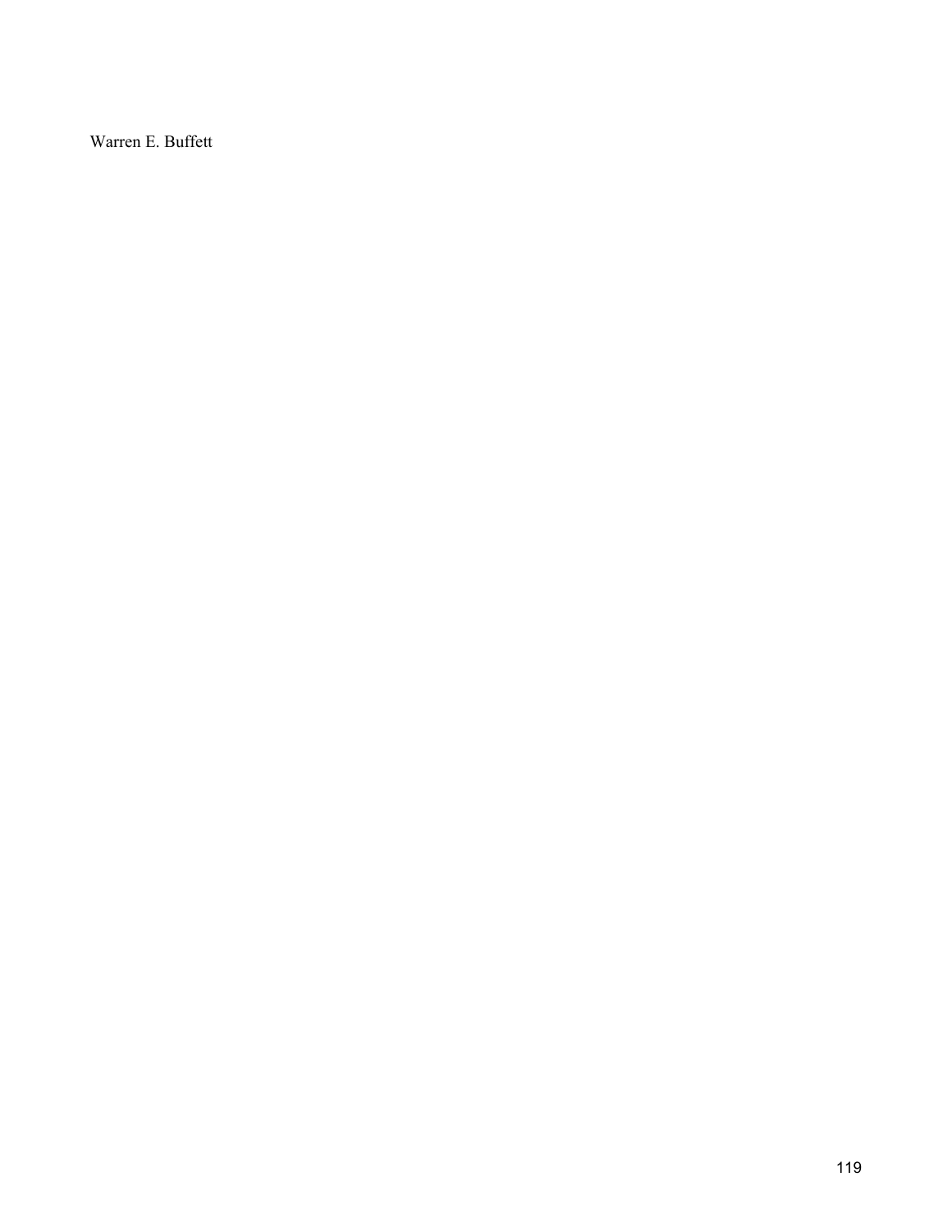Warren E. Buffett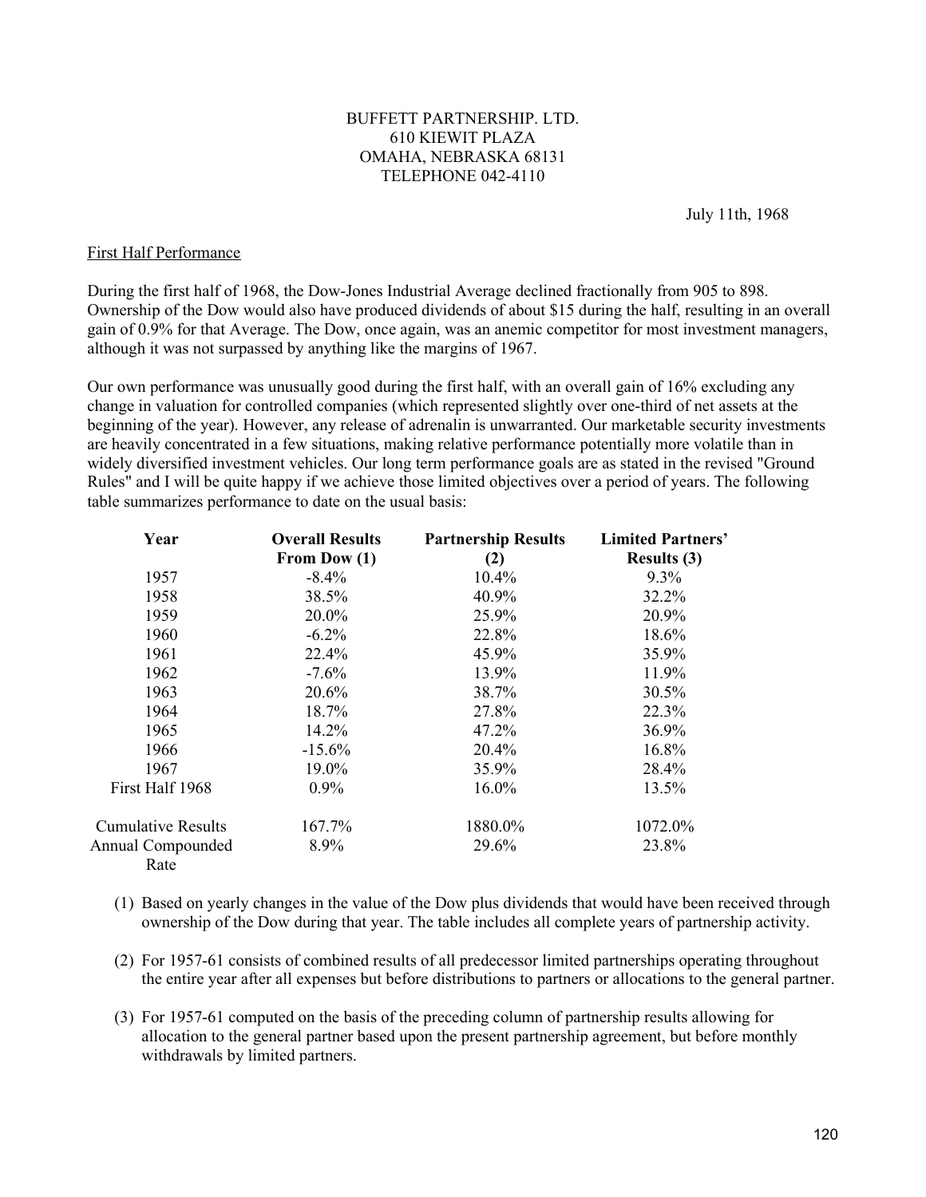BUFFETT PARTNERSHIP. LTD.
610 KIEWIT PLAZA
OMAHA, NEBRASKA 68131
TELEPHONE 042-4110

July 11th, 1968

First Half Performance

During the first half of 1968, the Dow-Jones Industrial Average declined fractionally from 905 to 898. Ownership of the Dow would also have produced dividends of about $15 during the half, resulting in an overall gain of 0.9% for that Average. The Dow, once again, was an anemic competitor for most investment managers, although it was not surpassed by anything like the margins of 1967.

Our own performance was unusually good during the first half, with an overall gain of 16% excluding any change in valuation for controlled companies (which represented slightly over one-third of net assets at the beginning of the year). However, any release of adrenalin is unwarranted. Our marketable security investments are heavily concentrated in a few situations, making relative performance potentially more volatile than in widely diversified investment vehicles. Our long term performance goals are as stated in the revised "Ground Rules" and I will be quite happy if we achieve those limited objectives over a period of years. The following table summarizes performance to date on the usual basis:

| Year | Overall Results From Dow (1) | Partnership Results (2) | Limited Partners' Results (3) |
|---|---|---|---|
| 1957 | -8.4% | 10.4% | 9.3% |
| 1958 | 38.5% | 40.9% | 32.2% |
| 1959 | 20.0% | 25.9% | 20.9% |
| 1960 | -6.2% | 22.8% | 18.6% |
| 1961 | 22.4% | 45.9% | 35.9% |
| 1962 | -7.6% | 13.9% | 11.9% |
| 1963 | 20.6% | 38.7% | 30.5% |
| 1964 | 18.7% | 27.8% | 22.3% |
| 1965 | 14.2% | 47.2% | 36.9% |
| 1966 | -15.6% | 20.4% | 16.8% |
| 1967 | 19.0% | 35.9% | 28.4% |
| First Half 1968 | 0.9% | 16.0% | 13.5% |
| Cumulative Results | 167.7% | 1880.0% | 1072.0% |
| Annual Compounded Rate | 8.9% | 29.6% | 23.8% |

(1) Based on yearly changes in the value of the Dow plus dividends that would have been received through ownership of the Dow during that year. The table includes all complete years of partnership activity.

(2) For 1957-61 consists of combined results of all predecessor limited partnerships operating throughout the entire year after all expenses but before distributions to partners or allocations to the general partner.

(3) For 1957-61 computed on the basis of the preceding column of partnership results allowing for allocation to the general partner based upon the present partnership agreement, but before monthly withdrawals by limited partners.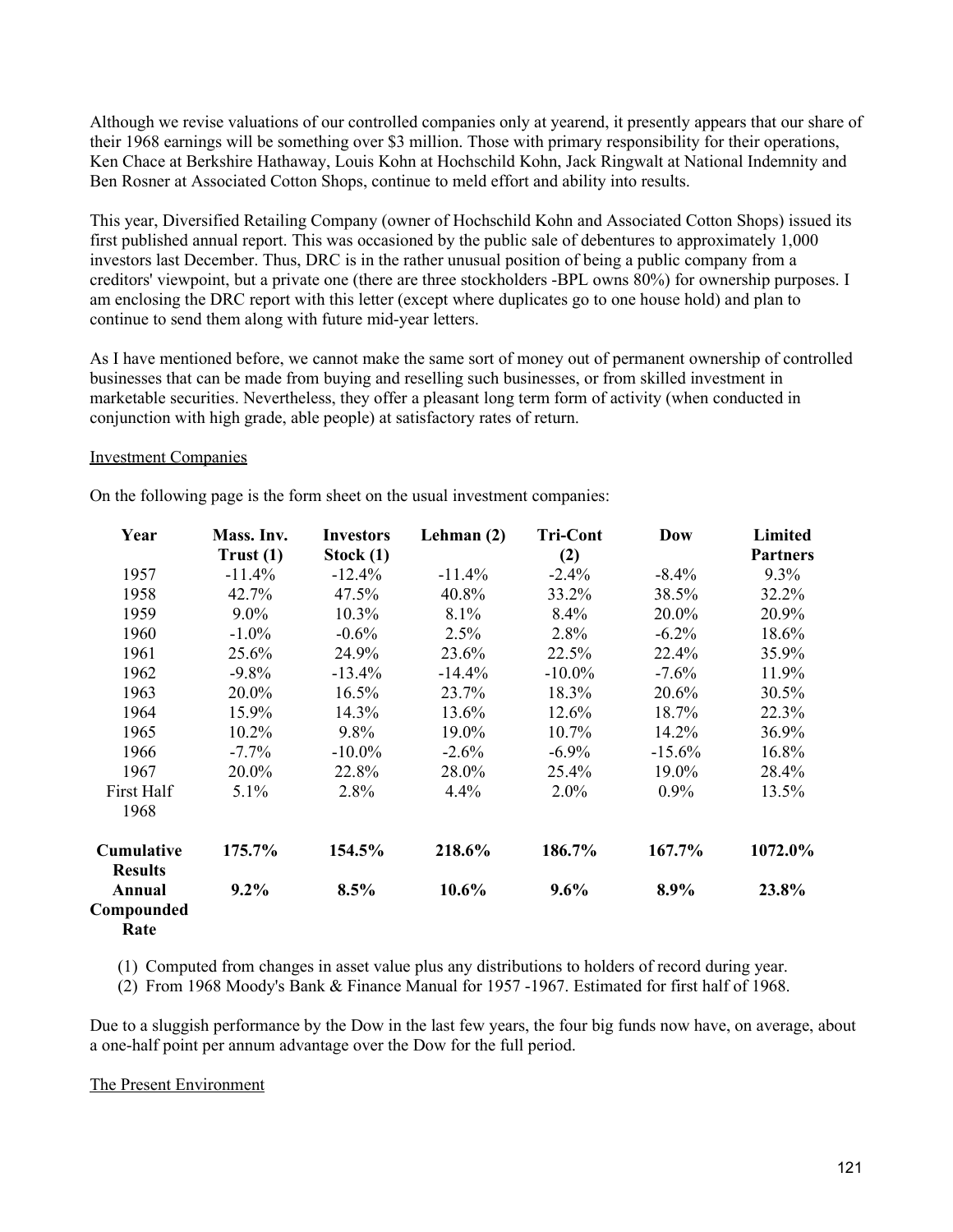Although we revise valuations of our controlled companies only at yearend, it presently appears that our share of their 1968 earnings will be something over $3 million. Those with primary responsibility for their operations, Ken Chace at Berkshire Hathaway, Louis Kohn at Hochschild Kohn, Jack Ringwalt at National Indemnity and Ben Rosner at Associated Cotton Shops, continue to meld effort and ability into results.

This year, Diversified Retailing Company (owner of Hochschild Kohn and Associated Cotton Shops) issued its first published annual report. This was occasioned by the public sale of debentures to approximately 1,000 investors last December. Thus, DRC is in the rather unusual position of being a public company from a creditors' viewpoint, but a private one (there are three stockholders -BPL owns 80%) for ownership purposes. I am enclosing the DRC report with this letter (except where duplicates go to one house hold) and plan to continue to send them along with future mid-year letters.

As I have mentioned before, we cannot make the same sort of money out of permanent ownership of controlled businesses that can be made from buying and reselling such businesses, or from skilled investment in marketable securities. Nevertheless, they offer a pleasant long term form of activity (when conducted in conjunction with high grade, able people) at satisfactory rates of return.

<u>Investment Companies</u>

On the following page is the form sheet on the usual investment companies:

| Year | Mass. Inv. Trust (1) | Investors Stock (1) | Lehman (2) | Tri-Cont (2) | Dow | Limited Partners |
|---|---|---|---|---|---|---|
| 1957 | -11.4% | -12.4% | -11.4% | -2.4% | -8.4% | 9.3% |
| 1958 | 42.7% | 47.5% | 40.8% | 33.2% | 38.5% | 32.2% |
| 1959 | 9.0% | 10.3% | 8.1% | 8.4% | 20.0% | 20.9% |
| 1960 | -1.0% | -0.6% | 2.5% | 2.8% | -6.2% | 18.6% |
| 1961 | 25.6% | 24.9% | 23.6% | 22.5% | 22.4% | 35.9% |
| 1962 | -9.8% | -13.4% | -14.4% | -10.0% | -7.6% | 11.9% |
| 1963 | 20.0% | 16.5% | 23.7% | 18.3% | 20.6% | 30.5% |
| 1964 | 15.9% | 14.3% | 13.6% | 12.6% | 18.7% | 22.3% |
| 1965 | 10.2% | 9.8% | 19.0% | 10.7% | 14.2% | 36.9% |
| 1966 | -7.7% | -10.0% | -2.6% | -6.9% | -15.6% | 16.8% |
| 1967 | 20.0% | 22.8% | 28.0% | 25.4% | 19.0% | 28.4% |
| First Half 1968 | 5.1% | 2.8% | 4.4% | 2.0% | 0.9% | 13.5% |
| **Cumulative Results** | **175.7%** | **154.5%** | **218.6%** | **186.7%** | **167.7%** | **1072.0%** |
| **Annual Compounded Rate** | **9.2%** | **8.5%** | **10.6%** | **9.6%** | **8.9%** | **23.8%** |

(1) Computed from changes in asset value plus any distributions to holders of record during year.
(2) From 1968 Moody's Bank & Finance Manual for 1957 -1967. Estimated for first half of 1968.

Due to a sluggish performance by the Dow in the last few years, the four big funds now have, on average, about a one-half point per annum advantage over the Dow for the full period.

<u>The Present Environment</u>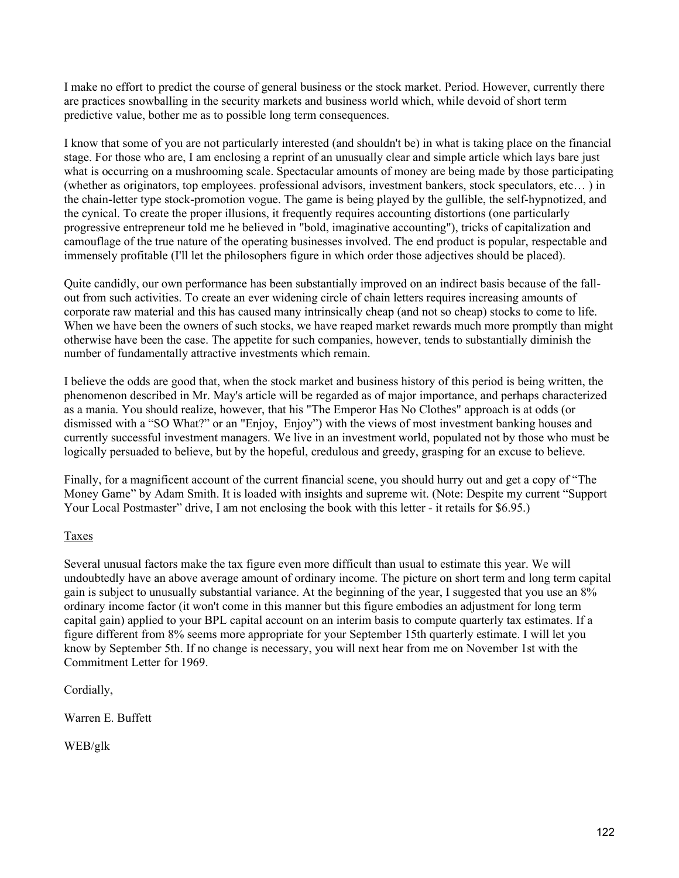I make no effort to predict the course of general business or the stock market. Period. However, currently there are practices snowballing in the security markets and business world which, while devoid of short term predictive value, bother me as to possible long term consequences.

I know that some of you are not particularly interested (and shouldn't be) in what is taking place on the financial stage. For those who are, I am enclosing a reprint of an unusually clear and simple article which lays bare just what is occurring on a mushrooming scale. Spectacular amounts of money are being made by those participating (whether as originators, top employees. professional advisors, investment bankers, stock speculators, etc… ) in the chain-letter type stock-promotion vogue. The game is being played by the gullible, the self-hypnotized, and the cynical. To create the proper illusions, it frequently requires accounting distortions (one particularly progressive entrepreneur told me he believed in "bold, imaginative accounting"), tricks of capitalization and camouflage of the true nature of the operating businesses involved. The end product is popular, respectable and immensely profitable (I'll let the philosophers figure in which order those adjectives should be placed).

Quite candidly, our own performance has been substantially improved on an indirect basis because of the fall-out from such activities. To create an ever widening circle of chain letters requires increasing amounts of corporate raw material and this has caused many intrinsically cheap (and not so cheap) stocks to come to life. When we have been the owners of such stocks, we have reaped market rewards much more promptly than might otherwise have been the case. The appetite for such companies, however, tends to substantially diminish the number of fundamentally attractive investments which remain.

I believe the odds are good that, when the stock market and business history of this period is being written, the phenomenon described in Mr. May's article will be regarded as of major importance, and perhaps characterized as a mania. You should realize, however, that his "The Emperor Has No Clothes" approach is at odds (or dismissed with a "SO What?" or an "Enjoy, Enjoy") with the views of most investment banking houses and currently successful investment managers. We live in an investment world, populated not by those who must be logically persuaded to believe, but by the hopeful, credulous and greedy, grasping for an excuse to believe.

Finally, for a magnificent account of the current financial scene, you should hurry out and get a copy of "The Money Game" by Adam Smith. It is loaded with insights and supreme wit. (Note: Despite my current "Support Your Local Postmaster" drive, I am not enclosing the book with this letter - it retails for $6.95.)

<u>Taxes</u>

Several unusual factors make the tax figure even more difficult than usual to estimate this year. We will undoubtedly have an above average amount of ordinary income. The picture on short term and long term capital gain is subject to unusually substantial variance. At the beginning of the year, I suggested that you use an 8% ordinary income factor (it won't come in this manner but this figure embodies an adjustment for long term capital gain) applied to your BPL capital account on an interim basis to compute quarterly tax estimates. If a figure different from 8% seems more appropriate for your September 15th quarterly estimate. I will let you know by September 5th. If no change is necessary, you will next hear from me on November 1st with the Commitment Letter for 1969.

Cordially,

Warren E. Buffett

WEB/glk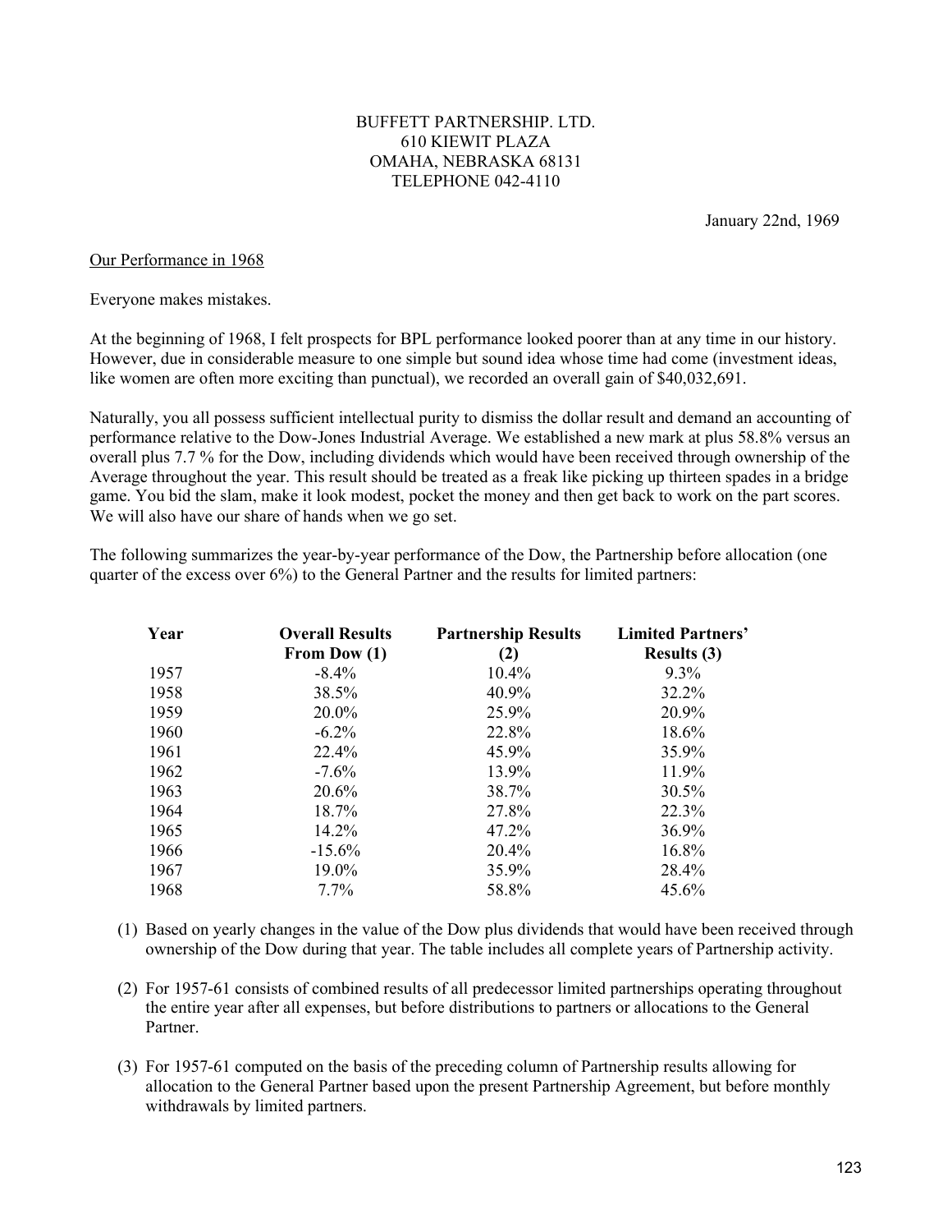BUFFETT PARTNERSHIP. LTD.
610 KIEWIT PLAZA
OMAHA, NEBRASKA 68131
TELEPHONE 042-4110

January 22nd, 1969

Our Performance in 1968

Everyone makes mistakes.

At the beginning of 1968, I felt prospects for BPL performance looked poorer than at any time in our history. However, due in considerable measure to one simple but sound idea whose time had come (investment ideas, like women are often more exciting than punctual), we recorded an overall gain of $40,032,691.

Naturally, you all possess sufficient intellectual purity to dismiss the dollar result and demand an accounting of performance relative to the Dow-Jones Industrial Average. We established a new mark at plus 58.8% versus an overall plus 7.7 % for the Dow, including dividends which would have been received through ownership of the Average throughout the year. This result should be treated as a freak like picking up thirteen spades in a bridge game. You bid the slam, make it look modest, pocket the money and then get back to work on the part scores. We will also have our share of hands when we go set.

The following summarizes the year-by-year performance of the Dow, the Partnership before allocation (one quarter of the excess over 6%) to the General Partner and the results for limited partners:

| Year | Overall Results From Dow (1) | Partnership Results (2) | Limited Partners' Results (3) |
|---|---|---|---|
| 1957 | -8.4% | 10.4% | 9.3% |
| 1958 | 38.5% | 40.9% | 32.2% |
| 1959 | 20.0% | 25.9% | 20.9% |
| 1960 | -6.2% | 22.8% | 18.6% |
| 1961 | 22.4% | 45.9% | 35.9% |
| 1962 | -7.6% | 13.9% | 11.9% |
| 1963 | 20.6% | 38.7% | 30.5% |
| 1964 | 18.7% | 27.8% | 22.3% |
| 1965 | 14.2% | 47.2% | 36.9% |
| 1966 | -15.6% | 20.4% | 16.8% |
| 1967 | 19.0% | 35.9% | 28.4% |
| 1968 | 7.7% | 58.8% | 45.6% |

(1) Based on yearly changes in the value of the Dow plus dividends that would have been received through ownership of the Dow during that year. The table includes all complete years of Partnership activity.

(2) For 1957-61 consists of combined results of all predecessor limited partnerships operating throughout the entire year after all expenses, but before distributions to partners or allocations to the General Partner.

(3) For 1957-61 computed on the basis of the preceding column of Partnership results allowing for allocation to the General Partner based upon the present Partnership Agreement, but before monthly withdrawals by limited partners.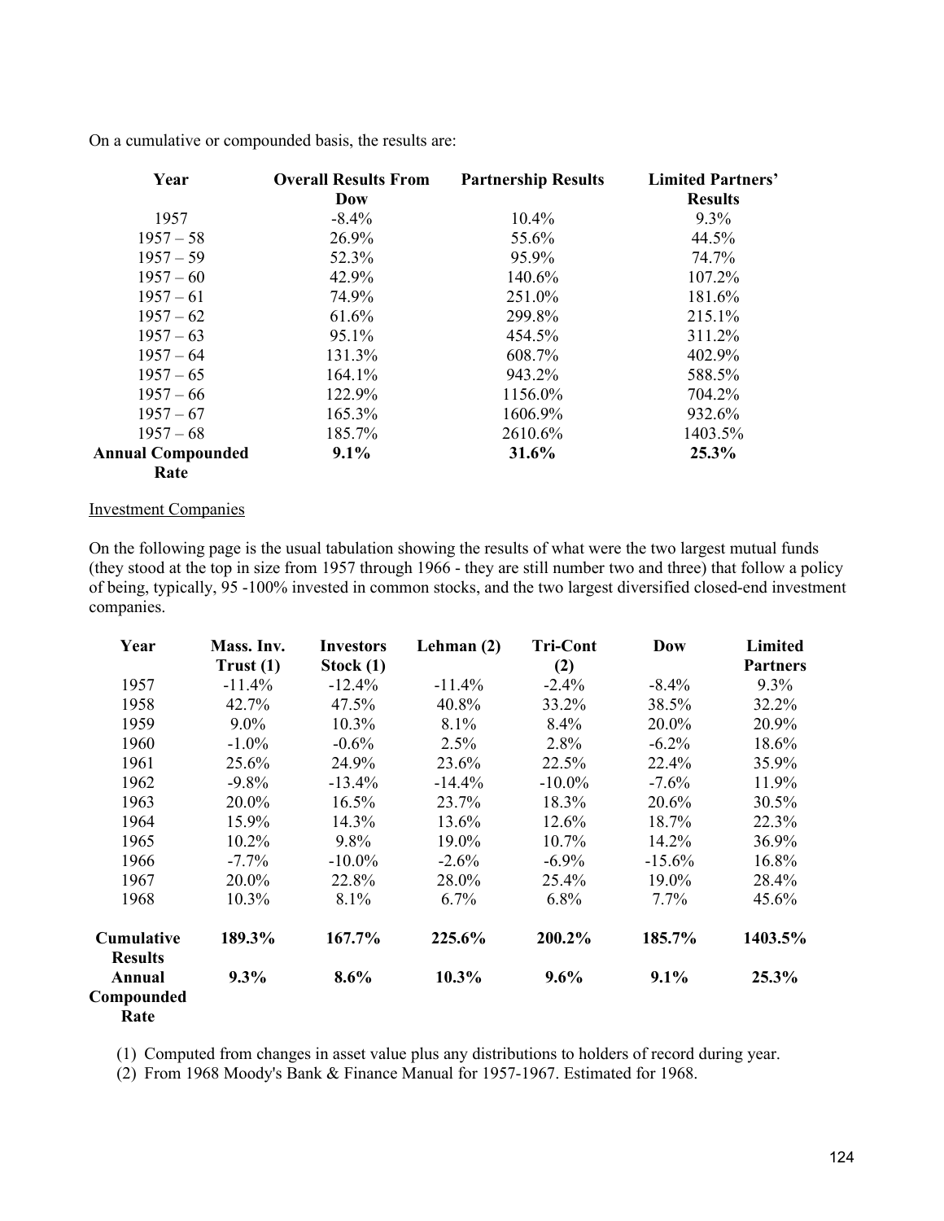On a cumulative or compounded basis, the results are:

| Year | Overall Results From Dow | Partnership Results | Limited Partners' Results |
|---|---|---|---|
| 1957 | -8.4% | 10.4% | 9.3% |
| 1957 – 58 | 26.9% | 55.6% | 44.5% |
| 1957 – 59 | 52.3% | 95.9% | 74.7% |
| 1957 – 60 | 42.9% | 140.6% | 107.2% |
| 1957 – 61 | 74.9% | 251.0% | 181.6% |
| 1957 – 62 | 61.6% | 299.8% | 215.1% |
| 1957 – 63 | 95.1% | 454.5% | 311.2% |
| 1957 – 64 | 131.3% | 608.7% | 402.9% |
| 1957 – 65 | 164.1% | 943.2% | 588.5% |
| 1957 – 66 | 122.9% | 1156.0% | 704.2% |
| 1957 – 67 | 165.3% | 1606.9% | 932.6% |
| 1957 – 68 | 185.7% | 2610.6% | 1403.5% |
| **Annual Compounded Rate** | **9.1%** | **31.6%** | **25.3%** |

Investment Companies

On the following page is the usual tabulation showing the results of what were the two largest mutual funds (they stood at the top in size from 1957 through 1966 - they are still number two and three) that follow a policy of being, typically, 95 -100% invested in common stocks, and the two largest diversified closed-end investment companies.

| Year | Mass. Inv. Trust (1) | Investors Stock (1) | Lehman (2) | Tri-Cont (2) | Dow | Limited Partners |
|---|---|---|---|---|---|---|
| 1957 | -11.4% | -12.4% | -11.4% | -2.4% | -8.4% | 9.3% |
| 1958 | 42.7% | 47.5% | 40.8% | 33.2% | 38.5% | 32.2% |
| 1959 | 9.0% | 10.3% | 8.1% | 8.4% | 20.0% | 20.9% |
| 1960 | -1.0% | -0.6% | 2.5% | 2.8% | -6.2% | 18.6% |
| 1961 | 25.6% | 24.9% | 23.6% | 22.5% | 22.4% | 35.9% |
| 1962 | -9.8% | -13.4% | -14.4% | -10.0% | -7.6% | 11.9% |
| 1963 | 20.0% | 16.5% | 23.7% | 18.3% | 20.6% | 30.5% |
| 1964 | 15.9% | 14.3% | 13.6% | 12.6% | 18.7% | 22.3% |
| 1965 | 10.2% | 9.8% | 19.0% | 10.7% | 14.2% | 36.9% |
| 1966 | -7.7% | -10.0% | -2.6% | -6.9% | -15.6% | 16.8% |
| 1967 | 20.0% | 22.8% | 28.0% | 25.4% | 19.0% | 28.4% |
| 1968 | 10.3% | 8.1% | 6.7% | 6.8% | 7.7% | 45.6% |
| **Cumulative Results** | **189.3%** | **167.7%** | **225.6%** | **200.2%** | **185.7%** | **1403.5%** |
| **Annual Compounded Rate** | **9.3%** | **8.6%** | **10.3%** | **9.6%** | **9.1%** | **25.3%** |

(1) Computed from changes in asset value plus any distributions to holders of record during year.
(2) From 1968 Moody's Bank & Finance Manual for 1957-1967. Estimated for 1968.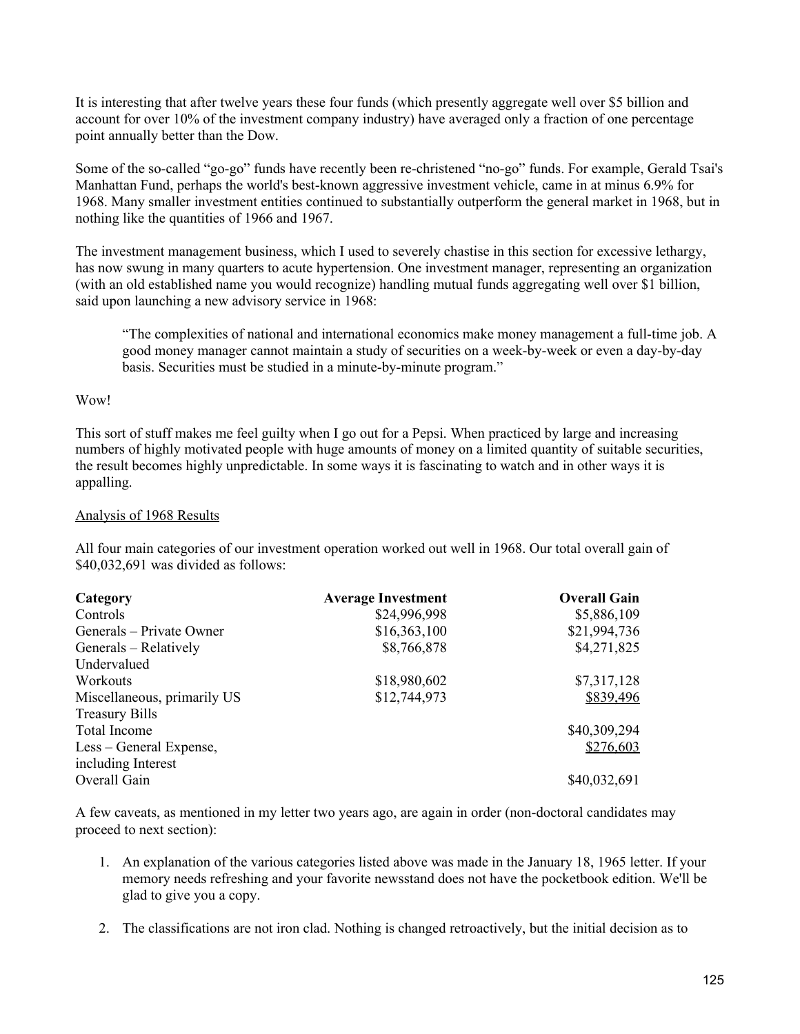It is interesting that after twelve years these four funds (which presently aggregate well over $5 billion and account for over 10% of the investment company industry) have averaged only a fraction of one percentage point annually better than the Dow.

Some of the so-called "go-go" funds have recently been re-christened "no-go" funds. For example, Gerald Tsai's Manhattan Fund, perhaps the world's best-known aggressive investment vehicle, came in at minus 6.9% for 1968. Many smaller investment entities continued to substantially outperform the general market in 1968, but in nothing like the quantities of 1966 and 1967.

The investment management business, which I used to severely chastise in this section for excessive lethargy, has now swung in many quarters to acute hypertension. One investment manager, representing an organization (with an old established name you would recognize) handling mutual funds aggregating well over $1 billion, said upon launching a new advisory service in 1968:

> "The complexities of national and international economics make money management a full-time job. A good money manager cannot maintain a study of securities on a week-by-week or even a day-by-day basis. Securities must be studied in a minute-by-minute program."

Wow!

This sort of stuff makes me feel guilty when I go out for a Pepsi. When practiced by large and increasing numbers of highly motivated people with huge amounts of money on a limited quantity of suitable securities, the result becomes highly unpredictable. In some ways it is fascinating to watch and in other ways it is appalling.

<u>Analysis of 1968 Results</u>

All four main categories of our investment operation worked out well in 1968. Our total overall gain of $40,032,691 was divided as follows:

| Category | Average Investment | Overall Gain |
|---|---|---|
| Controls | $24,996,998 | $5,886,109 |
| Generals – Private Owner | $16,363,100 | $21,994,736 |
| Generals – Relatively Undervalued | $8,766,878 | $4,271,825 |
| Workouts | $18,980,602 | $7,317,128 |
| Miscellaneous, primarily US Treasury Bills | $12,744,973 | $839,496 |
| Total Income | | $40,309,294 |
| Less – General Expense, including Interest | | $276,603 |
| Overall Gain | | $40,032,691 |

A few caveats, as mentioned in my letter two years ago, are again in order (non-doctoral candidates may proceed to next section):

1. An explanation of the various categories listed above was made in the January 18, 1965 letter. If your memory needs refreshing and your favorite newsstand does not have the pocketbook edition. We'll be glad to give you a copy.

2. The classifications are not iron clad. Nothing is changed retroactively, but the initial decision as to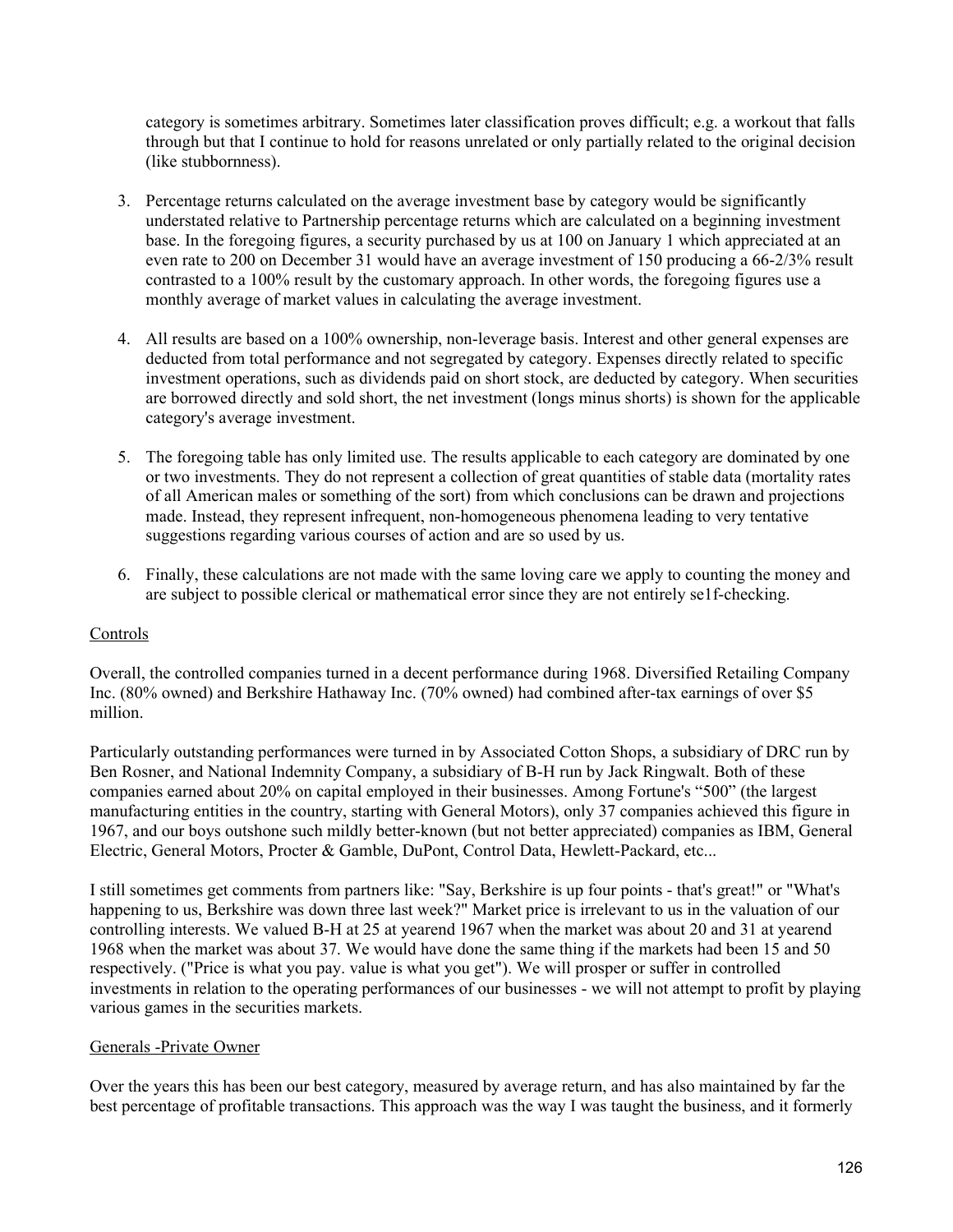category is sometimes arbitrary. Sometimes later classification proves difficult; e.g. a workout that falls through but that I continue to hold for reasons unrelated or only partially related to the original decision (like stubbornness).

3. Percentage returns calculated on the average investment base by category would be significantly understated relative to Partnership percentage returns which are calculated on a beginning investment base. In the foregoing figures, a security purchased by us at 100 on January 1 which appreciated at an even rate to 200 on December 31 would have an average investment of 150 producing a 66-2/3% result contrasted to a 100% result by the customary approach. In other words, the foregoing figures use a monthly average of market values in calculating the average investment.

4. All results are based on a 100% ownership, non-leverage basis. Interest and other general expenses are deducted from total performance and not segregated by category. Expenses directly related to specific investment operations, such as dividends paid on short stock, are deducted by category. When securities are borrowed directly and sold short, the net investment (longs minus shorts) is shown for the applicable category's average investment.

5. The foregoing table has only limited use. The results applicable to each category are dominated by one or two investments. They do not represent a collection of great quantities of stable data (mortality rates of all American males or something of the sort) from which conclusions can be drawn and projections made. Instead, they represent infrequent, non-homogeneous phenomena leading to very tentative suggestions regarding various courses of action and are so used by us.

6. Finally, these calculations are not made with the same loving care we apply to counting the money and are subject to possible clerical or mathematical error since they are not entirely se1f-checking.

Controls

Overall, the controlled companies turned in a decent performance during 1968. Diversified Retailing Company Inc. (80% owned) and Berkshire Hathaway Inc. (70% owned) had combined after-tax earnings of over $5 million.

Particularly outstanding performances were turned in by Associated Cotton Shops, a subsidiary of DRC run by Ben Rosner, and National Indemnity Company, a subsidiary of B-H run by Jack Ringwalt. Both of these companies earned about 20% on capital employed in their businesses. Among Fortune's "500" (the largest manufacturing entities in the country, starting with General Motors), only 37 companies achieved this figure in 1967, and our boys outshone such mildly better-known (but not better appreciated) companies as IBM, General Electric, General Motors, Procter & Gamble, DuPont, Control Data, Hewlett-Packard, etc...

I still sometimes get comments from partners like: "Say, Berkshire is up four points - that's great!" or "What's happening to us, Berkshire was down three last week?" Market price is irrelevant to us in the valuation of our controlling interests. We valued B-H at 25 at yearend 1967 when the market was about 20 and 31 at yearend 1968 when the market was about 37. We would have done the same thing if the markets had been 15 and 50 respectively. ("Price is what you pay. value is what you get"). We will prosper or suffer in controlled investments in relation to the operating performances of our businesses - we will not attempt to profit by playing various games in the securities markets.

Generals -Private Owner

Over the years this has been our best category, measured by average return, and has also maintained by far the best percentage of profitable transactions. This approach was the way I was taught the business, and it formerly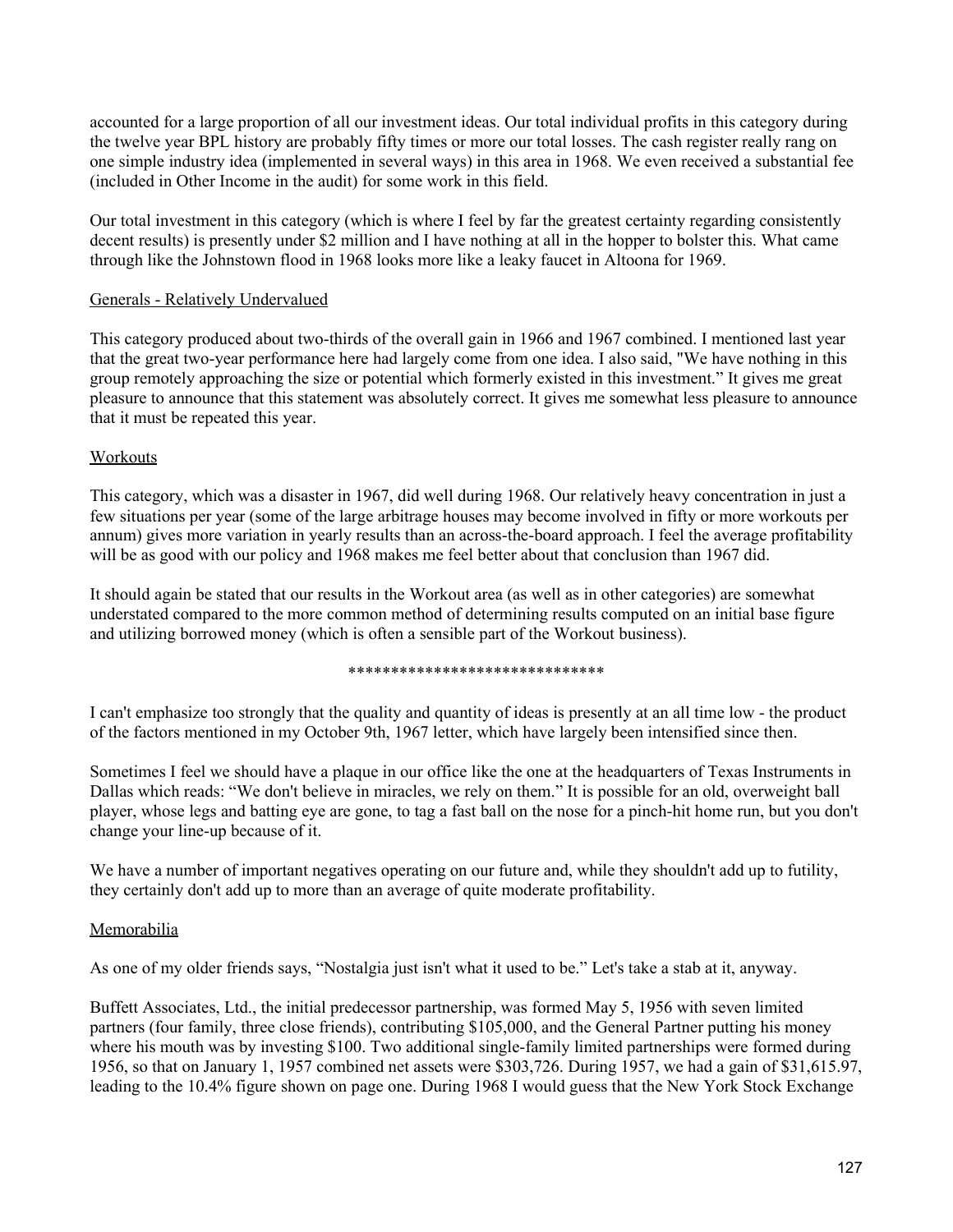accounted for a large proportion of all our investment ideas. Our total individual profits in this category during the twelve year BPL history are probably fifty times or more our total losses. The cash register really rang on one simple industry idea (implemented in several ways) in this area in 1968. We even received a substantial fee (included in Other Income in the audit) for some work in this field.

Our total investment in this category (which is where I feel by far the greatest certainty regarding consistently decent results) is presently under $2 million and I have nothing at all in the hopper to bolster this. What came through like the Johnstown flood in 1968 looks more like a leaky faucet in Altoona for 1969.

<u>Generals - Relatively Undervalued</u>

This category produced about two-thirds of the overall gain in 1966 and 1967 combined. I mentioned last year that the great two-year performance here had largely come from one idea. I also said, "We have nothing in this group remotely approaching the size or potential which formerly existed in this investment." It gives me great pleasure to announce that this statement was absolutely correct. It gives me somewhat less pleasure to announce that it must be repeated this year.

<u>Workouts</u>

This category, which was a disaster in 1967, did well during 1968. Our relatively heavy concentration in just a few situations per year (some of the large arbitrage houses may become involved in fifty or more workouts per annum) gives more variation in yearly results than an across-the-board approach. I feel the average profitability will be as good with our policy and 1968 makes me feel better about that conclusion than 1967 did.

It should again be stated that our results in the Workout area (as well as in other categories) are somewhat understated compared to the more common method of determining results computed on an initial base figure and utilizing borrowed money (which is often a sensible part of the Workout business).

******************************

I can't emphasize too strongly that the quality and quantity of ideas is presently at an all time low - the product of the factors mentioned in my October 9th, 1967 letter, which have largely been intensified since then.

Sometimes I feel we should have a plaque in our office like the one at the headquarters of Texas Instruments in Dallas which reads: "We don't believe in miracles, we rely on them." It is possible for an old, overweight ball player, whose legs and batting eye are gone, to tag a fast ball on the nose for a pinch-hit home run, but you don't change your line-up because of it.

We have a number of important negatives operating on our future and, while they shouldn't add up to futility, they certainly don't add up to more than an average of quite moderate profitability.

<u>Memorabilia</u>

As one of my older friends says, "Nostalgia just isn't what it used to be." Let's take a stab at it, anyway.

Buffett Associates, Ltd., the initial predecessor partnership, was formed May 5, 1956 with seven limited partners (four family, three close friends), contributing $105,000, and the General Partner putting his money where his mouth was by investing $100. Two additional single-family limited partnerships were formed during 1956, so that on January 1, 1957 combined net assets were $303,726. During 1957, we had a gain of $31,615.97, leading to the 10.4% figure shown on page one. During 1968 I would guess that the New York Stock Exchange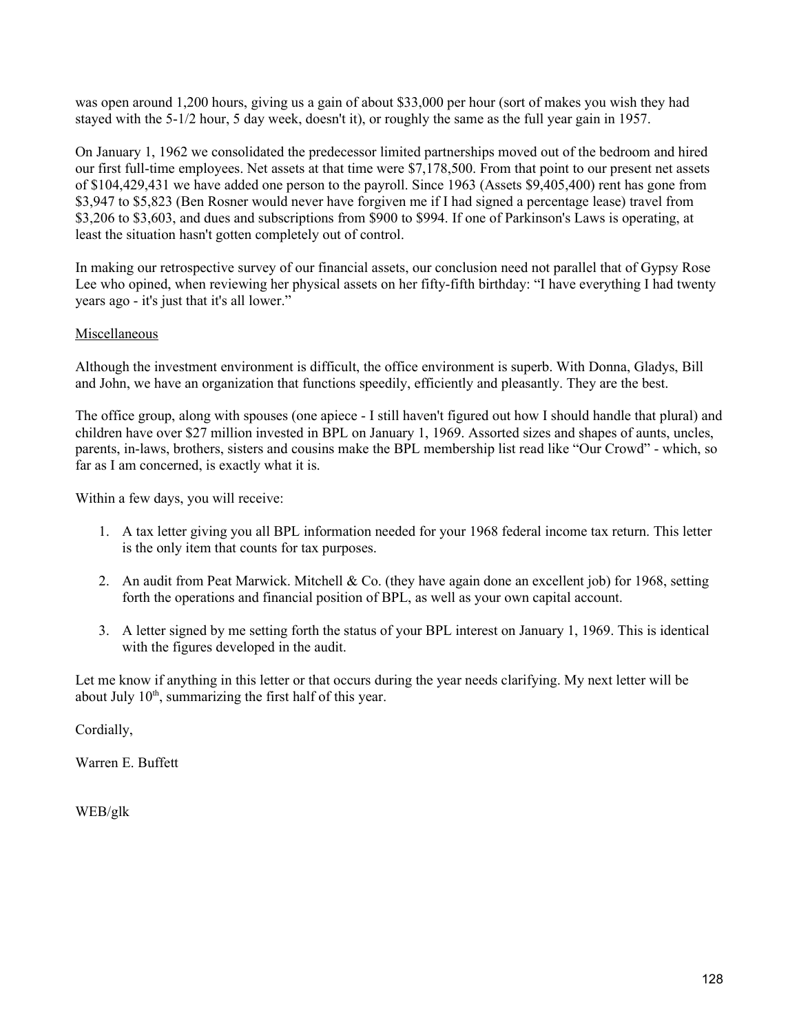was open around 1,200 hours, giving us a gain of about $33,000 per hour (sort of makes you wish they had stayed with the 5-1/2 hour, 5 day week, doesn't it), or roughly the same as the full year gain in 1957.

On January 1, 1962 we consolidated the predecessor limited partnerships moved out of the bedroom and hired our first full-time employees. Net assets at that time were $7,178,500. From that point to our present net assets of $104,429,431 we have added one person to the payroll. Since 1963 (Assets $9,405,400) rent has gone from $3,947 to $5,823 (Ben Rosner would never have forgiven me if I had signed a percentage lease) travel from $3,206 to $3,603, and dues and subscriptions from $900 to $994. If one of Parkinson's Laws is operating, at least the situation hasn't gotten completely out of control.

In making our retrospective survey of our financial assets, our conclusion need not parallel that of Gypsy Rose Lee who opined, when reviewing her physical assets on her fifty-fifth birthday: "I have everything I had twenty years ago - it's just that it's all lower."

Miscellaneous

Although the investment environment is difficult, the office environment is superb. With Donna, Gladys, Bill and John, we have an organization that functions speedily, efficiently and pleasantly. They are the best.

The office group, along with spouses (one apiece - I still haven't figured out how I should handle that plural) and children have over $27 million invested in BPL on January 1, 1969. Assorted sizes and shapes of aunts, uncles, parents, in-laws, brothers, sisters and cousins make the BPL membership list read like "Our Crowd" - which, so far as I am concerned, is exactly what it is.

Within a few days, you will receive:

1. A tax letter giving you all BPL information needed for your 1968 federal income tax return. This letter is the only item that counts for tax purposes.
2. An audit from Peat Marwick. Mitchell & Co. (they have again done an excellent job) for 1968, setting forth the operations and financial position of BPL, as well as your own capital account.
3. A letter signed by me setting forth the status of your BPL interest on January 1, 1969. This is identical with the figures developed in the audit.

Let me know if anything in this letter or that occurs during the year needs clarifying. My next letter will be about July 10th, summarizing the first half of this year.

Cordially,

Warren E. Buffett

WEB/glk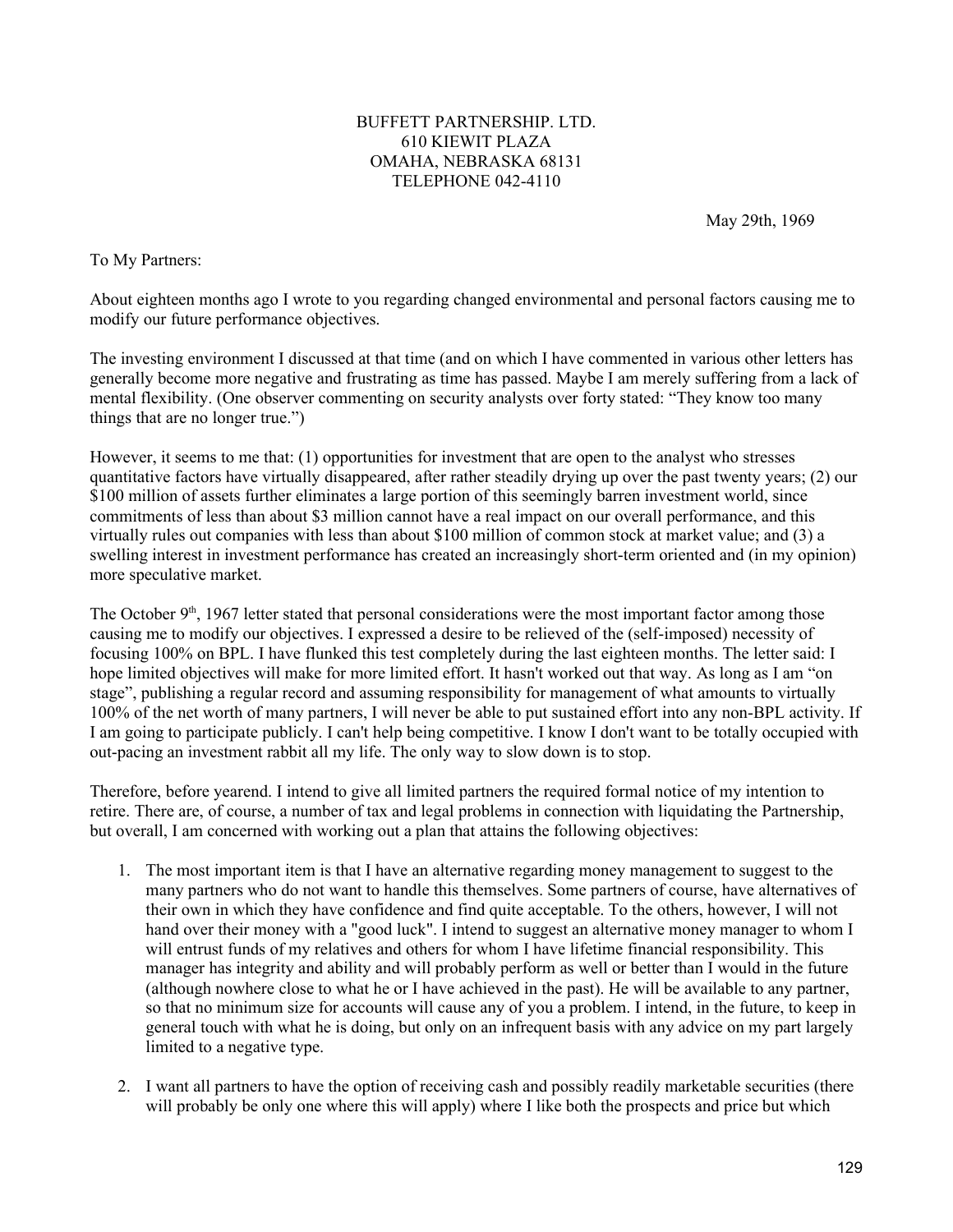BUFFETT PARTNERSHIP. LTD.
610 KIEWIT PLAZA
OMAHA, NEBRASKA 68131
TELEPHONE 042-4110

May 29th, 1969

To My Partners:

About eighteen months ago I wrote to you regarding changed environmental and personal factors causing me to modify our future performance objectives.

The investing environment I discussed at that time (and on which I have commented in various other letters has generally become more negative and frustrating as time has passed. Maybe I am merely suffering from a lack of mental flexibility. (One observer commenting on security analysts over forty stated: "They know too many things that are no longer true.")

However, it seems to me that: (1) opportunities for investment that are open to the analyst who stresses quantitative factors have virtually disappeared, after rather steadily drying up over the past twenty years; (2) our \$100 million of assets further eliminates a large portion of this seemingly barren investment world, since commitments of less than about \$3 million cannot have a real impact on our overall performance, and this virtually rules out companies with less than about \$100 million of common stock at market value; and (3) a swelling interest in investment performance has created an increasingly short-term oriented and (in my opinion) more speculative market.

The October 9th, 1967 letter stated that personal considerations were the most important factor among those causing me to modify our objectives. I expressed a desire to be relieved of the (self-imposed) necessity of focusing 100% on BPL. I have flunked this test completely during the last eighteen months. The letter said: I hope limited objectives will make for more limited effort. It hasn't worked out that way. As long as I am "on stage", publishing a regular record and assuming responsibility for management of what amounts to virtually 100% of the net worth of many partners, I will never be able to put sustained effort into any non-BPL activity. If I am going to participate publicly. I can't help being competitive. I know I don't want to be totally occupied with out-pacing an investment rabbit all my life. The only way to slow down is to stop.

Therefore, before yearend. I intend to give all limited partners the required formal notice of my intention to retire. There are, of course, a number of tax and legal problems in connection with liquidating the Partnership, but overall, I am concerned with working out a plan that attains the following objectives:

1. The most important item is that I have an alternative regarding money management to suggest to the many partners who do not want to handle this themselves. Some partners of course, have alternatives of their own in which they have confidence and find quite acceptable. To the others, however, I will not hand over their money with a "good luck". I intend to suggest an alternative money manager to whom I will entrust funds of my relatives and others for whom I have lifetime financial responsibility. This manager has integrity and ability and will probably perform as well or better than I would in the future (although nowhere close to what he or I have achieved in the past). He will be available to any partner, so that no minimum size for accounts will cause any of you a problem. I intend, in the future, to keep in general touch with what he is doing, but only on an infrequent basis with any advice on my part largely limited to a negative type.

2. I want all partners to have the option of receiving cash and possibly readily marketable securities (there will probably be only one where this will apply) where I like both the prospects and price but which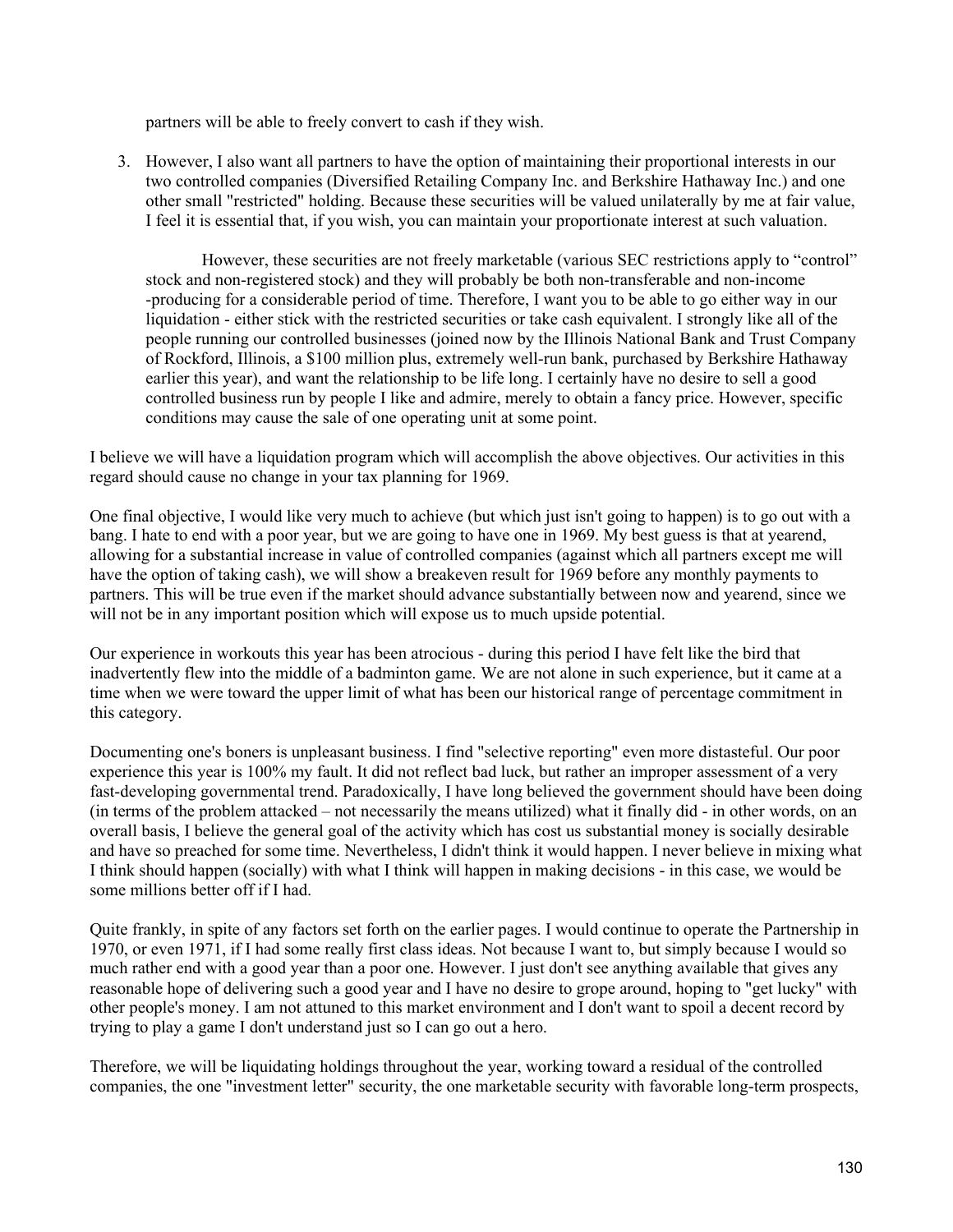partners will be able to freely convert to cash if they wish.

3. However, I also want all partners to have the option of maintaining their proportional interests in our two controlled companies (Diversified Retailing Company Inc. and Berkshire Hathaway Inc.) and one other small "restricted" holding. Because these securities will be valued unilaterally by me at fair value, I feel it is essential that, if you wish, you can maintain your proportionate interest at such valuation.

   However, these securities are not freely marketable (various SEC restrictions apply to "control" stock and non-registered stock) and they will probably be both non-transferable and non-income -producing for a considerable period of time. Therefore, I want you to be able to go either way in our liquidation - either stick with the restricted securities or take cash equivalent. I strongly like all of the people running our controlled businesses (joined now by the Illinois National Bank and Trust Company of Rockford, Illinois, a $100 million plus, extremely well-run bank, purchased by Berkshire Hathaway earlier this year), and want the relationship to be life long. I certainly have no desire to sell a good controlled business run by people I like and admire, merely to obtain a fancy price. However, specific conditions may cause the sale of one operating unit at some point.

I believe we will have a liquidation program which will accomplish the above objectives. Our activities in this regard should cause no change in your tax planning for 1969.

One final objective, I would like very much to achieve (but which just isn't going to happen) is to go out with a bang. I hate to end with a poor year, but we are going to have one in 1969. My best guess is that at yearend, allowing for a substantial increase in value of controlled companies (against which all partners except me will have the option of taking cash), we will show a breakeven result for 1969 before any monthly payments to partners. This will be true even if the market should advance substantially between now and yearend, since we will not be in any important position which will expose us to much upside potential.

Our experience in workouts this year has been atrocious - during this period I have felt like the bird that inadvertently flew into the middle of a badminton game. We are not alone in such experience, but it came at a time when we were toward the upper limit of what has been our historical range of percentage commitment in this category.

Documenting one's boners is unpleasant business. I find "selective reporting" even more distasteful. Our poor experience this year is 100% my fault. It did not reflect bad luck, but rather an improper assessment of a very fast-developing governmental trend. Paradoxically, I have long believed the government should have been doing (in terms of the problem attacked – not necessarily the means utilized) what it finally did - in other words, on an overall basis, I believe the general goal of the activity which has cost us substantial money is socially desirable and have so preached for some time. Nevertheless, I didn't think it would happen. I never believe in mixing what I think should happen (socially) with what I think will happen in making decisions - in this case, we would be some millions better off if I had.

Quite frankly, in spite of any factors set forth on the earlier pages. I would continue to operate the Partnership in 1970, or even 1971, if I had some really first class ideas. Not because I want to, but simply because I would so much rather end with a good year than a poor one. However. I just don't see anything available that gives any reasonable hope of delivering such a good year and I have no desire to grope around, hoping to "get lucky" with other people's money. I am not attuned to this market environment and I don't want to spoil a decent record by trying to play a game I don't understand just so I can go out a hero.

Therefore, we will be liquidating holdings throughout the year, working toward a residual of the controlled companies, the one "investment letter" security, the one marketable security with favorable long-term prospects,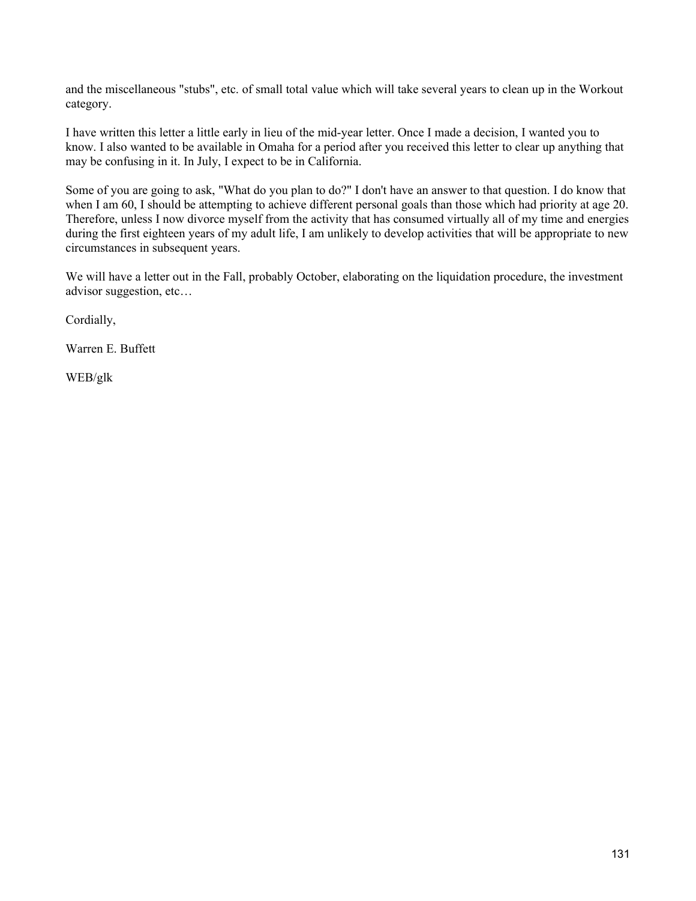and the miscellaneous "stubs", etc. of small total value which will take several years to clean up in the Workout category.

I have written this letter a little early in lieu of the mid-year letter. Once I made a decision, I wanted you to know. I also wanted to be available in Omaha for a period after you received this letter to clear up anything that may be confusing in it. In July, I expect to be in California.

Some of you are going to ask, "What do you plan to do?" I don't have an answer to that question. I do know that when I am 60, I should be attempting to achieve different personal goals than those which had priority at age 20. Therefore, unless I now divorce myself from the activity that has consumed virtually all of my time and energies during the first eighteen years of my adult life, I am unlikely to develop activities that will be appropriate to new circumstances in subsequent years.

We will have a letter out in the Fall, probably October, elaborating on the liquidation procedure, the investment advisor suggestion, etc…

Cordially,

Warren E. Buffett

WEB/glk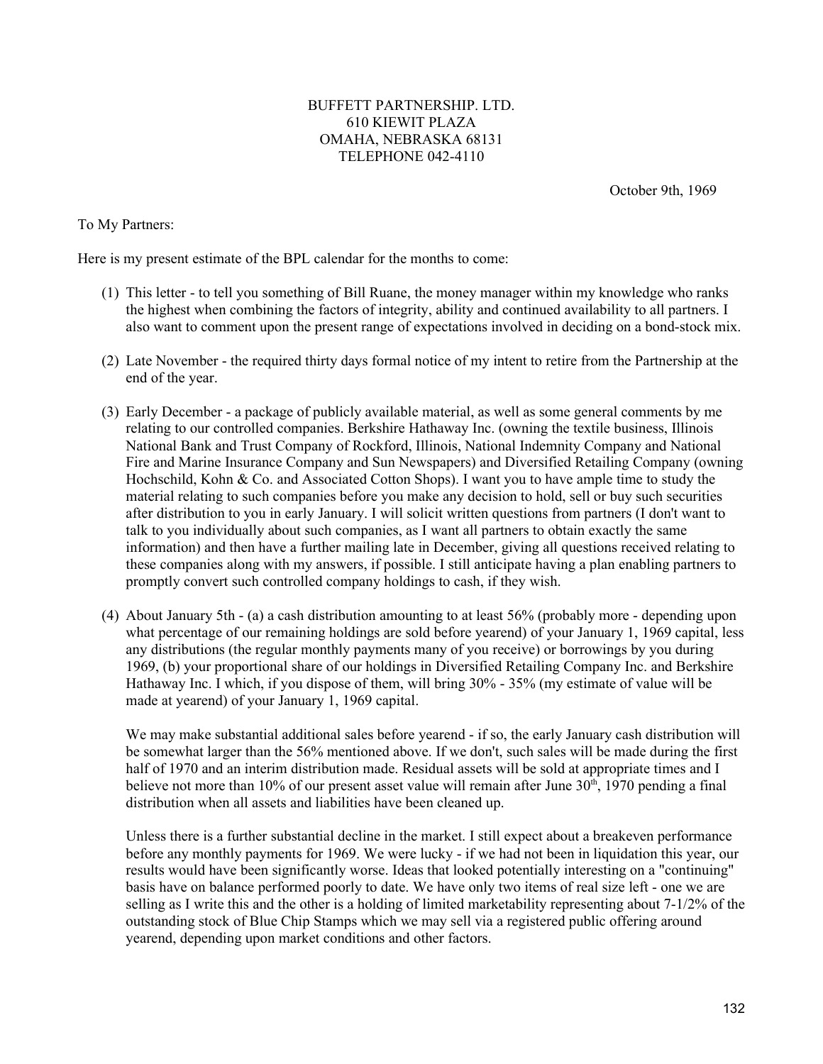BUFFETT PARTNERSHIP. LTD.
610 KIEWIT PLAZA
OMAHA, NEBRASKA 68131
TELEPHONE 042-4110

October 9th, 1969

To My Partners:

Here is my present estimate of the BPL calendar for the months to come:

(1) This letter - to tell you something of Bill Ruane, the money manager within my knowledge who ranks the highest when combining the factors of integrity, ability and continued availability to all partners. I also want to comment upon the present range of expectations involved in deciding on a bond-stock mix.

(2) Late November - the required thirty days formal notice of my intent to retire from the Partnership at the end of the year.

(3) Early December - a package of publicly available material, as well as some general comments by me relating to our controlled companies. Berkshire Hathaway Inc. (owning the textile business, Illinois National Bank and Trust Company of Rockford, Illinois, National Indemnity Company and National Fire and Marine Insurance Company and Sun Newspapers) and Diversified Retailing Company (owning Hochschild, Kohn & Co. and Associated Cotton Shops). I want you to have ample time to study the material relating to such companies before you make any decision to hold, sell or buy such securities after distribution to you in early January. I will solicit written questions from partners (I don't want to talk to you individually about such companies, as I want all partners to obtain exactly the same information) and then have a further mailing late in December, giving all questions received relating to these companies along with my answers, if possible. I still anticipate having a plan enabling partners to promptly convert such controlled company holdings to cash, if they wish.

(4) About January 5th - (a) a cash distribution amounting to at least 56% (probably more - depending upon what percentage of our remaining holdings are sold before yearend) of your January 1, 1969 capital, less any distributions (the regular monthly payments many of you receive) or borrowings by you during 1969, (b) your proportional share of our holdings in Diversified Retailing Company Inc. and Berkshire Hathaway Inc. I which, if you dispose of them, will bring 30% - 35% (my estimate of value will be made at yearend) of your January 1, 1969 capital.

   We may make substantial additional sales before yearend - if so, the early January cash distribution will be somewhat larger than the 56% mentioned above. If we don't, such sales will be made during the first half of 1970 and an interim distribution made. Residual assets will be sold at appropriate times and I believe not more than 10% of our present asset value will remain after June 30th, 1970 pending a final distribution when all assets and liabilities have been cleaned up.

   Unless there is a further substantial decline in the market. I still expect about a breakeven performance before any monthly payments for 1969. We were lucky - if we had not been in liquidation this year, our results would have been significantly worse. Ideas that looked potentially interesting on a "continuing" basis have on balance performed poorly to date. We have only two items of real size left - one we are selling as I write this and the other is a holding of limited marketability representing about 7-1/2% of the outstanding stock of Blue Chip Stamps which we may sell via a registered public offering around yearend, depending upon market conditions and other factors.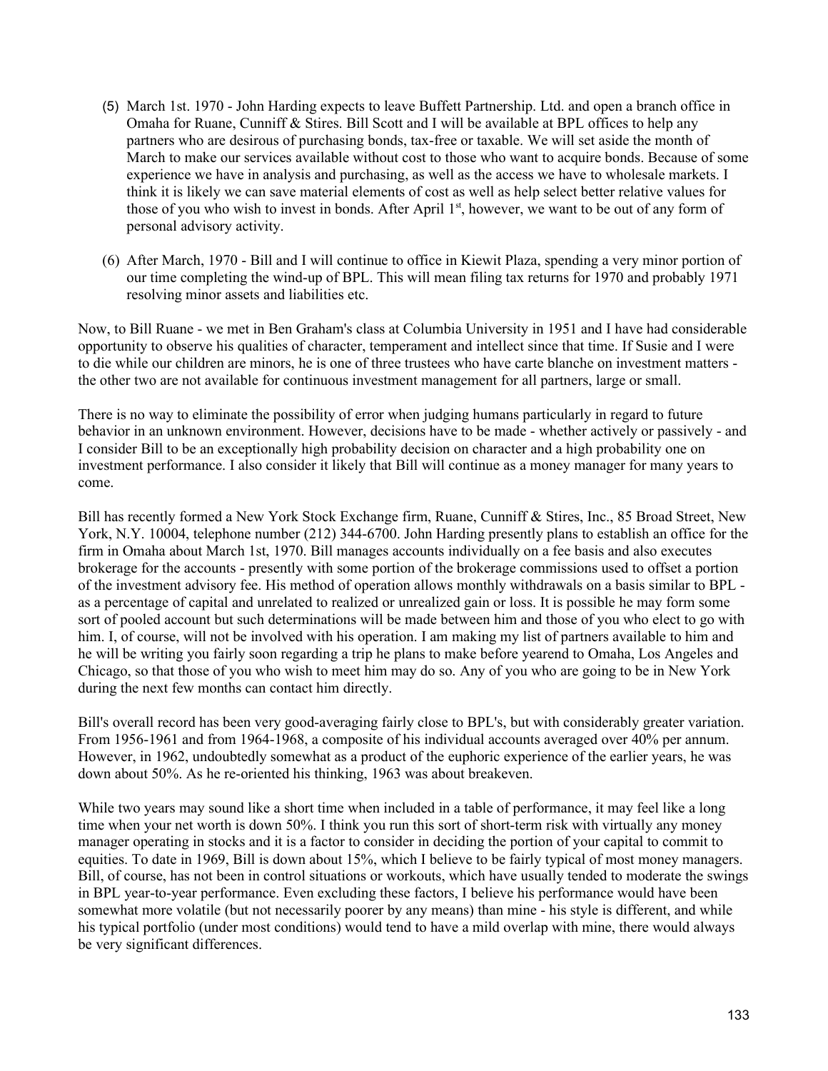(5) March 1st. 1970 - John Harding expects to leave Buffett Partnership. Ltd. and open a branch office in Omaha for Ruane, Cunniff & Stires. Bill Scott and I will be available at BPL offices to help any partners who are desirous of purchasing bonds, tax-free or taxable. We will set aside the month of March to make our services available without cost to those who want to acquire bonds. Because of some experience we have in analysis and purchasing, as well as the access we have to wholesale markets. I think it is likely we can save material elements of cost as well as help select better relative values for those of you who wish to invest in bonds. After April 1st, however, we want to be out of any form of personal advisory activity.

(6) After March, 1970 - Bill and I will continue to office in Kiewit Plaza, spending a very minor portion of our time completing the wind-up of BPL. This will mean filing tax returns for 1970 and probably 1971 resolving minor assets and liabilities etc.

Now, to Bill Ruane - we met in Ben Graham's class at Columbia University in 1951 and I have had considerable opportunity to observe his qualities of character, temperament and intellect since that time. If Susie and I were to die while our children are minors, he is one of three trustees who have carte blanche on investment matters - the other two are not available for continuous investment management for all partners, large or small.

There is no way to eliminate the possibility of error when judging humans particularly in regard to future behavior in an unknown environment. However, decisions have to be made - whether actively or passively - and I consider Bill to be an exceptionally high probability decision on character and a high probability one on investment performance. I also consider it likely that Bill will continue as a money manager for many years to come.

Bill has recently formed a New York Stock Exchange firm, Ruane, Cunniff & Stires, Inc., 85 Broad Street, New York, N.Y. 10004, telephone number (212) 344-6700. John Harding presently plans to establish an office for the firm in Omaha about March 1st, 1970. Bill manages accounts individually on a fee basis and also executes brokerage for the accounts - presently with some portion of the brokerage commissions used to offset a portion of the investment advisory fee. His method of operation allows monthly withdrawals on a basis similar to BPL - as a percentage of capital and unrelated to realized or unrealized gain or loss. It is possible he may form some sort of pooled account but such determinations will be made between him and those of you who elect to go with him. I, of course, will not be involved with his operation. I am making my list of partners available to him and he will be writing you fairly soon regarding a trip he plans to make before yearend to Omaha, Los Angeles and Chicago, so that those of you who wish to meet him may do so. Any of you who are going to be in New York during the next few months can contact him directly.

Bill's overall record has been very good-averaging fairly close to BPL's, but with considerably greater variation. From 1956-1961 and from 1964-1968, a composite of his individual accounts averaged over 40% per annum. However, in 1962, undoubtedly somewhat as a product of the euphoric experience of the earlier years, he was down about 50%. As he re-oriented his thinking, 1963 was about breakeven.

While two years may sound like a short time when included in a table of performance, it may feel like a long time when your net worth is down 50%. I think you run this sort of short-term risk with virtually any money manager operating in stocks and it is a factor to consider in deciding the portion of your capital to commit to equities. To date in 1969, Bill is down about 15%, which I believe to be fairly typical of most money managers. Bill, of course, has not been in control situations or workouts, which have usually tended to moderate the swings in BPL year-to-year performance. Even excluding these factors, I believe his performance would have been somewhat more volatile (but not necessarily poorer by any means) than mine - his style is different, and while his typical portfolio (under most conditions) would tend to have a mild overlap with mine, there would always be very significant differences.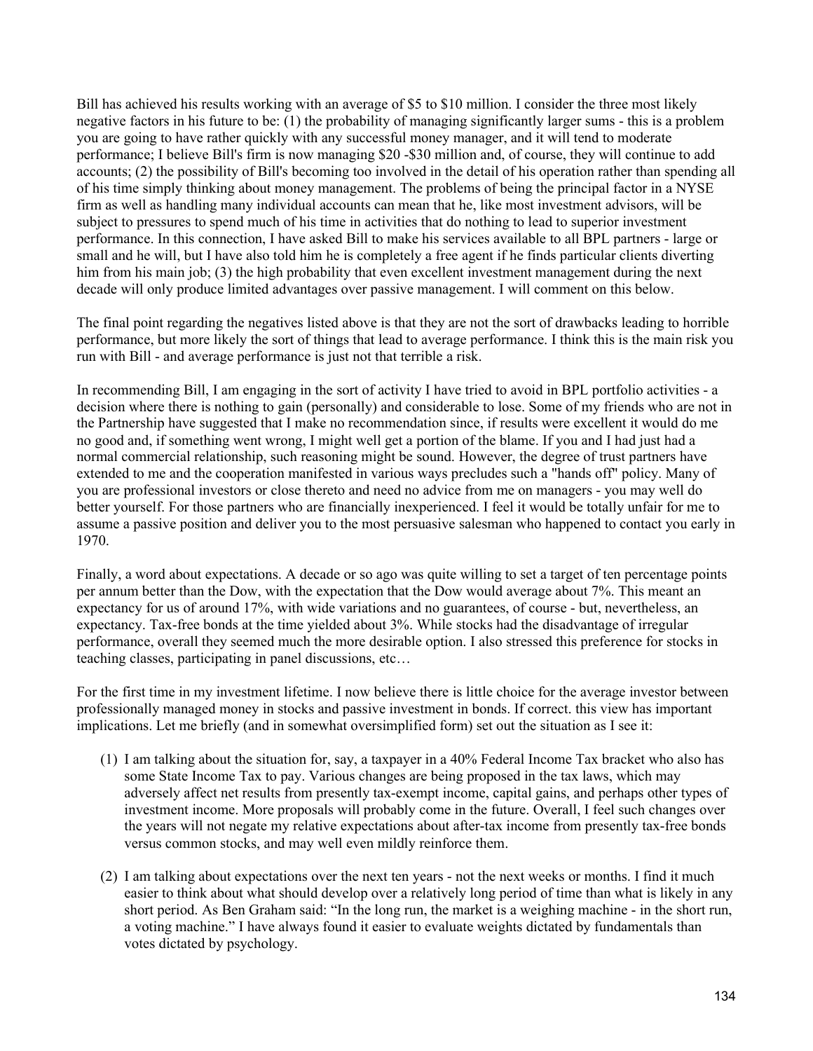Bill has achieved his results working with an average of $5 to $10 million. I consider the three most likely negative factors in his future to be: (1) the probability of managing significantly larger sums - this is a problem you are going to have rather quickly with any successful money manager, and it will tend to moderate performance; I believe Bill's firm is now managing $20 -$30 million and, of course, they will continue to add accounts; (2) the possibility of Bill's becoming too involved in the detail of his operation rather than spending all of his time simply thinking about money management. The problems of being the principal factor in a NYSE firm as well as handling many individual accounts can mean that he, like most investment advisors, will be subject to pressures to spend much of his time in activities that do nothing to lead to superior investment performance. In this connection, I have asked Bill to make his services available to all BPL partners - large or small and he will, but I have also told him he is completely a free agent if he finds particular clients diverting him from his main job; (3) the high probability that even excellent investment management during the next decade will only produce limited advantages over passive management. I will comment on this below.

The final point regarding the negatives listed above is that they are not the sort of drawbacks leading to horrible performance, but more likely the sort of things that lead to average performance. I think this is the main risk you run with Bill - and average performance is just not that terrible a risk.

In recommending Bill, I am engaging in the sort of activity I have tried to avoid in BPL portfolio activities - a decision where there is nothing to gain (personally) and considerable to lose. Some of my friends who are not in the Partnership have suggested that I make no recommendation since, if results were excellent it would do me no good and, if something went wrong, I might well get a portion of the blame. If you and I had just had a normal commercial relationship, such reasoning might be sound. However, the degree of trust partners have extended to me and the cooperation manifested in various ways precludes such a "hands off" policy. Many of you are professional investors or close thereto and need no advice from me on managers - you may well do better yourself. For those partners who are financially inexperienced. I feel it would be totally unfair for me to assume a passive position and deliver you to the most persuasive salesman who happened to contact you early in 1970.

Finally, a word about expectations. A decade or so ago was quite willing to set a target of ten percentage points per annum better than the Dow, with the expectation that the Dow would average about 7%. This meant an expectancy for us of around 17%, with wide variations and no guarantees, of course - but, nevertheless, an expectancy. Tax-free bonds at the time yielded about 3%. While stocks had the disadvantage of irregular performance, overall they seemed much the more desirable option. I also stressed this preference for stocks in teaching classes, participating in panel discussions, etc…

For the first time in my investment lifetime. I now believe there is little choice for the average investor between professionally managed money in stocks and passive investment in bonds. If correct. this view has important implications. Let me briefly (and in somewhat oversimplified form) set out the situation as I see it:

(1) I am talking about the situation for, say, a taxpayer in a 40% Federal Income Tax bracket who also has some State Income Tax to pay. Various changes are being proposed in the tax laws, which may adversely affect net results from presently tax-exempt income, capital gains, and perhaps other types of investment income. More proposals will probably come in the future. Overall, I feel such changes over the years will not negate my relative expectations about after-tax income from presently tax-free bonds versus common stocks, and may well even mildly reinforce them.

(2) I am talking about expectations over the next ten years - not the next weeks or months. I find it much easier to think about what should develop over a relatively long period of time than what is likely in any short period. As Ben Graham said: "In the long run, the market is a weighing machine - in the short run, a voting machine." I have always found it easier to evaluate weights dictated by fundamentals than votes dictated by psychology.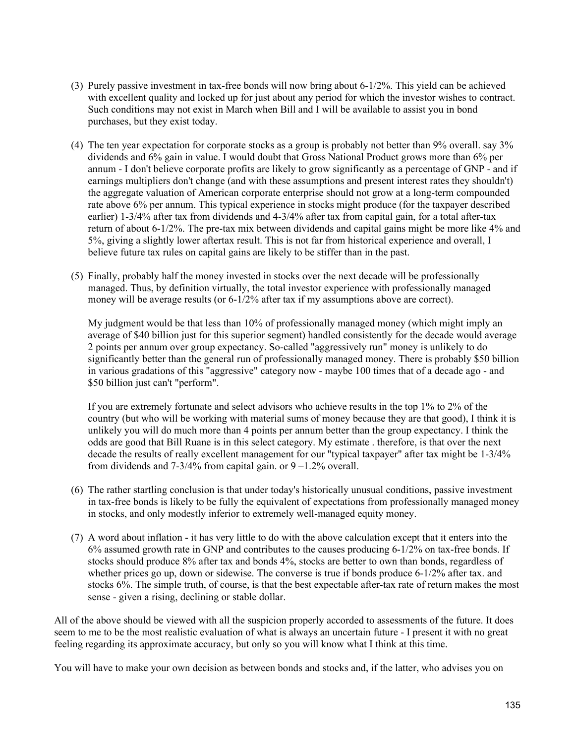(3) Purely passive investment in tax-free bonds will now bring about 6-1/2%. This yield can be achieved with excellent quality and locked up for just about any period for which the investor wishes to contract. Such conditions may not exist in March when Bill and I will be available to assist you in bond purchases, but they exist today.

(4) The ten year expectation for corporate stocks as a group is probably not better than 9% overall. say 3% dividends and 6% gain in value. I would doubt that Gross National Product grows more than 6% per annum - I don't believe corporate profits are likely to grow significantly as a percentage of GNP - and if earnings multipliers don't change (and with these assumptions and present interest rates they shouldn't) the aggregate valuation of American corporate enterprise should not grow at a long-term compounded rate above 6% per annum. This typical experience in stocks might produce (for the taxpayer described earlier) 1-3/4% after tax from dividends and 4-3/4% after tax from capital gain, for a total after-tax return of about 6-1/2%. The pre-tax mix between dividends and capital gains might be more like 4% and 5%, giving a slightly lower aftertax result. This is not far from historical experience and overall, I believe future tax rules on capital gains are likely to be stiffer than in the past.

(5) Finally, probably half the money invested in stocks over the next decade will be professionally managed. Thus, by definition virtually, the total investor experience with professionally managed money will be average results (or 6-1/2% after tax if my assumptions above are correct).

   My judgment would be that less than 10% of professionally managed money (which might imply an average of $40 billion just for this superior segment) handled consistently for the decade would average 2 points per annum over group expectancy. So-called "aggressively run" money is unlikely to do significantly better than the general run of professionally managed money. There is probably $50 billion in various gradations of this "aggressive" category now - maybe 100 times that of a decade ago - and $50 billion just can't "perform".

   If you are extremely fortunate and select advisors who achieve results in the top 1% to 2% of the country (but who will be working with material sums of money because they are that good), I think it is unlikely you will do much more than 4 points per annum better than the group expectancy. I think the odds are good that Bill Ruane is in this select category. My estimate . therefore, is that over the next decade the results of really excellent management for our "typical taxpayer" after tax might be 1-3/4% from dividends and 7-3/4% from capital gain. or 9 –1.2% overall.

(6) The rather startling conclusion is that under today's historically unusual conditions, passive investment in tax-free bonds is likely to be fully the equivalent of expectations from professionally managed money in stocks, and only modestly inferior to extremely well-managed equity money.

(7) A word about inflation - it has very little to do with the above calculation except that it enters into the 6% assumed growth rate in GNP and contributes to the causes producing 6-1/2% on tax-free bonds. If stocks should produce 8% after tax and bonds 4%, stocks are better to own than bonds, regardless of whether prices go up, down or sidewise. The converse is true if bonds produce 6-1/2% after tax. and stocks 6%. The simple truth, of course, is that the best expectable after-tax rate of return makes the most sense - given a rising, declining or stable dollar.

All of the above should be viewed with all the suspicion properly accorded to assessments of the future. It does seem to me to be the most realistic evaluation of what is always an uncertain future - I present it with no great feeling regarding its approximate accuracy, but only so you will know what I think at this time.

You will have to make your own decision as between bonds and stocks and, if the latter, who advises you on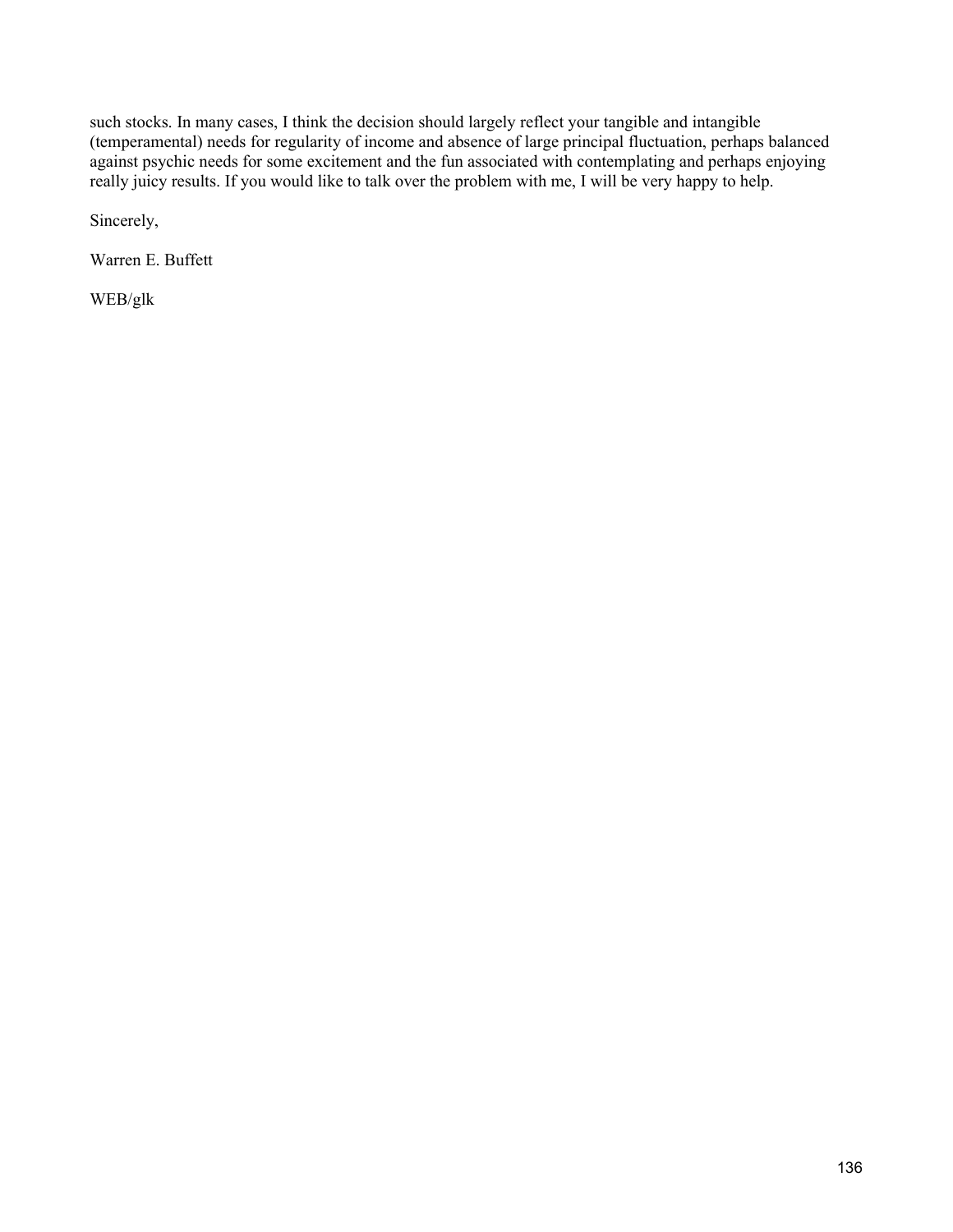such stocks. In many cases, I think the decision should largely reflect your tangible and intangible (temperamental) needs for regularity of income and absence of large principal fluctuation, perhaps balanced against psychic needs for some excitement and the fun associated with contemplating and perhaps enjoying really juicy results. If you would like to talk over the problem with me, I will be very happy to help.

Sincerely,

Warren E. Buffett

WEB/glk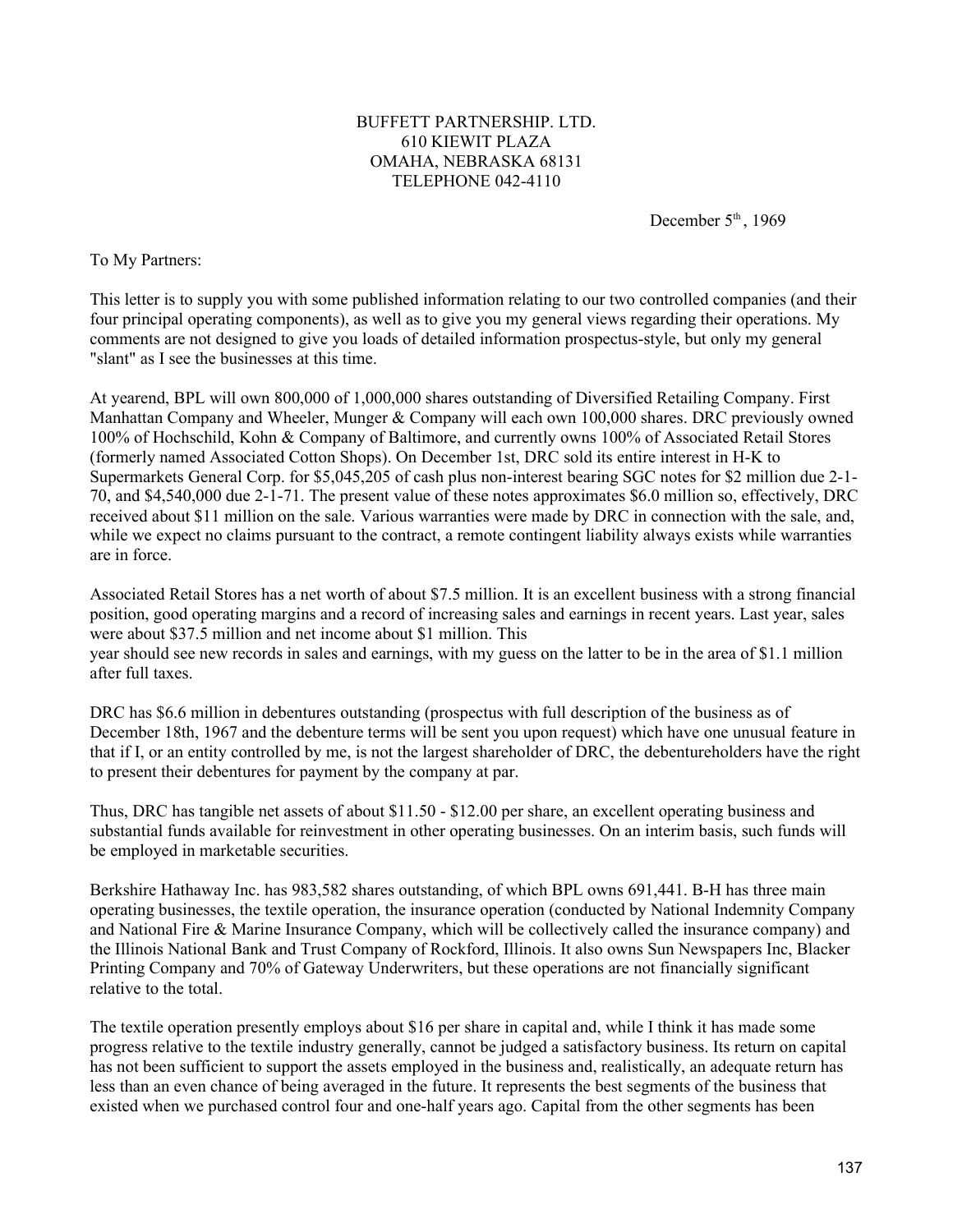BUFFETT PARTNERSHIP. LTD.
610 KIEWIT PLAZA
OMAHA, NEBRASKA 68131
TELEPHONE 042-4110

December 5th, 1969

To My Partners:

This letter is to supply you with some published information relating to our two controlled companies (and their four principal operating components), as well as to give you my general views regarding their operations. My comments are not designed to give you loads of detailed information prospectus-style, but only my general "slant" as I see the businesses at this time.

At yearend, BPL will own 800,000 of 1,000,000 shares outstanding of Diversified Retailing Company. First Manhattan Company and Wheeler, Munger & Company will each own 100,000 shares. DRC previously owned 100% of Hochschild, Kohn & Company of Baltimore, and currently owns 100% of Associated Retail Stores (formerly named Associated Cotton Shops). On December 1st, DRC sold its entire interest in H-K to Supermarkets General Corp. for $5,045,205 of cash plus non-interest bearing SGC notes for $2 million due 2-1-70, and $4,540,000 due 2-1-71. The present value of these notes approximates $6.0 million so, effectively, DRC received about $11 million on the sale. Various warranties were made by DRC in connection with the sale, and, while we expect no claims pursuant to the contract, a remote contingent liability always exists while warranties are in force.

Associated Retail Stores has a net worth of about $7.5 million. It is an excellent business with a strong financial position, good operating margins and a record of increasing sales and earnings in recent years. Last year, sales were about $37.5 million and net income about $1 million. This year should see new records in sales and earnings, with my guess on the latter to be in the area of $1.1 million after full taxes.

DRC has $6.6 million in debentures outstanding (prospectus with full description of the business as of December 18th, 1967 and the debenture terms will be sent you upon request) which have one unusual feature in that if I, or an entity controlled by me, is not the largest shareholder of DRC, the debentureholders have the right to present their debentures for payment by the company at par.

Thus, DRC has tangible net assets of about $11.50 - $12.00 per share, an excellent operating business and substantial funds available for reinvestment in other operating businesses. On an interim basis, such funds will be employed in marketable securities.

Berkshire Hathaway Inc. has 983,582 shares outstanding, of which BPL owns 691,441. B-H has three main operating businesses, the textile operation, the insurance operation (conducted by National Indemnity Company and National Fire & Marine Insurance Company, which will be collectively called the insurance company) and the Illinois National Bank and Trust Company of Rockford, Illinois. It also owns Sun Newspapers Inc, Blacker Printing Company and 70% of Gateway Underwriters, but these operations are not financially significant relative to the total.

The textile operation presently employs about $16 per share in capital and, while I think it has made some progress relative to the textile industry generally, cannot be judged a satisfactory business. Its return on capital has not been sufficient to support the assets employed in the business and, realistically, an adequate return has less than an even chance of being averaged in the future. It represents the best segments of the business that existed when we purchased control four and one-half years ago. Capital from the other segments has been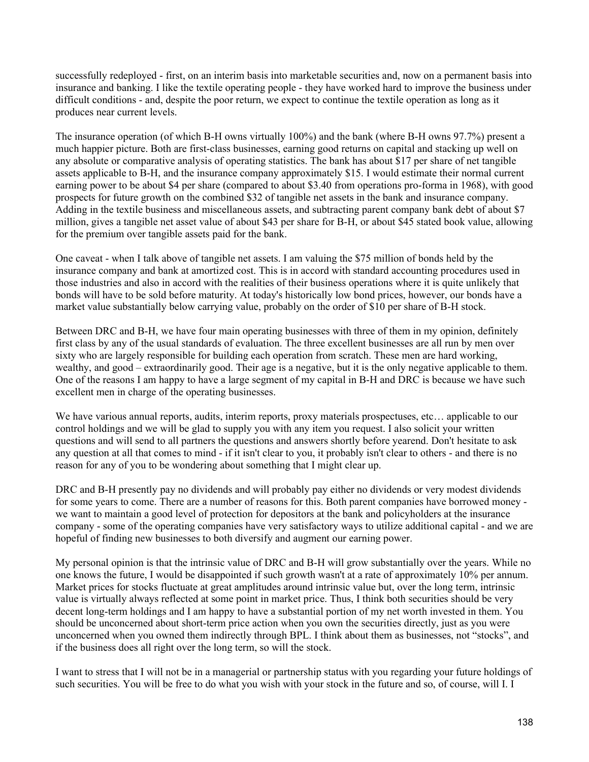successfully redeployed - first, on an interim basis into marketable securities and, now on a permanent basis into insurance and banking. I like the textile operating people - they have worked hard to improve the business under difficult conditions - and, despite the poor return, we expect to continue the textile operation as long as it produces near current levels.

The insurance operation (of which B-H owns virtually 100%) and the bank (where B-H owns 97.7%) present a much happier picture. Both are first-class businesses, earning good returns on capital and stacking up well on any absolute or comparative analysis of operating statistics. The bank has about $17 per share of net tangible assets applicable to B-H, and the insurance company approximately $15. I would estimate their normal current earning power to be about $4 per share (compared to about $3.40 from operations pro-forma in 1968), with good prospects for future growth on the combined $32 of tangible net assets in the bank and insurance company. Adding in the textile business and miscellaneous assets, and subtracting parent company bank debt of about $7 million, gives a tangible net asset value of about $43 per share for B-H, or about $45 stated book value, allowing for the premium over tangible assets paid for the bank.

One caveat - when I talk above of tangible net assets. I am valuing the $75 million of bonds held by the insurance company and bank at amortized cost. This is in accord with standard accounting procedures used in those industries and also in accord with the realities of their business operations where it is quite unlikely that bonds will have to be sold before maturity. At today's historically low bond prices, however, our bonds have a market value substantially below carrying value, probably on the order of $10 per share of B-H stock.

Between DRC and B-H, we have four main operating businesses with three of them in my opinion, definitely first class by any of the usual standards of evaluation. The three excellent businesses are all run by men over sixty who are largely responsible for building each operation from scratch. These men are hard working, wealthy, and good – extraordinarily good. Their age is a negative, but it is the only negative applicable to them. One of the reasons I am happy to have a large segment of my capital in B-H and DRC is because we have such excellent men in charge of the operating businesses.

We have various annual reports, audits, interim reports, proxy materials prospectuses, etc… applicable to our control holdings and we will be glad to supply you with any item you request. I also solicit your written questions and will send to all partners the questions and answers shortly before yearend. Don't hesitate to ask any question at all that comes to mind - if it isn't clear to you, it probably isn't clear to others - and there is no reason for any of you to be wondering about something that I might clear up.

DRC and B-H presently pay no dividends and will probably pay either no dividends or very modest dividends for some years to come. There are a number of reasons for this. Both parent companies have borrowed money - we want to maintain a good level of protection for depositors at the bank and policyholders at the insurance company - some of the operating companies have very satisfactory ways to utilize additional capital - and we are hopeful of finding new businesses to both diversify and augment our earning power.

My personal opinion is that the intrinsic value of DRC and B-H will grow substantially over the years. While no one knows the future, I would be disappointed if such growth wasn't at a rate of approximately 10% per annum. Market prices for stocks fluctuate at great amplitudes around intrinsic value but, over the long term, intrinsic value is virtually always reflected at some point in market price. Thus, I think both securities should be very decent long-term holdings and I am happy to have a substantial portion of my net worth invested in them. You should be unconcerned about short-term price action when you own the securities directly, just as you were unconcerned when you owned them indirectly through BPL. I think about them as businesses, not "stocks", and if the business does all right over the long term, so will the stock.

I want to stress that I will not be in a managerial or partnership status with you regarding your future holdings of such securities. You will be free to do what you wish with your stock in the future and so, of course, will I. I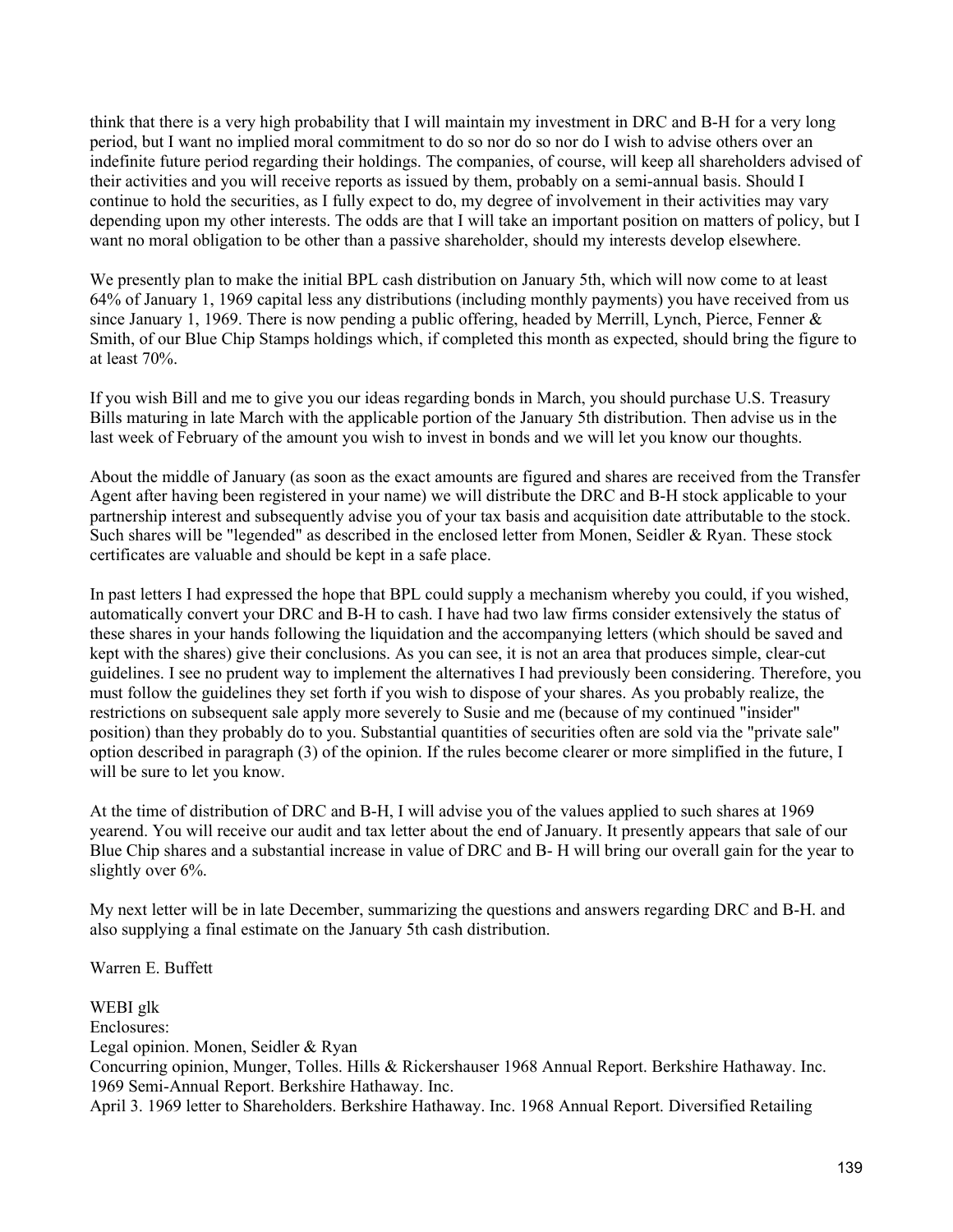think that there is a very high probability that I will maintain my investment in DRC and B-H for a very long period, but I want no implied moral commitment to do so nor do so nor do I wish to advise others over an indefinite future period regarding their holdings. The companies, of course, will keep all shareholders advised of their activities and you will receive reports as issued by them, probably on a semi-annual basis. Should I continue to hold the securities, as I fully expect to do, my degree of involvement in their activities may vary depending upon my other interests. The odds are that I will take an important position on matters of policy, but I want no moral obligation to be other than a passive shareholder, should my interests develop elsewhere.

We presently plan to make the initial BPL cash distribution on January 5th, which will now come to at least 64% of January 1, 1969 capital less any distributions (including monthly payments) you have received from us since January 1, 1969. There is now pending a public offering, headed by Merrill, Lynch, Pierce, Fenner & Smith, of our Blue Chip Stamps holdings which, if completed this month as expected, should bring the figure to at least 70%.

If you wish Bill and me to give you our ideas regarding bonds in March, you should purchase U.S. Treasury Bills maturing in late March with the applicable portion of the January 5th distribution. Then advise us in the last week of February of the amount you wish to invest in bonds and we will let you know our thoughts.

About the middle of January (as soon as the exact amounts are figured and shares are received from the Transfer Agent after having been registered in your name) we will distribute the DRC and B-H stock applicable to your partnership interest and subsequently advise you of your tax basis and acquisition date attributable to the stock. Such shares will be "legended" as described in the enclosed letter from Monen, Seidler & Ryan. These stock certificates are valuable and should be kept in a safe place.

In past letters I had expressed the hope that BPL could supply a mechanism whereby you could, if you wished, automatically convert your DRC and B-H to cash. I have had two law firms consider extensively the status of these shares in your hands following the liquidation and the accompanying letters (which should be saved and kept with the shares) give their conclusions. As you can see, it is not an area that produces simple, clear-cut guidelines. I see no prudent way to implement the alternatives I had previously been considering. Therefore, you must follow the guidelines they set forth if you wish to dispose of your shares. As you probably realize, the restrictions on subsequent sale apply more severely to Susie and me (because of my continued "insider" position) than they probably do to you. Substantial quantities of securities often are sold via the "private sale" option described in paragraph (3) of the opinion. If the rules become clearer or more simplified in the future, I will be sure to let you know.

At the time of distribution of DRC and B-H, I will advise you of the values applied to such shares at 1969 yearend. You will receive our audit and tax letter about the end of January. It presently appears that sale of our Blue Chip shares and a substantial increase in value of DRC and B- H will bring our overall gain for the year to slightly over 6%.

My next letter will be in late December, summarizing the questions and answers regarding DRC and B-H. and also supplying a final estimate on the January 5th cash distribution.

Warren E. Buffett

WEBI glk  
Enclosures:  
Legal opinion. Monen, Seidler & Ryan  
Concurring opinion, Munger, Tolles. Hills & Rickershauser 1968 Annual Report. Berkshire Hathaway. Inc.  
1969 Semi-Annual Report. Berkshire Hathaway. Inc.  
April 3. 1969 letter to Shareholders. Berkshire Hathaway. Inc. 1968 Annual Report. Diversified Retailing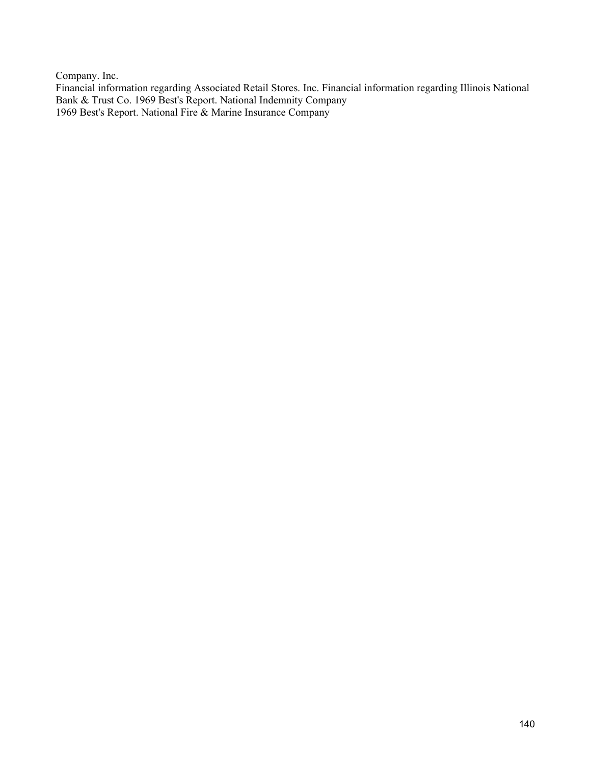Company. Inc.

Financial information regarding Associated Retail Stores. Inc. Financial information regarding Illinois National Bank & Trust Co. 1969 Best's Report. National Indemnity Company

1969 Best's Report. National Fire & Marine Insurance Company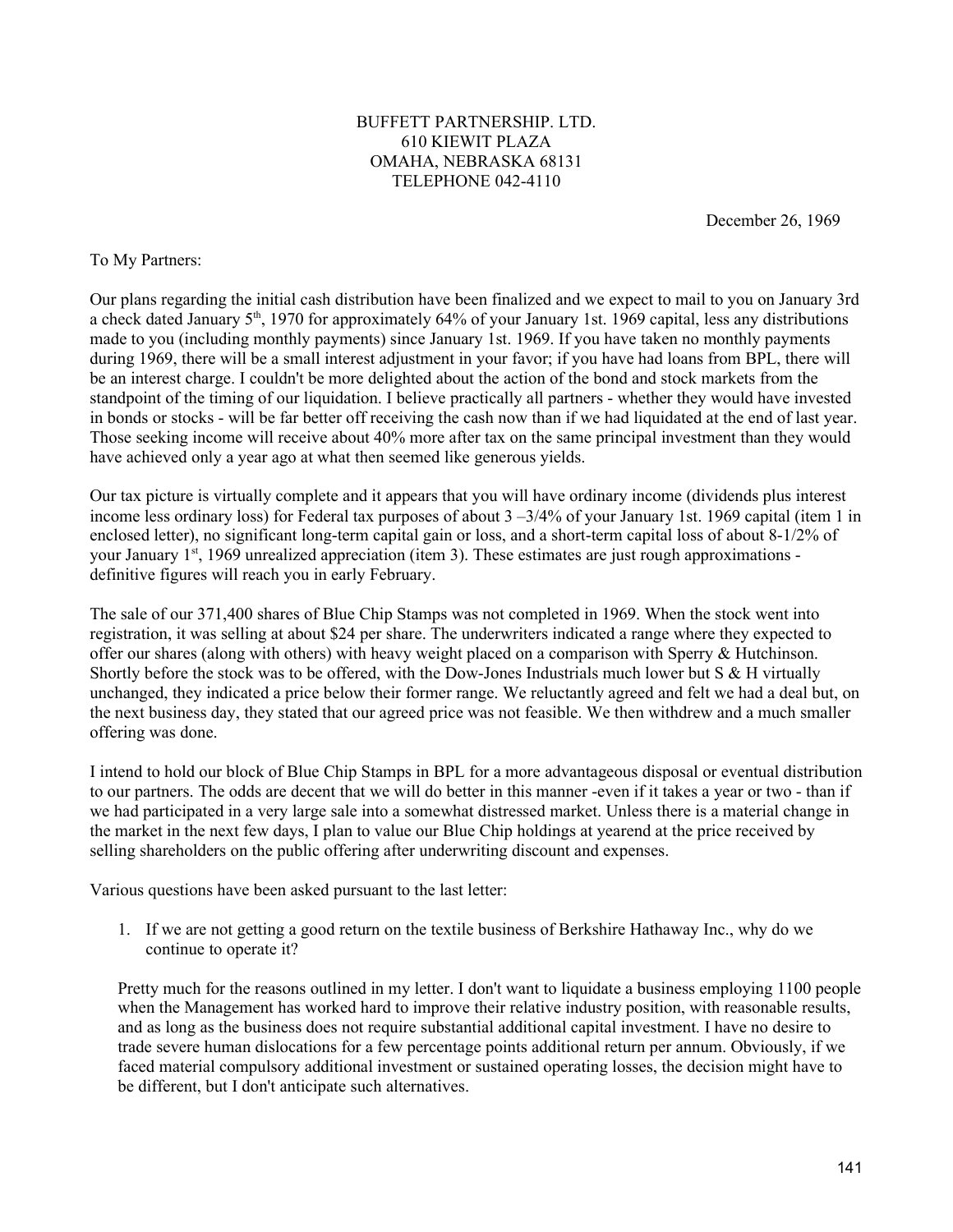BUFFETT PARTNERSHIP. LTD.
610 KIEWIT PLAZA
OMAHA, NEBRASKA 68131
TELEPHONE 042-4110

December 26, 1969

To My Partners:

Our plans regarding the initial cash distribution have been finalized and we expect to mail to you on January 3rd a check dated January 5th, 1970 for approximately 64% of your January 1st. 1969 capital, less any distributions made to you (including monthly payments) since January 1st. 1969. If you have taken no monthly payments during 1969, there will be a small interest adjustment in your favor; if you have had loans from BPL, there will be an interest charge. I couldn't be more delighted about the action of the bond and stock markets from the standpoint of the timing of our liquidation. I believe practically all partners - whether they would have invested in bonds or stocks - will be far better off receiving the cash now than if we had liquidated at the end of last year. Those seeking income will receive about 40% more after tax on the same principal investment than they would have achieved only a year ago at what then seemed like generous yields.

Our tax picture is virtually complete and it appears that you will have ordinary income (dividends plus interest income less ordinary loss) for Federal tax purposes of about 3 –3/4% of your January 1st. 1969 capital (item 1 in enclosed letter), no significant long-term capital gain or loss, and a short-term capital loss of about 8-1/2% of your January 1st, 1969 unrealized appreciation (item 3). These estimates are just rough approximations - definitive figures will reach you in early February.

The sale of our 371,400 shares of Blue Chip Stamps was not completed in 1969. When the stock went into registration, it was selling at about $24 per share. The underwriters indicated a range where they expected to offer our shares (along with others) with heavy weight placed on a comparison with Sperry & Hutchinson. Shortly before the stock was to be offered, with the Dow-Jones Industrials much lower but S & H virtually unchanged, they indicated a price below their former range. We reluctantly agreed and felt we had a deal but, on the next business day, they stated that our agreed price was not feasible. We then withdrew and a much smaller offering was done.

I intend to hold our block of Blue Chip Stamps in BPL for a more advantageous disposal or eventual distribution to our partners. The odds are decent that we will do better in this manner -even if it takes a year or two - than if we had participated in a very large sale into a somewhat distressed market. Unless there is a material change in the market in the next few days, I plan to value our Blue Chip holdings at yearend at the price received by selling shareholders on the public offering after underwriting discount and expenses.

Various questions have been asked pursuant to the last letter:

1. If we are not getting a good return on the textile business of Berkshire Hathaway Inc., why do we continue to operate it?

   Pretty much for the reasons outlined in my letter. I don't want to liquidate a business employing 1100 people when the Management has worked hard to improve their relative industry position, with reasonable results, and as long as the business does not require substantial additional capital investment. I have no desire to trade severe human dislocations for a few percentage points additional return per annum. Obviously, if we faced material compulsory additional investment or sustained operating losses, the decision might have to be different, but I don't anticipate such alternatives.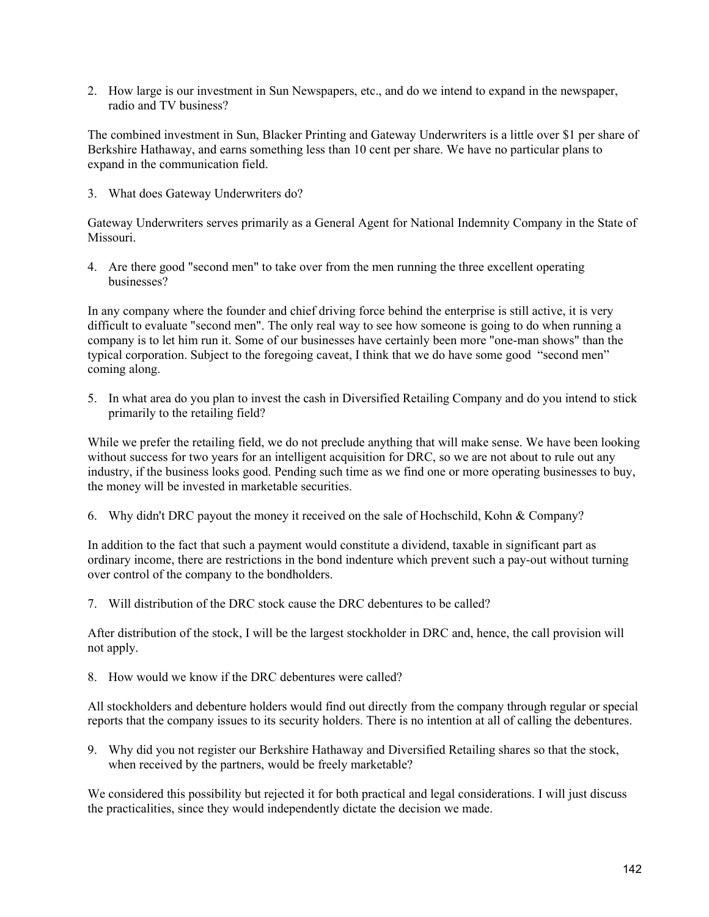2. How large is our investment in Sun Newspapers, etc., and do we intend to expand in the newspaper, radio and TV business?

The combined investment in Sun, Blacker Printing and Gateway Underwriters is a little over $1 per share of Berkshire Hathaway, and earns something less than 10 cent per share. We have no particular plans to expand in the communication field.

3. What does Gateway Underwriters do?

Gateway Underwriters serves primarily as a General Agent for National Indemnity Company in the State of Missouri.

4. Are there good "second men" to take over from the men running the three excellent operating businesses?

In any company where the founder and chief driving force behind the enterprise is still active, it is very difficult to evaluate "second men". The only real way to see how someone is going to do when running a company is to let him run it. Some of our businesses have certainly been more "one-man shows" than the typical corporation. Subject to the foregoing caveat, I think that we do have some good "second men" coming along.

5. In what area do you plan to invest the cash in Diversified Retailing Company and do you intend to stick primarily to the retailing field?

While we prefer the retailing field, we do not preclude anything that will make sense. We have been looking without success for two years for an intelligent acquisition for DRC, so we are not about to rule out any industry, if the business looks good. Pending such time as we find one or more operating businesses to buy, the money will be invested in marketable securities.

6. Why didn't DRC payout the money it received on the sale of Hochschild, Kohn & Company?

In addition to the fact that such a payment would constitute a dividend, taxable in significant part as ordinary income, there are restrictions in the bond indenture which prevent such a pay-out without turning over control of the company to the bondholders.

7. Will distribution of the DRC stock cause the DRC debentures to be called?

After distribution of the stock, I will be the largest stockholder in DRC and, hence, the call provision will not apply.

8. How would we know if the DRC debentures were called?

All stockholders and debenture holders would find out directly from the company through regular or special reports that the company issues to its security holders. There is no intention at all of calling the debentures.

9. Why did you not register our Berkshire Hathaway and Diversified Retailing shares so that the stock, when received by the partners, would be freely marketable?

We considered this possibility but rejected it for both practical and legal considerations. I will just discuss the practicalities, since they would independently dictate the decision we made.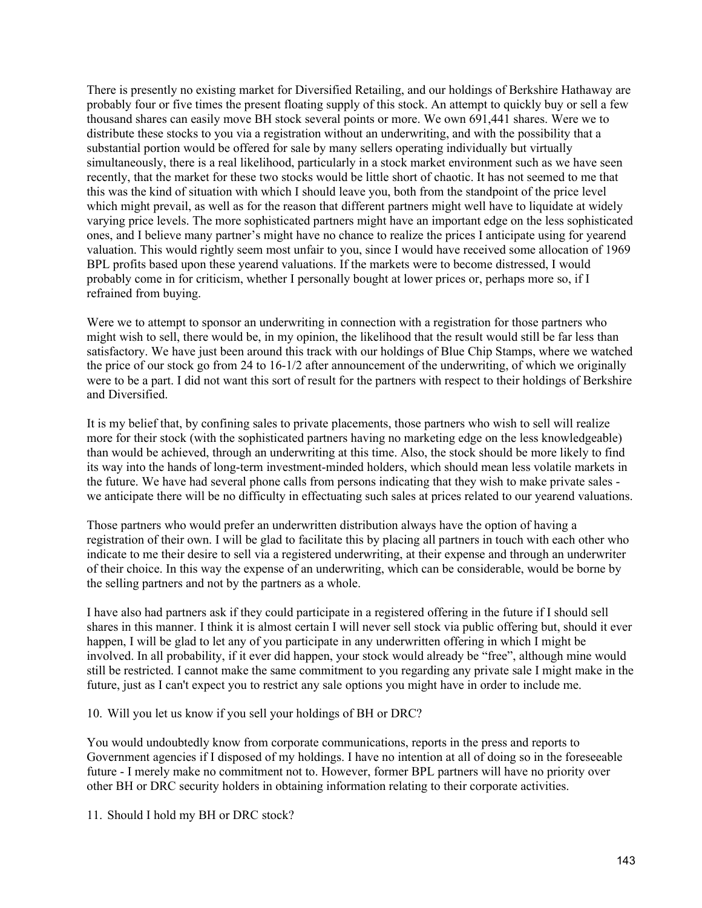There is presently no existing market for Diversified Retailing, and our holdings of Berkshire Hathaway are probably four or five times the present floating supply of this stock. An attempt to quickly buy or sell a few thousand shares can easily move BH stock several points or more. We own 691,441 shares. Were we to distribute these stocks to you via a registration without an underwriting, and with the possibility that a substantial portion would be offered for sale by many sellers operating individually but virtually simultaneously, there is a real likelihood, particularly in a stock market environment such as we have seen recently, that the market for these two stocks would be little short of chaotic. It has not seemed to me that this was the kind of situation with which I should leave you, both from the standpoint of the price level which might prevail, as well as for the reason that different partners might well have to liquidate at widely varying price levels. The more sophisticated partners might have an important edge on the less sophisticated ones, and I believe many partner's might have no chance to realize the prices I anticipate using for yearend valuation. This would rightly seem most unfair to you, since I would have received some allocation of 1969 BPL profits based upon these yearend valuations. If the markets were to become distressed, I would probably come in for criticism, whether I personally bought at lower prices or, perhaps more so, if I refrained from buying.

Were we to attempt to sponsor an underwriting in connection with a registration for those partners who might wish to sell, there would be, in my opinion, the likelihood that the result would still be far less than satisfactory. We have just been around this track with our holdings of Blue Chip Stamps, where we watched the price of our stock go from 24 to 16-1/2 after announcement of the underwriting, of which we originally were to be a part. I did not want this sort of result for the partners with respect to their holdings of Berkshire and Diversified.

It is my belief that, by confining sales to private placements, those partners who wish to sell will realize more for their stock (with the sophisticated partners having no marketing edge on the less knowledgeable) than would be achieved, through an underwriting at this time. Also, the stock should be more likely to find its way into the hands of long-term investment-minded holders, which should mean less volatile markets in the future. We have had several phone calls from persons indicating that they wish to make private sales - we anticipate there will be no difficulty in effectuating such sales at prices related to our yearend valuations.

Those partners who would prefer an underwritten distribution always have the option of having a registration of their own. I will be glad to facilitate this by placing all partners in touch with each other who indicate to me their desire to sell via a registered underwriting, at their expense and through an underwriter of their choice. In this way the expense of an underwriting, which can be considerable, would be borne by the selling partners and not by the partners as a whole.

I have also had partners ask if they could participate in a registered offering in the future if I should sell shares in this manner. I think it is almost certain I will never sell stock via public offering but, should it ever happen, I will be glad to let any of you participate in any underwritten offering in which I might be involved. In all probability, if it ever did happen, your stock would already be "free", although mine would still be restricted. I cannot make the same commitment to you regarding any private sale I might make in the future, just as I can't expect you to restrict any sale options you might have in order to include me.

10. Will you let us know if you sell your holdings of BH or DRC?

You would undoubtedly know from corporate communications, reports in the press and reports to Government agencies if I disposed of my holdings. I have no intention at all of doing so in the foreseeable future - I merely make no commitment not to. However, former BPL partners will have no priority over other BH or DRC security holders in obtaining information relating to their corporate activities.

11. Should I hold my BH or DRC stock?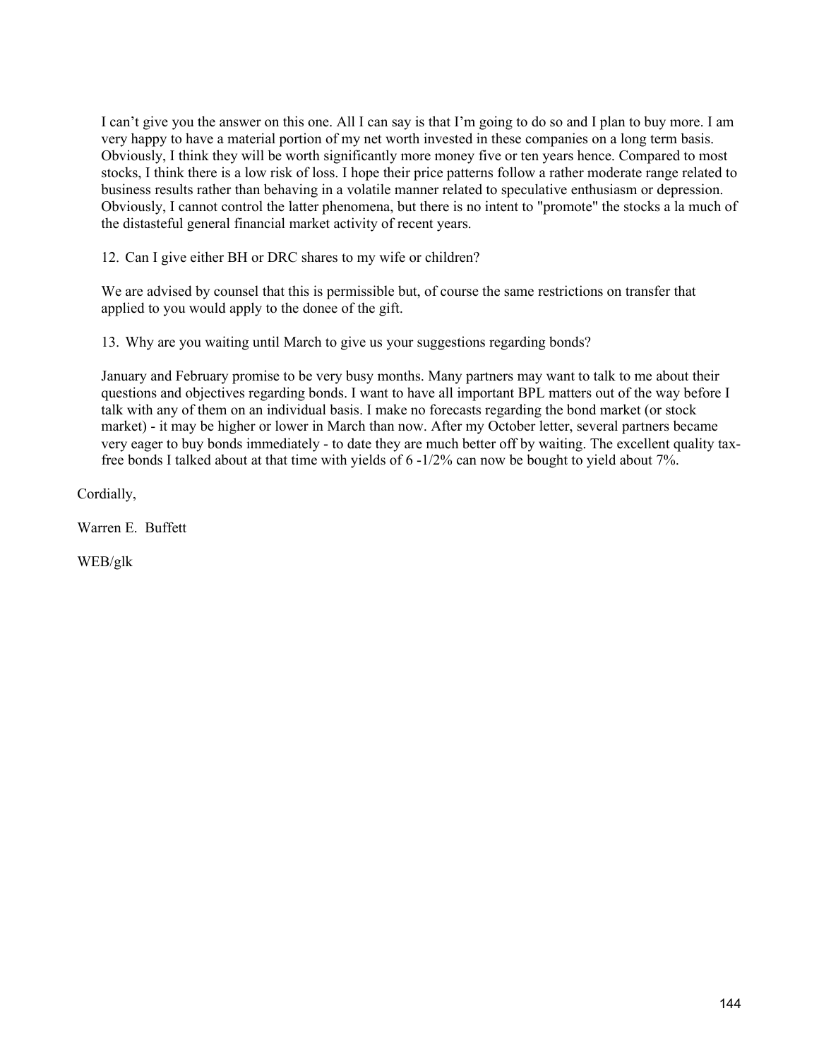I can't give you the answer on this one. All I can say is that I'm going to do so and I plan to buy more. I am very happy to have a material portion of my net worth invested in these companies on a long term basis. Obviously, I think they will be worth significantly more money five or ten years hence. Compared to most stocks, I think there is a low risk of loss. I hope their price patterns follow a rather moderate range related to business results rather than behaving in a volatile manner related to speculative enthusiasm or depression. Obviously, I cannot control the latter phenomena, but there is no intent to "promote" the stocks a la much of the distasteful general financial market activity of recent years.

12. Can I give either BH or DRC shares to my wife or children?

We are advised by counsel that this is permissible but, of course the same restrictions on transfer that applied to you would apply to the donee of the gift.

13. Why are you waiting until March to give us your suggestions regarding bonds?

January and February promise to be very busy months. Many partners may want to talk to me about their questions and objectives regarding bonds. I want to have all important BPL matters out of the way before I talk with any of them on an individual basis. I make no forecasts regarding the bond market (or stock market) - it may be higher or lower in March than now. After my October letter, several partners became very eager to buy bonds immediately - to date they are much better off by waiting. The excellent quality tax-free bonds I talked about at that time with yields of 6 -1/2% can now be bought to yield about 7%.

Cordially,

Warren E. Buffett

WEB/glk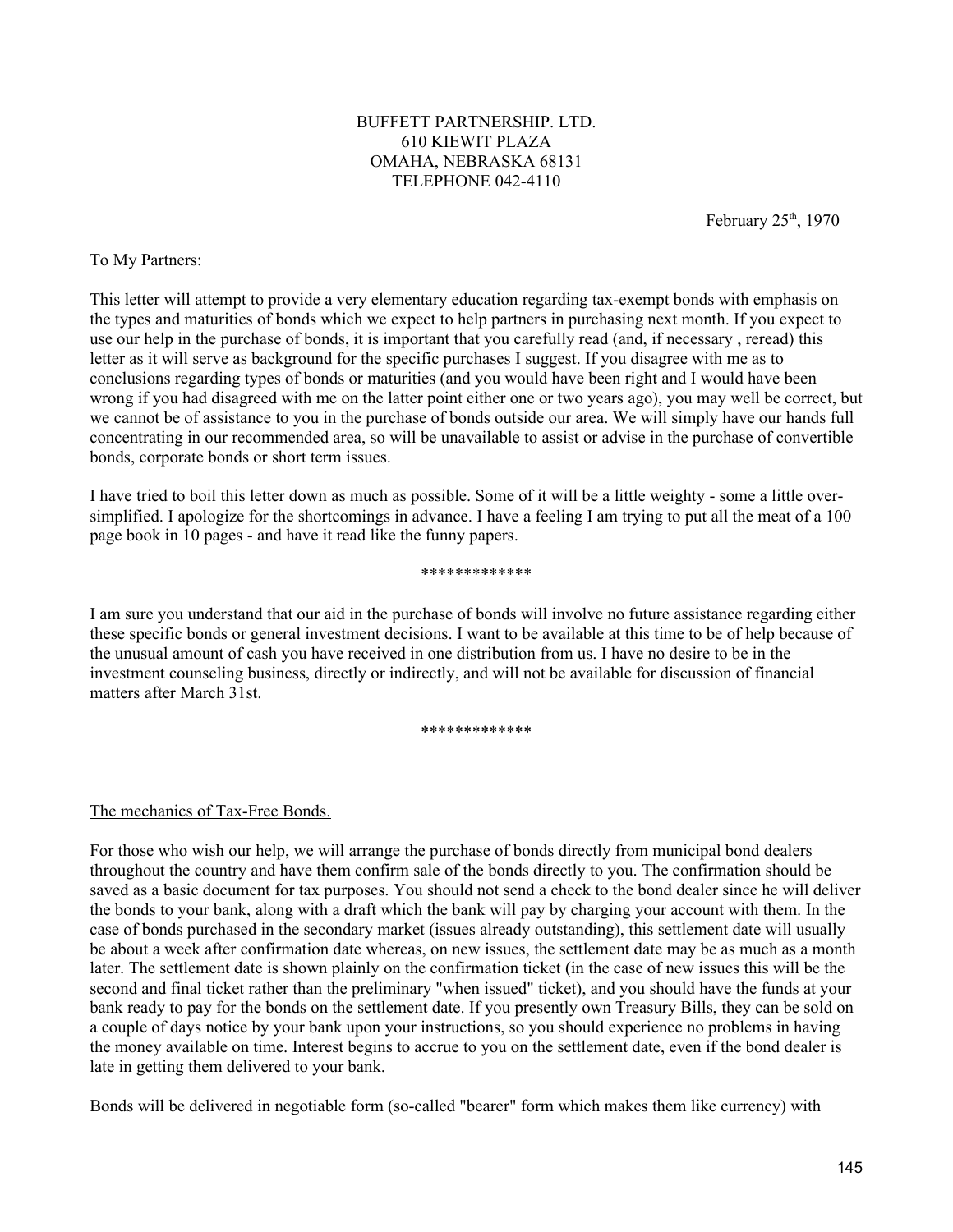BUFFETT PARTNERSHIP. LTD.
610 KIEWIT PLAZA
OMAHA, NEBRASKA 68131
TELEPHONE 042-4110

February 25th, 1970

To My Partners:

This letter will attempt to provide a very elementary education regarding tax-exempt bonds with emphasis on the types and maturities of bonds which we expect to help partners in purchasing next month. If you expect to use our help in the purchase of bonds, it is important that you carefully read (and, if necessary , reread) this letter as it will serve as background for the specific purchases I suggest. If you disagree with me as to conclusions regarding types of bonds or maturities (and you would have been right and I would have been wrong if you had disagreed with me on the latter point either one or two years ago), you may well be correct, but we cannot be of assistance to you in the purchase of bonds outside our area. We will simply have our hands full concentrating in our recommended area, so will be unavailable to assist or advise in the purchase of convertible bonds, corporate bonds or short term issues.

I have tried to boil this letter down as much as possible. Some of it will be a little weighty - some a little over-simplified. I apologize for the shortcomings in advance. I have a feeling I am trying to put all the meat of a 100 page book in 10 pages - and have it read like the funny papers.

*************

I am sure you understand that our aid in the purchase of bonds will involve no future assistance regarding either these specific bonds or general investment decisions. I want to be available at this time to be of help because of the unusual amount of cash you have received in one distribution from us. I have no desire to be in the investment counseling business, directly or indirectly, and will not be available for discussion of financial matters after March 31st.

*************

The mechanics of Tax-Free Bonds.

For those who wish our help, we will arrange the purchase of bonds directly from municipal bond dealers throughout the country and have them confirm sale of the bonds directly to you. The confirmation should be saved as a basic document for tax purposes. You should not send a check to the bond dealer since he will deliver the bonds to your bank, along with a draft which the bank will pay by charging your account with them. In the case of bonds purchased in the secondary market (issues already outstanding), this settlement date will usually be about a week after confirmation date whereas, on new issues, the settlement date may be as much as a month later. The settlement date is shown plainly on the confirmation ticket (in the case of new issues this will be the second and final ticket rather than the preliminary "when issued" ticket), and you should have the funds at your bank ready to pay for the bonds on the settlement date. If you presently own Treasury Bills, they can be sold on a couple of days notice by your bank upon your instructions, so you should experience no problems in having the money available on time. Interest begins to accrue to you on the settlement date, even if the bond dealer is late in getting them delivered to your bank.

Bonds will be delivered in negotiable form (so-called "bearer" form which makes them like currency) with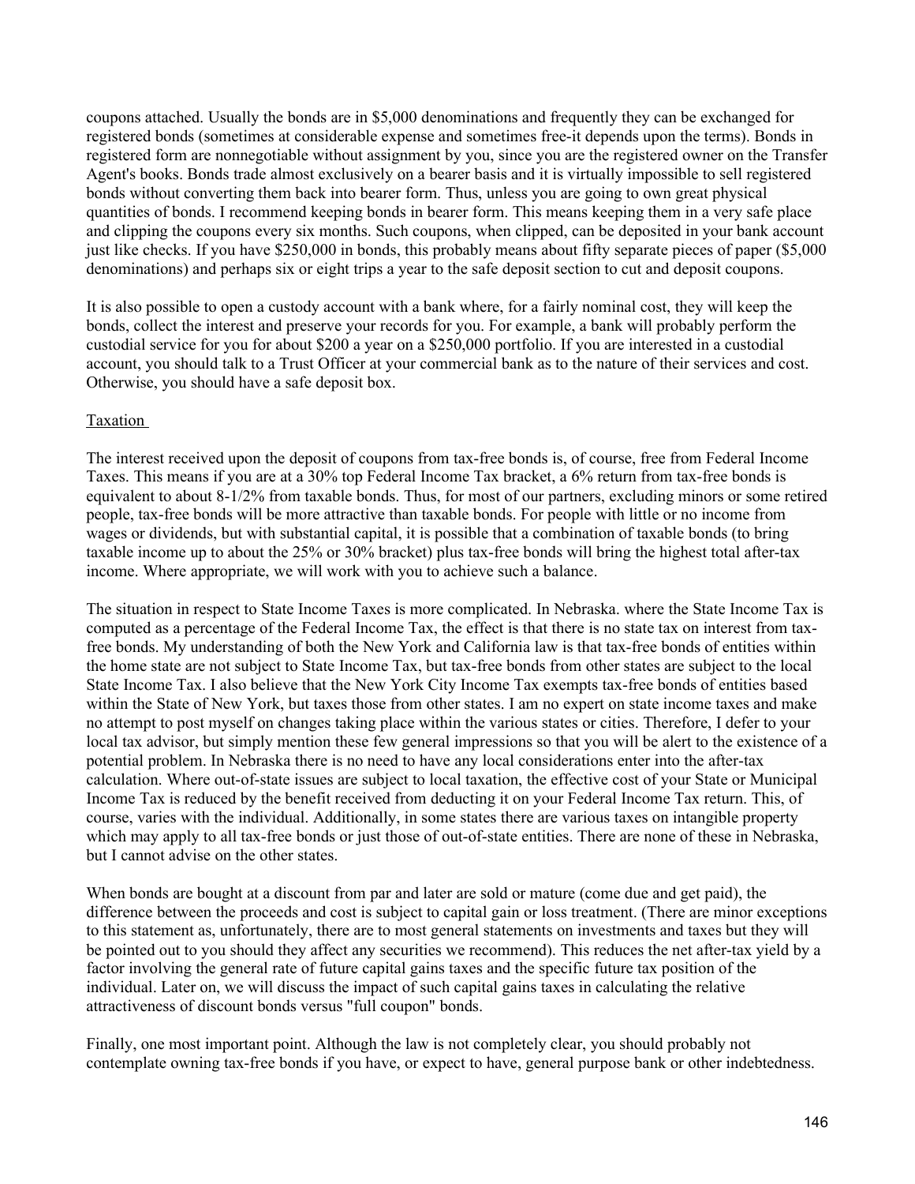coupons attached. Usually the bonds are in $5,000 denominations and frequently they can be exchanged for registered bonds (sometimes at considerable expense and sometimes free-it depends upon the terms). Bonds in registered form are nonnegotiable without assignment by you, since you are the registered owner on the Transfer Agent's books. Bonds trade almost exclusively on a bearer basis and it is virtually impossible to sell registered bonds without converting them back into bearer form. Thus, unless you are going to own great physical quantities of bonds. I recommend keeping bonds in bearer form. This means keeping them in a very safe place and clipping the coupons every six months. Such coupons, when clipped, can be deposited in your bank account just like checks. If you have $250,000 in bonds, this probably means about fifty separate pieces of paper ($5,000 denominations) and perhaps six or eight trips a year to the safe deposit section to cut and deposit coupons.

It is also possible to open a custody account with a bank where, for a fairly nominal cost, they will keep the bonds, collect the interest and preserve your records for you. For example, a bank will probably perform the custodial service for you for about $200 a year on a $250,000 portfolio. If you are interested in a custodial account, you should talk to a Trust Officer at your commercial bank as to the nature of their services and cost. Otherwise, you should have a safe deposit box.

Taxation

The interest received upon the deposit of coupons from tax-free bonds is, of course, free from Federal Income Taxes. This means if you are at a 30% top Federal Income Tax bracket, a 6% return from tax-free bonds is equivalent to about 8-1/2% from taxable bonds. Thus, for most of our partners, excluding minors or some retired people, tax-free bonds will be more attractive than taxable bonds. For people with little or no income from wages or dividends, but with substantial capital, it is possible that a combination of taxable bonds (to bring taxable income up to about the 25% or 30% bracket) plus tax-free bonds will bring the highest total after-tax income. Where appropriate, we will work with you to achieve such a balance.

The situation in respect to State Income Taxes is more complicated. In Nebraska. where the State Income Tax is computed as a percentage of the Federal Income Tax, the effect is that there is no state tax on interest from tax-free bonds. My understanding of both the New York and California law is that tax-free bonds of entities within the home state are not subject to State Income Tax, but tax-free bonds from other states are subject to the local State Income Tax. I also believe that the New York City Income Tax exempts tax-free bonds of entities based within the State of New York, but taxes those from other states. I am no expert on state income taxes and make no attempt to post myself on changes taking place within the various states or cities. Therefore, I defer to your local tax advisor, but simply mention these few general impressions so that you will be alert to the existence of a potential problem. In Nebraska there is no need to have any local considerations enter into the after-tax calculation. Where out-of-state issues are subject to local taxation, the effective cost of your State or Municipal Income Tax is reduced by the benefit received from deducting it on your Federal Income Tax return. This, of course, varies with the individual. Additionally, in some states there are various taxes on intangible property which may apply to all tax-free bonds or just those of out-of-state entities. There are none of these in Nebraska, but I cannot advise on the other states.

When bonds are bought at a discount from par and later are sold or mature (come due and get paid), the difference between the proceeds and cost is subject to capital gain or loss treatment. (There are minor exceptions to this statement as, unfortunately, there are to most general statements on investments and taxes but they will be pointed out to you should they affect any securities we recommend). This reduces the net after-tax yield by a factor involving the general rate of future capital gains taxes and the specific future tax position of the individual. Later on, we will discuss the impact of such capital gains taxes in calculating the relative attractiveness of discount bonds versus "full coupon" bonds.

Finally, one most important point. Although the law is not completely clear, you should probably not contemplate owning tax-free bonds if you have, or expect to have, general purpose bank or other indebtedness.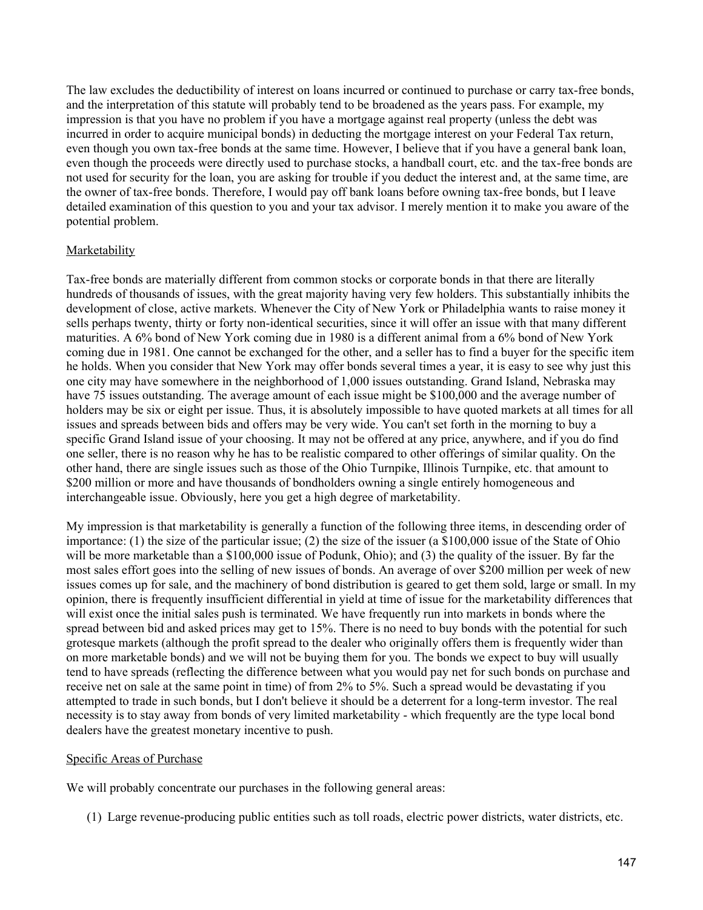The law excludes the deductibility of interest on loans incurred or continued to purchase or carry tax-free bonds, and the interpretation of this statute will probably tend to be broadened as the years pass. For example, my impression is that you have no problem if you have a mortgage against real property (unless the debt was incurred in order to acquire municipal bonds) in deducting the mortgage interest on your Federal Tax return, even though you own tax-free bonds at the same time. However, I believe that if you have a general bank loan, even though the proceeds were directly used to purchase stocks, a handball court, etc. and the tax-free bonds are not used for security for the loan, you are asking for trouble if you deduct the interest and, at the same time, are the owner of tax-free bonds. Therefore, I would pay off bank loans before owning tax-free bonds, but I leave detailed examination of this question to you and your tax advisor. I merely mention it to make you aware of the potential problem.

Marketability

Tax-free bonds are materially different from common stocks or corporate bonds in that there are literally hundreds of thousands of issues, with the great majority having very few holders. This substantially inhibits the development of close, active markets. Whenever the City of New York or Philadelphia wants to raise money it sells perhaps twenty, thirty or forty non-identical securities, since it will offer an issue with that many different maturities. A 6% bond of New York coming due in 1980 is a different animal from a 6% bond of New York coming due in 1981. One cannot be exchanged for the other, and a seller has to find a buyer for the specific item he holds. When you consider that New York may offer bonds several times a year, it is easy to see why just this one city may have somewhere in the neighborhood of 1,000 issues outstanding. Grand Island, Nebraska may have 75 issues outstanding. The average amount of each issue might be $100,000 and the average number of holders may be six or eight per issue. Thus, it is absolutely impossible to have quoted markets at all times for all issues and spreads between bids and offers may be very wide. You can't set forth in the morning to buy a specific Grand Island issue of your choosing. It may not be offered at any price, anywhere, and if you do find one seller, there is no reason why he has to be realistic compared to other offerings of similar quality. On the other hand, there are single issues such as those of the Ohio Turnpike, Illinois Turnpike, etc. that amount to $200 million or more and have thousands of bondholders owning a single entirely homogeneous and interchangeable issue. Obviously, here you get a high degree of marketability.

My impression is that marketability is generally a function of the following three items, in descending order of importance: (1) the size of the particular issue; (2) the size of the issuer (a $100,000 issue of the State of Ohio will be more marketable than a $100,000 issue of Podunk, Ohio); and (3) the quality of the issuer. By far the most sales effort goes into the selling of new issues of bonds. An average of over $200 million per week of new issues comes up for sale, and the machinery of bond distribution is geared to get them sold, large or small. In my opinion, there is frequently insufficient differential in yield at time of issue for the marketability differences that will exist once the initial sales push is terminated. We have frequently run into markets in bonds where the spread between bid and asked prices may get to 15%. There is no need to buy bonds with the potential for such grotesque markets (although the profit spread to the dealer who originally offers them is frequently wider than on more marketable bonds) and we will not be buying them for you. The bonds we expect to buy will usually tend to have spreads (reflecting the difference between what you would pay net for such bonds on purchase and receive net on sale at the same point in time) of from 2% to 5%. Such a spread would be devastating if you attempted to trade in such bonds, but I don't believe it should be a deterrent for a long-term investor. The real necessity is to stay away from bonds of very limited marketability - which frequently are the type local bond dealers have the greatest monetary incentive to push.

Specific Areas of Purchase

We will probably concentrate our purchases in the following general areas:

(1) Large revenue-producing public entities such as toll roads, electric power districts, water districts, etc.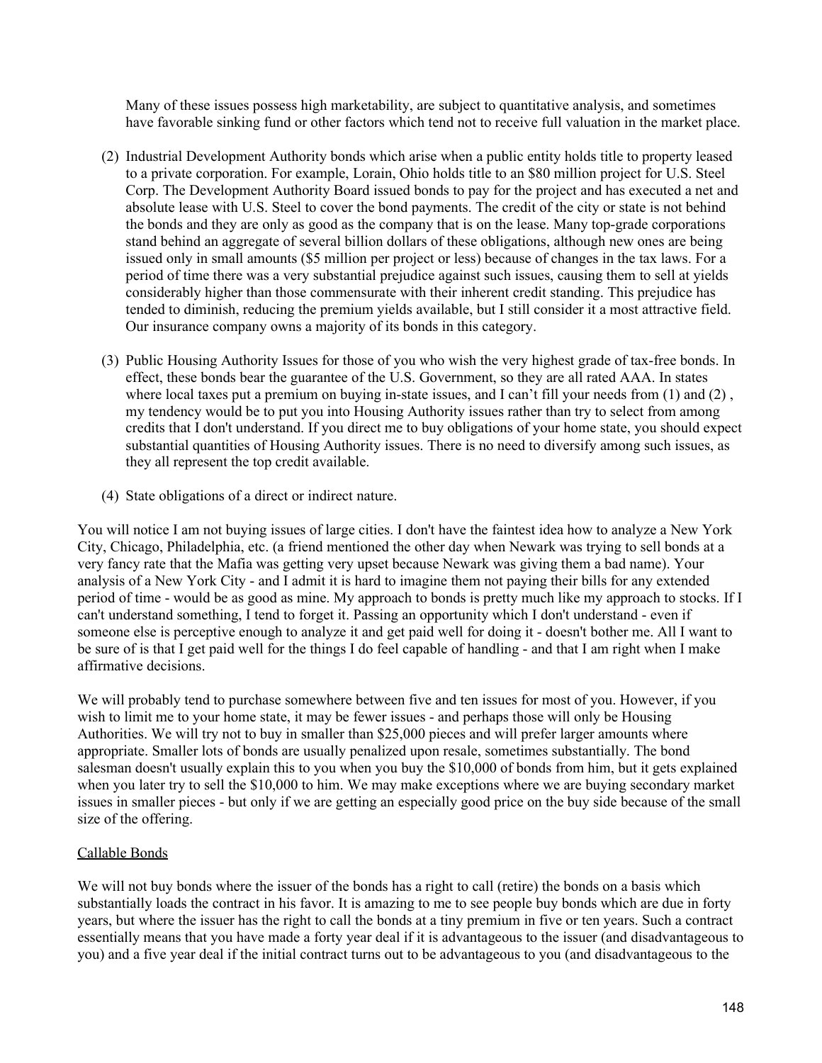Many of these issues possess high marketability, are subject to quantitative analysis, and sometimes have favorable sinking fund or other factors which tend not to receive full valuation in the market place.

(2) Industrial Development Authority bonds which arise when a public entity holds title to property leased to a private corporation. For example, Lorain, Ohio holds title to an $80 million project for U.S. Steel Corp. The Development Authority Board issued bonds to pay for the project and has executed a net and absolute lease with U.S. Steel to cover the bond payments. The credit of the city or state is not behind the bonds and they are only as good as the company that is on the lease. Many top-grade corporations stand behind an aggregate of several billion dollars of these obligations, although new ones are being issued only in small amounts ($5 million per project or less) because of changes in the tax laws. For a period of time there was a very substantial prejudice against such issues, causing them to sell at yields considerably higher than those commensurate with their inherent credit standing. This prejudice has tended to diminish, reducing the premium yields available, but I still consider it a most attractive field. Our insurance company owns a majority of its bonds in this category.

(3) Public Housing Authority Issues for those of you who wish the very highest grade of tax-free bonds. In effect, these bonds bear the guarantee of the U.S. Government, so they are all rated AAA. In states where local taxes put a premium on buying in-state issues, and I can't fill your needs from (1) and (2) , my tendency would be to put you into Housing Authority issues rather than try to select from among credits that I don't understand. If you direct me to buy obligations of your home state, you should expect substantial quantities of Housing Authority issues. There is no need to diversify among such issues, as they all represent the top credit available.

(4) State obligations of a direct or indirect nature.

You will notice I am not buying issues of large cities. I don't have the faintest idea how to analyze a New York City, Chicago, Philadelphia, etc. (a friend mentioned the other day when Newark was trying to sell bonds at a very fancy rate that the Mafia was getting very upset because Newark was giving them a bad name). Your analysis of a New York City - and I admit it is hard to imagine them not paying their bills for any extended period of time - would be as good as mine. My approach to bonds is pretty much like my approach to stocks. If I can't understand something, I tend to forget it. Passing an opportunity which I don't understand - even if someone else is perceptive enough to analyze it and get paid well for doing it - doesn't bother me. All I want to be sure of is that I get paid well for the things I do feel capable of handling - and that I am right when I make affirmative decisions.

We will probably tend to purchase somewhere between five and ten issues for most of you. However, if you wish to limit me to your home state, it may be fewer issues - and perhaps those will only be Housing Authorities. We will try not to buy in smaller than $25,000 pieces and will prefer larger amounts where appropriate. Smaller lots of bonds are usually penalized upon resale, sometimes substantially. The bond salesman doesn't usually explain this to you when you buy the $10,000 of bonds from him, but it gets explained when you later try to sell the $10,000 to him. We may make exceptions where we are buying secondary market issues in smaller pieces - but only if we are getting an especially good price on the buy side because of the small size of the offering.

<u>Callable Bonds</u>

We will not buy bonds where the issuer of the bonds has a right to call (retire) the bonds on a basis which substantially loads the contract in his favor. It is amazing to me to see people buy bonds which are due in forty years, but where the issuer has the right to call the bonds at a tiny premium in five or ten years. Such a contract essentially means that you have made a forty year deal if it is advantageous to the issuer (and disadvantageous to you) and a five year deal if the initial contract turns out to be advantageous to you (and disadvantageous to the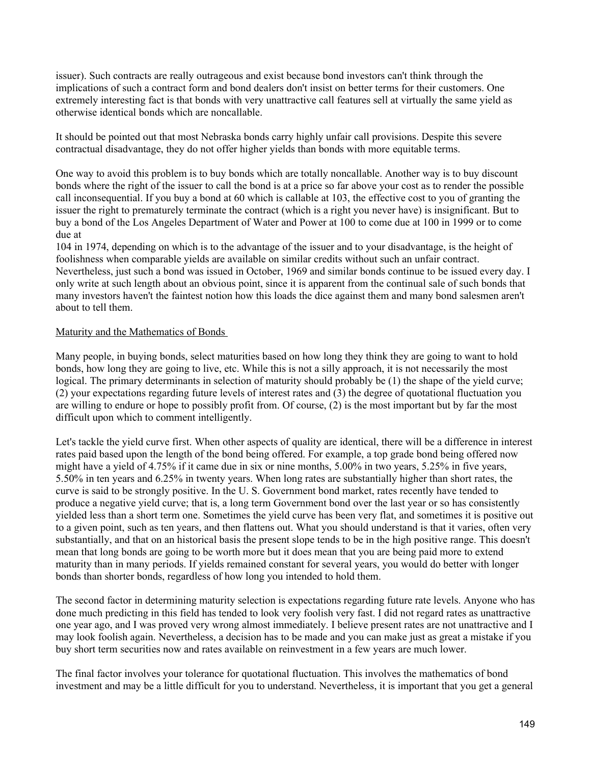issuer). Such contracts are really outrageous and exist because bond investors can't think through the implications of such a contract form and bond dealers don't insist on better terms for their customers. One extremely interesting fact is that bonds with very unattractive call features sell at virtually the same yield as otherwise identical bonds which are noncallable.

It should be pointed out that most Nebraska bonds carry highly unfair call provisions. Despite this severe contractual disadvantage, they do not offer higher yields than bonds with more equitable terms.

One way to avoid this problem is to buy bonds which are totally noncallable. Another way is to buy discount bonds where the right of the issuer to call the bond is at a price so far above your cost as to render the possible call inconsequential. If you buy a bond at 60 which is callable at 103, the effective cost to you of granting the issuer the right to prematurely terminate the contract (which is a right you never have) is insignificant. But to buy a bond of the Los Angeles Department of Water and Power at 100 to come due at 100 in 1999 or to come due at
104 in 1974, depending on which is to the advantage of the issuer and to your disadvantage, is the height of foolishness when comparable yields are available on similar credits without such an unfair contract. Nevertheless, just such a bond was issued in October, 1969 and similar bonds continue to be issued every day. I only write at such length about an obvious point, since it is apparent from the continual sale of such bonds that many investors haven't the faintest notion how this loads the dice against them and many bond salesmen aren't about to tell them.

Maturity and the Mathematics of Bonds

Many people, in buying bonds, select maturities based on how long they think they are going to want to hold bonds, how long they are going to live, etc. While this is not a silly approach, it is not necessarily the most logical. The primary determinants in selection of maturity should probably be (1) the shape of the yield curve; (2) your expectations regarding future levels of interest rates and (3) the degree of quotational fluctuation you are willing to endure or hope to possibly profit from. Of course, (2) is the most important but by far the most difficult upon which to comment intelligently.

Let's tackle the yield curve first. When other aspects of quality are identical, there will be a difference in interest rates paid based upon the length of the bond being offered. For example, a top grade bond being offered now might have a yield of 4.75% if it came due in six or nine months, 5.00% in two years, 5.25% in five years, 5.50% in ten years and 6.25% in twenty years. When long rates are substantially higher than short rates, the curve is said to be strongly positive. In the U. S. Government bond market, rates recently have tended to produce a negative yield curve; that is, a long term Government bond over the last year or so has consistently yielded less than a short term one. Sometimes the yield curve has been very flat, and sometimes it is positive out to a given point, such as ten years, and then flattens out. What you should understand is that it varies, often very substantially, and that on an historical basis the present slope tends to be in the high positive range. This doesn't mean that long bonds are going to be worth more but it does mean that you are being paid more to extend maturity than in many periods. If yields remained constant for several years, you would do better with longer bonds than shorter bonds, regardless of how long you intended to hold them.

The second factor in determining maturity selection is expectations regarding future rate levels. Anyone who has done much predicting in this field has tended to look very foolish very fast. I did not regard rates as unattractive one year ago, and I was proved very wrong almost immediately. I believe present rates are not unattractive and I may look foolish again. Nevertheless, a decision has to be made and you can make just as great a mistake if you buy short term securities now and rates available on reinvestment in a few years are much lower.

The final factor involves your tolerance for quotational fluctuation. This involves the mathematics of bond investment and may be a little difficult for you to understand. Nevertheless, it is important that you get a general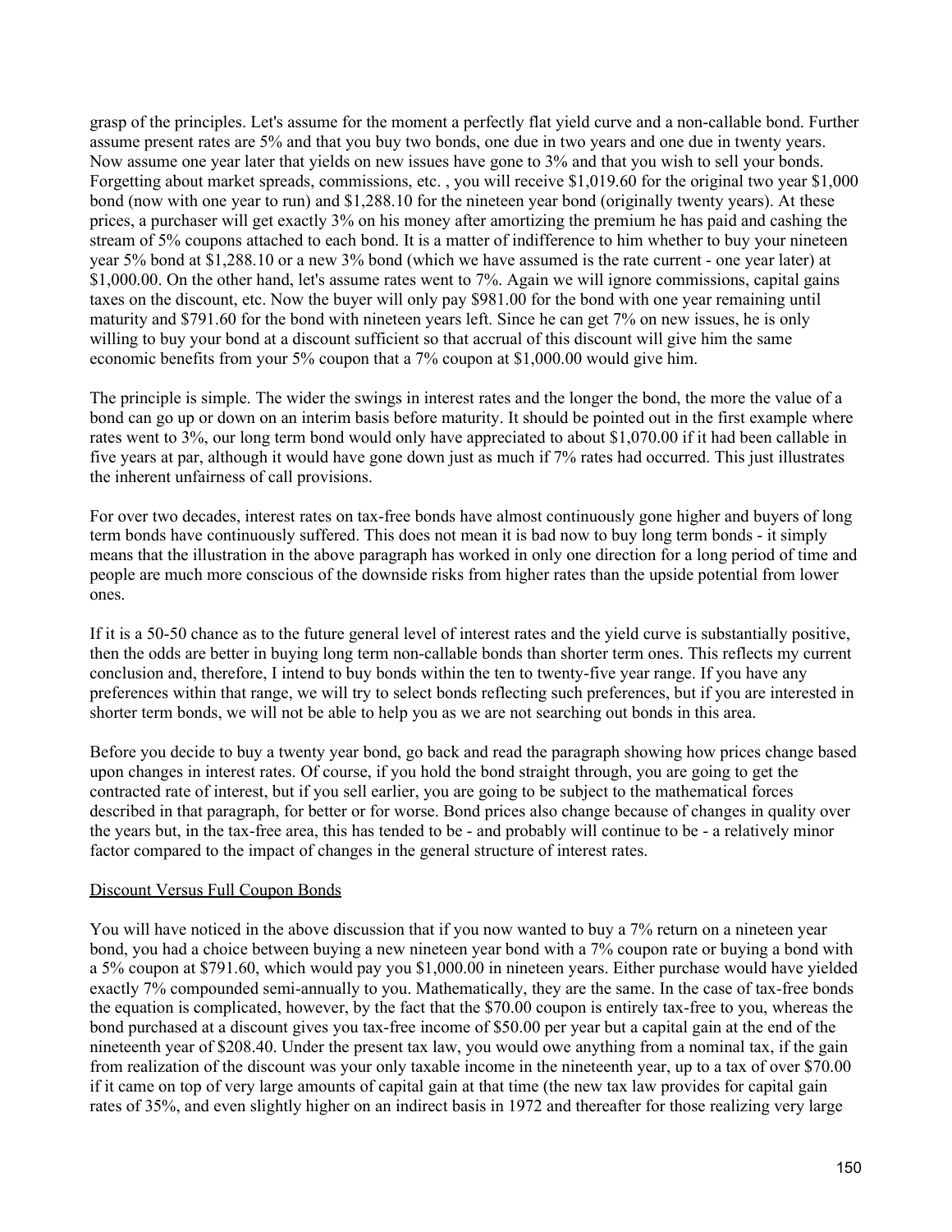grasp of the principles. Let's assume for the moment a perfectly flat yield curve and a non-callable bond. Further assume present rates are 5% and that you buy two bonds, one due in two years and one due in twenty years. Now assume one year later that yields on new issues have gone to 3% and that you wish to sell your bonds. Forgetting about market spreads, commissions, etc. , you will receive $1,019.60 for the original two year $1,000 bond (now with one year to run) and $1,288.10 for the nineteen year bond (originally twenty years). At these prices, a purchaser will get exactly 3% on his money after amortizing the premium he has paid and cashing the stream of 5% coupons attached to each bond. It is a matter of indifference to him whether to buy your nineteen year 5% bond at $1,288.10 or a new 3% bond (which we have assumed is the rate current - one year later) at $1,000.00. On the other hand, let's assume rates went to 7%. Again we will ignore commissions, capital gains taxes on the discount, etc. Now the buyer will only pay $981.00 for the bond with one year remaining until maturity and $791.60 for the bond with nineteen years left. Since he can get 7% on new issues, he is only willing to buy your bond at a discount sufficient so that accrual of this discount will give him the same economic benefits from your 5% coupon that a 7% coupon at $1,000.00 would give him.

The principle is simple. The wider the swings in interest rates and the longer the bond, the more the value of a bond can go up or down on an interim basis before maturity. It should be pointed out in the first example where rates went to 3%, our long term bond would only have appreciated to about $1,070.00 if it had been callable in five years at par, although it would have gone down just as much if 7% rates had occurred. This just illustrates the inherent unfairness of call provisions.

For over two decades, interest rates on tax-free bonds have almost continuously gone higher and buyers of long term bonds have continuously suffered. This does not mean it is bad now to buy long term bonds - it simply means that the illustration in the above paragraph has worked in only one direction for a long period of time and people are much more conscious of the downside risks from higher rates than the upside potential from lower ones.

If it is a 50-50 chance as to the future general level of interest rates and the yield curve is substantially positive, then the odds are better in buying long term non-callable bonds than shorter term ones. This reflects my current conclusion and, therefore, I intend to buy bonds within the ten to twenty-five year range. If you have any preferences within that range, we will try to select bonds reflecting such preferences, but if you are interested in shorter term bonds, we will not be able to help you as we are not searching out bonds in this area.

Before you decide to buy a twenty year bond, go back and read the paragraph showing how prices change based upon changes in interest rates. Of course, if you hold the bond straight through, you are going to get the contracted rate of interest, but if you sell earlier, you are going to be subject to the mathematical forces described in that paragraph, for better or for worse. Bond prices also change because of changes in quality over the years but, in the tax-free area, this has tended to be - and probably will continue to be - a relatively minor factor compared to the impact of changes in the general structure of interest rates.

Discount Versus Full Coupon Bonds

You will have noticed in the above discussion that if you now wanted to buy a 7% return on a nineteen year bond, you had a choice between buying a new nineteen year bond with a 7% coupon rate or buying a bond with a 5% coupon at $791.60, which would pay you $1,000.00 in nineteen years. Either purchase would have yielded exactly 7% compounded semi-annually to you. Mathematically, they are the same. In the case of tax-free bonds the equation is complicated, however, by the fact that the $70.00 coupon is entirely tax-free to you, whereas the bond purchased at a discount gives you tax-free income of $50.00 per year but a capital gain at the end of the nineteenth year of $208.40. Under the present tax law, you would owe anything from a nominal tax, if the gain from realization of the discount was your only taxable income in the nineteenth year, up to a tax of over $70.00 if it came on top of very large amounts of capital gain at that time (the new tax law provides for capital gain rates of 35%, and even slightly higher on an indirect basis in 1972 and thereafter for those realizing very large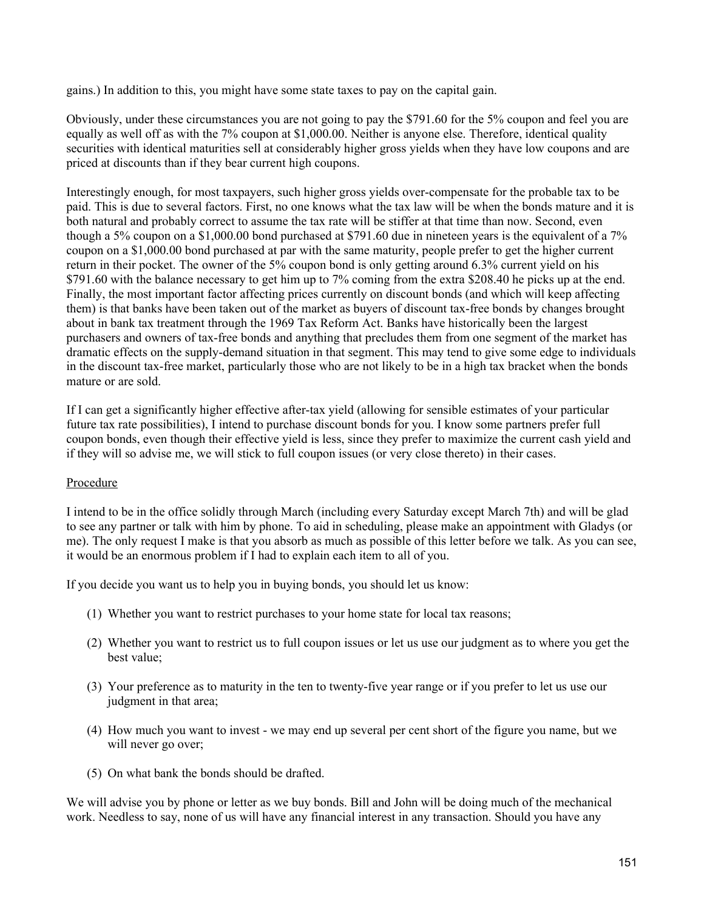gains.) In addition to this, you might have some state taxes to pay on the capital gain.

Obviously, under these circumstances you are not going to pay the $791.60 for the 5% coupon and feel you are equally as well off as with the 7% coupon at $1,000.00. Neither is anyone else. Therefore, identical quality securities with identical maturities sell at considerably higher gross yields when they have low coupons and are priced at discounts than if they bear current high coupons.

Interestingly enough, for most taxpayers, such higher gross yields over-compensate for the probable tax to be paid. This is due to several factors. First, no one knows what the tax law will be when the bonds mature and it is both natural and probably correct to assume the tax rate will be stiffer at that time than now. Second, even though a 5% coupon on a $1,000.00 bond purchased at $791.60 due in nineteen years is the equivalent of a 7% coupon on a $1,000.00 bond purchased at par with the same maturity, people prefer to get the higher current return in their pocket. The owner of the 5% coupon bond is only getting around 6.3% current yield on his $791.60 with the balance necessary to get him up to 7% coming from the extra $208.40 he picks up at the end. Finally, the most important factor affecting prices currently on discount bonds (and which will keep affecting them) is that banks have been taken out of the market as buyers of discount tax-free bonds by changes brought about in bank tax treatment through the 1969 Tax Reform Act. Banks have historically been the largest purchasers and owners of tax-free bonds and anything that precludes them from one segment of the market has dramatic effects on the supply-demand situation in that segment. This may tend to give some edge to individuals in the discount tax-free market, particularly those who are not likely to be in a high tax bracket when the bonds mature or are sold.

If I can get a significantly higher effective after-tax yield (allowing for sensible estimates of your particular future tax rate possibilities), I intend to purchase discount bonds for you. I know some partners prefer full coupon bonds, even though their effective yield is less, since they prefer to maximize the current cash yield and if they will so advise me, we will stick to full coupon issues (or very close thereto) in their cases.

## Procedure

I intend to be in the office solidly through March (including every Saturday except March 7th) and will be glad to see any partner or talk with him by phone. To aid in scheduling, please make an appointment with Gladys (or me). The only request I make is that you absorb as much as possible of this letter before we talk. As you can see, it would be an enormous problem if I had to explain each item to all of you.

If you decide you want us to help you in buying bonds, you should let us know:

1. Whether you want to restrict purchases to your home state for local tax reasons;
2. Whether you want to restrict us to full coupon issues or let us use our judgment as to where you get the best value;
3. Your preference as to maturity in the ten to twenty-five year range or if you prefer to let us use our judgment in that area;
4. How much you want to invest - we may end up several per cent short of the figure you name, but we will never go over;
5. On what bank the bonds should be drafted.

We will advise you by phone or letter as we buy bonds. Bill and John will be doing much of the mechanical work. Needless to say, none of us will have any financial interest in any transaction. Should you have any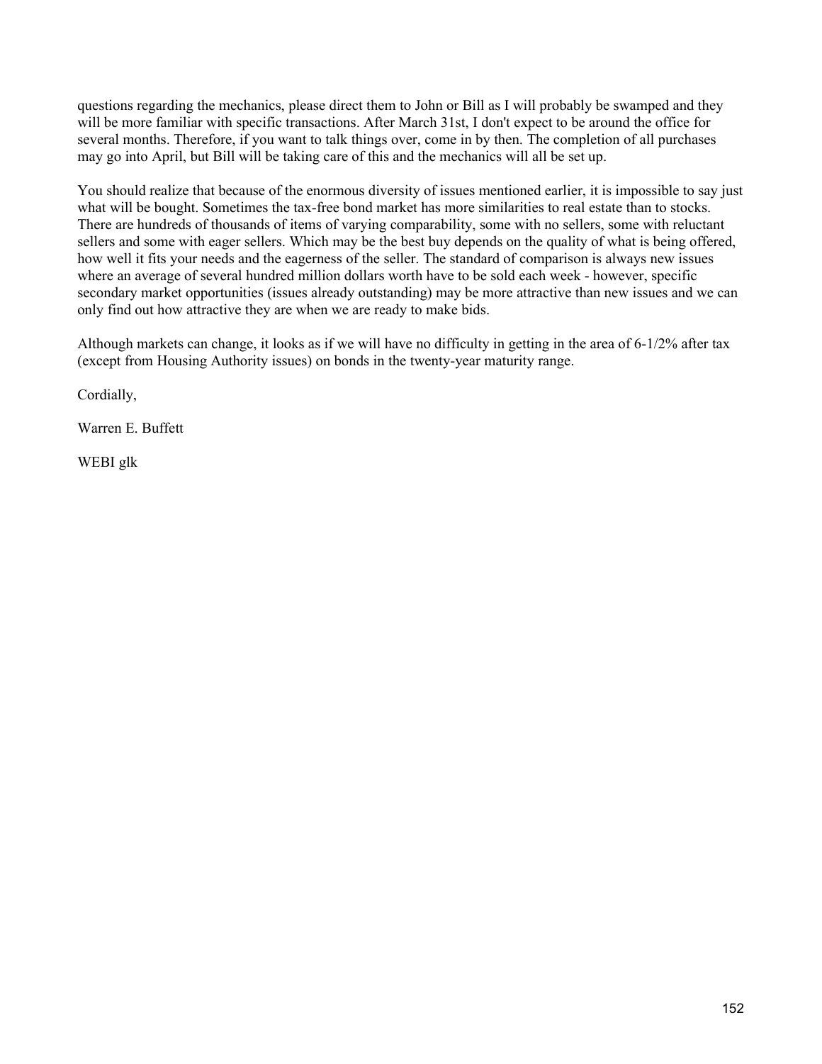questions regarding the mechanics, please direct them to John or Bill as I will probably be swamped and they will be more familiar with specific transactions. After March 31st, I don't expect to be around the office for several months. Therefore, if you want to talk things over, come in by then. The completion of all purchases may go into April, but Bill will be taking care of this and the mechanics will all be set up.

You should realize that because of the enormous diversity of issues mentioned earlier, it is impossible to say just what will be bought. Sometimes the tax-free bond market has more similarities to real estate than to stocks. There are hundreds of thousands of items of varying comparability, some with no sellers, some with reluctant sellers and some with eager sellers. Which may be the best buy depends on the quality of what is being offered, how well it fits your needs and the eagerness of the seller. The standard of comparison is always new issues where an average of several hundred million dollars worth have to be sold each week - however, specific secondary market opportunities (issues already outstanding) may be more attractive than new issues and we can only find out how attractive they are when we are ready to make bids.

Although markets can change, it looks as if we will have no difficulty in getting in the area of 6-1/2% after tax (except from Housing Authority issues) on bonds in the twenty-year maturity range.

Cordially,

Warren E. Buffett

WEBI glk